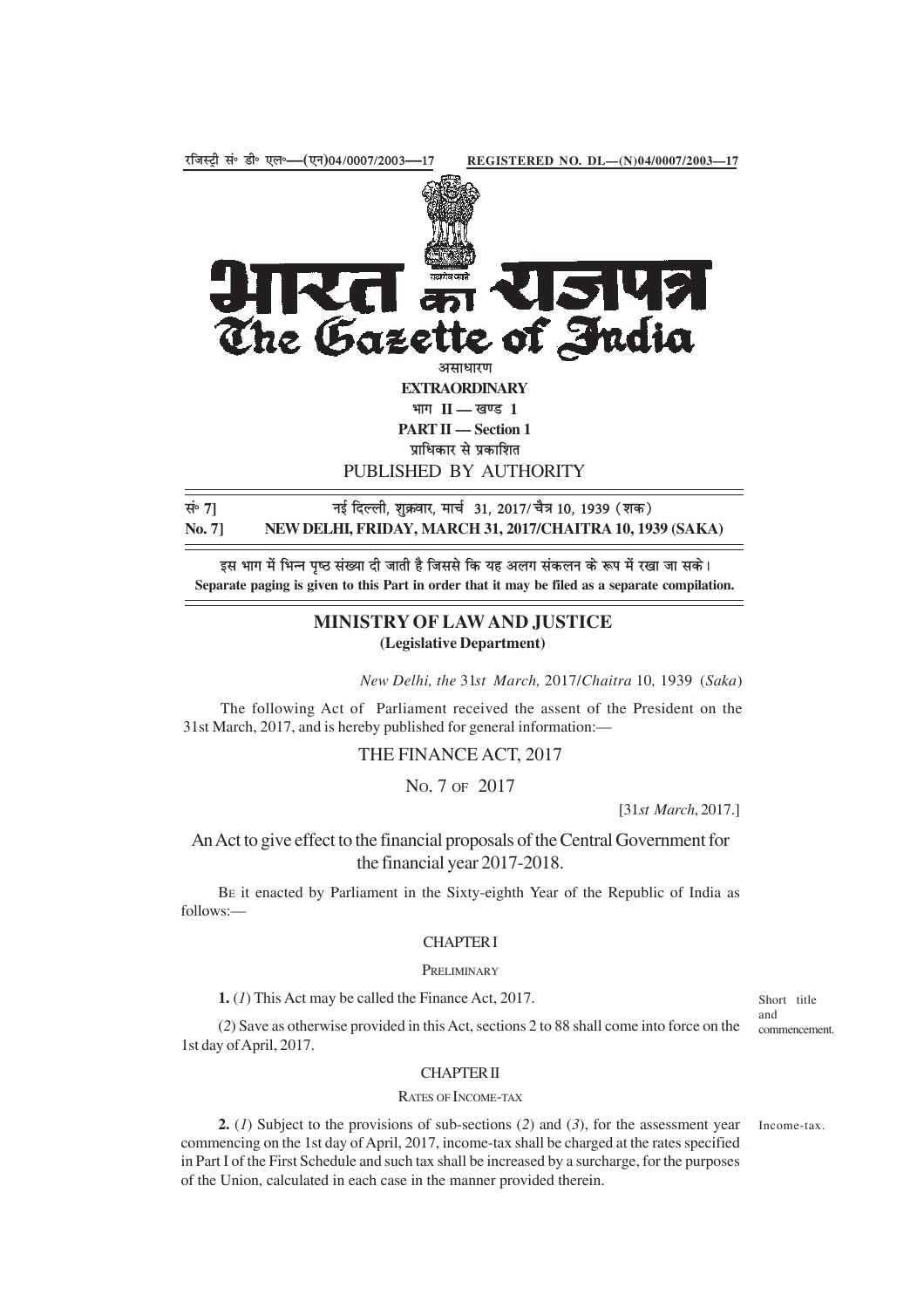रजिस्ट्री सं॰ डी॰ एल॰—(एन)04/0007/2003—17 REGISTERED NO. DL—(N)04/0007/2003—17

# भारत का राजपत्र
# The Gazette of India

असाधारण

**EXTRAORDINARY**

भाग II — खण्ड 1

**PART II — Section 1**

प्राधिकार से प्रकाशित

PUBLISHED BY AUTHORITY

सं॰ 7] नई दिल्ली, शुक्रवार, मार्च 31, 2017/ चैत्र 10, 1939 (शक)

**No. 7] NEW DELHI, FRIDAY, MARCH 31, 2017/CHAITRA 10, 1939 (SAKA)**

इस भाग में भिन्न पृष्ठ संख्या दी जाती है जिससे कि यह अलग संकलन के रूप में रखा जा सके।

**Separate paging is given to this Part in order that it may be filed as a separate compilation.**

## MINISTRY OF LAW AND JUSTICE
**(Legislative Department)**

*New Delhi, the* 31*st March,* 2017/*Chaitra* 10*,* 1939 (*Saka*)

The following Act of Parliament received the assent of the President on the 31st March, 2017, and is hereby published for general information:—

# THE FINANCE ACT, 2017

NO. 7 OF 2017

[31*st March*, 2017.]

An Act to give effect to the financial proposals of the Central Government for the financial year 2017-2018.

BE it enacted by Parliament in the Sixty-eighth Year of the Republic of India as follows:—

## CHAPTER I

PRELIMINARY

Short title and commencement.

**1.** (*1*) This Act may be called the Finance Act, 2017.

(*2*) Save as otherwise provided in this Act, sections 2 to 88 shall come into force on the 1st day of April, 2017.

## CHAPTER II

RATES OF INCOME-TAX

Income-tax.

**2.** (*1*) Subject to the provisions of sub-sections (*2*) and (*3*), for the assessment year commencing on the 1st day of April, 2017, income-tax shall be charged at the rates specified in Part I of the First Schedule and such tax shall be increased by a surcharge, for the purposes of the Union, calculated in each case in the manner provided therein.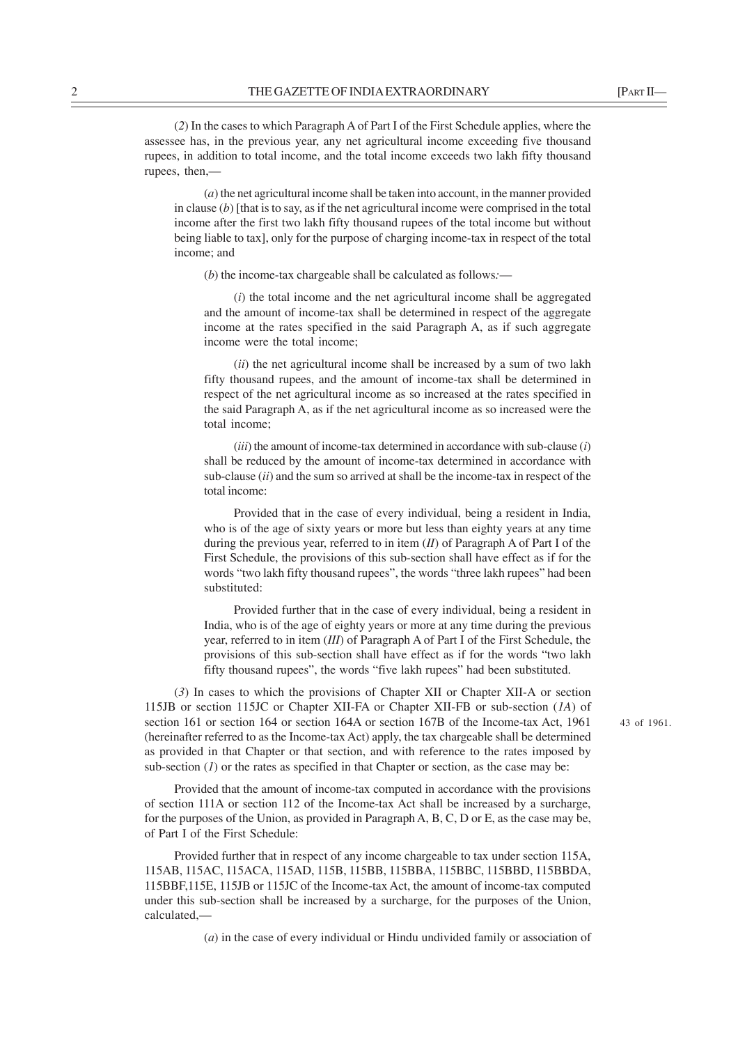(*2*) In the cases to which Paragraph A of Part I of the First Schedule applies, where the assessee has, in the previous year, any net agricultural income exceeding five thousand rupees, in addition to total income, and the total income exceeds two lakh fifty thousand rupees, then,—

(*a*) the net agricultural income shall be taken into account, in the manner provided in clause (*b*) [that is to say, as if the net agricultural income were comprised in the total income after the first two lakh fifty thousand rupees of the total income but without being liable to tax], only for the purpose of charging income-tax in respect of the total income; and

(*b*) the income-tax chargeable shall be calculated as follows:—

(*i*) the total income and the net agricultural income shall be aggregated and the amount of income-tax shall be determined in respect of the aggregate income at the rates specified in the said Paragraph A, as if such aggregate income were the total income;

(*ii*) the net agricultural income shall be increased by a sum of two lakh fifty thousand rupees, and the amount of income-tax shall be determined in respect of the net agricultural income as so increased at the rates specified in the said Paragraph A, as if the net agricultural income as so increased were the total income;

(*iii*) the amount of income-tax determined in accordance with sub-clause (*i*) shall be reduced by the amount of income-tax determined in accordance with sub-clause (*ii*) and the sum so arrived at shall be the income-tax in respect of the total income:

Provided that in the case of every individual, being a resident in India, who is of the age of sixty years or more but less than eighty years at any time during the previous year, referred to in item (*II*) of Paragraph A of Part I of the First Schedule, the provisions of this sub-section shall have effect as if for the words "two lakh fifty thousand rupees", the words "three lakh rupees" had been substituted:

Provided further that in the case of every individual, being a resident in India, who is of the age of eighty years or more at any time during the previous year, referred to in item (*III*) of Paragraph A of Part I of the First Schedule, the provisions of this sub-section shall have effect as if for the words "two lakh fifty thousand rupees", the words "five lakh rupees" had been substituted.

(*3*) In cases to which the provisions of Chapter XII or Chapter XII-A or section 115JB or section 115JC or Chapter XII-FA or Chapter XII-FB or sub-section (*1A*) of section 161 or section 164 or section 164A or section 167B of the Income-tax Act, 1961 (hereinafter referred to as the Income-tax Act) apply, the tax chargeable shall be determined as provided in that Chapter or that section, and with reference to the rates imposed by sub-section (*1*) or the rates as specified in that Chapter or section, as the case may be:

43 of 1961.

Provided that the amount of income-tax computed in accordance with the provisions of section 111A or section 112 of the Income-tax Act shall be increased by a surcharge, for the purposes of the Union, as provided in Paragraph A, B, C, D or E, as the case may be, of Part I of the First Schedule:

Provided further that in respect of any income chargeable to tax under section 115A, 115AB, 115AC, 115ACA, 115AD, 115B, 115BB, 115BBA, 115BBC, 115BBD, 115BBDA, 115BBF,115E, 115JB or 115JC of the Income-tax Act, the amount of income-tax computed under this sub-section shall be increased by a surcharge, for the purposes of the Union, calculated,—

(*a*) in the case of every individual or Hindu undivided family or association of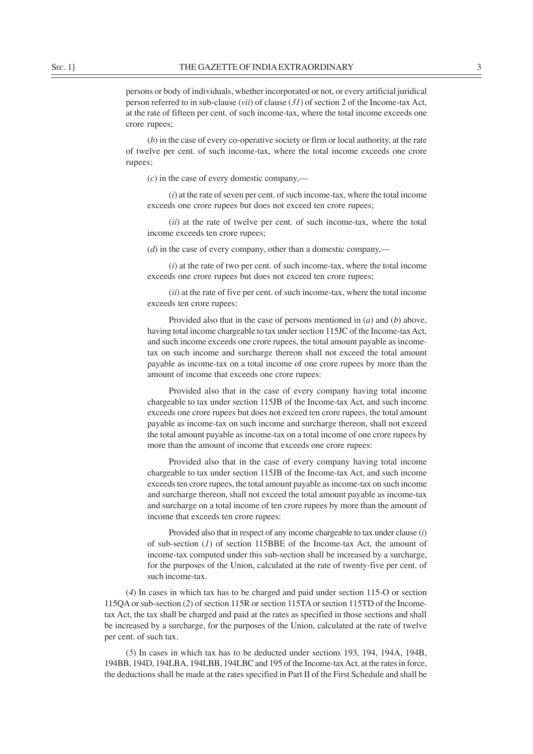persons or body of individuals, whether incorporated or not, or every artificial juridical person referred to in sub-clause (*vii*) of clause (*31*) of section 2 of the Income-tax Act, at the rate of fifteen per cent. of such income-tax, where the total income exceeds one crore rupees;

(*b*) in the case of every co-operative society or firm or local authority, at the rate of twelve per cent. of such income-tax, where the total income exceeds one crore rupees;

(*c*) in the case of every domestic company,—

(*i*) at the rate of seven per cent. of such income-tax, where the total income exceeds one crore rupees but does not exceed ten crore rupees;

(*ii*) at the rate of twelve per cent. of such income-tax, where the total income exceeds ten crore rupees;

(*d*) in the case of every company, other than a domestic company,—

(*i*) at the rate of two per cent. of such income-tax, where the total income exceeds one crore rupees but does not exceed ten crore rupees;

(*ii*) at the rate of five per cent. of such income-tax, where the total income exceeds ten crore rupees:

Provided also that in the case of persons mentioned in (*a*) and (*b*) above, having total income chargeable to tax under section 115JC of the Income-tax Act, and such income exceeds one crore rupees, the total amount payable as income-tax on such income and surcharge thereon shall not exceed the total amount payable as income-tax on a total income of one crore rupees by more than the amount of income that exceeds one crore rupees:

Provided also that in the case of every company having total income chargeable to tax under section 115JB of the Income-tax Act, and such income exceeds one crore rupees but does not exceed ten crore rupees, the total amount payable as income-tax on such income and surcharge thereon, shall not exceed the total amount payable as income-tax on a total income of one crore rupees by more than the amount of income that exceeds one crore rupees:

Provided also that in the case of every company having total income chargeable to tax under section 115JB of the Income-tax Act, and such income exceeds ten crore rupees, the total amount payable as income-tax on such income and surcharge thereon, shall not exceed the total amount payable as income-tax and surcharge on a total income of ten crore rupees by more than the amount of income that exceeds ten crore rupees:

Provided also that in respect of any income chargeable to tax under clause (*i*) of sub-section (*1*) of section 115BBE of the Income-tax Act, the amount of income-tax computed under this sub-section shall be increased by a surcharge, for the purposes of the Union, calculated at the rate of twenty-five per cent. of such income-tax.

(*4*) In cases in which tax has to be charged and paid under section 115-O or section 115QA or sub-section (*2*) of section 115R or section 115TA or section 115TD of the Income-tax Act, the tax shall be charged and paid at the rates as specified in those sections and shall be increased by a surcharge, for the purposes of the Union, calculated at the rate of twelve per cent. of such tax.

(*5*) In cases in which tax has to be deducted under sections 193, 194, 194A, 194B, 194BB, 194D, 194LBA, 194LBB, 194LBC and 195 of the Income-tax Act, at the rates in force, the deductions shall be made at the rates specified in Part II of the First Schedule and shall be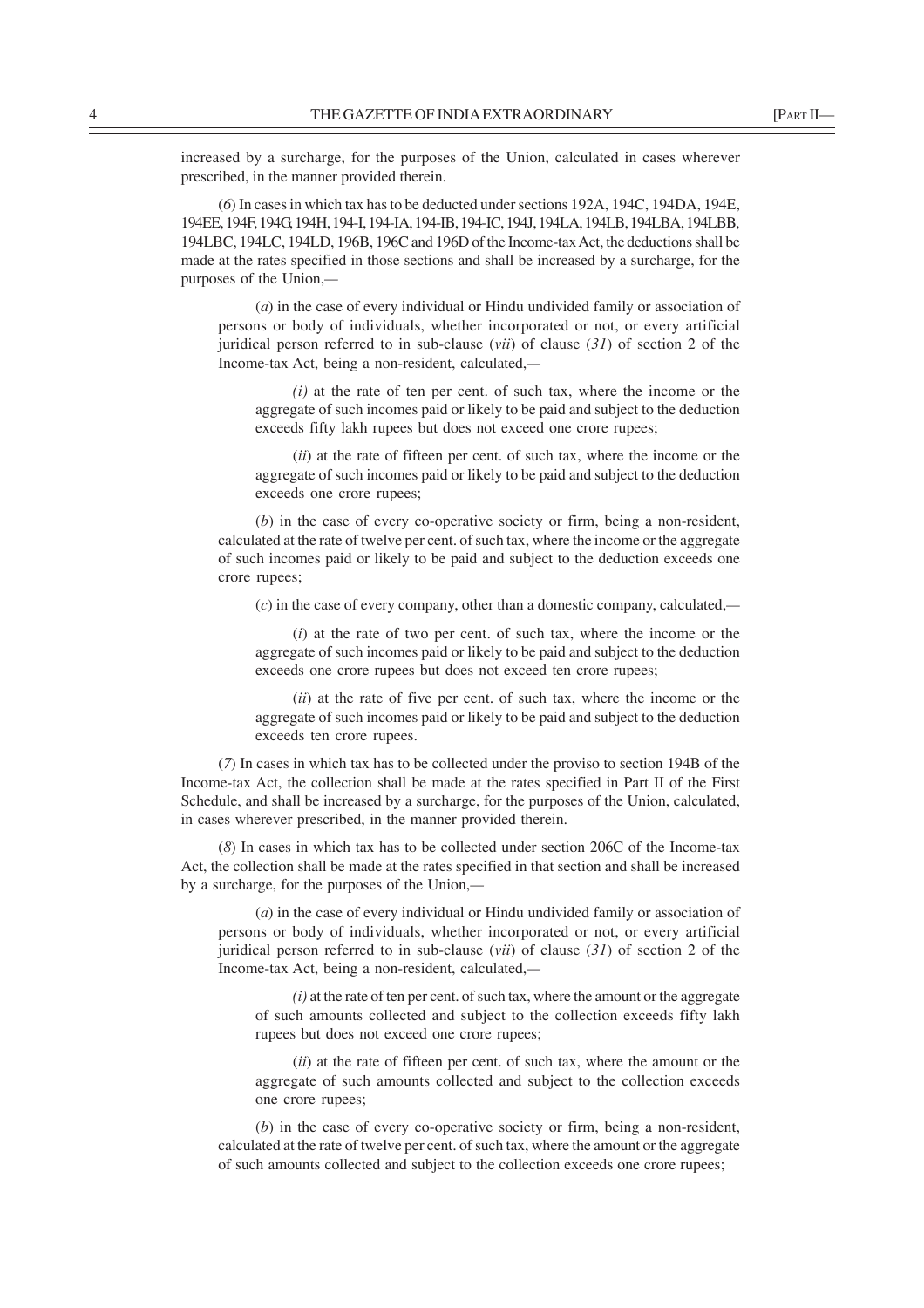increased by a surcharge, for the purposes of the Union, calculated in cases wherever prescribed, in the manner provided therein.

(*6*) In cases in which tax has to be deducted under sections 192A, 194C, 194DA, 194E, 194EE, 194F, 194G, 194H, 194-I, 194-IA, 194-IB, 194-IC, 194J, 194LA, 194LB, 194LBA, 194LBB, 194LBC, 194LC, 194LD, 196B, 196C and 196D of the Income-tax Act, the deductions shall be made at the rates specified in those sections and shall be increased by a surcharge, for the purposes of the Union,—

(*a*) in the case of every individual or Hindu undivided family or association of persons or body of individuals, whether incorporated or not, or every artificial juridical person referred to in sub-clause (*vii*) of clause (*31*) of section 2 of the Income-tax Act, being a non-resident, calculated,—

(*i*) at the rate of ten per cent. of such tax, where the income or the aggregate of such incomes paid or likely to be paid and subject to the deduction exceeds fifty lakh rupees but does not exceed one crore rupees;

(*ii*) at the rate of fifteen per cent. of such tax, where the income or the aggregate of such incomes paid or likely to be paid and subject to the deduction exceeds one crore rupees;

(*b*) in the case of every co-operative society or firm, being a non-resident, calculated at the rate of twelve per cent. of such tax, where the income or the aggregate of such incomes paid or likely to be paid and subject to the deduction exceeds one crore rupees;

(*c*) in the case of every company, other than a domestic company, calculated,—

(*i*) at the rate of two per cent. of such tax, where the income or the aggregate of such incomes paid or likely to be paid and subject to the deduction exceeds one crore rupees but does not exceed ten crore rupees;

(*ii*) at the rate of five per cent. of such tax, where the income or the aggregate of such incomes paid or likely to be paid and subject to the deduction exceeds ten crore rupees.

(*7*) In cases in which tax has to be collected under the proviso to section 194B of the Income-tax Act, the collection shall be made at the rates specified in Part II of the First Schedule, and shall be increased by a surcharge, for the purposes of the Union, calculated, in cases wherever prescribed, in the manner provided therein.

(*8*) In cases in which tax has to be collected under section 206C of the Income-tax Act, the collection shall be made at the rates specified in that section and shall be increased by a surcharge, for the purposes of the Union,—

(*a*) in the case of every individual or Hindu undivided family or association of persons or body of individuals, whether incorporated or not, or every artificial juridical person referred to in sub-clause (*vii*) of clause (*31*) of section 2 of the Income-tax Act, being a non-resident, calculated,—

(*i*) at the rate of ten per cent. of such tax, where the amount or the aggregate of such amounts collected and subject to the collection exceeds fifty lakh rupees but does not exceed one crore rupees;

(*ii*) at the rate of fifteen per cent. of such tax, where the amount or the aggregate of such amounts collected and subject to the collection exceeds one crore rupees;

(*b*) in the case of every co-operative society or firm, being a non-resident, calculated at the rate of twelve per cent. of such tax, where the amount or the aggregate of such amounts collected and subject to the collection exceeds one crore rupees;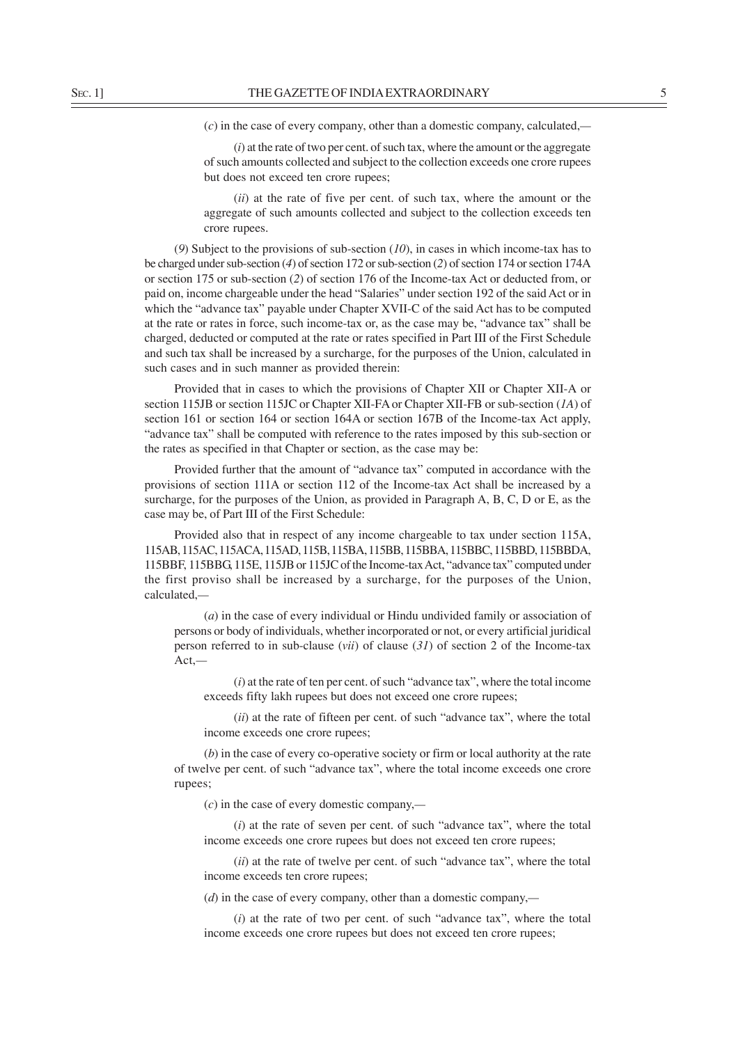(*c*) in the case of every company, other than a domestic company, calculated,—

(*i*) at the rate of two per cent. of such tax, where the amount or the aggregate of such amounts collected and subject to the collection exceeds one crore rupees but does not exceed ten crore rupees;

(*ii*) at the rate of five per cent. of such tax, where the amount or the aggregate of such amounts collected and subject to the collection exceeds ten crore rupees.

(*9*) Subject to the provisions of sub-section (*10*), in cases in which income-tax has to be charged under sub-section (*4*) of section 172 or sub-section (*2*) of section 174 or section 174A or section 175 or sub-section (*2*) of section 176 of the Income-tax Act or deducted from, or paid on, income chargeable under the head "Salaries" under section 192 of the said Act or in which the "advance tax" payable under Chapter XVII-C of the said Act has to be computed at the rate or rates in force, such income-tax or, as the case may be, "advance tax" shall be charged, deducted or computed at the rate or rates specified in Part III of the First Schedule and such tax shall be increased by a surcharge, for the purposes of the Union, calculated in such cases and in such manner as provided therein:

Provided that in cases to which the provisions of Chapter XII or Chapter XII-A or section 115JB or section 115JC or Chapter XII-FA or Chapter XII-FB or sub-section (*1A*) of section 161 or section 164 or section 164A or section 167B of the Income-tax Act apply, "advance tax" shall be computed with reference to the rates imposed by this sub-section or the rates as specified in that Chapter or section, as the case may be:

Provided further that the amount of "advance tax" computed in accordance with the provisions of section 111A or section 112 of the Income-tax Act shall be increased by a surcharge, for the purposes of the Union, as provided in Paragraph A, B, C, D or E, as the case may be, of Part III of the First Schedule:

Provided also that in respect of any income chargeable to tax under section 115A, 115AB, 115AC, 115ACA, 115AD, 115B, 115BA, 115BB, 115BBA, 115BBC, 115BBD, 115BBDA, 115BBF, 115BBG, 115E, 115JB or 115JC of the Income-tax Act, "advance tax" computed under the first proviso shall be increased by a surcharge, for the purposes of the Union, calculated,—

(*a*) in the case of every individual or Hindu undivided family or association of persons or body of individuals, whether incorporated or not, or every artificial juridical person referred to in sub-clause (*vii*) of clause (*31*) of section 2 of the Income-tax Act,—

(*i*) at the rate of ten per cent. of such "advance tax", where the total income exceeds fifty lakh rupees but does not exceed one crore rupees;

(*ii*) at the rate of fifteen per cent. of such "advance tax", where the total income exceeds one crore rupees;

(*b*) in the case of every co-operative society or firm or local authority at the rate of twelve per cent. of such "advance tax", where the total income exceeds one crore rupees;

(*c*) in the case of every domestic company,—

(*i*) at the rate of seven per cent. of such "advance tax", where the total income exceeds one crore rupees but does not exceed ten crore rupees;

(*ii*) at the rate of twelve per cent. of such "advance tax", where the total income exceeds ten crore rupees;

(*d*) in the case of every company, other than a domestic company,—

(*i*) at the rate of two per cent. of such "advance tax", where the total income exceeds one crore rupees but does not exceed ten crore rupees;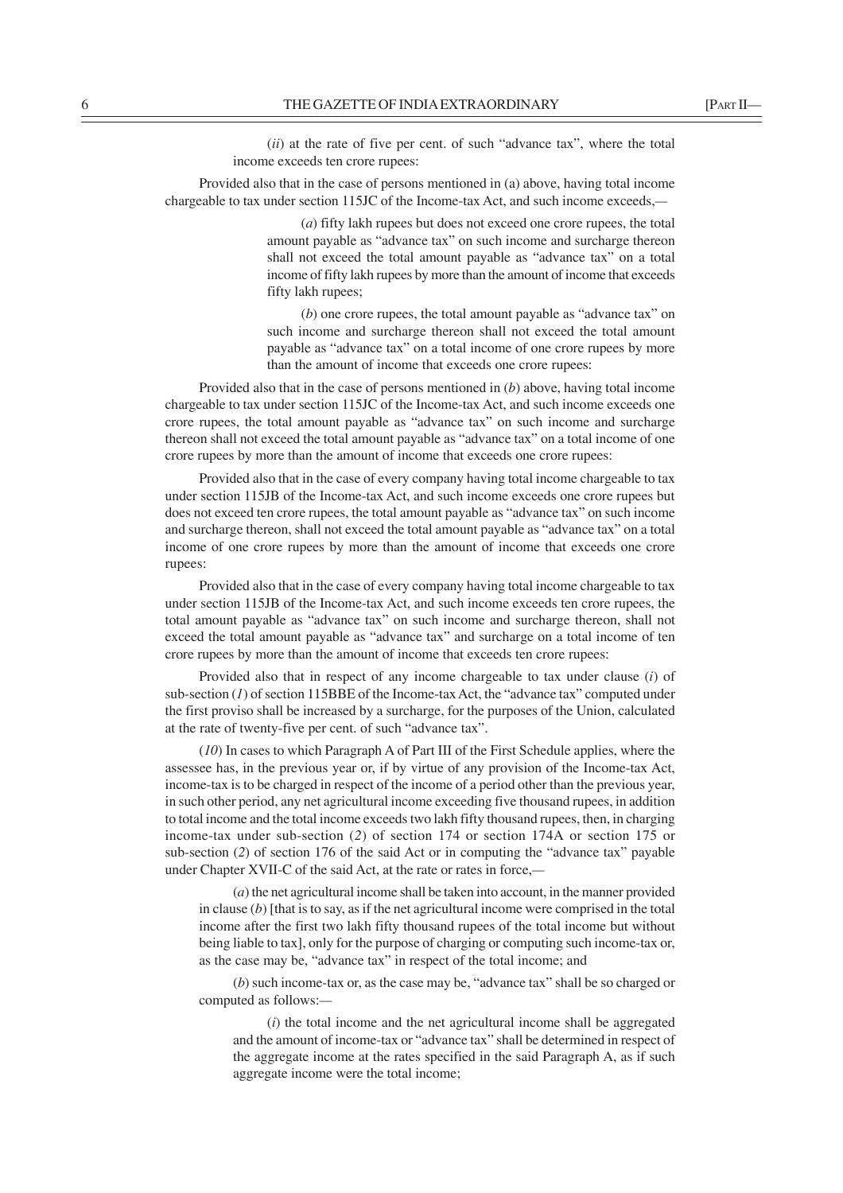(*ii*) at the rate of five per cent. of such "advance tax", where the total income exceeds ten crore rupees:

Provided also that in the case of persons mentioned in (a) above, having total income chargeable to tax under section 115JC of the Income-tax Act, and such income exceeds,—

(*a*) fifty lakh rupees but does not exceed one crore rupees, the total amount payable as "advance tax" on such income and surcharge thereon shall not exceed the total amount payable as "advance tax" on a total income of fifty lakh rupees by more than the amount of income that exceeds fifty lakh rupees;

(*b*) one crore rupees, the total amount payable as "advance tax" on such income and surcharge thereon shall not exceed the total amount payable as "advance tax" on a total income of one crore rupees by more than the amount of income that exceeds one crore rupees:

Provided also that in the case of persons mentioned in (*b*) above, having total income chargeable to tax under section 115JC of the Income-tax Act, and such income exceeds one crore rupees, the total amount payable as "advance tax" on such income and surcharge thereon shall not exceed the total amount payable as "advance tax" on a total income of one crore rupees by more than the amount of income that exceeds one crore rupees:

Provided also that in the case of every company having total income chargeable to tax under section 115JB of the Income-tax Act, and such income exceeds one crore rupees but does not exceed ten crore rupees, the total amount payable as "advance tax" on such income and surcharge thereon, shall not exceed the total amount payable as "advance tax" on a total income of one crore rupees by more than the amount of income that exceeds one crore rupees:

Provided also that in the case of every company having total income chargeable to tax under section 115JB of the Income-tax Act, and such income exceeds ten crore rupees, the total amount payable as "advance tax" on such income and surcharge thereon, shall not exceed the total amount payable as "advance tax" and surcharge on a total income of ten crore rupees by more than the amount of income that exceeds ten crore rupees:

Provided also that in respect of any income chargeable to tax under clause (*i*) of sub-section (*1*) of section 115BBE of the Income-tax Act, the "advance tax" computed under the first proviso shall be increased by a surcharge, for the purposes of the Union, calculated at the rate of twenty-five per cent. of such "advance tax".

(*10*) In cases to which Paragraph A of Part III of the First Schedule applies, where the assessee has, in the previous year or, if by virtue of any provision of the Income-tax Act, income-tax is to be charged in respect of the income of a period other than the previous year, in such other period, any net agricultural income exceeding five thousand rupees, in addition to total income and the total income exceeds two lakh fifty thousand rupees, then, in charging income-tax under sub-section (*2*) of section 174 or section 174A or section 175 or sub-section (*2*) of section 176 of the said Act or in computing the "advance tax" payable under Chapter XVII-C of the said Act, at the rate or rates in force,—

(*a*) the net agricultural income shall be taken into account, in the manner provided in clause (*b*) [that is to say, as if the net agricultural income were comprised in the total income after the first two lakh fifty thousand rupees of the total income but without being liable to tax], only for the purpose of charging or computing such income-tax or, as the case may be, "advance tax" in respect of the total income; and

(*b*) such income-tax or, as the case may be, "advance tax" shall be so charged or computed as follows:—

(*i*) the total income and the net agricultural income shall be aggregated and the amount of income-tax or "advance tax" shall be determined in respect of the aggregate income at the rates specified in the said Paragraph A, as if such aggregate income were the total income;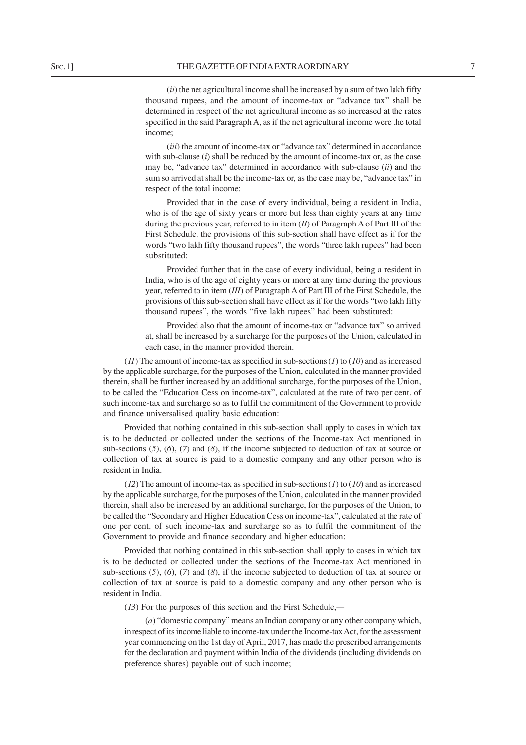(*ii*) the net agricultural income shall be increased by a sum of two lakh fifty thousand rupees, and the amount of income-tax or "advance tax" shall be determined in respect of the net agricultural income as so increased at the rates specified in the said Paragraph A, as if the net agricultural income were the total income;

(*iii*) the amount of income-tax or "advance tax" determined in accordance with sub-clause (*i*) shall be reduced by the amount of income-tax or, as the case may be, "advance tax" determined in accordance with sub-clause (*ii*) and the sum so arrived at shall be the income-tax or, as the case may be, "advance tax" in respect of the total income:

Provided that in the case of every individual, being a resident in India, who is of the age of sixty years or more but less than eighty years at any time during the previous year, referred to in item (*II*) of Paragraph A of Part III of the First Schedule, the provisions of this sub-section shall have effect as if for the words "two lakh fifty thousand rupees", the words "three lakh rupees" had been substituted:

Provided further that in the case of every individual, being a resident in India, who is of the age of eighty years or more at any time during the previous year, referred to in item (*III*) of Paragraph A of Part III of the First Schedule, the provisions of this sub-section shall have effect as if for the words "two lakh fifty thousand rupees", the words "five lakh rupees" had been substituted:

Provided also that the amount of income-tax or "advance tax" so arrived at, shall be increased by a surcharge for the purposes of the Union, calculated in each case, in the manner provided therein.

(*11*) The amount of income-tax as specified in sub-sections (*1*) to (*10*) and as increased by the applicable surcharge, for the purposes of the Union, calculated in the manner provided therein, shall be further increased by an additional surcharge, for the purposes of the Union, to be called the "Education Cess on income-tax", calculated at the rate of two per cent. of such income-tax and surcharge so as to fulfil the commitment of the Government to provide and finance universalised quality basic education:

Provided that nothing contained in this sub-section shall apply to cases in which tax is to be deducted or collected under the sections of the Income-tax Act mentioned in sub-sections (*5*), (*6*), (*7*) and (*8*), if the income subjected to deduction of tax at source or collection of tax at source is paid to a domestic company and any other person who is resident in India.

(*12*) The amount of income-tax as specified in sub-sections (*1*) to (*10*) and as increased by the applicable surcharge, for the purposes of the Union, calculated in the manner provided therein, shall also be increased by an additional surcharge, for the purposes of the Union, to be called the "Secondary and Higher Education Cess on income-tax", calculated at the rate of one per cent. of such income-tax and surcharge so as to fulfil the commitment of the Government to provide and finance secondary and higher education:

Provided that nothing contained in this sub-section shall apply to cases in which tax is to be deducted or collected under the sections of the Income-tax Act mentioned in sub-sections (*5*), (*6*), (*7*) and (*8*), if the income subjected to deduction of tax at source or collection of tax at source is paid to a domestic company and any other person who is resident in India.

(*13*) For the purposes of this section and the First Schedule,—

(*a*) "domestic company" means an Indian company or any other company which, in respect of its income liable to income-tax under the Income-tax Act, for the assessment year commencing on the 1st day of April, 2017, has made the prescribed arrangements for the declaration and payment within India of the dividends (including dividends on preference shares) payable out of such income;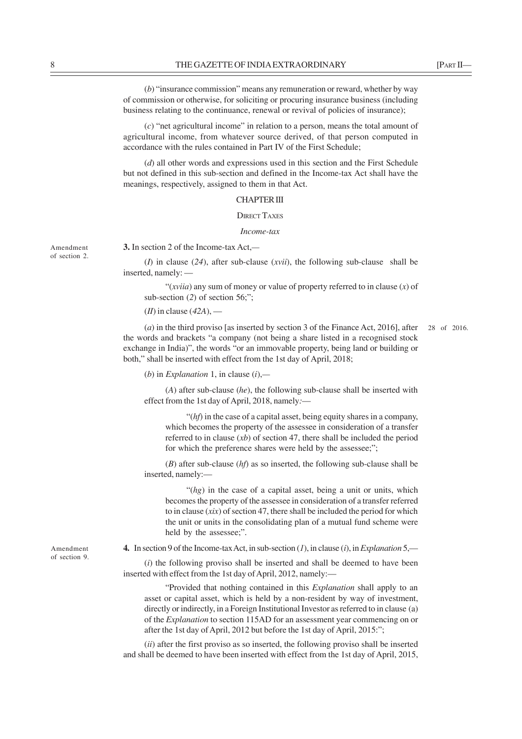(*b*) "insurance commission" means any remuneration or reward, whether by way of commission or otherwise, for soliciting or procuring insurance business (including business relating to the continuance, renewal or revival of policies of insurance);

(*c*) "net agricultural income" in relation to a person, means the total amount of agricultural income, from whatever source derived, of that person computed in accordance with the rules contained in Part IV of the First Schedule;

(*d*) all other words and expressions used in this section and the First Schedule but not defined in this sub-section and defined in the Income-tax Act shall have the meanings, respectively, assigned to them in that Act.

## CHAPTER III

### DIRECT TAXES

*Income-tax*

Amendment of section 2.

**3.** In section 2 of the Income-tax Act,—

(*I*) in clause (*24*), after sub-clause (*xvii*), the following sub-clause shall be inserted, namely: —

"(*xviia*) any sum of money or value of property referred to in clause (*x*) of sub-section (*2*) of section 56;";

(*II*) in clause (*42A*), —

(*a*) in the third proviso [as inserted by section 3 of the Finance Act, 2016], after the words and brackets "a company (not being a share listed in a recognised stock exchange in India)", the words "or an immovable property, being land or building or both," shall be inserted with effect from the 1st day of April, 2018; 28 of 2016.

(*b*) in *Explanation* 1, in clause (*i*),—

(*A*) after sub-clause (*he*), the following sub-clause shall be inserted with effect from the 1st day of April, 2018, namely:—

"(*hf*) in the case of a capital asset, being equity shares in a company, which becomes the property of the assessee in consideration of a transfer referred to in clause (*xb*) of section 47, there shall be included the period for which the preference shares were held by the assessee;";

(*B*) after sub-clause (*hf*) as so inserted, the following sub-clause shall be inserted, namely:—

"(*hg*) in the case of a capital asset, being a unit or units, which becomes the property of the assessee in consideration of a transfer referred to in clause (*xix*) of section 47, there shall be included the period for which the unit or units in the consolidating plan of a mutual fund scheme were held by the assessee;".

Amendment of section 9.

**4.** In section 9 of the Income-tax Act, in sub-section (*1*), in clause (*i*), in *Explanation* 5,—

(*i*) the following proviso shall be inserted and shall be deemed to have been inserted with effect from the 1st day of April, 2012, namely:—

"Provided that nothing contained in this *Explanation* shall apply to an asset or capital asset, which is held by a non-resident by way of investment, directly or indirectly, in a Foreign Institutional Investor as referred to in clause (a) of the *Explanation* to section 115AD for an assessment year commencing on or after the 1st day of April, 2012 but before the 1st day of April, 2015:";

(*ii*) after the first proviso as so inserted, the following proviso shall be inserted and shall be deemed to have been inserted with effect from the 1st day of April, 2015,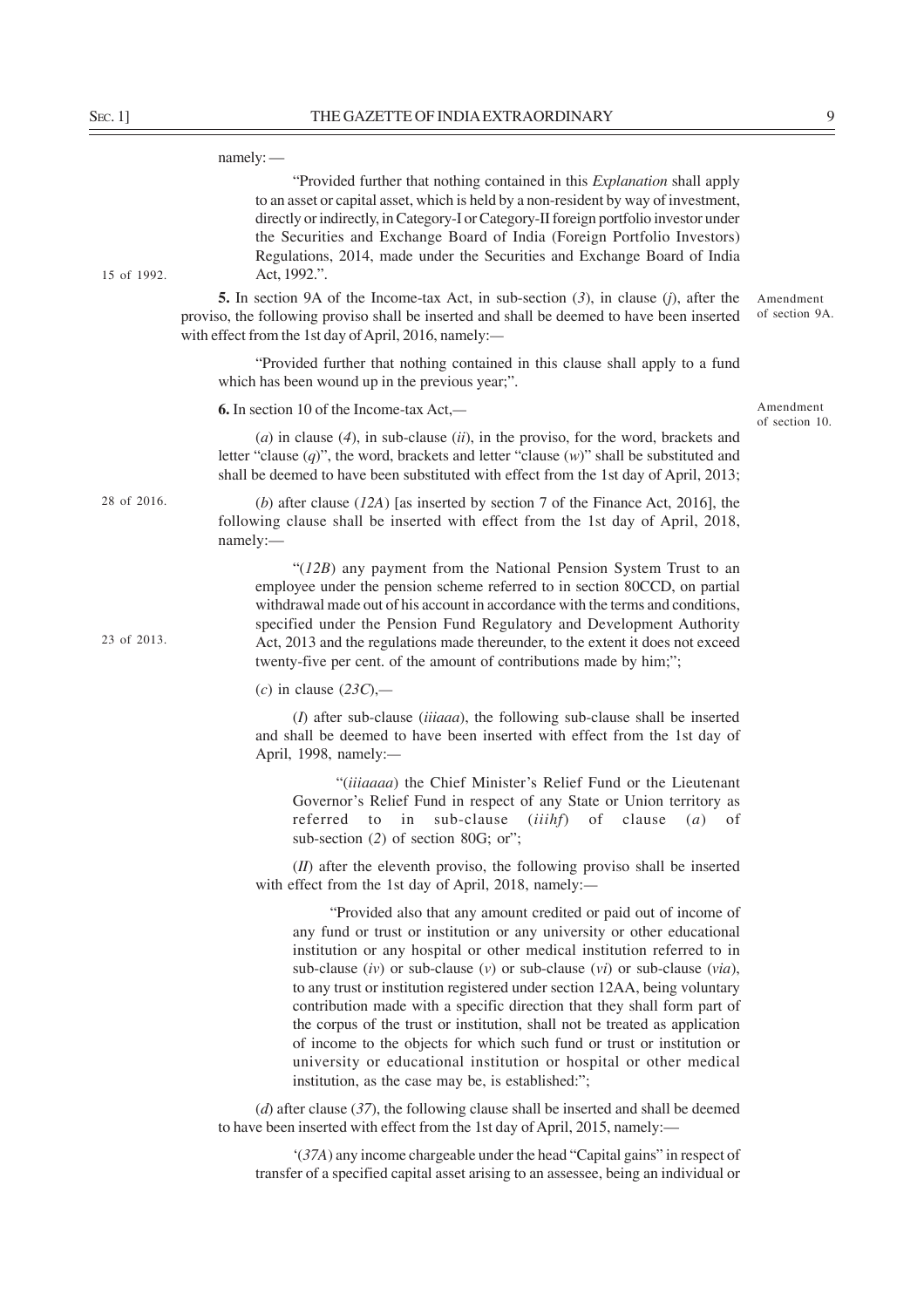namely: —

"Provided further that nothing contained in this *Explanation* shall apply to an asset or capital asset, which is held by a non-resident by way of investment, directly or indirectly, in Category-I or Category-II foreign portfolio investor under the Securities and Exchange Board of India (Foreign Portfolio Investors) Regulations, 2014, made under the Securities and Exchange Board of India Act, 1992.".

15 of 1992.

Amendment of section 9A.

**5.** In section 9A of the Income-tax Act, in sub-section (*3*), in clause (*j*), after the proviso, the following proviso shall be inserted and shall be deemed to have been inserted with effect from the 1st day of April, 2016, namely:—

"Provided further that nothing contained in this clause shall apply to a fund which has been wound up in the previous year;".

Amendment of section 10.

**6.** In section 10 of the Income-tax Act,—

(*a*) in clause (*4*), in sub-clause (*ii*), in the proviso, for the word, brackets and letter "clause (*q*)", the word, brackets and letter "clause (*w*)" shall be substituted and shall be deemed to have been substituted with effect from the 1st day of April, 2013;

28 of 2016.

(*b*) after clause (*12A*) [as inserted by section 7 of the Finance Act, 2016], the following clause shall be inserted with effect from the 1st day of April, 2018, namely:—

"(*12B*) any payment from the National Pension System Trust to an employee under the pension scheme referred to in section 80CCD, on partial withdrawal made out of his account in accordance with the terms and conditions, specified under the Pension Fund Regulatory and Development Authority Act, 2013 and the regulations made thereunder, to the extent it does not exceed twenty-five per cent. of the amount of contributions made by him;";

23 of 2013.

(*c*) in clause (*23C*),—

(*I*) after sub-clause (*iiiaaa*), the following sub-clause shall be inserted and shall be deemed to have been inserted with effect from the 1st day of April, 1998, namely:—

"(*iiiaaaa*) the Chief Minister's Relief Fund or the Lieutenant Governor's Relief Fund in respect of any State or Union territory as referred to in sub-clause (*iiihf*) of clause (*a*) of sub-section (*2*) of section 80G; or";

(*II*) after the eleventh proviso, the following proviso shall be inserted with effect from the 1st day of April, 2018, namely:—

"Provided also that any amount credited or paid out of income of any fund or trust or institution or any university or other educational institution or any hospital or other medical institution referred to in sub-clause (*iv*) or sub-clause (*v*) or sub-clause (*vi*) or sub-clause (*via*), to any trust or institution registered under section 12AA, being voluntary contribution made with a specific direction that they shall form part of the corpus of the trust or institution, shall not be treated as application of income to the objects for which such fund or trust or institution or university or educational institution or hospital or other medical institution, as the case may be, is established:";

(*d*) after clause (*37*), the following clause shall be inserted and shall be deemed to have been inserted with effect from the 1st day of April, 2015, namely:—

'(*37A*) any income chargeable under the head "Capital gains" in respect of transfer of a specified capital asset arising to an assessee, being an individual or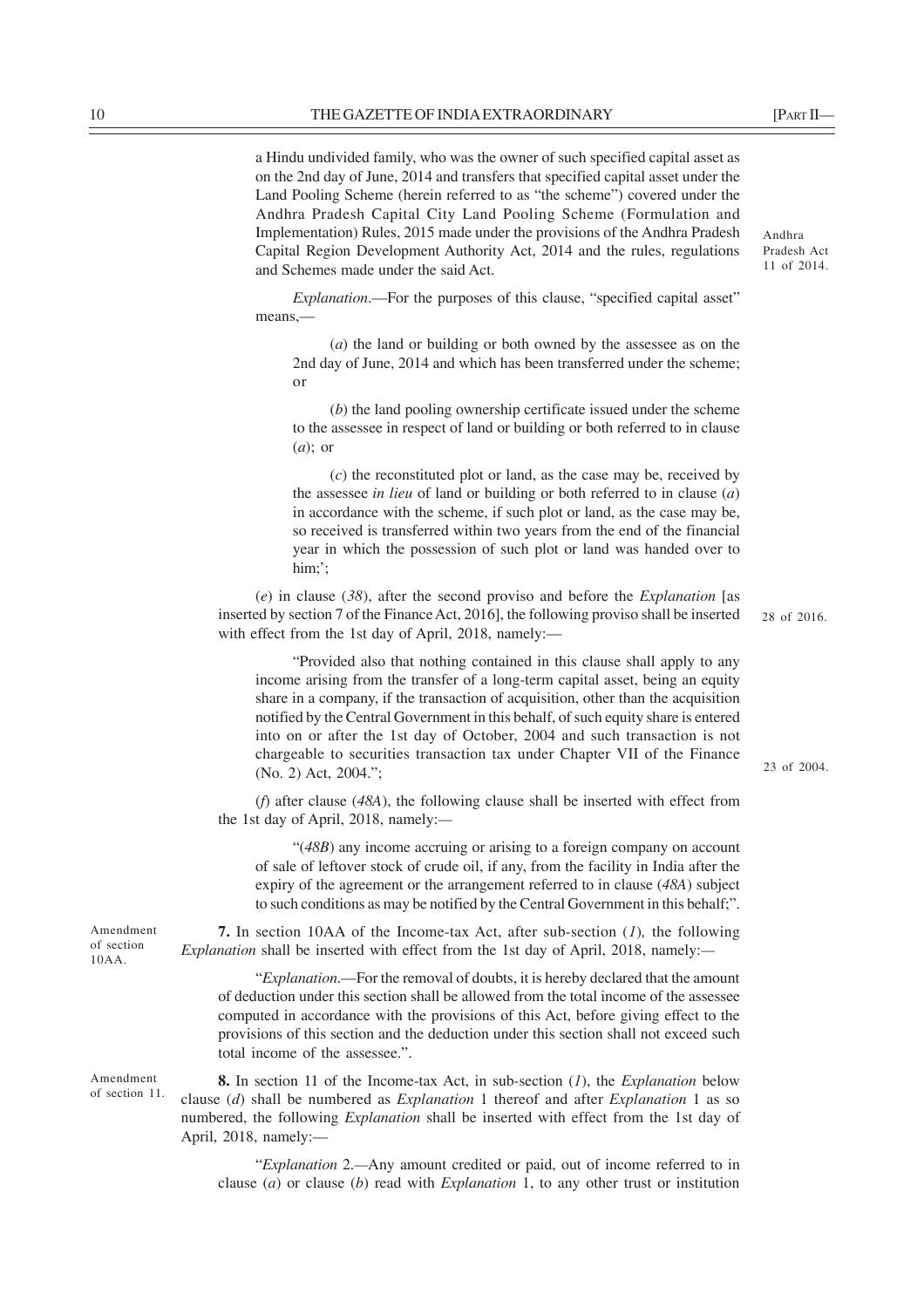a Hindu undivided family, who was the owner of such specified capital asset as on the 2nd day of June, 2014 and transfers that specified capital asset under the Land Pooling Scheme (herein referred to as "the scheme") covered under the Andhra Pradesh Capital City Land Pooling Scheme (Formulation and Implementation) Rules, 2015 made under the provisions of the Andhra Pradesh Capital Region Development Authority Act, 2014 and the rules, regulations and Schemes made under the said Act.

Andhra Pradesh Act 11 of 2014.

*Explanation*.—For the purposes of this clause, "specified capital asset" means,—

(*a*) the land or building or both owned by the assessee as on the 2nd day of June, 2014 and which has been transferred under the scheme; or

(*b*) the land pooling ownership certificate issued under the scheme to the assessee in respect of land or building or both referred to in clause (*a*); or

(*c*) the reconstituted plot or land, as the case may be, received by the assessee *in lieu* of land or building or both referred to in clause (*a*) in accordance with the scheme, if such plot or land, as the case may be, so received is transferred within two years from the end of the financial year in which the possession of such plot or land was handed over to him;';

(*e*) in clause (*38*), after the second proviso and before the *Explanation* [as inserted by section 7 of the Finance Act, 2016], the following proviso shall be inserted with effect from the 1st day of April, 2018, namely:—

28 of 2016.

"Provided also that nothing contained in this clause shall apply to any income arising from the transfer of a long-term capital asset, being an equity share in a company, if the transaction of acquisition, other than the acquisition notified by the Central Government in this behalf, of such equity share is entered into on or after the 1st day of October, 2004 and such transaction is not chargeable to securities transaction tax under Chapter VII of the Finance (No. 2) Act, 2004.";

23 of 2004.

(*f*) after clause (*48A*), the following clause shall be inserted with effect from the 1st day of April, 2018, namely:—

"(*48B*) any income accruing or arising to a foreign company on account of sale of leftover stock of crude oil, if any, from the facility in India after the expiry of the agreement or the arrangement referred to in clause (*48A*) subject to such conditions as may be notified by the Central Government in this behalf;".

Amendment of section 10AA.

**7.** In section 10AA of the Income-tax Act, after sub-section (*1*), the following *Explanation* shall be inserted with effect from the 1st day of April, 2018, namely:—

"*Explanation*.—For the removal of doubts, it is hereby declared that the amount of deduction under this section shall be allowed from the total income of the assessee computed in accordance with the provisions of this Act, before giving effect to the provisions of this section and the deduction under this section shall not exceed such total income of the assessee.".

Amendment of section 11.

**8.** In section 11 of the Income-tax Act, in sub-section (*1*), the *Explanation* below clause (*d*) shall be numbered as *Explanation* 1 thereof and after *Explanation* 1 as so numbered, the following *Explanation* shall be inserted with effect from the 1st day of April, 2018, namely:—

"*Explanation* 2.—Any amount credited or paid, out of income referred to in clause (*a*) or clause (*b*) read with *Explanation* 1, to any other trust or institution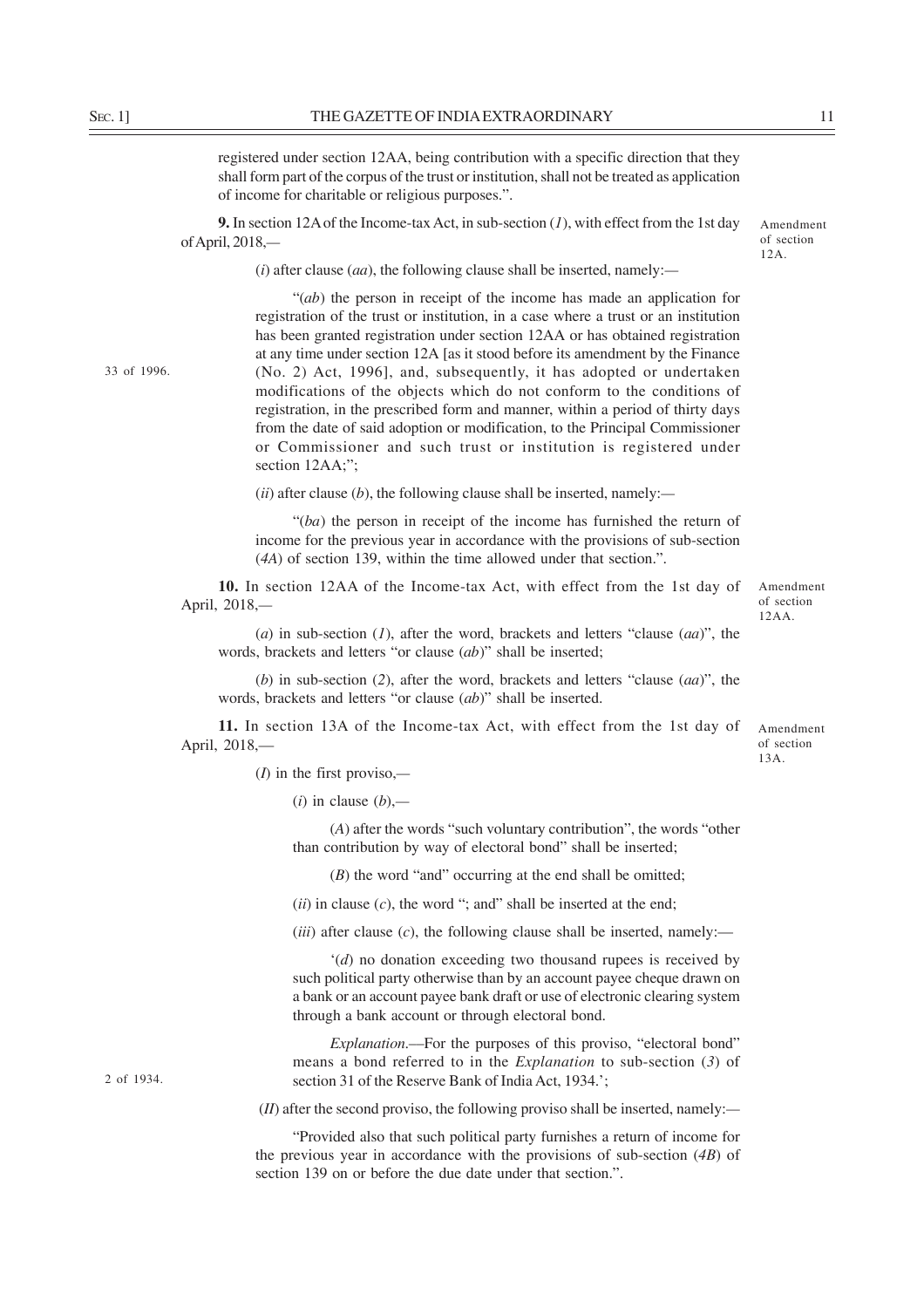registered under section 12AA, being contribution with a specific direction that they shall form part of the corpus of the trust or institution, shall not be treated as application of income for charitable or religious purposes.".

Amendment of section 12A.

**9.** In section 12A of the Income-tax Act, in sub-section (*1*), with effect from the 1st day of April, 2018,—

(*i*) after clause (*aa*), the following clause shall be inserted, namely:—

"(*ab*) the person in receipt of the income has made an application for registration of the trust or institution, in a case where a trust or an institution has been granted registration under section 12AA or has obtained registration at any time under section 12A [as it stood before its amendment by the Finance (No. 2) Act, 1996], and, subsequently, it has adopted or undertaken modifications of the objects which do not conform to the conditions of registration, in the prescribed form and manner, within a period of thirty days from the date of said adoption or modification, to the Principal Commissioner or Commissioner and such trust or institution is registered under section 12AA;";

33 of 1996.

(*ii*) after clause (*b*), the following clause shall be inserted, namely:—

"(*ba*) the person in receipt of the income has furnished the return of income for the previous year in accordance with the provisions of sub-section (*4A*) of section 139, within the time allowed under that section.".

Amendment of section 12AA.

**10.** In section 12AA of the Income-tax Act, with effect from the 1st day of April, 2018,—

(*a*) in sub-section (*1*), after the word, brackets and letters "clause (*aa*)", the words, brackets and letters "or clause (*ab*)" shall be inserted;

(*b*) in sub-section (*2*), after the word, brackets and letters "clause (*aa*)", the words, brackets and letters "or clause (*ab*)" shall be inserted.

Amendment of section 13A.

**11.** In section 13A of the Income-tax Act, with effect from the 1st day of April, 2018,—

(*I*) in the first proviso,—

(*i*) in clause (*b*),—

(*A*) after the words "such voluntary contribution", the words "other than contribution by way of electoral bond" shall be inserted;

(*B*) the word "and" occurring at the end shall be omitted;

(*ii*) in clause (*c*), the word "; and" shall be inserted at the end;

(*iii*) after clause (*c*), the following clause shall be inserted, namely:—

'(*d*) no donation exceeding two thousand rupees is received by such political party otherwise than by an account payee cheque drawn on a bank or an account payee bank draft or use of electronic clearing system through a bank account or through electoral bond.

*Explanation*.—For the purposes of this proviso, "electoral bond" means a bond referred to in the *Explanation* to sub-section (*3*) of section 31 of the Reserve Bank of India Act, 1934.';

2 of 1934.

(*II*) after the second proviso, the following proviso shall be inserted, namely:—

"Provided also that such political party furnishes a return of income for the previous year in accordance with the provisions of sub-section (*4B*) of section 139 on or before the due date under that section.".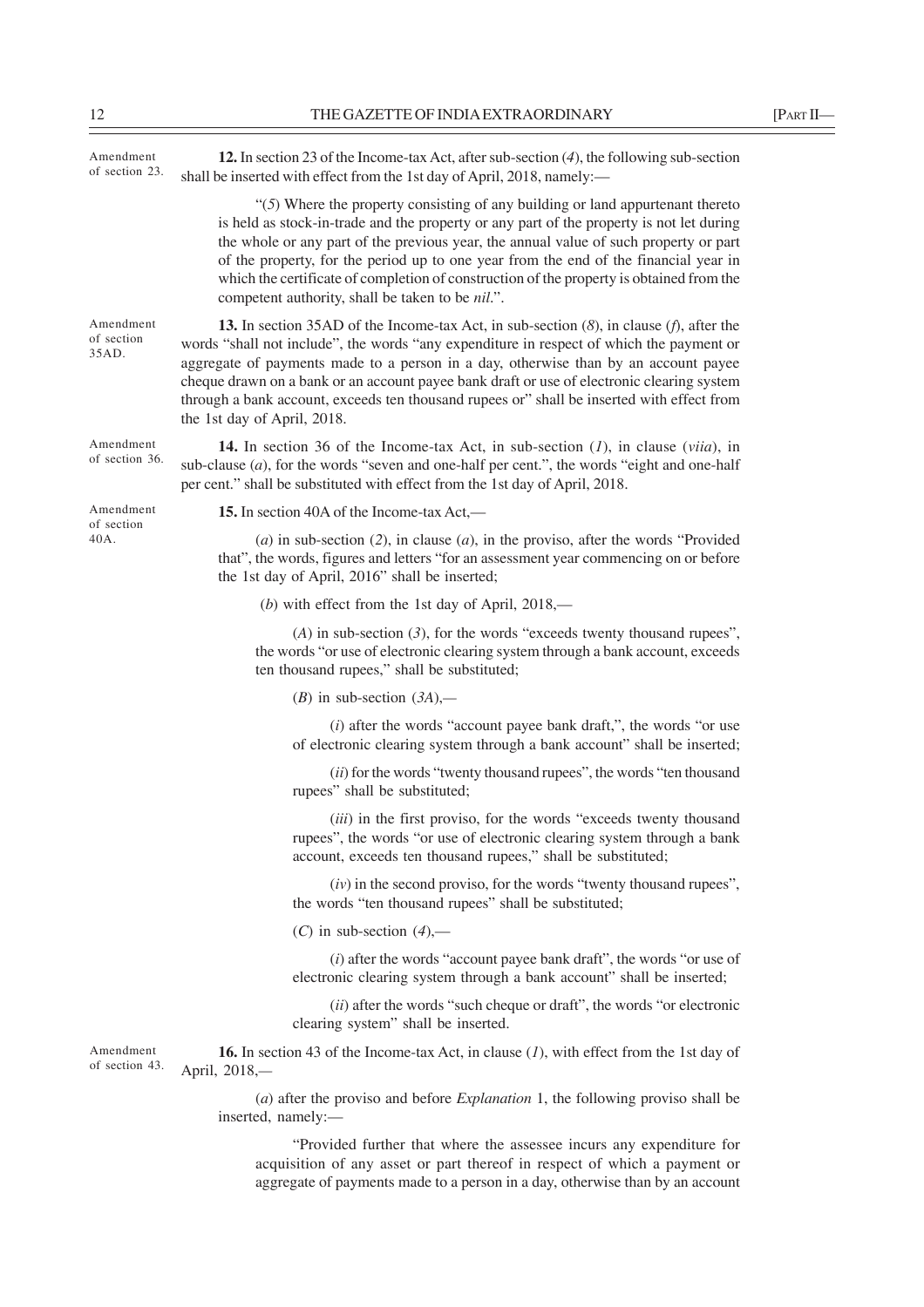Amendment of section 23.

**12.** In section 23 of the Income-tax Act, after sub-section (*4*), the following sub-section shall be inserted with effect from the 1st day of April, 2018, namely:—

"(*5*) Where the property consisting of any building or land appurtenant thereto is held as stock-in-trade and the property or any part of the property is not let during the whole or any part of the previous year, the annual value of such property or part of the property, for the period up to one year from the end of the financial year in which the certificate of completion of construction of the property is obtained from the competent authority, shall be taken to be *nil*.".

Amendment of section 35AD.

**13.** In section 35AD of the Income-tax Act, in sub-section (*8*), in clause (*f*), after the words "shall not include", the words "any expenditure in respect of which the payment or aggregate of payments made to a person in a day, otherwise than by an account payee cheque drawn on a bank or an account payee bank draft or use of electronic clearing system through a bank account, exceeds ten thousand rupees or" shall be inserted with effect from the 1st day of April, 2018.

Amendment of section 36.

**14.** In section 36 of the Income-tax Act, in sub-section (*1*), in clause (*viia*), in sub-clause (*a*), for the words "seven and one-half per cent.", the words "eight and one-half per cent." shall be substituted with effect from the 1st day of April, 2018.

Amendment of section 40A.

**15.** In section 40A of the Income-tax Act,—

(*a*) in sub-section (*2*), in clause (*a*), in the proviso, after the words "Provided that", the words, figures and letters "for an assessment year commencing on or before the 1st day of April, 2016" shall be inserted;

(*b*) with effect from the 1st day of April, 2018,—

(*A*) in sub-section (*3*), for the words "exceeds twenty thousand rupees", the words "or use of electronic clearing system through a bank account, exceeds ten thousand rupees," shall be substituted;

(*B*) in sub-section (*3A*),—

(*i*) after the words "account payee bank draft,", the words "or use of electronic clearing system through a bank account" shall be inserted;

(*ii*) for the words "twenty thousand rupees", the words "ten thousand rupees" shall be substituted;

(*iii*) in the first proviso, for the words "exceeds twenty thousand rupees", the words "or use of electronic clearing system through a bank account, exceeds ten thousand rupees," shall be substituted;

(*iv*) in the second proviso, for the words "twenty thousand rupees", the words "ten thousand rupees" shall be substituted;

(*C*) in sub-section (*4*),—

(*i*) after the words "account payee bank draft", the words "or use of electronic clearing system through a bank account" shall be inserted;

(*ii*) after the words "such cheque or draft", the words "or electronic clearing system" shall be inserted.

Amendment of section 43.

**16.** In section 43 of the Income-tax Act, in clause (*1*), with effect from the 1st day of April, 2018,—

(*a*) after the proviso and before *Explanation* 1, the following proviso shall be inserted, namely:—

"Provided further that where the assessee incurs any expenditure for acquisition of any asset or part thereof in respect of which a payment or aggregate of payments made to a person in a day, otherwise than by an account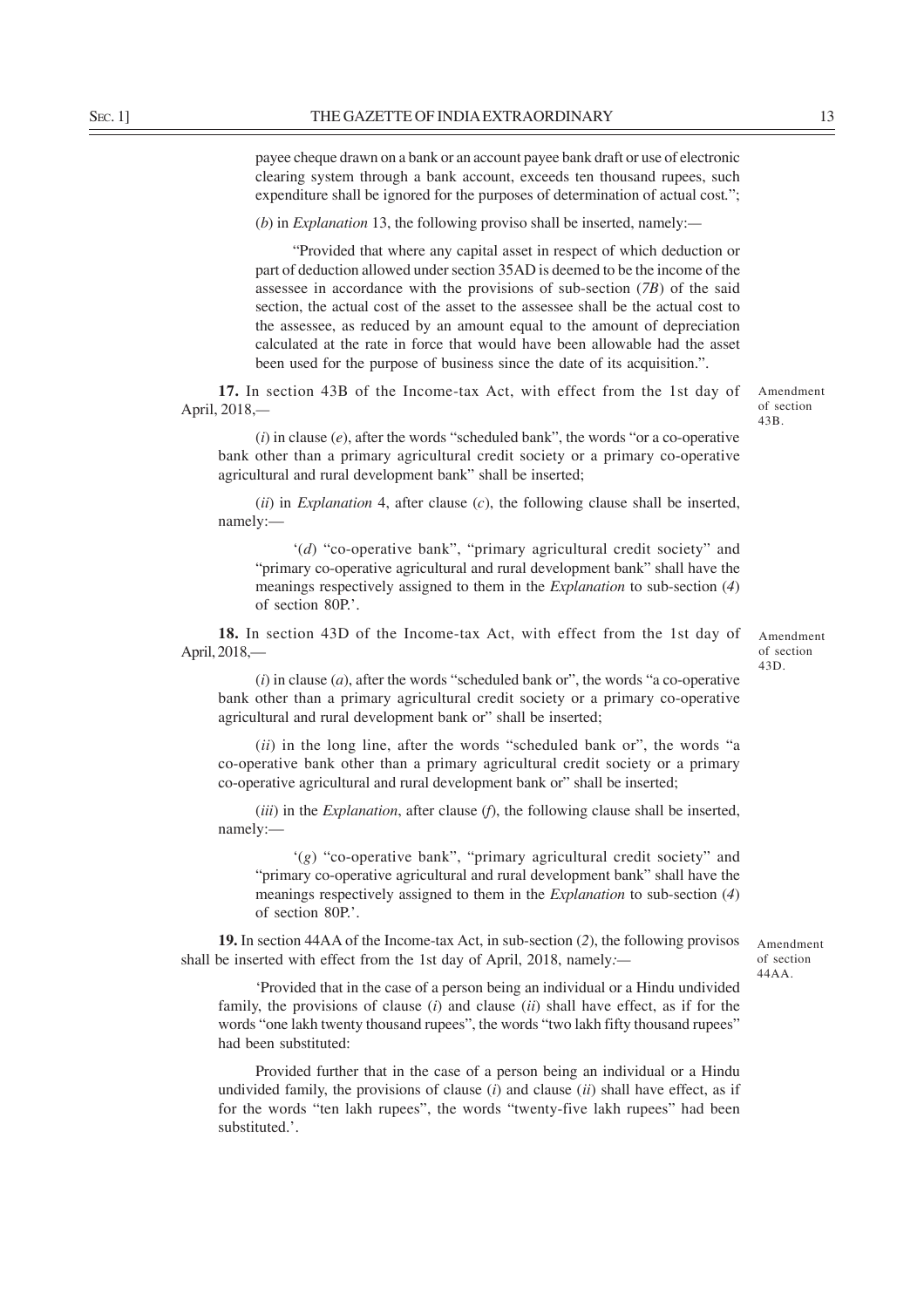payee cheque drawn on a bank or an account payee bank draft or use of electronic clearing system through a bank account, exceeds ten thousand rupees, such expenditure shall be ignored for the purposes of determination of actual cost.";

(*b*) in *Explanation* 13, the following proviso shall be inserted, namely:—

"Provided that where any capital asset in respect of which deduction or part of deduction allowed under section 35AD is deemed to be the income of the assessee in accordance with the provisions of sub-section (*7B*) of the said section, the actual cost of the asset to the assessee shall be the actual cost to the assessee, as reduced by an amount equal to the amount of depreciation calculated at the rate in force that would have been allowable had the asset been used for the purpose of business since the date of its acquisition.".

Amendment of section 43B.

**17.** In section 43B of the Income-tax Act, with effect from the 1st day of April, 2018,—

(*i*) in clause (*e*), after the words "scheduled bank", the words "or a co-operative bank other than a primary agricultural credit society or a primary co-operative agricultural and rural development bank" shall be inserted;

(*ii*) in *Explanation* 4, after clause (*c*), the following clause shall be inserted, namely:—

'(*d*) "co-operative bank", "primary agricultural credit society" and "primary co-operative agricultural and rural development bank" shall have the meanings respectively assigned to them in the *Explanation* to sub-section (*4*) of section 80P.'.

Amendment of section 43D.

**18.** In section 43D of the Income-tax Act, with effect from the 1st day of April, 2018,—

(*i*) in clause (*a*), after the words "scheduled bank or", the words "a co-operative bank other than a primary agricultural credit society or a primary co-operative agricultural and rural development bank or" shall be inserted;

(*ii*) in the long line, after the words "scheduled bank or", the words "a co-operative bank other than a primary agricultural credit society or a primary co-operative agricultural and rural development bank or" shall be inserted;

(*iii*) in the *Explanation*, after clause (*f*), the following clause shall be inserted, namely:—

'(*g*) "co-operative bank", "primary agricultural credit society" and "primary co-operative agricultural and rural development bank" shall have the meanings respectively assigned to them in the *Explanation* to sub-section (*4*) of section 80P.'.

Amendment of section 44AA.

**19.** In section 44AA of the Income-tax Act, in sub-section (*2*), the following provisos shall be inserted with effect from the 1st day of April, 2018, namely:—

'Provided that in the case of a person being an individual or a Hindu undivided family, the provisions of clause (*i*) and clause (*ii*) shall have effect, as if for the words "one lakh twenty thousand rupees", the words "two lakh fifty thousand rupees" had been substituted:

Provided further that in the case of a person being an individual or a Hindu undivided family, the provisions of clause (*i*) and clause (*ii*) shall have effect, as if for the words "ten lakh rupees", the words "twenty-five lakh rupees" had been substituted.'.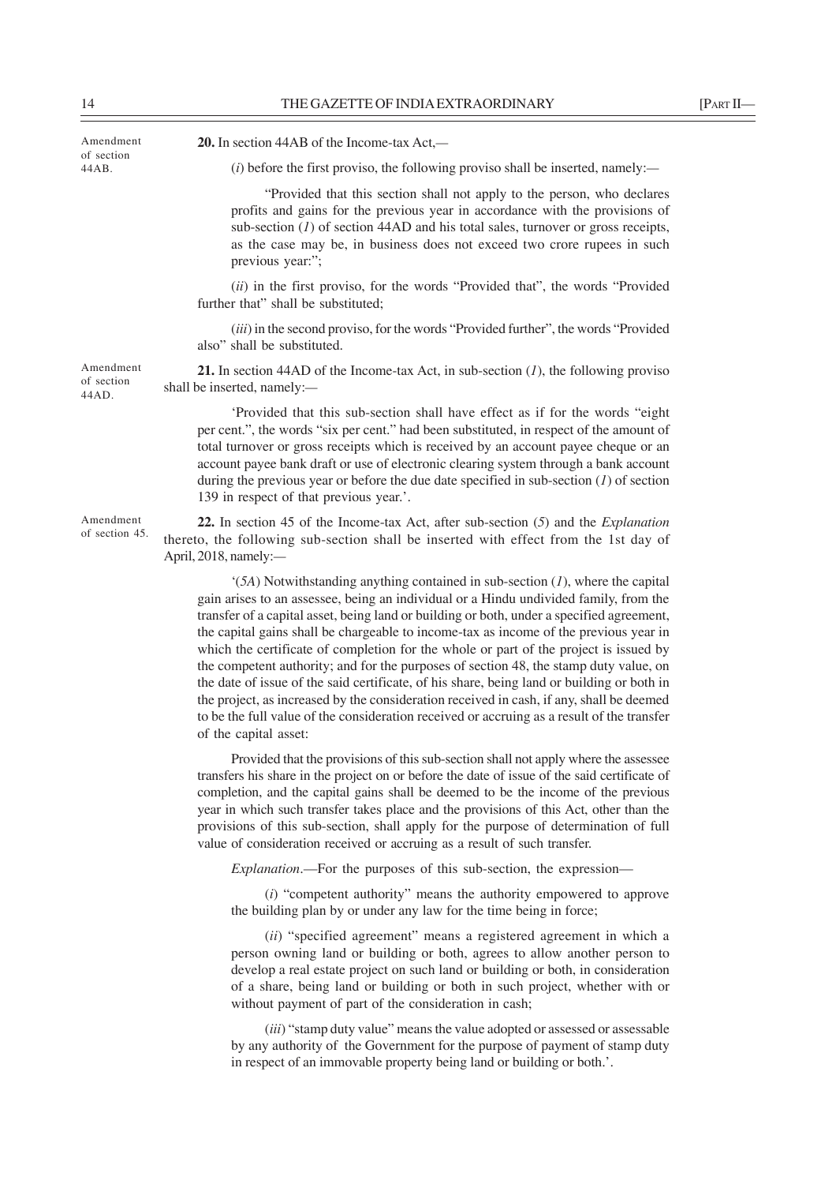Amendment of section 44AB.

**20.** In section 44AB of the Income-tax Act,—

(*i*) before the first proviso, the following proviso shall be inserted, namely:—

"Provided that this section shall not apply to the person, who declares profits and gains for the previous year in accordance with the provisions of sub-section (*1*) of section 44AD and his total sales, turnover or gross receipts, as the case may be, in business does not exceed two crore rupees in such previous year:";

(*ii*) in the first proviso, for the words "Provided that", the words "Provided further that" shall be substituted;

(*iii*) in the second proviso, for the words "Provided further", the words "Provided also" shall be substituted.

Amendment of section 44AD.

**21.** In section 44AD of the Income-tax Act, in sub-section (*1*), the following proviso shall be inserted, namely:—

'Provided that this sub-section shall have effect as if for the words "eight per cent.", the words "six per cent." had been substituted, in respect of the amount of total turnover or gross receipts which is received by an account payee cheque or an account payee bank draft or use of electronic clearing system through a bank account during the previous year or before the due date specified in sub-section (*1*) of section 139 in respect of that previous year.'.

Amendment of section 45.

**22.** In section 45 of the Income-tax Act, after sub-section (*5*) and the *Explanation* thereto, the following sub-section shall be inserted with effect from the 1st day of April, 2018, namely:—

'(*5A*) Notwithstanding anything contained in sub-section (*1*), where the capital gain arises to an assessee, being an individual or a Hindu undivided family, from the transfer of a capital asset, being land or building or both, under a specified agreement, the capital gains shall be chargeable to income-tax as income of the previous year in which the certificate of completion for the whole or part of the project is issued by the competent authority; and for the purposes of section 48, the stamp duty value, on the date of issue of the said certificate, of his share, being land or building or both in the project, as increased by the consideration received in cash, if any, shall be deemed to be the full value of the consideration received or accruing as a result of the transfer of the capital asset:

Provided that the provisions of this sub-section shall not apply where the assessee transfers his share in the project on or before the date of issue of the said certificate of completion, and the capital gains shall be deemed to be the income of the previous year in which such transfer takes place and the provisions of this Act, other than the provisions of this sub-section, shall apply for the purpose of determination of full value of consideration received or accruing as a result of such transfer.

*Explanation*.—For the purposes of this sub-section, the expression—

(*i*) "competent authority" means the authority empowered to approve the building plan by or under any law for the time being in force;

(*ii*) "specified agreement" means a registered agreement in which a person owning land or building or both, agrees to allow another person to develop a real estate project on such land or building or both, in consideration of a share, being land or building or both in such project, whether with or without payment of part of the consideration in cash;

(*iii*) "stamp duty value" means the value adopted or assessed or assessable by any authority of the Government for the purpose of payment of stamp duty in respect of an immovable property being land or building or both.'.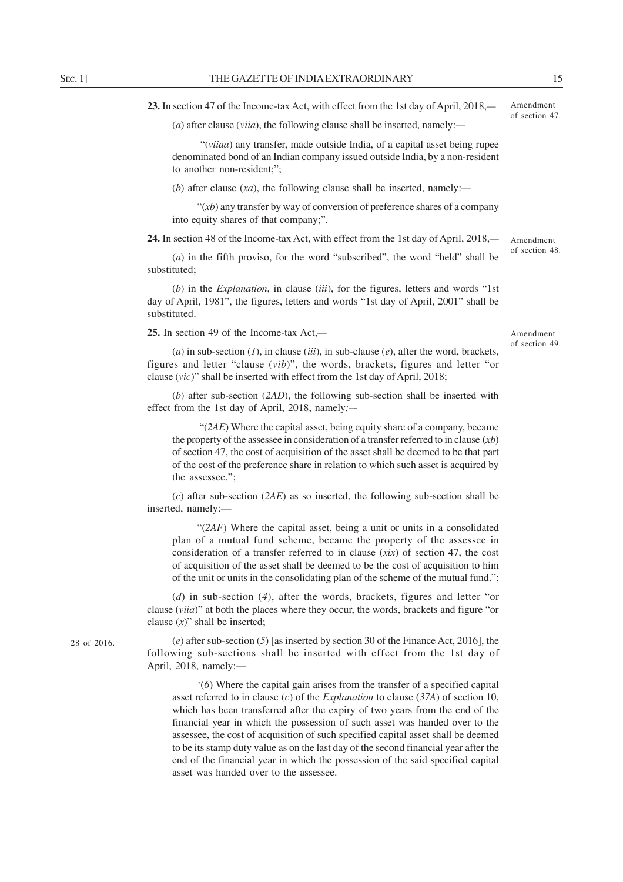**23.** In section 47 of the Income-tax Act, with effect from the 1st day of April, 2018,—

Amendment of section 47.

(*a*) after clause (*viia*), the following clause shall be inserted, namely:—

"(*viiaa*) any transfer, made outside India, of a capital asset being rupee denominated bond of an Indian company issued outside India, by a non-resident to another non-resident;";

(*b*) after clause (*xa*), the following clause shall be inserted, namely:—

"(*xb*) any transfer by way of conversion of preference shares of a company into equity shares of that company;".

**24.** In section 48 of the Income-tax Act, with effect from the 1st day of April, 2018,—

Amendment of section 48.

(*a*) in the fifth proviso, for the word "subscribed", the word "held" shall be substituted;

(*b*) in the *Explanation*, in clause (*iii*), for the figures, letters and words "1st day of April, 1981", the figures, letters and words "1st day of April, 2001" shall be substituted.

**25.** In section 49 of the Income-tax Act,—

Amendment of section 49.

(*a*) in sub-section (*1*), in clause (*iii*), in sub-clause (*e*), after the word, brackets, figures and letter "clause (*vib*)", the words, brackets, figures and letter "or clause (*vic*)" shall be inserted with effect from the 1st day of April, 2018;

(*b*) after sub-section (*2AD*), the following sub-section shall be inserted with effect from the 1st day of April, 2018, namely:—

"(*2AE*) Where the capital asset, being equity share of a company, became the property of the assessee in consideration of a transfer referred to in clause (*xb*) of section 47, the cost of acquisition of the asset shall be deemed to be that part of the cost of the preference share in relation to which such asset is acquired by the assessee.";

(*c*) after sub-section (*2AE*) as so inserted, the following sub-section shall be inserted, namely:—

"(*2AF*) Where the capital asset, being a unit or units in a consolidated plan of a mutual fund scheme, became the property of the assessee in consideration of a transfer referred to in clause (*xix*) of section 47, the cost of acquisition of the asset shall be deemed to be the cost of acquisition to him of the unit or units in the consolidating plan of the scheme of the mutual fund.";

(*d*) in sub-section (*4*), after the words, brackets, figures and letter "or clause (*viia*)" at both the places where they occur, the words, brackets and figure "or clause (*x*)" shall be inserted;

28 of 2016.

(*e*) after sub-section (*5*) [as inserted by section 30 of the Finance Act, 2016], the following sub-sections shall be inserted with effect from the 1st day of April, 2018, namely:—

'(*6*) Where the capital gain arises from the transfer of a specified capital asset referred to in clause (*c*) of the *Explanation* to clause (*37A*) of section 10, which has been transferred after the expiry of two years from the end of the financial year in which the possession of such asset was handed over to the assessee, the cost of acquisition of such specified capital asset shall be deemed to be its stamp duty value as on the last day of the second financial year after the end of the financial year in which the possession of the said specified capital asset was handed over to the assessee.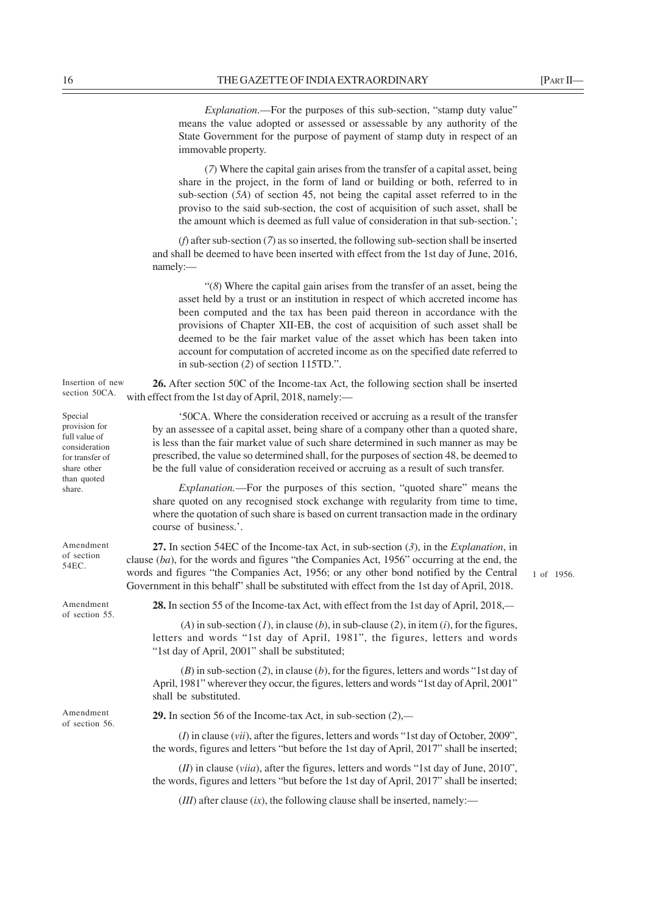*Explanation*.—For the purposes of this sub-section, "stamp duty value" means the value adopted or assessed or assessable by any authority of the State Government for the purpose of payment of stamp duty in respect of an immovable property.

(*7*) Where the capital gain arises from the transfer of a capital asset, being share in the project, in the form of land or building or both, referred to in sub-section (*5A*) of section 45, not being the capital asset referred to in the proviso to the said sub-section, the cost of acquisition of such asset, shall be the amount which is deemed as full value of consideration in that sub-section.';

(*f*) after sub-section (*7*) as so inserted, the following sub-section shall be inserted and shall be deemed to have been inserted with effect from the 1st day of June, 2016, namely:—

"(*8*) Where the capital gain arises from the transfer of an asset, being the asset held by a trust or an institution in respect of which accreted income has been computed and the tax has been paid thereon in accordance with the provisions of Chapter XII-EB, the cost of acquisition of such asset shall be deemed to be the fair market value of the asset which has been taken into account for computation of accreted income as on the specified date referred to in sub-section (*2*) of section 115TD.".

Insertion of new section 50CA.

**26.** After section 50C of the Income-tax Act, the following section shall be inserted with effect from the 1st day of April, 2018, namely:—

Special provision for full value of consideration for transfer of share other than quoted share.

'50CA. Where the consideration received or accruing as a result of the transfer by an assessee of a capital asset, being share of a company other than a quoted share, is less than the fair market value of such share determined in such manner as may be prescribed, the value so determined shall, for the purposes of section 48, be deemed to be the full value of consideration received or accruing as a result of such transfer.

*Explanation.*—For the purposes of this section, "quoted share" means the share quoted on any recognised stock exchange with regularity from time to time, where the quotation of such share is based on current transaction made in the ordinary course of business.'.

Amendment of section 54EC.

**27.** In section 54EC of the Income-tax Act, in sub-section (*3*), in the *Explanation*, in clause (*ba*), for the words and figures "the Companies Act, 1956" occurring at the end, the words and figures "the Companies Act, 1956; or any other bond notified by the Central Government in this behalf" shall be substituted with effect from the 1st day of April, 2018.

1 of 1956.

Amendment of section 55.

**28.** In section 55 of the Income-tax Act, with effect from the 1st day of April, 2018,—

(*A*) in sub-section (*1*), in clause (*b*), in sub-clause (*2*), in item (*i*), for the figures, letters and words "1st day of April, 1981", the figures, letters and words "1st day of April, 2001" shall be substituted;

(*B*) in sub-section (*2*), in clause (*b*), for the figures, letters and words "1st day of April, 1981" wherever they occur, the figures, letters and words "1st day of April, 2001" shall be substituted.

Amendment of section 56.

**29.** In section 56 of the Income-tax Act, in sub-section (*2*),—

(*I*) in clause (*vii*), after the figures, letters and words "1st day of October, 2009", the words, figures and letters "but before the 1st day of April, 2017" shall be inserted;

(*II*) in clause (*viia*), after the figures, letters and words "1st day of June, 2010", the words, figures and letters "but before the 1st day of April, 2017" shall be inserted;

(*III*) after clause (*ix*), the following clause shall be inserted, namely:—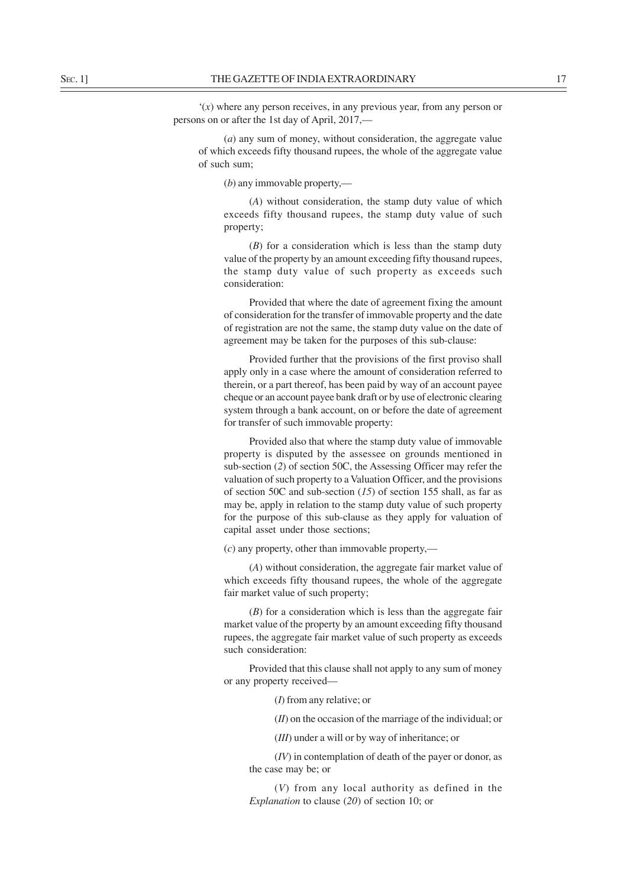'(*x*) where any person receives, in any previous year, from any person or persons on or after the 1st day of April, 2017,—

(*a*) any sum of money, without consideration, the aggregate value of which exceeds fifty thousand rupees, the whole of the aggregate value of such sum;

(*b*) any immovable property,—

(*A*) without consideration, the stamp duty value of which exceeds fifty thousand rupees, the stamp duty value of such property;

(*B*) for a consideration which is less than the stamp duty value of the property by an amount exceeding fifty thousand rupees, the stamp duty value of such property as exceeds such consideration:

Provided that where the date of agreement fixing the amount of consideration for the transfer of immovable property and the date of registration are not the same, the stamp duty value on the date of agreement may be taken for the purposes of this sub-clause:

Provided further that the provisions of the first proviso shall apply only in a case where the amount of consideration referred to therein, or a part thereof, has been paid by way of an account payee cheque or an account payee bank draft or by use of electronic clearing system through a bank account, on or before the date of agreement for transfer of such immovable property:

Provided also that where the stamp duty value of immovable property is disputed by the assessee on grounds mentioned in sub-section (*2*) of section 50C, the Assessing Officer may refer the valuation of such property to a Valuation Officer, and the provisions of section 50C and sub-section (*15*) of section 155 shall, as far as may be, apply in relation to the stamp duty value of such property for the purpose of this sub-clause as they apply for valuation of capital asset under those sections;

(*c*) any property, other than immovable property,—

(*A*) without consideration, the aggregate fair market value of which exceeds fifty thousand rupees, the whole of the aggregate fair market value of such property;

(*B*) for a consideration which is less than the aggregate fair market value of the property by an amount exceeding fifty thousand rupees, the aggregate fair market value of such property as exceeds such consideration:

Provided that this clause shall not apply to any sum of money or any property received—

(*I*) from any relative; or

(*II*) on the occasion of the marriage of the individual; or

(*III*) under a will or by way of inheritance; or

(*IV*) in contemplation of death of the payer or donor, as the case may be; or

(*V*) from any local authority as defined in the *Explanation* to clause (*20*) of section 10; or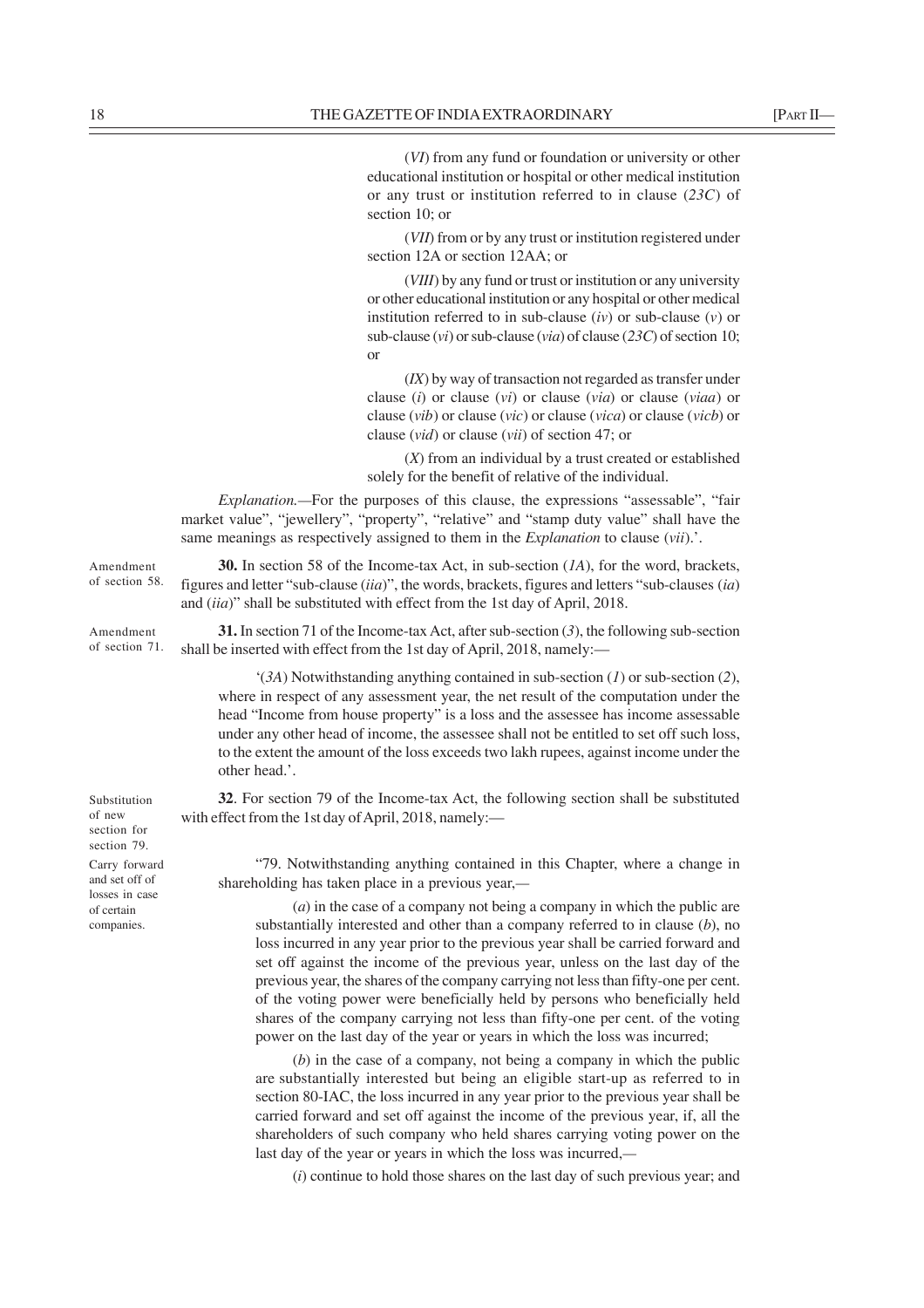(*VI*) from any fund or foundation or university or other educational institution or hospital or other medical institution or any trust or institution referred to in clause (*23C*) of section 10; or

(*VII*) from or by any trust or institution registered under section 12A or section 12AA; or

(*VIII*) by any fund or trust or institution or any university or other educational institution or any hospital or other medical institution referred to in sub-clause (*iv*) or sub-clause (*v*) or sub-clause (*vi*) or sub-clause (*via*) of clause (*23C*) of section 10; or

(*IX*) by way of transaction not regarded as transfer under clause (*i*) or clause (*vi*) or clause (*via*) or clause (*viaa*) or clause (*vib*) or clause (*vic*) or clause (*vica*) or clause (*vicb*) or clause (*vid*) or clause (*vii*) of section 47; or

(*X*) from an individual by a trust created or established solely for the benefit of relative of the individual.

*Explanation.*—For the purposes of this clause, the expressions "assessable", "fair market value", "jewellery", "property", "relative" and "stamp duty value" shall have the same meanings as respectively assigned to them in the *Explanation* to clause (*vii*).'.

Amendment of section 58.

**30.** In section 58 of the Income-tax Act, in sub-section (*1A*), for the word, brackets, figures and letter "sub-clause (*iia*)", the words, brackets, figures and letters "sub-clauses (*ia*) and (*iia*)" shall be substituted with effect from the 1st day of April, 2018.

Amendment of section 71.

**31.** In section 71 of the Income-tax Act, after sub-section (*3*), the following sub-section shall be inserted with effect from the 1st day of April, 2018, namely:—

'(*3A*) Notwithstanding anything contained in sub-section (*1*) or sub-section (*2*), where in respect of any assessment year, the net result of the computation under the head "Income from house property" is a loss and the assessee has income assessable under any other head of income, the assessee shall not be entitled to set off such loss, to the extent the amount of the loss exceeds two lakh rupees, against income under the other head.'.

Substitution of new section for section 79.

**32**. For section 79 of the Income-tax Act, the following section shall be substituted with effect from the 1st day of April, 2018, namely:—

Carry forward and set off of losses in case of certain companies.

"79. Notwithstanding anything contained in this Chapter, where a change in shareholding has taken place in a previous year,—

(*a*) in the case of a company not being a company in which the public are substantially interested and other than a company referred to in clause (*b*), no loss incurred in any year prior to the previous year shall be carried forward and set off against the income of the previous year, unless on the last day of the previous year, the shares of the company carrying not less than fifty-one per cent. of the voting power were beneficially held by persons who beneficially held shares of the company carrying not less than fifty-one per cent. of the voting power on the last day of the year or years in which the loss was incurred;

(*b*) in the case of a company, not being a company in which the public are substantially interested but being an eligible start-up as referred to in section 80-IAC, the loss incurred in any year prior to the previous year shall be carried forward and set off against the income of the previous year, if, all the shareholders of such company who held shares carrying voting power on the last day of the year or years in which the loss was incurred,—

(*i*) continue to hold those shares on the last day of such previous year; and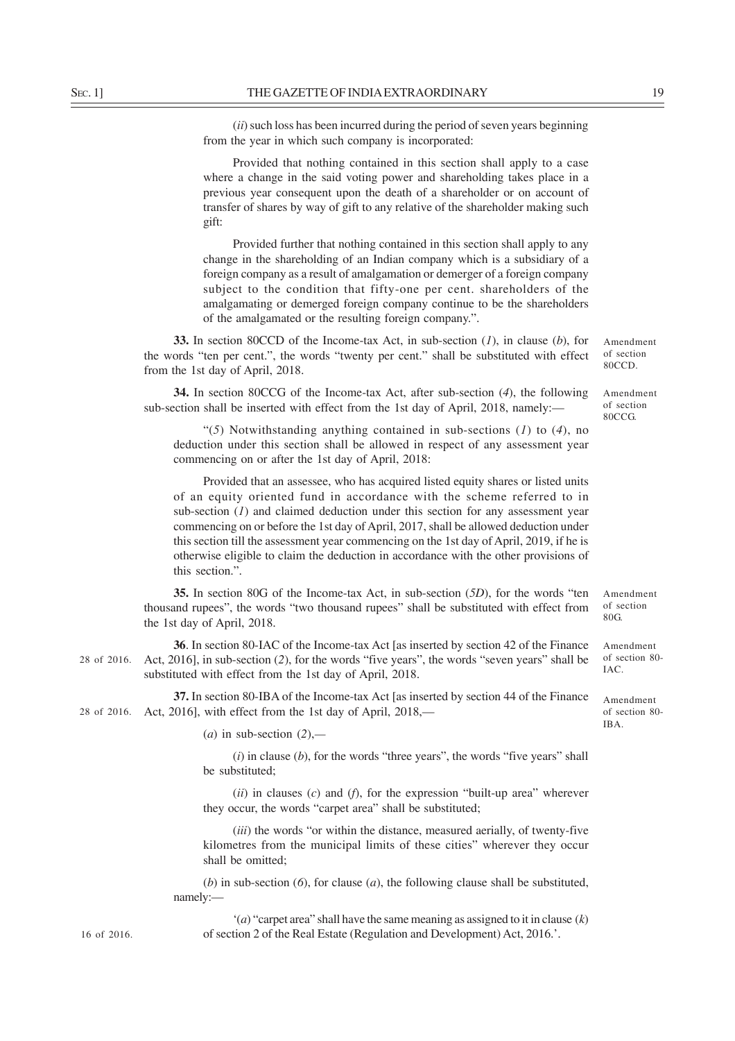(*ii*) such loss has been incurred during the period of seven years beginning from the year in which such company is incorporated:

Provided that nothing contained in this section shall apply to a case where a change in the said voting power and shareholding takes place in a previous year consequent upon the death of a shareholder or on account of transfer of shares by way of gift to any relative of the shareholder making such gift:

Provided further that nothing contained in this section shall apply to any change in the shareholding of an Indian company which is a subsidiary of a foreign company as a result of amalgamation or demerger of a foreign company subject to the condition that fifty-one per cent. shareholders of the amalgamating or demerged foreign company continue to be the shareholders of the amalgamated or the resulting foreign company.".

Amendment of section 80CCD.

**33.** In section 80CCD of the Income-tax Act, in sub-section (*1*), in clause (*b*), for the words "ten per cent.", the words "twenty per cent." shall be substituted with effect from the 1st day of April, 2018.

Amendment of section 80CCG.

**34.** In section 80CCG of the Income-tax Act, after sub-section (*4*), the following sub-section shall be inserted with effect from the 1st day of April, 2018, namely:—

"(*5*) Notwithstanding anything contained in sub-sections (*1*) to (*4*), no deduction under this section shall be allowed in respect of any assessment year commencing on or after the 1st day of April, 2018:

Provided that an assessee, who has acquired listed equity shares or listed units of an equity oriented fund in accordance with the scheme referred to in sub-section (*1*) and claimed deduction under this section for any assessment year commencing on or before the 1st day of April, 2017, shall be allowed deduction under this section till the assessment year commencing on the 1st day of April, 2019, if he is otherwise eligible to claim the deduction in accordance with the other provisions of this section.".

Amendment of section 80G.

**35.** In section 80G of the Income-tax Act, in sub-section (*5D*), for the words "ten thousand rupees", the words "two thousand rupees" shall be substituted with effect from the 1st day of April, 2018.

Amendment of section 80-IAC.

28 of 2016.

**36**. In section 80-IAC of the Income-tax Act [as inserted by section 42 of the Finance Act, 2016], in sub-section (*2*), for the words "five years", the words "seven years" shall be substituted with effect from the 1st day of April, 2018.

Amendment of section 80-IBA.

28 of 2016.

**37.** In section 80-IBA of the Income-tax Act [as inserted by section 44 of the Finance Act, 2016], with effect from the 1st day of April, 2018,—

(*a*) in sub-section (*2*),—

(*i*) in clause (*b*), for the words "three years", the words "five years" shall be substituted;

(*ii*) in clauses (*c*) and (*f*), for the expression "built-up area" wherever they occur, the words "carpet area" shall be substituted;

(*iii*) the words "or within the distance, measured aerially, of twenty-five kilometres from the municipal limits of these cities" wherever they occur shall be omitted;

(*b*) in sub-section (*6*), for clause (*a*), the following clause shall be substituted, namely:—

16 of 2016.

'(*a*) "carpet area" shall have the same meaning as assigned to it in clause (*k*) of section 2 of the Real Estate (Regulation and Development) Act, 2016.'.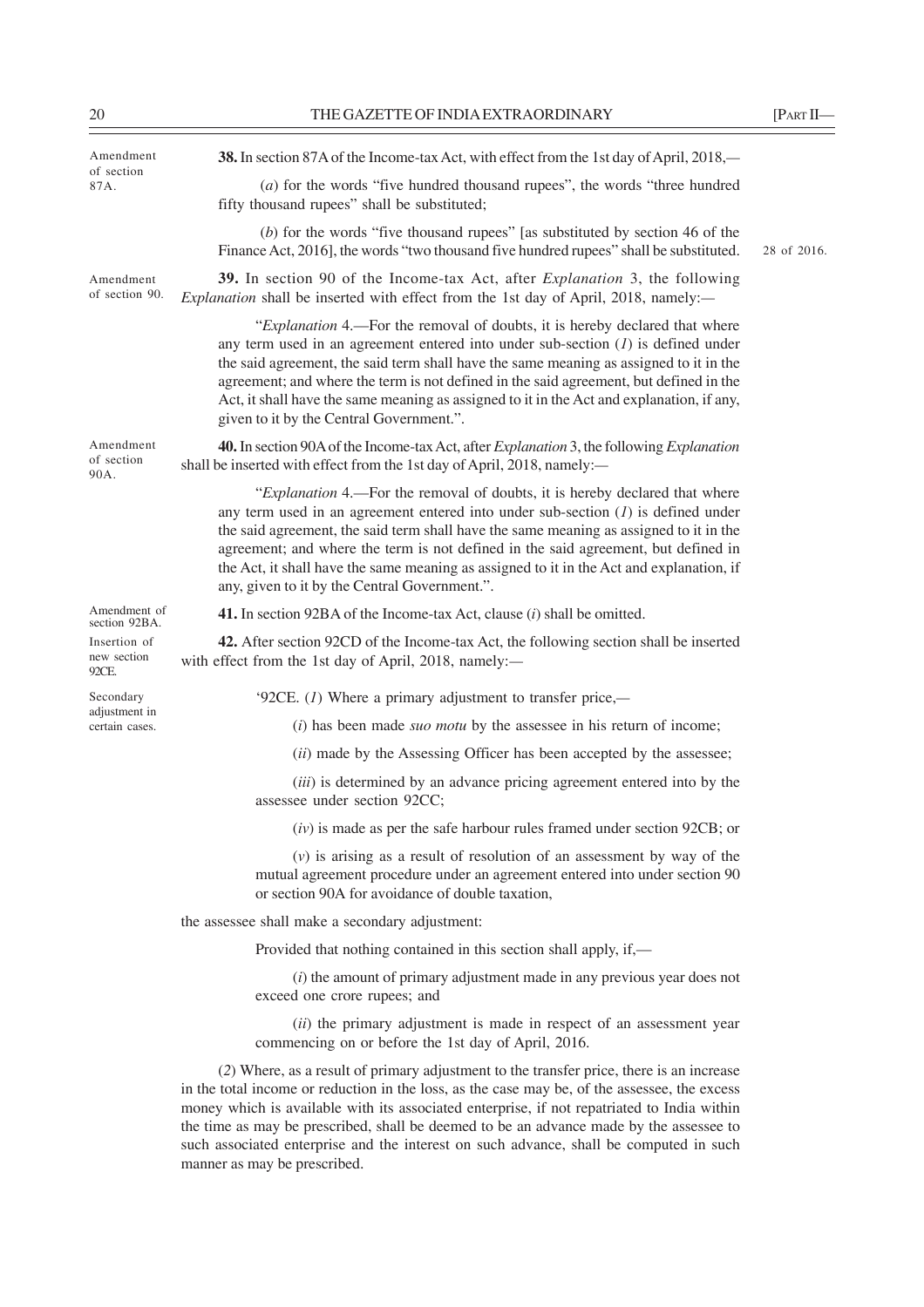Amendment of section 87A.

**38.** In section 87A of the Income-tax Act, with effect from the 1st day of April, 2018,—

(*a*) for the words "five hundred thousand rupees", the words "three hundred fifty thousand rupees" shall be substituted;

(*b*) for the words "five thousand rupees" [as substituted by section 46 of the Finance Act, 2016], the words "two thousand five hundred rupees" shall be substituted. 28 of 2016.

Amendment of section 90.

**39.** In section 90 of the Income-tax Act, after *Explanation* 3, the following *Explanation* shall be inserted with effect from the 1st day of April, 2018, namely:—

"*Explanation* 4.—For the removal of doubts, it is hereby declared that where any term used in an agreement entered into under sub-section (*1*) is defined under the said agreement, the said term shall have the same meaning as assigned to it in the agreement; and where the term is not defined in the said agreement, but defined in the Act, it shall have the same meaning as assigned to it in the Act and explanation, if any, given to it by the Central Government.".

Amendment of section 90A.

**40.** In section 90A of the Income-tax Act, after *Explanation* 3, the following *Explanation* shall be inserted with effect from the 1st day of April, 2018, namely:—

"*Explanation* 4.—For the removal of doubts, it is hereby declared that where any term used in an agreement entered into under sub-section (*1*) is defined under the said agreement, the said term shall have the same meaning as assigned to it in the agreement; and where the term is not defined in the said agreement, but defined in the Act, it shall have the same meaning as assigned to it in the Act and explanation, if any, given to it by the Central Government.".

Amendment of section 92BA.

**41.** In section 92BA of the Income-tax Act, clause (*i*) shall be omitted.

Insertion of new section 92CE.

**42.** After section 92CD of the Income-tax Act, the following section shall be inserted with effect from the 1st day of April, 2018, namely:—

Secondary adjustment in certain cases.

'92CE. (*1*) Where a primary adjustment to transfer price,—

(*i*) has been made *suo motu* by the assessee in his return of income;

(*ii*) made by the Assessing Officer has been accepted by the assessee;

(*iii*) is determined by an advance pricing agreement entered into by the assessee under section 92CC;

(*iv*) is made as per the safe harbour rules framed under section 92CB; or

(*v*) is arising as a result of resolution of an assessment by way of the mutual agreement procedure under an agreement entered into under section 90 or section 90A for avoidance of double taxation,

the assessee shall make a secondary adjustment:

Provided that nothing contained in this section shall apply, if,—

(*i*) the amount of primary adjustment made in any previous year does not exceed one crore rupees; and

(*ii*) the primary adjustment is made in respect of an assessment year commencing on or before the 1st day of April, 2016.

(*2*) Where, as a result of primary adjustment to the transfer price, there is an increase in the total income or reduction in the loss, as the case may be, of the assessee, the excess money which is available with its associated enterprise, if not repatriated to India within the time as may be prescribed, shall be deemed to be an advance made by the assessee to such associated enterprise and the interest on such advance, shall be computed in such manner as may be prescribed.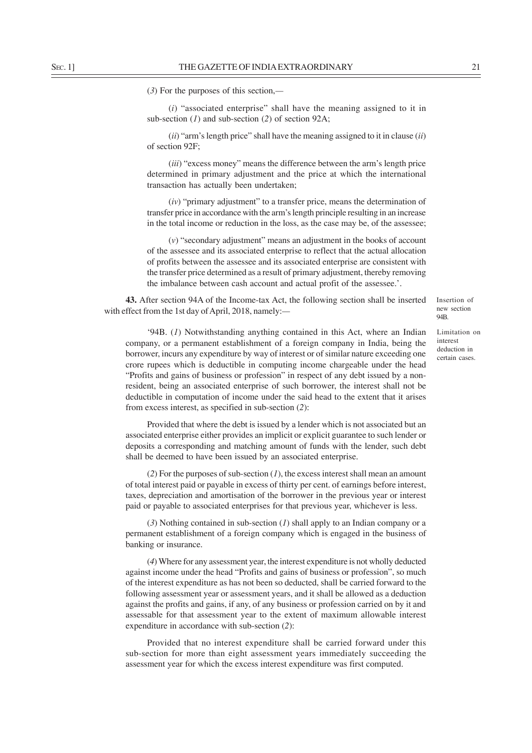(*3*) For the purposes of this section,—

(*i*) "associated enterprise" shall have the meaning assigned to it in sub-section (*1*) and sub-section (*2*) of section 92A;

(*ii*) "arm's length price" shall have the meaning assigned to it in clause (*ii*) of section 92F;

(*iii*) "excess money" means the difference between the arm's length price determined in primary adjustment and the price at which the international transaction has actually been undertaken;

(*iv*) "primary adjustment" to a transfer price, means the determination of transfer price in accordance with the arm's length principle resulting in an increase in the total income or reduction in the loss, as the case may be, of the assessee;

(*v*) "secondary adjustment" means an adjustment in the books of account of the assessee and its associated enterprise to reflect that the actual allocation of profits between the assessee and its associated enterprise are consistent with the transfer price determined as a result of primary adjustment, thereby removing the imbalance between cash account and actual profit of the assessee.'.

**43.** After section 94A of the Income-tax Act, the following section shall be inserted with effect from the 1st day of April, 2018, namely:—

*Insertion of new section 94B.*

*Limitation on interest deduction in certain cases.*

'94B. (*1*) Notwithstanding anything contained in this Act, where an Indian company, or a permanent establishment of a foreign company in India, being the borrower, incurs any expenditure by way of interest or of similar nature exceeding one crore rupees which is deductible in computing income chargeable under the head "Profits and gains of business or profession" in respect of any debt issued by a non-resident, being an associated enterprise of such borrower, the interest shall not be deductible in computation of income under the said head to the extent that it arises from excess interest, as specified in sub-section (*2*):

Provided that where the debt is issued by a lender which is not associated but an associated enterprise either provides an implicit or explicit guarantee to such lender or deposits a corresponding and matching amount of funds with the lender, such debt shall be deemed to have been issued by an associated enterprise.

(*2*) For the purposes of sub-section (*1*), the excess interest shall mean an amount of total interest paid or payable in excess of thirty per cent. of earnings before interest, taxes, depreciation and amortisation of the borrower in the previous year or interest paid or payable to associated enterprises for that previous year, whichever is less.

(*3*) Nothing contained in sub-section (*1*) shall apply to an Indian company or a permanent establishment of a foreign company which is engaged in the business of banking or insurance.

(*4*) Where for any assessment year, the interest expenditure is not wholly deducted against income under the head "Profits and gains of business or profession", so much of the interest expenditure as has not been so deducted, shall be carried forward to the following assessment year or assessment years, and it shall be allowed as a deduction against the profits and gains, if any, of any business or profession carried on by it and assessable for that assessment year to the extent of maximum allowable interest expenditure in accordance with sub-section (*2*):

Provided that no interest expenditure shall be carried forward under this sub-section for more than eight assessment years immediately succeeding the assessment year for which the excess interest expenditure was first computed.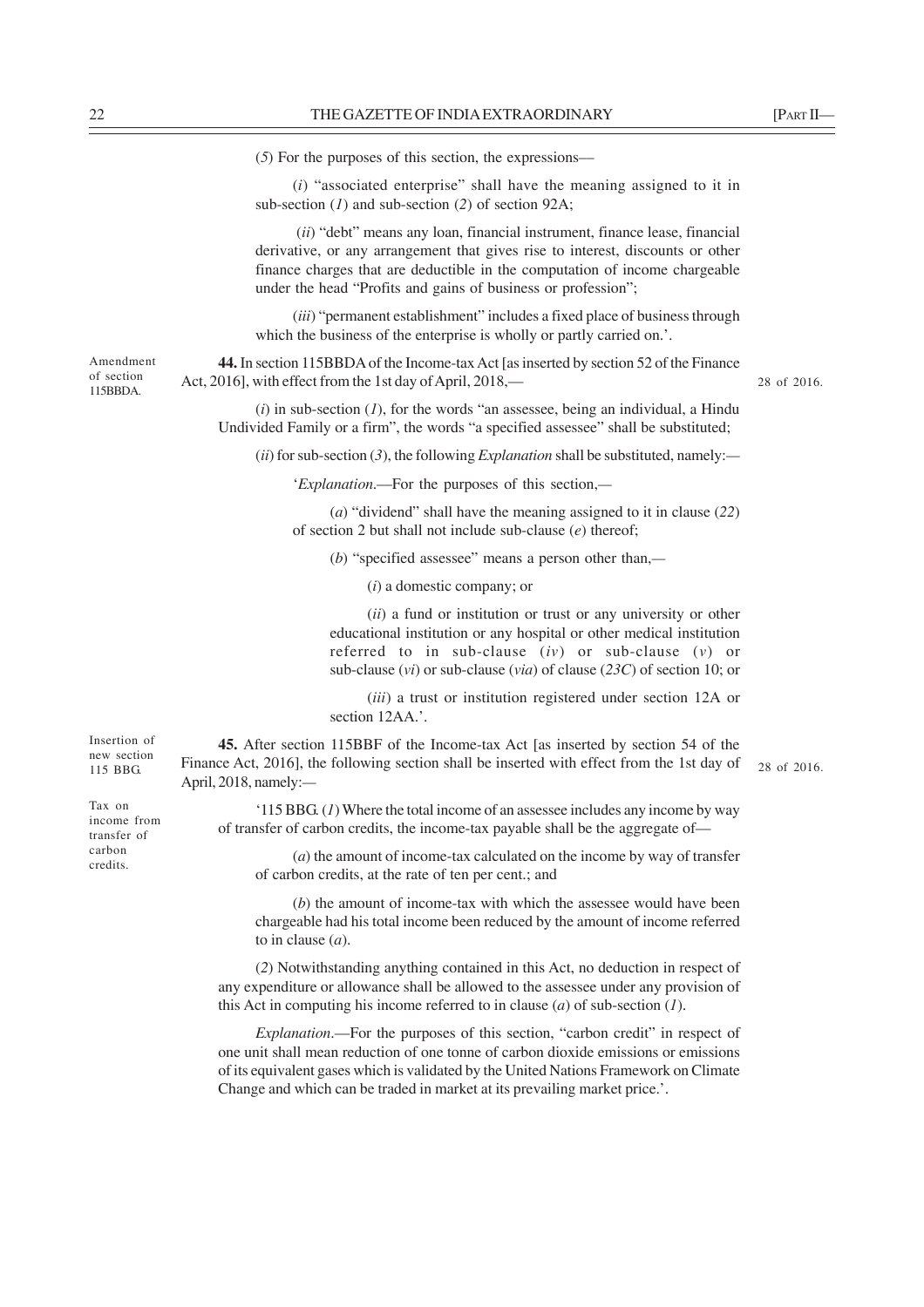(*5*) For the purposes of this section, the expressions—

(*i*) "associated enterprise" shall have the meaning assigned to it in sub-section (*1*) and sub-section (*2*) of section 92A;

(*ii*) "debt" means any loan, financial instrument, finance lease, financial derivative, or any arrangement that gives rise to interest, discounts or other finance charges that are deductible in the computation of income chargeable under the head "Profits and gains of business or profession";

(*iii*) "permanent establishment" includes a fixed place of business through which the business of the enterprise is wholly or partly carried on.'.

Amendment of section 115BBDA.

**44.** In section 115BBDA of the Income-tax Act [as inserted by section 52 of the Finance Act, 2016], with effect from the 1st day of April, 2018,—

28 of 2016.

(*i*) in sub-section (*1*), for the words "an assessee, being an individual, a Hindu Undivided Family or a firm", the words "a specified assessee" shall be substituted;

(*ii*) for sub-section (*3*), the following *Explanation* shall be substituted, namely:—

'*Explanation*.—For the purposes of this section,—

(*a*) "dividend" shall have the meaning assigned to it in clause (*22*) of section 2 but shall not include sub-clause (*e*) thereof;

(*b*) "specified assessee" means a person other than,—

(*i*) a domestic company; or

(*ii*) a fund or institution or trust or any university or other educational institution or any hospital or other medical institution referred to in sub-clause (*iv*) or sub-clause (*v*) or sub-clause (*vi*) or sub-clause (*via*) of clause (*23C*) of section 10; or

(*iii*) a trust or institution registered under section 12A or section 12AA.'.

Insertion of new section 115 BBG.

**45.** After section 115BBF of the Income-tax Act [as inserted by section 54 of the Finance Act, 2016], the following section shall be inserted with effect from the 1st day of April, 2018, namely:—

28 of 2016.

Tax on income from transfer of carbon credits.

'115 BBG. (*1*) Where the total income of an assessee includes any income by way of transfer of carbon credits, the income-tax payable shall be the aggregate of—

(*a*) the amount of income-tax calculated on the income by way of transfer of carbon credits, at the rate of ten per cent.; and

(*b*) the amount of income-tax with which the assessee would have been chargeable had his total income been reduced by the amount of income referred to in clause (*a*).

(*2*) Notwithstanding anything contained in this Act, no deduction in respect of any expenditure or allowance shall be allowed to the assessee under any provision of this Act in computing his income referred to in clause (*a*) of sub-section (*1*).

*Explanation*.—For the purposes of this section, "carbon credit" in respect of one unit shall mean reduction of one tonne of carbon dioxide emissions or emissions of its equivalent gases which is validated by the United Nations Framework on Climate Change and which can be traded in market at its prevailing market price.'.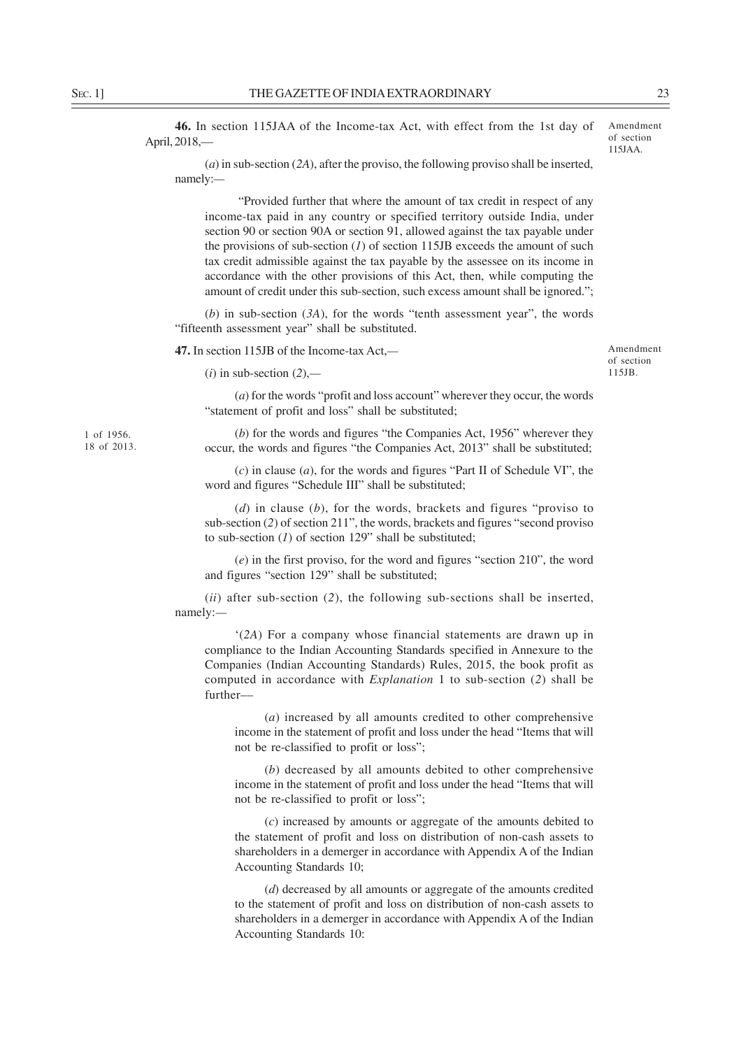**46.** In section 115JAA of the Income-tax Act, with effect from the 1st day of April, 2018,—

Amendment of section 115JAA.

(*a*) in sub-section (*2A*), after the proviso, the following proviso shall be inserted, namely:—

"Provided further that where the amount of tax credit in respect of any income-tax paid in any country or specified territory outside India, under section 90 or section 90A or section 91, allowed against the tax payable under the provisions of sub-section (*1*) of section 115JB exceeds the amount of such tax credit admissible against the tax payable by the assessee on its income in accordance with the other provisions of this Act, then, while computing the amount of credit under this sub-section, such excess amount shall be ignored.";

(*b*) in sub-section (*3A*), for the words "tenth assessment year", the words "fifteenth assessment year" shall be substituted.

**47.** In section 115JB of the Income-tax Act,—

Amendment of section 115JB.

(*i*) in sub-section (*2*),—

(*a*) for the words "profit and loss account" wherever they occur, the words "statement of profit and loss" shall be substituted;

1 of 1956.
18 of 2013.

(*b*) for the words and figures "the Companies Act, 1956" wherever they occur, the words and figures "the Companies Act, 2013" shall be substituted;

(*c*) in clause (*a*), for the words and figures "Part II of Schedule VI", the word and figures "Schedule III" shall be substituted;

(*d*) in clause (*b*), for the words, brackets and figures "proviso to sub-section (*2*) of section 211", the words, brackets and figures "second proviso to sub-section (*1*) of section 129" shall be substituted;

(*e*) in the first proviso, for the word and figures "section 210", the word and figures "section 129" shall be substituted;

(*ii*) after sub-section (*2*), the following sub-sections shall be inserted, namely:—

'(*2A*) For a company whose financial statements are drawn up in compliance to the Indian Accounting Standards specified in Annexure to the Companies (Indian Accounting Standards) Rules, 2015, the book profit as computed in accordance with *Explanation* 1 to sub-section (*2*) shall be further—

(*a*) increased by all amounts credited to other comprehensive income in the statement of profit and loss under the head "Items that will not be re-classified to profit or loss";

(*b*) decreased by all amounts debited to other comprehensive income in the statement of profit and loss under the head "Items that will not be re-classified to profit or loss";

(*c*) increased by amounts or aggregate of the amounts debited to the statement of profit and loss on distribution of non-cash assets to shareholders in a demerger in accordance with Appendix A of the Indian Accounting Standards 10;

(*d*) decreased by all amounts or aggregate of the amounts credited to the statement of profit and loss on distribution of non-cash assets to shareholders in a demerger in accordance with Appendix A of the Indian Accounting Standards 10: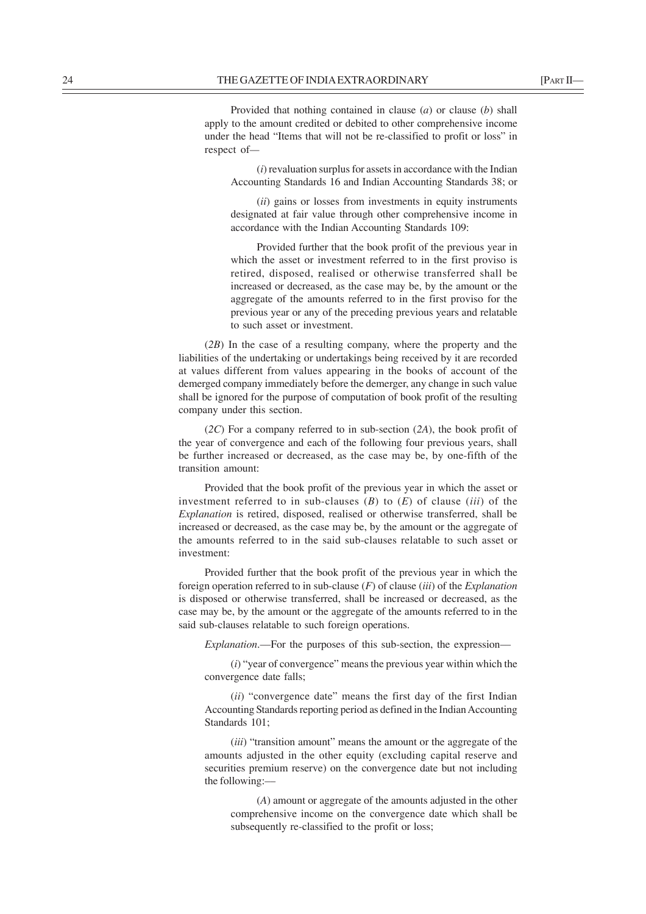Provided that nothing contained in clause (*a*) or clause (*b*) shall apply to the amount credited or debited to other comprehensive income under the head "Items that will not be re-classified to profit or loss" in respect of—

(*i*) revaluation surplus for assets in accordance with the Indian Accounting Standards 16 and Indian Accounting Standards 38; or

(*ii*) gains or losses from investments in equity instruments designated at fair value through other comprehensive income in accordance with the Indian Accounting Standards 109:

Provided further that the book profit of the previous year in which the asset or investment referred to in the first proviso is retired, disposed, realised or otherwise transferred shall be increased or decreased, as the case may be, by the amount or the aggregate of the amounts referred to in the first proviso for the previous year or any of the preceding previous years and relatable to such asset or investment.

(*2B*) In the case of a resulting company, where the property and the liabilities of the undertaking or undertakings being received by it are recorded at values different from values appearing in the books of account of the demerged company immediately before the demerger, any change in such value shall be ignored for the purpose of computation of book profit of the resulting company under this section.

(*2C*) For a company referred to in sub-section (*2A*), the book profit of the year of convergence and each of the following four previous years, shall be further increased or decreased, as the case may be, by one-fifth of the transition amount:

Provided that the book profit of the previous year in which the asset or investment referred to in sub-clauses (*B*) to (*E*) of clause (*iii*) of the *Explanation* is retired, disposed, realised or otherwise transferred, shall be increased or decreased, as the case may be, by the amount or the aggregate of the amounts referred to in the said sub-clauses relatable to such asset or investment:

Provided further that the book profit of the previous year in which the foreign operation referred to in sub-clause (*F*) of clause (*iii*) of the *Explanation* is disposed or otherwise transferred, shall be increased or decreased, as the case may be, by the amount or the aggregate of the amounts referred to in the said sub-clauses relatable to such foreign operations.

*Explanation*.—For the purposes of this sub-section, the expression—

(*i*) "year of convergence" means the previous year within which the convergence date falls;

(*ii*) "convergence date" means the first day of the first Indian Accounting Standards reporting period as defined in the Indian Accounting Standards 101;

(*iii*) "transition amount" means the amount or the aggregate of the amounts adjusted in the other equity (excluding capital reserve and securities premium reserve) on the convergence date but not including the following:—

(*A*) amount or aggregate of the amounts adjusted in the other comprehensive income on the convergence date which shall be subsequently re-classified to the profit or loss;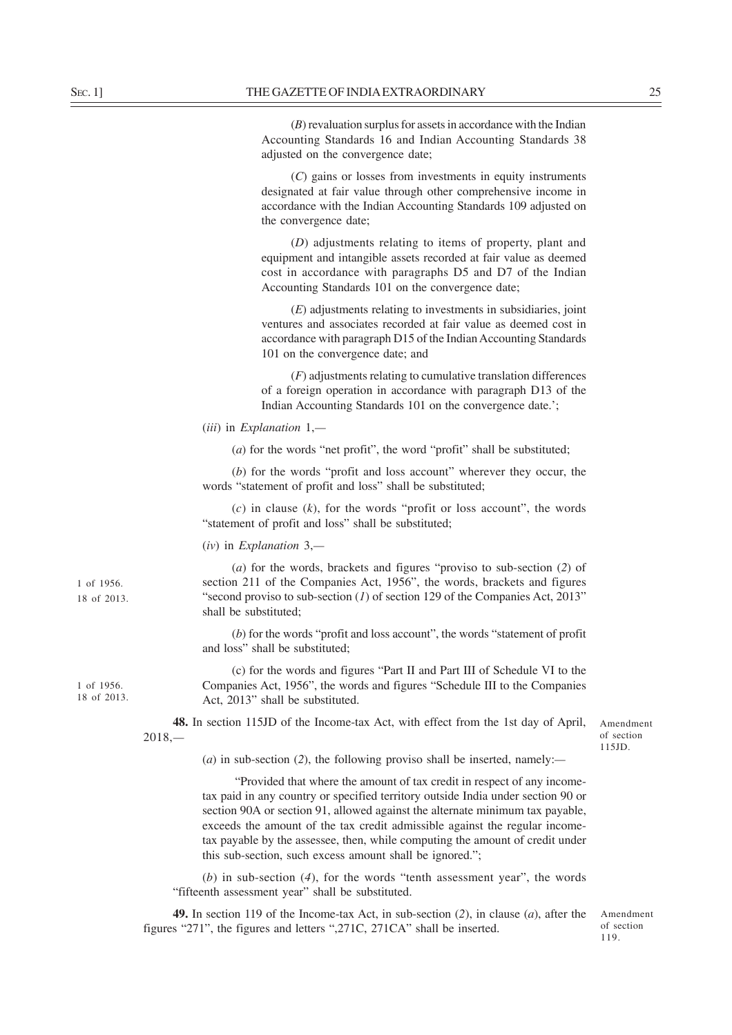(*B*) revaluation surplus for assets in accordance with the Indian Accounting Standards 16 and Indian Accounting Standards 38 adjusted on the convergence date;

(*C*) gains or losses from investments in equity instruments designated at fair value through other comprehensive income in accordance with the Indian Accounting Standards 109 adjusted on the convergence date;

(*D*) adjustments relating to items of property, plant and equipment and intangible assets recorded at fair value as deemed cost in accordance with paragraphs D5 and D7 of the Indian Accounting Standards 101 on the convergence date;

(*E*) adjustments relating to investments in subsidiaries, joint ventures and associates recorded at fair value as deemed cost in accordance with paragraph D15 of the Indian Accounting Standards 101 on the convergence date; and

(*F*) adjustments relating to cumulative translation differences of a foreign operation in accordance with paragraph D13 of the Indian Accounting Standards 101 on the convergence date.';

(*iii*) in *Explanation* 1,—

(*a*) for the words "net profit", the word "profit" shall be substituted;

(*b*) for the words "profit and loss account" wherever they occur, the words "statement of profit and loss" shall be substituted;

(*c*) in clause (*k*), for the words "profit or loss account", the words "statement of profit and loss" shall be substituted;

(*iv*) in *Explanation* 3,—

(*a*) for the words, brackets and figures "proviso to sub-section (*2*) of section 211 of the Companies Act, 1956", the words, brackets and figures "second proviso to sub-section (*1*) of section 129 of the Companies Act, 2013" shall be substituted;

1 of 1956.
18 of 2013.

(*b*) for the words "profit and loss account", the words "statement of profit and loss" shall be substituted;

(c) for the words and figures "Part II and Part III of Schedule VI to the Companies Act, 1956", the words and figures "Schedule III to the Companies Act, 2013" shall be substituted.

1 of 1956.
18 of 2013.

Amendment of section 115JD.

**48.** In section 115JD of the Income-tax Act, with effect from the 1st day of April, 2018,—

(*a*) in sub-section (*2*), the following proviso shall be inserted, namely:—

"Provided that where the amount of tax credit in respect of any income-tax paid in any country or specified territory outside India under section 90 or section 90A or section 91, allowed against the alternate minimum tax payable, exceeds the amount of the tax credit admissible against the regular income-tax payable by the assessee, then, while computing the amount of credit under this sub-section, such excess amount shall be ignored.";

(*b*) in sub-section (*4*), for the words "tenth assessment year", the words "fifteenth assessment year" shall be substituted.

Amendment of section 119.

**49.** In section 119 of the Income-tax Act, in sub-section (*2*), in clause (*a*), after the figures "271", the figures and letters ",271C, 271CA" shall be inserted.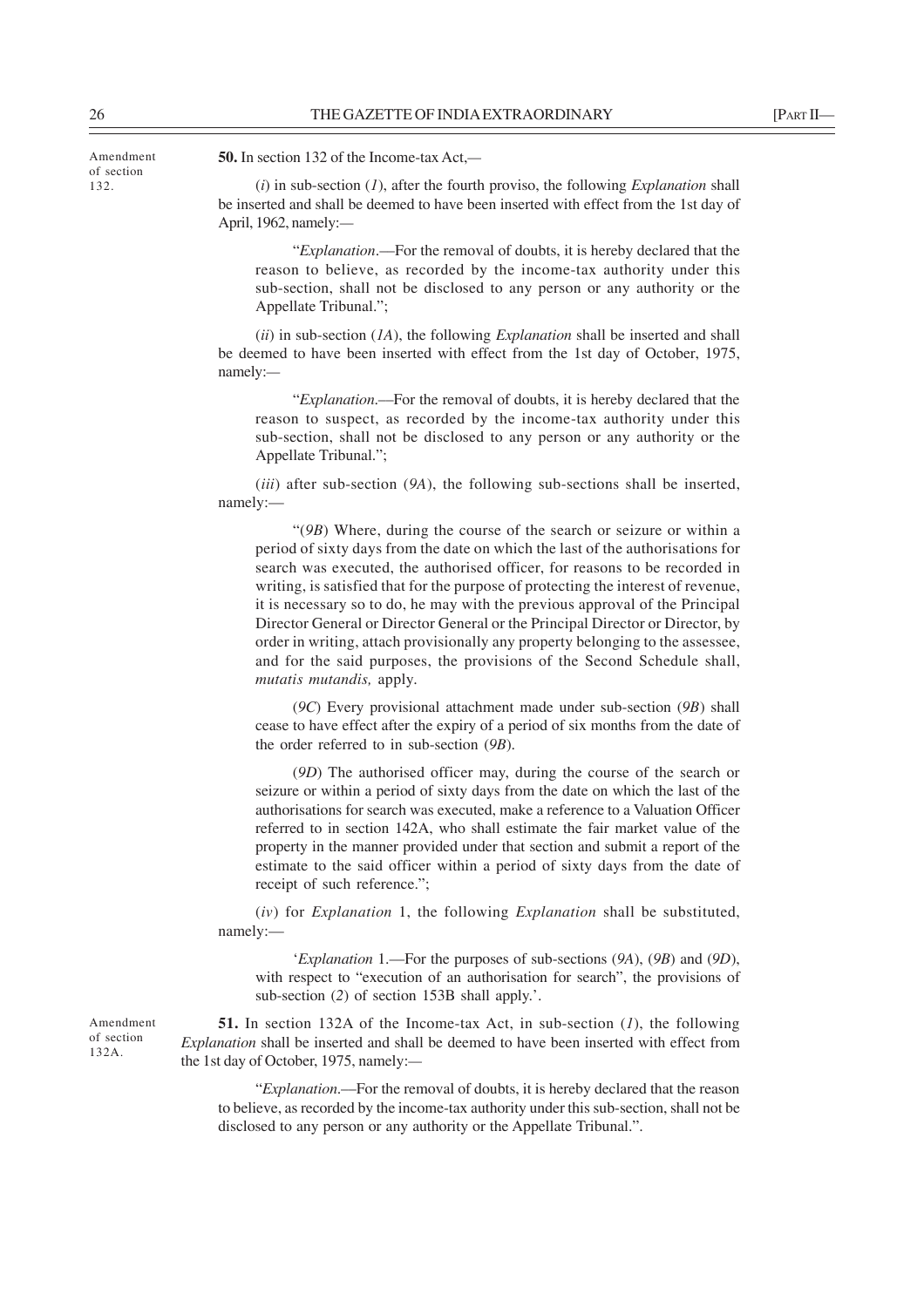Amendment of section 132.

**50.** In section 132 of the Income-tax Act,—

(*i*) in sub-section (*1*), after the fourth proviso, the following *Explanation* shall be inserted and shall be deemed to have been inserted with effect from the 1st day of April, 1962, namely:—

"*Explanation*.—For the removal of doubts, it is hereby declared that the reason to believe, as recorded by the income-tax authority under this sub-section, shall not be disclosed to any person or any authority or the Appellate Tribunal.";

(*ii*) in sub-section (*1A*), the following *Explanation* shall be inserted and shall be deemed to have been inserted with effect from the 1st day of October, 1975, namely:—

"*Explanation*.—For the removal of doubts, it is hereby declared that the reason to suspect, as recorded by the income-tax authority under this sub-section, shall not be disclosed to any person or any authority or the Appellate Tribunal.";

(*iii*) after sub-section (*9A*), the following sub-sections shall be inserted, namely:—

"(*9B*) Where, during the course of the search or seizure or within a period of sixty days from the date on which the last of the authorisations for search was executed, the authorised officer, for reasons to be recorded in writing, is satisfied that for the purpose of protecting the interest of revenue, it is necessary so to do, he may with the previous approval of the Principal Director General or Director General or the Principal Director or Director, by order in writing, attach provisionally any property belonging to the assessee, and for the said purposes, the provisions of the Second Schedule shall, *mutatis mutandis,* apply.

(*9C*) Every provisional attachment made under sub-section (*9B*) shall cease to have effect after the expiry of a period of six months from the date of the order referred to in sub-section (*9B*).

(*9D*) The authorised officer may, during the course of the search or seizure or within a period of sixty days from the date on which the last of the authorisations for search was executed, make a reference to a Valuation Officer referred to in section 142A, who shall estimate the fair market value of the property in the manner provided under that section and submit a report of the estimate to the said officer within a period of sixty days from the date of receipt of such reference.";

(*iv*) for *Explanation* 1, the following *Explanation* shall be substituted, namely:—

'*Explanation* 1.—For the purposes of sub-sections (*9A*), (*9B*) and (*9D*), with respect to "execution of an authorisation for search", the provisions of sub-section (*2*) of section 153B shall apply.'.

Amendment of section 132A.

**51.** In section 132A of the Income-tax Act, in sub-section (*1*), the following *Explanation* shall be inserted and shall be deemed to have been inserted with effect from the 1st day of October, 1975, namely:—

"*Explanation*.—For the removal of doubts, it is hereby declared that the reason to believe, as recorded by the income-tax authority under this sub-section, shall not be disclosed to any person or any authority or the Appellate Tribunal.".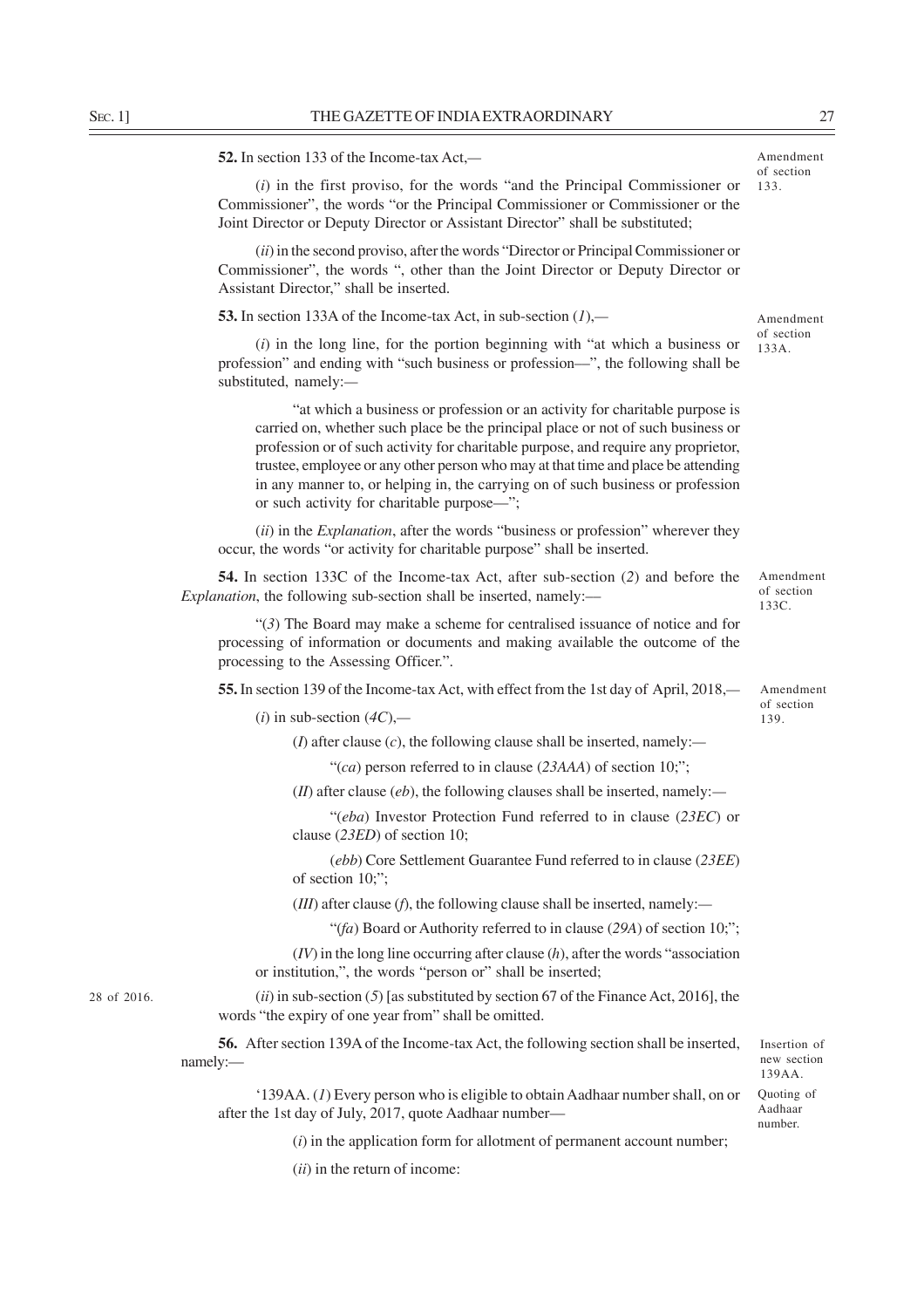**52.** In section 133 of the Income-tax Act,—

Amendment of section 133.

(*i*) in the first proviso, for the words "and the Principal Commissioner or Commissioner", the words "or the Principal Commissioner or Commissioner or the Joint Director or Deputy Director or Assistant Director" shall be substituted;

(*ii*) in the second proviso, after the words "Director or Principal Commissioner or Commissioner", the words ", other than the Joint Director or Deputy Director or Assistant Director," shall be inserted.

**53.** In section 133A of the Income-tax Act, in sub-section (*1*),—

Amendment of section 133A.

(*i*) in the long line, for the portion beginning with "at which a business or profession" and ending with "such business or profession—", the following shall be substituted, namely:—

"at which a business or profession or an activity for charitable purpose is carried on, whether such place be the principal place or not of such business or profession or of such activity for charitable purpose, and require any proprietor, trustee, employee or any other person who may at that time and place be attending in any manner to, or helping in, the carrying on of such business or profession or such activity for charitable purpose—";

(*ii*) in the *Explanation*, after the words "business or profession" wherever they occur, the words "or activity for charitable purpose" shall be inserted.

**54.** In section 133C of the Income-tax Act, after sub-section (*2*) and before the *Explanation*, the following sub-section shall be inserted, namely:—

Amendment of section 133C.

"(*3*) The Board may make a scheme for centralised issuance of notice and for processing of information or documents and making available the outcome of the processing to the Assessing Officer.".

**55.** In section 139 of the Income-tax Act, with effect from the 1st day of April, 2018,—

Amendment of section 139.

(*i*) in sub-section (*4C*),—

(*I*) after clause (*c*), the following clause shall be inserted, namely:—

"(*ca*) person referred to in clause (*23AAA*) of section 10;";

(*II*) after clause (*eb*), the following clauses shall be inserted, namely:—

"(*eba*) Investor Protection Fund referred to in clause (*23EC*) or clause (*23ED*) of section 10;

(*ebb*) Core Settlement Guarantee Fund referred to in clause (*23EE*) of section 10;";

(*III*) after clause (*f*), the following clause shall be inserted, namely:—

"(*fa*) Board or Authority referred to in clause (*29A*) of section 10;";

(*IV*) in the long line occurring after clause (*h*), after the words "association or institution,", the words "person or" shall be inserted;

28 of 2016.

(*ii*) in sub-section (*5*) [as substituted by section 67 of the Finance Act, 2016], the words "the expiry of one year from" shall be omitted.

**56.** After section 139A of the Income-tax Act, the following section shall be inserted, namely:—

Insertion of new section 139AA.

Quoting of Aadhaar number.

'139AA. (*1*) Every person who is eligible to obtain Aadhaar number shall, on or after the 1st day of July, 2017, quote Aadhaar number—

(*i*) in the application form for allotment of permanent account number;

(*ii*) in the return of income: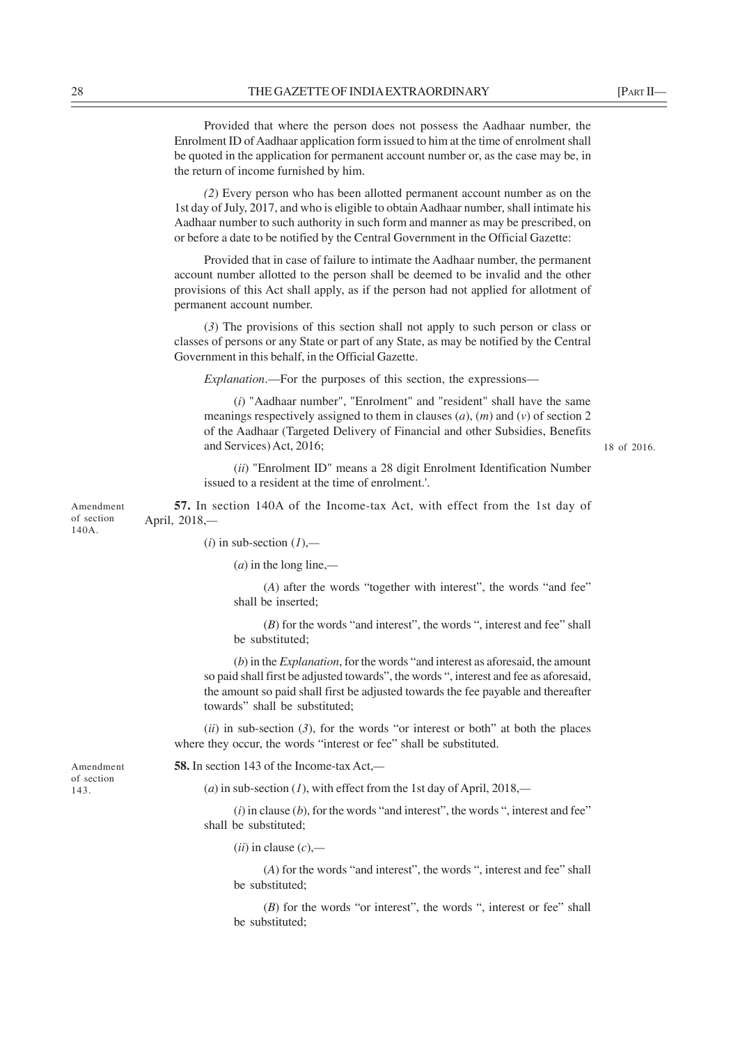Provided that where the person does not possess the Aadhaar number, the Enrolment ID of Aadhaar application form issued to him at the time of enrolment shall be quoted in the application for permanent account number or, as the case may be, in the return of income furnished by him.

*(2)* Every person who has been allotted permanent account number as on the 1st day of July, 2017, and who is eligible to obtain Aadhaar number, shall intimate his Aadhaar number to such authority in such form and manner as may be prescribed, on or before a date to be notified by the Central Government in the Official Gazette:

Provided that in case of failure to intimate the Aadhaar number, the permanent account number allotted to the person shall be deemed to be invalid and the other provisions of this Act shall apply, as if the person had not applied for allotment of permanent account number.

(*3*) The provisions of this section shall not apply to such person or class or classes of persons or any State or part of any State, as may be notified by the Central Government in this behalf, in the Official Gazette.

*Explanation*.—For the purposes of this section, the expressions—

(*i*) "Aadhaar number", "Enrolment" and "resident" shall have the same meanings respectively assigned to them in clauses (*a*), (*m*) and (*v*) of section 2 of the Aadhaar (Targeted Delivery of Financial and other Subsidies, Benefits and Services) Act, 2016; 18 of 2016.

(*ii*) "Enrolment ID" means a 28 digit Enrolment Identification Number issued to a resident at the time of enrolment.'.

Amendment of section 140A.

**57.** In section 140A of the Income-tax Act, with effect from the 1st day of April, 2018,—

(*i*) in sub-section (*1*),—

(*a*) in the long line,—

(*A*) after the words "together with interest", the words "and fee" shall be inserted;

(*B*) for the words "and interest", the words ", interest and fee" shall be substituted;

(*b*) in the *Explanation*, for the words "and interest as aforesaid, the amount so paid shall first be adjusted towards", the words ", interest and fee as aforesaid, the amount so paid shall first be adjusted towards the fee payable and thereafter towards" shall be substituted;

(*ii*) in sub-section (*3*), for the words "or interest or both" at both the places where they occur, the words "interest or fee" shall be substituted.

Amendment of section 143.

**58.** In section 143 of the Income-tax Act,—

(*a*) in sub-section (*1*), with effect from the 1st day of April, 2018,—

(*i*) in clause (*b*), for the words "and interest", the words ", interest and fee" shall be substituted;

(*ii*) in clause (*c*),—

(*A*) for the words "and interest", the words ", interest and fee" shall be substituted;

(*B*) for the words "or interest", the words ", interest or fee" shall be substituted;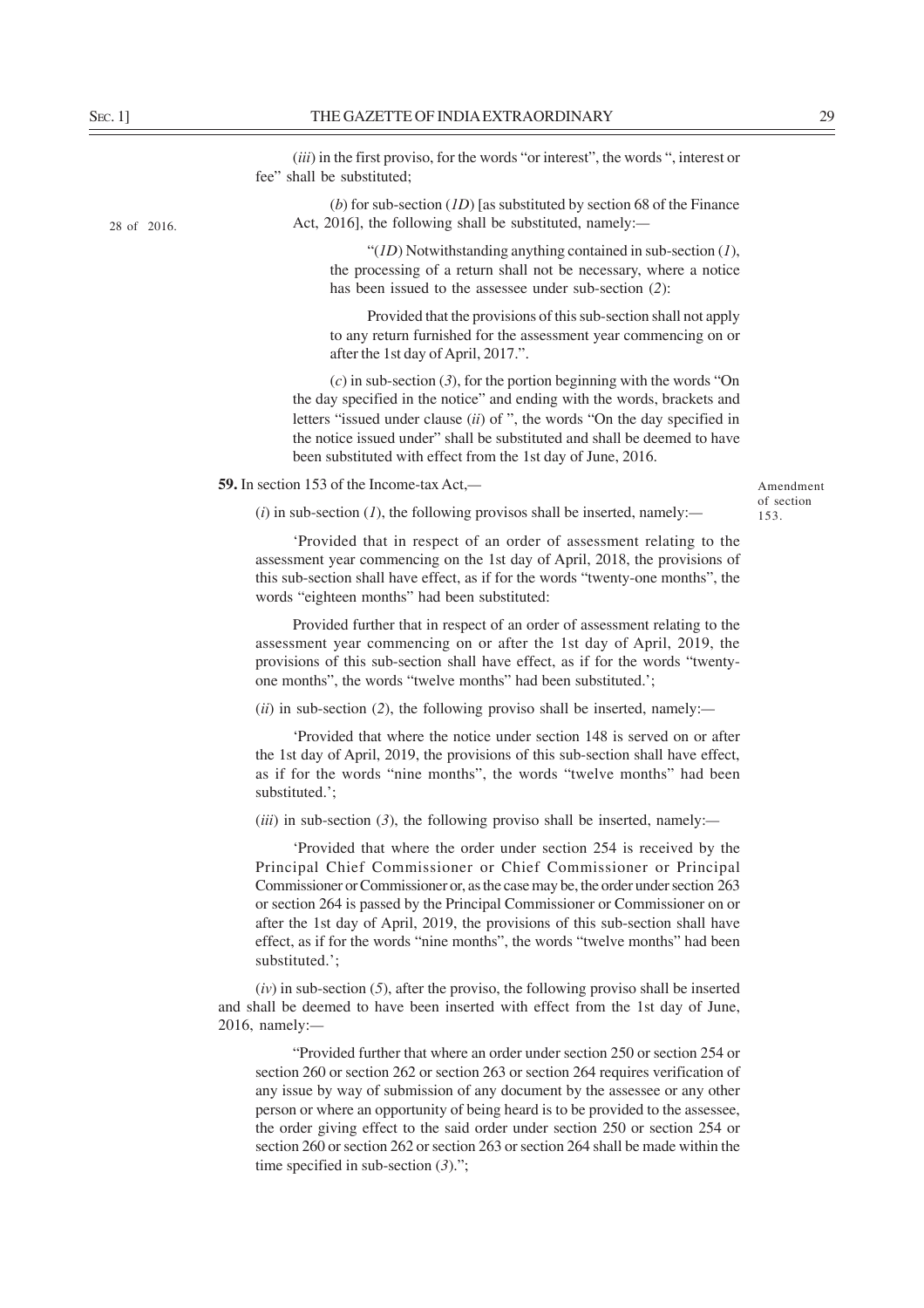(*iii*) in the first proviso, for the words "or interest", the words ", interest or fee" shall be substituted;

(*b*) for sub-section (*1D*) [as substituted by section 68 of the Finance Act, 2016], the following shall be substituted, namely:—

28 of 2016.

"(*1D*) Notwithstanding anything contained in sub-section (*1*), the processing of a return shall not be necessary, where a notice has been issued to the assessee under sub-section (*2*):

Provided that the provisions of this sub-section shall not apply to any return furnished for the assessment year commencing on or after the 1st day of April, 2017.".

(*c*) in sub-section (*3*), for the portion beginning with the words "On the day specified in the notice" and ending with the words, brackets and letters "issued under clause (*ii*) of ", the words "On the day specified in the notice issued under" shall be substituted and shall be deemed to have been substituted with effect from the 1st day of June, 2016.

Amendment of section 153.

**59.** In section 153 of the Income-tax Act,—

(*i*) in sub-section (*1*), the following provisos shall be inserted, namely:—

'Provided that in respect of an order of assessment relating to the assessment year commencing on the 1st day of April, 2018, the provisions of this sub-section shall have effect, as if for the words "twenty-one months", the words "eighteen months" had been substituted:

Provided further that in respect of an order of assessment relating to the assessment year commencing on or after the 1st day of April, 2019, the provisions of this sub-section shall have effect, as if for the words "twenty-one months", the words "twelve months" had been substituted.';

(*ii*) in sub-section (*2*), the following proviso shall be inserted, namely:—

'Provided that where the notice under section 148 is served on or after the 1st day of April, 2019, the provisions of this sub-section shall have effect, as if for the words "nine months", the words "twelve months" had been substituted.';

(*iii*) in sub-section (*3*), the following proviso shall be inserted, namely:—

'Provided that where the order under section 254 is received by the Principal Chief Commissioner or Chief Commissioner or Principal Commissioner or Commissioner or, as the case may be, the order under section 263 or section 264 is passed by the Principal Commissioner or Commissioner on or after the 1st day of April, 2019, the provisions of this sub-section shall have effect, as if for the words "nine months", the words "twelve months" had been substituted.';

(*iv*) in sub-section (*5*), after the proviso, the following proviso shall be inserted and shall be deemed to have been inserted with effect from the 1st day of June, 2016, namely:—

"Provided further that where an order under section 250 or section 254 or section 260 or section 262 or section 263 or section 264 requires verification of any issue by way of submission of any document by the assessee or any other person or where an opportunity of being heard is to be provided to the assessee, the order giving effect to the said order under section 250 or section 254 or section 260 or section 262 or section 263 or section 264 shall be made within the time specified in sub-section (*3*).";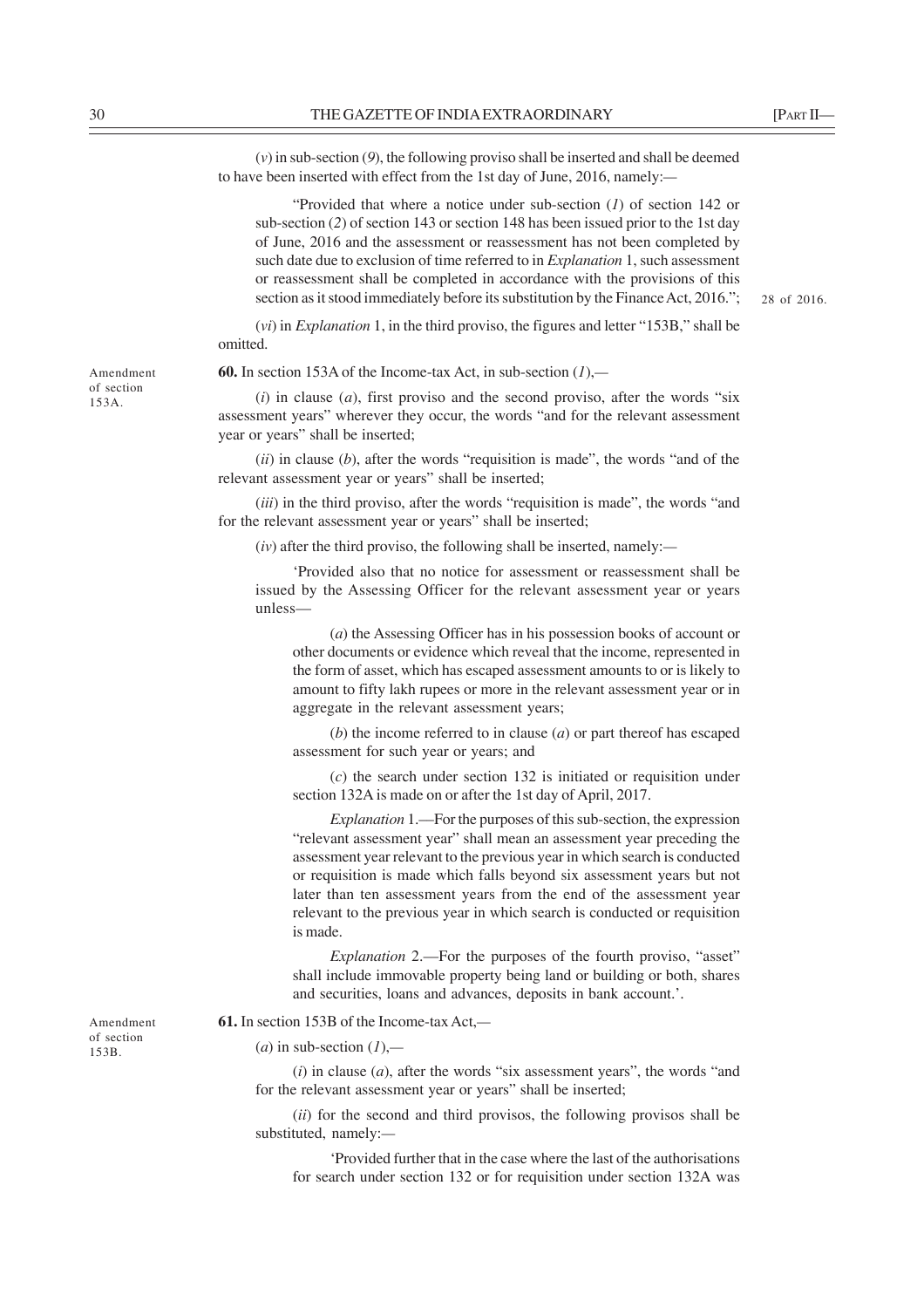(*v*) in sub-section (*9*), the following proviso shall be inserted and shall be deemed to have been inserted with effect from the 1st day of June, 2016, namely:—

"Provided that where a notice under sub-section (*1*) of section 142 or sub-section (*2*) of section 143 or section 148 has been issued prior to the 1st day of June, 2016 and the assessment or reassessment has not been completed by such date due to exclusion of time referred to in *Explanation* 1, such assessment or reassessment shall be completed in accordance with the provisions of this section as it stood immediately before its substitution by the Finance Act, 2016."; 28 of 2016.

(*vi*) in *Explanation* 1, in the third proviso, the figures and letter "153B," shall be omitted.

Amendment of section 153A.

**60.** In section 153A of the Income-tax Act, in sub-section (*1*),—

(*i*) in clause (*a*), first proviso and the second proviso, after the words "six assessment years" wherever they occur, the words "and for the relevant assessment year or years" shall be inserted;

(*ii*) in clause (*b*), after the words "requisition is made", the words "and of the relevant assessment year or years" shall be inserted;

(*iii*) in the third proviso, after the words "requisition is made", the words "and for the relevant assessment year or years" shall be inserted;

(*iv*) after the third proviso, the following shall be inserted, namely:—

'Provided also that no notice for assessment or reassessment shall be issued by the Assessing Officer for the relevant assessment year or years unless—

(*a*) the Assessing Officer has in his possession books of account or other documents or evidence which reveal that the income, represented in the form of asset, which has escaped assessment amounts to or is likely to amount to fifty lakh rupees or more in the relevant assessment year or in aggregate in the relevant assessment years;

(*b*) the income referred to in clause (*a*) or part thereof has escaped assessment for such year or years; and

(*c*) the search under section 132 is initiated or requisition under section 132A is made on or after the 1st day of April, 2017.

*Explanation* 1.—For the purposes of this sub-section, the expression "relevant assessment year" shall mean an assessment year preceding the assessment year relevant to the previous year in which search is conducted or requisition is made which falls beyond six assessment years but not later than ten assessment years from the end of the assessment year relevant to the previous year in which search is conducted or requisition is made.

*Explanation* 2.—For the purposes of the fourth proviso, "asset" shall include immovable property being land or building or both, shares and securities, loans and advances, deposits in bank account.'.

Amendment of section 153B.

**61.** In section 153B of the Income-tax Act,—

(*a*) in sub-section (*1*),—

(*i*) in clause (*a*), after the words "six assessment years", the words "and for the relevant assessment year or years" shall be inserted;

(*ii*) for the second and third provisos, the following provisos shall be substituted, namely:—

'Provided further that in the case where the last of the authorisations for search under section 132 or for requisition under section 132A was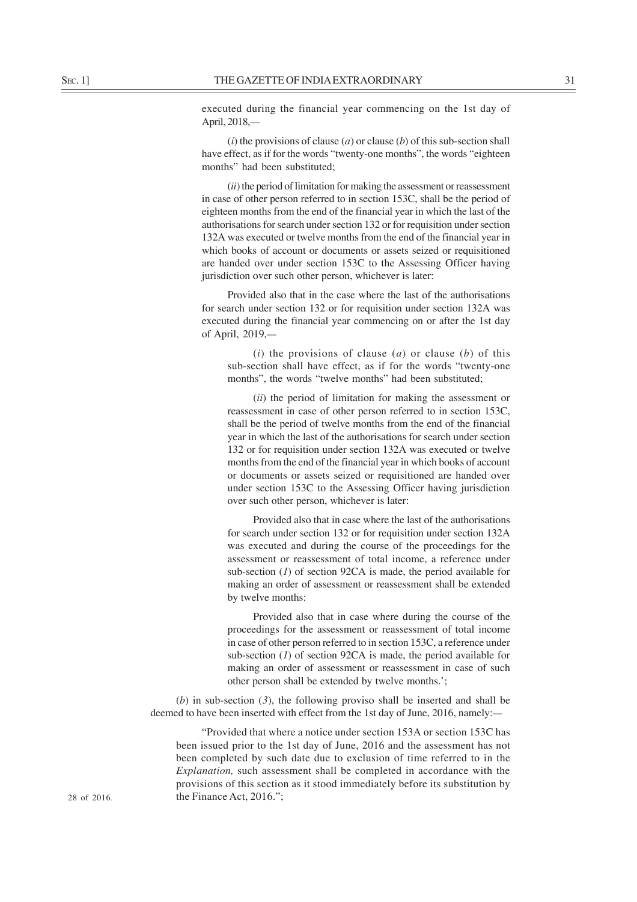executed during the financial year commencing on the 1st day of April, 2018,—

(*i*) the provisions of clause (*a*) or clause (*b*) of this sub-section shall have effect, as if for the words "twenty-one months", the words "eighteen months" had been substituted;

(*ii*) the period of limitation for making the assessment or reassessment in case of other person referred to in section 153C, shall be the period of eighteen months from the end of the financial year in which the last of the authorisations for search under section 132 or for requisition under section 132A was executed or twelve months from the end of the financial year in which books of account or documents or assets seized or requisitioned are handed over under section 153C to the Assessing Officer having jurisdiction over such other person, whichever is later:

Provided also that in the case where the last of the authorisations for search under section 132 or for requisition under section 132A was executed during the financial year commencing on or after the 1st day of April, 2019,—

(*i*) the provisions of clause (*a*) or clause (*b*) of this sub-section shall have effect, as if for the words "twenty-one months", the words "twelve months" had been substituted;

(*ii*) the period of limitation for making the assessment or reassessment in case of other person referred to in section 153C, shall be the period of twelve months from the end of the financial year in which the last of the authorisations for search under section 132 or for requisition under section 132A was executed or twelve months from the end of the financial year in which books of account or documents or assets seized or requisitioned are handed over under section 153C to the Assessing Officer having jurisdiction over such other person, whichever is later:

Provided also that in case where the last of the authorisations for search under section 132 or for requisition under section 132A was executed and during the course of the proceedings for the assessment or reassessment of total income, a reference under sub-section (*1*) of section 92CA is made, the period available for making an order of assessment or reassessment shall be extended by twelve months:

Provided also that in case where during the course of the proceedings for the assessment or reassessment of total income in case of other person referred to in section 153C, a reference under sub-section (*1*) of section 92CA is made, the period available for making an order of assessment or reassessment in case of such other person shall be extended by twelve months.';

(*b*) in sub-section (*3*), the following proviso shall be inserted and shall be deemed to have been inserted with effect from the 1st day of June, 2016, namely:—

"Provided that where a notice under section 153A or section 153C has been issued prior to the 1st day of June, 2016 and the assessment has not been completed by such date due to exclusion of time referred to in the *Explanation,* such assessment shall be completed in accordance with the provisions of this section as it stood immediately before its substitution by the Finance Act, 2016.";

28 of 2016.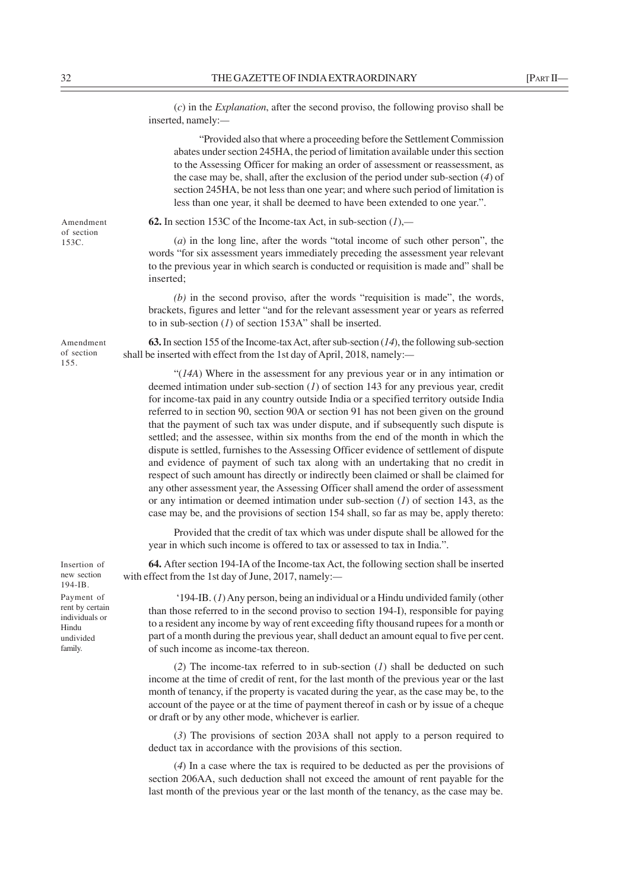(*c*) in the *Explanation*, after the second proviso, the following proviso shall be inserted, namely:—

"Provided also that where a proceeding before the Settlement Commission abates under section 245HA, the period of limitation available under this section to the Assessing Officer for making an order of assessment or reassessment, as the case may be, shall, after the exclusion of the period under sub-section (*4*) of section 245HA, be not less than one year; and where such period of limitation is less than one year, it shall be deemed to have been extended to one year.".

Amendment of section 153C.

**62.** In section 153C of the Income-tax Act, in sub-section (*1*),—

(*a*) in the long line, after the words "total income of such other person", the words "for six assessment years immediately preceding the assessment year relevant to the previous year in which search is conducted or requisition is made and" shall be inserted;

*(b)* in the second proviso, after the words "requisition is made", the words, brackets, figures and letter "and for the relevant assessment year or years as referred to in sub-section (*1*) of section 153A" shall be inserted.

Amendment of section 155.

**63.** In section 155 of the Income-tax Act, after sub-section (*14*), the following sub-section shall be inserted with effect from the 1st day of April, 2018, namely:—

"(*14A*) Where in the assessment for any previous year or in any intimation or deemed intimation under sub-section (*1*) of section 143 for any previous year, credit for income-tax paid in any country outside India or a specified territory outside India referred to in section 90, section 90A or section 91 has not been given on the ground that the payment of such tax was under dispute, and if subsequently such dispute is settled; and the assessee, within six months from the end of the month in which the dispute is settled, furnishes to the Assessing Officer evidence of settlement of dispute and evidence of payment of such tax along with an undertaking that no credit in respect of such amount has directly or indirectly been claimed or shall be claimed for any other assessment year, the Assessing Officer shall amend the order of assessment or any intimation or deemed intimation under sub-section (*1*) of section 143, as the case may be, and the provisions of section 154 shall, so far as may be, apply thereto:

Provided that the credit of tax which was under dispute shall be allowed for the year in which such income is offered to tax or assessed to tax in India.".

Insertion of new section 194-IB.

**64.** After section 194-IA of the Income-tax Act, the following section shall be inserted with effect from the 1st day of June, 2017, namely:—

Payment of rent by certain individuals or Hindu undivided family.

'194-IB. (*1*) Any person, being an individual or a Hindu undivided family (other than those referred to in the second proviso to section 194-I), responsible for paying to a resident any income by way of rent exceeding fifty thousand rupees for a month or part of a month during the previous year, shall deduct an amount equal to five per cent. of such income as income-tax thereon.

(*2*) The income-tax referred to in sub-section (*1*) shall be deducted on such income at the time of credit of rent, for the last month of the previous year or the last month of tenancy, if the property is vacated during the year, as the case may be, to the account of the payee or at the time of payment thereof in cash or by issue of a cheque or draft or by any other mode, whichever is earlier.

(*3*) The provisions of section 203A shall not apply to a person required to deduct tax in accordance with the provisions of this section.

(*4*) In a case where the tax is required to be deducted as per the provisions of section 206AA, such deduction shall not exceed the amount of rent payable for the last month of the previous year or the last month of the tenancy, as the case may be.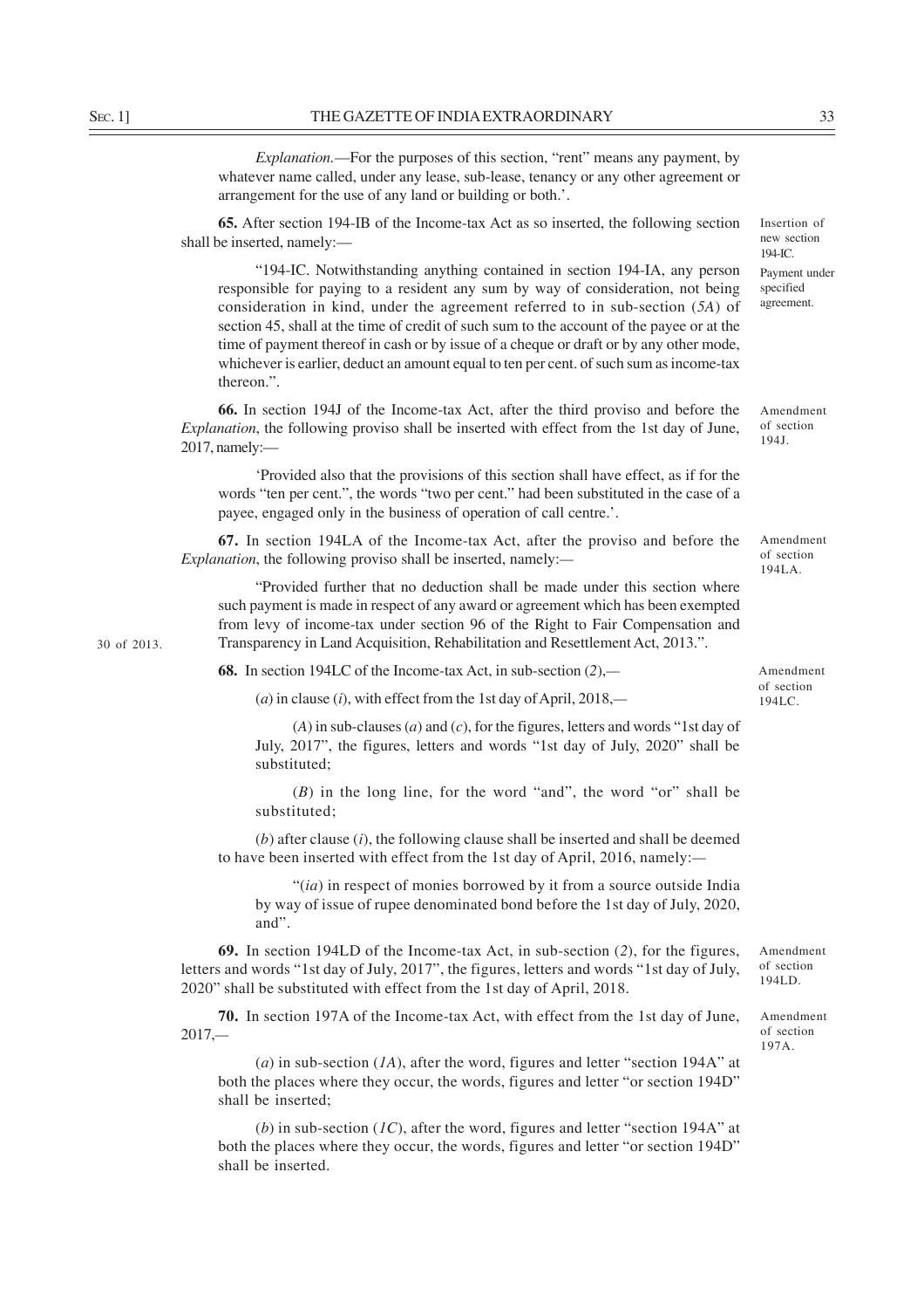*Explanation*.—For the purposes of this section, "rent" means any payment, by whatever name called, under any lease, sub-lease, tenancy or any other agreement or arrangement for the use of any land or building or both.'.

Insertion of new section 194-IC.

**65.** After section 194-IB of the Income-tax Act as so inserted, the following section shall be inserted, namely:—

Payment under specified agreement.

"194-IC. Notwithstanding anything contained in section 194-IA, any person responsible for paying to a resident any sum by way of consideration, not being consideration in kind, under the agreement referred to in sub-section (*5A*) of section 45, shall at the time of credit of such sum to the account of the payee or at the time of payment thereof in cash or by issue of a cheque or draft or by any other mode, whichever is earlier, deduct an amount equal to ten per cent. of such sum as income-tax thereon.".

Amendment of section 194J.

**66.** In section 194J of the Income-tax Act, after the third proviso and before the *Explanation*, the following proviso shall be inserted with effect from the 1st day of June, 2017, namely:—

'Provided also that the provisions of this section shall have effect, as if for the words "ten per cent.", the words "two per cent." had been substituted in the case of a payee, engaged only in the business of operation of call centre.'.

Amendment of section 194LA.

**67.** In section 194LA of the Income-tax Act, after the proviso and before the *Explanation*, the following proviso shall be inserted, namely:—

"Provided further that no deduction shall be made under this section where such payment is made in respect of any award or agreement which has been exempted from levy of income-tax under section 96 of the Right to Fair Compensation and Transparency in Land Acquisition, Rehabilitation and Resettlement Act, 2013.".

30 of 2013.

Amendment of section 194LC.

**68.** In section 194LC of the Income-tax Act, in sub-section (*2*),—

(*a*) in clause (*i*), with effect from the 1st day of April, 2018,—

(*A*) in sub-clauses (*a*) and (*c*), for the figures, letters and words "1st day of July, 2017", the figures, letters and words "1st day of July, 2020" shall be substituted;

(*B*) in the long line, for the word "and", the word "or" shall be substituted;

(*b*) after clause (*i*), the following clause shall be inserted and shall be deemed to have been inserted with effect from the 1st day of April, 2016, namely:—

"(*ia*) in respect of monies borrowed by it from a source outside India by way of issue of rupee denominated bond before the 1st day of July, 2020, and".

Amendment of section 194LD.

**69.** In section 194LD of the Income-tax Act, in sub-section (*2*), for the figures, letters and words "1st day of July, 2017", the figures, letters and words "1st day of July, 2020" shall be substituted with effect from the 1st day of April, 2018.

Amendment of section 197A.

**70.** In section 197A of the Income-tax Act, with effect from the 1st day of June, 2017,—

(*a*) in sub-section (*1A*), after the word, figures and letter "section 194A" at both the places where they occur, the words, figures and letter "or section 194D" shall be inserted;

(*b*) in sub-section (*1C*), after the word, figures and letter "section 194A" at both the places where they occur, the words, figures and letter "or section 194D" shall be inserted.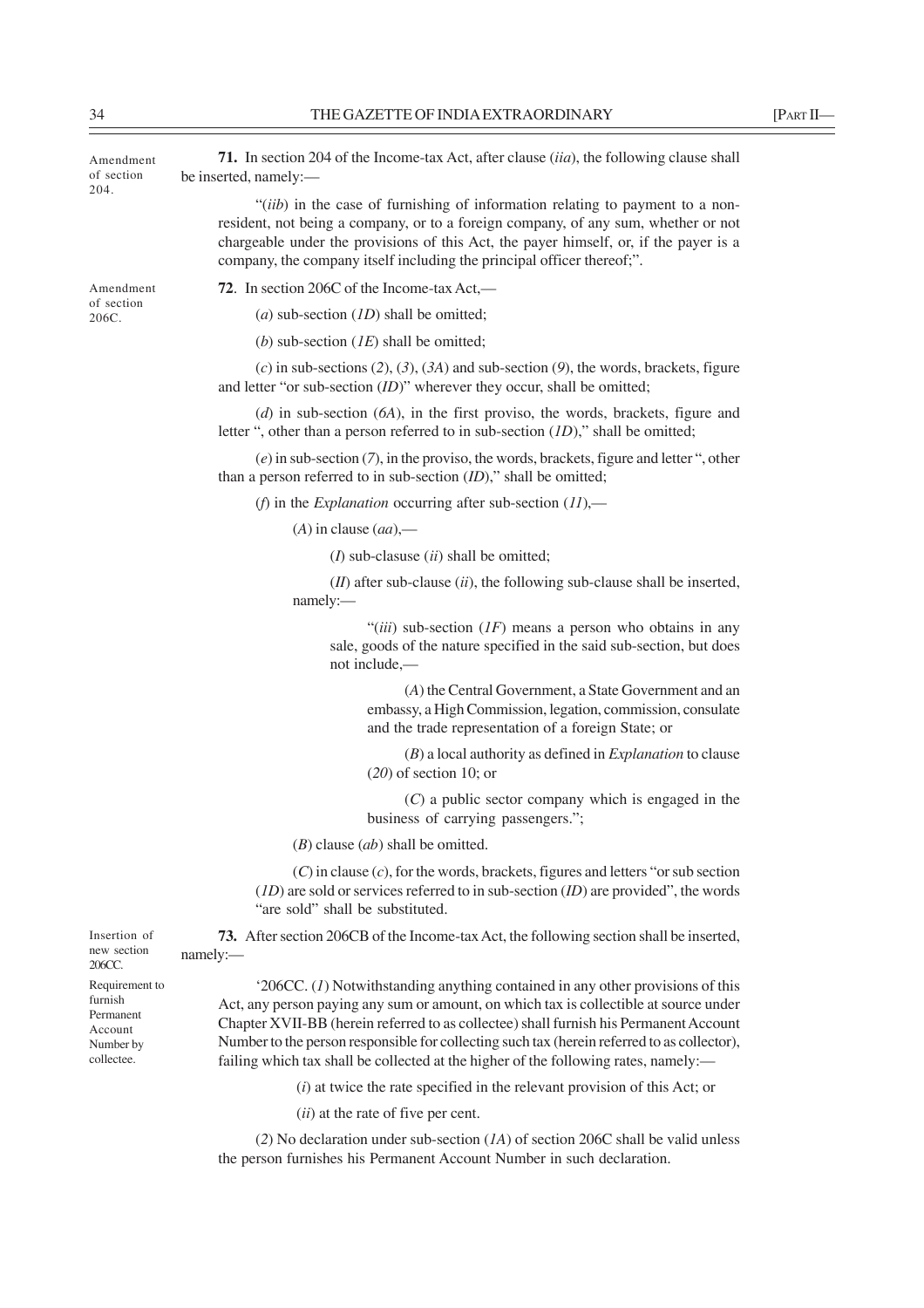Amendment of section 204.

**71.** In section 204 of the Income-tax Act, after clause (*iia*), the following clause shall be inserted, namely:—

"(*iib*) in the case of furnishing of information relating to payment to a non-resident, not being a company, or to a foreign company, of any sum, whether or not chargeable under the provisions of this Act, the payer himself, or, if the payer is a company, the company itself including the principal officer thereof;".

Amendment of section 206C.

**72**. In section 206C of the Income-tax Act,—

(*a*) sub-section (*1D*) shall be omitted;

(*b*) sub-section (*1E*) shall be omitted;

(*c*) in sub-sections (*2*), (*3*), (*3A*) and sub-section (*9*), the words, brackets, figure and letter "or sub-section (*ID*)" wherever they occur, shall be omitted;

(*d*) in sub-section (*6A*), in the first proviso, the words, brackets, figure and letter ", other than a person referred to in sub-section (*1D*)," shall be omitted;

(*e*) in sub-section (*7*), in the proviso, the words, brackets, figure and letter ", other than a person referred to in sub-section (*ID*)," shall be omitted;

(*f*) in the *Explanation* occurring after sub-section (*11*),—

(*A*) in clause (*aa*),—

(*I*) sub-clasuse (*ii*) shall be omitted;

(*II*) after sub-clause (*ii*), the following sub-clause shall be inserted, namely:—

"(*iii*) sub-section (*1F*) means a person who obtains in any sale, goods of the nature specified in the said sub-section, but does not include,—

(*A*) the Central Government, a State Government and an embassy, a High Commission, legation, commission, consulate and the trade representation of a foreign State; or

(*B*) a local authority as defined in *Explanation* to clause (*20*) of section 10; or

(*C*) a public sector company which is engaged in the business of carrying passengers.";

(*B*) clause (*ab*) shall be omitted.

(*C*) in clause (*c*), for the words, brackets, figures and letters "or sub section (*1D*) are sold or services referred to in sub-section (*ID*) are provided", the words "are sold" shall be substituted.

Insertion of new section 206CC.

**73.** After section 206CB of the Income-tax Act, the following section shall be inserted, namely:—

Requirement to furnish Permanent Account Number by collectee.

'206CC. (*1*) Notwithstanding anything contained in any other provisions of this Act, any person paying any sum or amount, on which tax is collectible at source under Chapter XVII-BB (herein referred to as collectee) shall furnish his Permanent Account Number to the person responsible for collecting such tax (herein referred to as collector), failing which tax shall be collected at the higher of the following rates, namely:—

(*i*) at twice the rate specified in the relevant provision of this Act; or

(*ii*) at the rate of five per cent.

(*2*) No declaration under sub-section (*1A*) of section 206C shall be valid unless the person furnishes his Permanent Account Number in such declaration.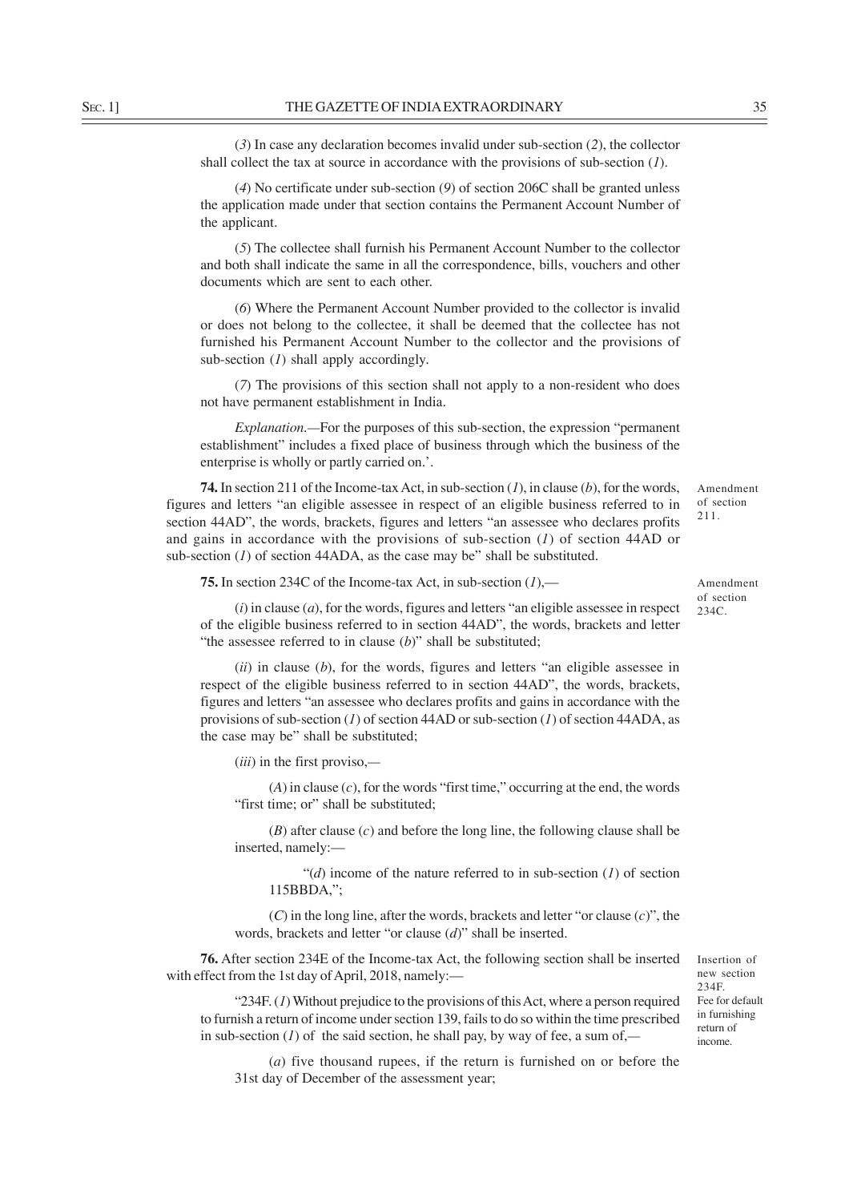(*3*) In case any declaration becomes invalid under sub-section (*2*), the collector shall collect the tax at source in accordance with the provisions of sub-section (*1*).

(*4*) No certificate under sub-section (*9*) of section 206C shall be granted unless the application made under that section contains the Permanent Account Number of the applicant.

(*5*) The collectee shall furnish his Permanent Account Number to the collector and both shall indicate the same in all the correspondence, bills, vouchers and other documents which are sent to each other.

(*6*) Where the Permanent Account Number provided to the collector is invalid or does not belong to the collectee, it shall be deemed that the collectee has not furnished his Permanent Account Number to the collector and the provisions of sub-section (*1*) shall apply accordingly.

(*7*) The provisions of this section shall not apply to a non-resident who does not have permanent establishment in India.

*Explanation*.—For the purposes of this sub-section, the expression "permanent establishment" includes a fixed place of business through which the business of the enterprise is wholly or partly carried on.'.

Amendment of section 211.

**74.** In section 211 of the Income-tax Act, in sub-section (*1*), in clause (*b*), for the words, figures and letters "an eligible assessee in respect of an eligible business referred to in section 44AD", the words, brackets, figures and letters "an assessee who declares profits and gains in accordance with the provisions of sub-section (*1*) of section 44AD or sub-section (*1*) of section 44ADA, as the case may be" shall be substituted.

Amendment of section 234C.

**75.** In section 234C of the Income-tax Act, in sub-section (*1*),—

(*i*) in clause (*a*), for the words, figures and letters "an eligible assessee in respect of the eligible business referred to in section 44AD", the words, brackets and letter "the assessee referred to in clause (*b*)" shall be substituted;

(*ii*) in clause (*b*), for the words, figures and letters "an eligible assessee in respect of the eligible business referred to in section 44AD", the words, brackets, figures and letters "an assessee who declares profits and gains in accordance with the provisions of sub-section (*1*) of section 44AD or sub-section (*1*) of section 44ADA, as the case may be" shall be substituted;

(*iii*) in the first proviso,—

(*A*) in clause (*c*), for the words "first time," occurring at the end, the words "first time; or" shall be substituted;

(*B*) after clause (*c*) and before the long line, the following clause shall be inserted, namely:—

"(*d*) income of the nature referred to in sub-section (*1*) of section 115BBDA,";

(*C*) in the long line, after the words, brackets and letter "or clause (*c*)", the words, brackets and letter "or clause (*d*)" shall be inserted.

Insertion of new section 234F.

**76.** After section 234E of the Income-tax Act, the following section shall be inserted with effect from the 1st day of April, 2018, namely:—

Fee for default in furnishing return of income.

"234F. (*1*) Without prejudice to the provisions of this Act, where a person required to furnish a return of income under section 139, fails to do so within the time prescribed in sub-section (*1*) of the said section, he shall pay, by way of fee, a sum of,—

(*a*) five thousand rupees, if the return is furnished on or before the 31st day of December of the assessment year;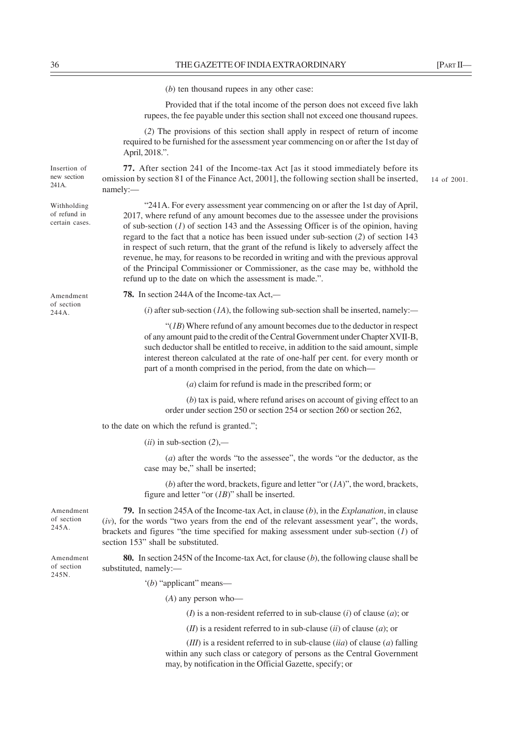(*b*) ten thousand rupees in any other case:

Provided that if the total income of the person does not exceed five lakh rupees, the fee payable under this section shall not exceed one thousand rupees.

(*2*) The provisions of this section shall apply in respect of return of income required to be furnished for the assessment year commencing on or after the 1st day of April, 2018.".

Insertion of new section 241A.

**77.** After section 241 of the Income-tax Act [as it stood immediately before its omission by section 81 of the Finance Act, 2001], the following section shall be inserted, namely:— 14 of 2001.

Withholding of refund in certain cases.

"241A. For every assessment year commencing on or after the 1st day of April, 2017, where refund of any amount becomes due to the assessee under the provisions of sub-section (*1*) of section 143 and the Assessing Officer is of the opinion, having regard to the fact that a notice has been issued under sub-section (*2*) of section 143 in respect of such return, that the grant of the refund is likely to adversely affect the revenue, he may, for reasons to be recorded in writing and with the previous approval of the Principal Commissioner or Commissioner, as the case may be, withhold the refund up to the date on which the assessment is made.".

Amendment of section 244A.

**78.** In section 244A of the Income-tax Act,—

(*i*) after sub-section (*1A*), the following sub-section shall be inserted, namely:—

"(*1B*) Where refund of any amount becomes due to the deductor in respect of any amount paid to the credit of the Central Government under Chapter XVII-B, such deductor shall be entitled to receive, in addition to the said amount, simple interest thereon calculated at the rate of one-half per cent. for every month or part of a month comprised in the period, from the date on which—

(*a*) claim for refund is made in the prescribed form; or

(*b*) tax is paid, where refund arises on account of giving effect to an order under section 250 or section 254 or section 260 or section 262,

to the date on which the refund is granted.";

(*ii*) in sub-section (*2*),—

(*a*) after the words "to the assessee", the words "or the deductor, as the case may be," shall be inserted;

(*b*) after the word, brackets, figure and letter "or (*1A*)", the word, brackets, figure and letter "or (*1B*)" shall be inserted.

Amendment of section 245A.

**79.** In section 245A of the Income-tax Act, in clause (*b*), in the *Explanation*, in clause (*iv*), for the words "two years from the end of the relevant assessment year", the words, brackets and figures "the time specified for making assessment under sub-section (*1*) of section 153" shall be substituted.

Amendment of section 245N.

**80.** In section 245N of the Income-tax Act, for clause (*b*), the following clause shall be substituted, namely:—

'(*b*) "applicant" means—

(*A*) any person who—

(*I*) is a non-resident referred to in sub-clause (*i*) of clause (*a*); or

(*II*) is a resident referred to in sub-clause (*ii*) of clause (*a*); or

(*III*) is a resident referred to in sub-clause (*iia*) of clause (*a*) falling within any such class or category of persons as the Central Government may, by notification in the Official Gazette, specify; or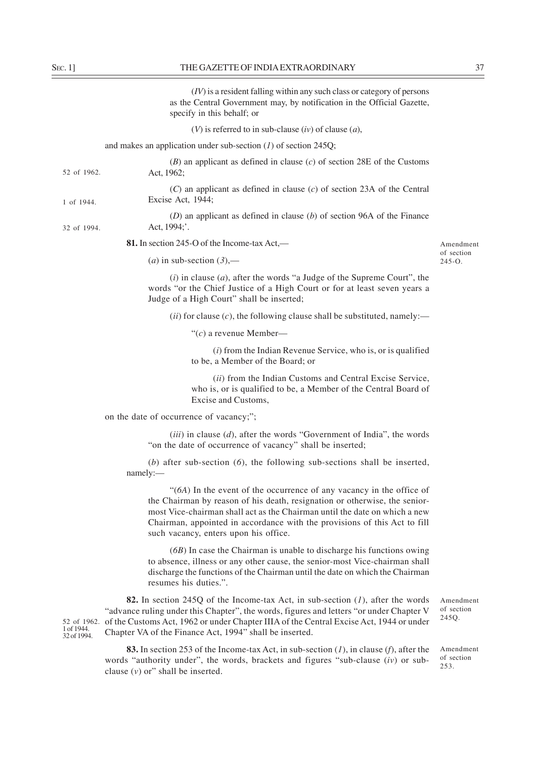(*IV*) is a resident falling within any such class or category of persons as the Central Government may, by notification in the Official Gazette, specify in this behalf; or

(*V*) is referred to in sub-clause (*iv*) of clause (*a*),

and makes an application under sub-section (*1*) of section 245Q;

(*B*) an applicant as defined in clause (*c*) of section 28E of the Customs Act, 1962; 52 of 1962.

(*C*) an applicant as defined in clause (*c*) of section 23A of the Central Excise Act, 1944; 1 of 1944.

(*D*) an applicant as defined in clause (*b*) of section 96A of the Finance Act, 1994;'. 32 of 1994.

**81.** In section 245-O of the Income-tax Act,— *Amendment of section 245-O.*

(*a*) in sub-section (*3*),—

(*i*) in clause (*a*), after the words "a Judge of the Supreme Court", the words "or the Chief Justice of a High Court or for at least seven years a Judge of a High Court" shall be inserted;

(*ii*) for clause (*c*), the following clause shall be substituted, namely:—

"(*c*) a revenue Member—

(*i*) from the Indian Revenue Service, who is, or is qualified to be, a Member of the Board; or

(*ii*) from the Indian Customs and Central Excise Service, who is, or is qualified to be, a Member of the Central Board of Excise and Customs,

on the date of occurrence of vacancy;";

(*iii*) in clause (*d*), after the words "Government of India", the words "on the date of occurrence of vacancy" shall be inserted;

(*b*) after sub-section (*6*), the following sub-sections shall be inserted, namely:—

"(*6A*) In the event of the occurrence of any vacancy in the office of the Chairman by reason of his death, resignation or otherwise, the senior-most Vice-chairman shall act as the Chairman until the date on which a new Chairman, appointed in accordance with the provisions of this Act to fill such vacancy, enters upon his office.

(*6B*) In case the Chairman is unable to discharge his functions owing to absence, illness or any other cause, the senior-most Vice-chairman shall discharge the functions of the Chairman until the date on which the Chairman resumes his duties.".

**82.** In section 245Q of the Income-tax Act, in sub-section (*1*), after the words "advance ruling under this Chapter", the words, figures and letters "or under Chapter V of the Customs Act, 1962 or under Chapter IIIA of the Central Excise Act, 1944 or under Chapter VA of the Finance Act, 1994" shall be inserted. *Amendment of section 245Q.* 52 of 1962. 1 of 1944. 32 of 1994.

**83.** In section 253 of the Income-tax Act, in sub-section (*1*), in clause (*f*), after the words "authority under", the words, brackets and figures "sub-clause (*iv*) or sub-clause (*v*) or" shall be inserted. *Amendment of section 253.*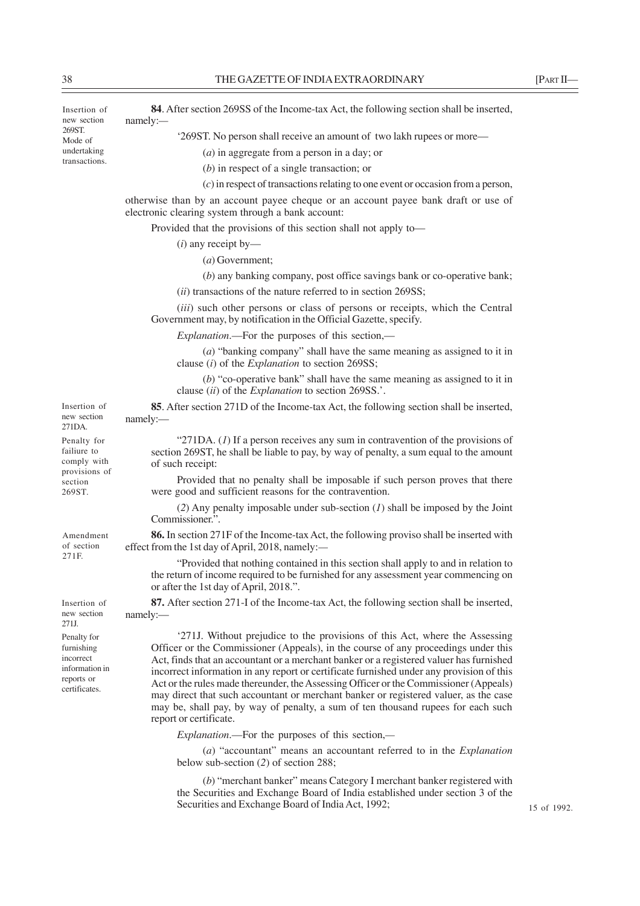Insertion of new section 269ST. Mode of undertaking transactions.

**84**. After section 269SS of the Income-tax Act, the following section shall be inserted, namely:—

'269ST. No person shall receive an amount of two lakh rupees or more—

(*a*) in aggregate from a person in a day; or

(*b*) in respect of a single transaction; or

(*c*) in respect of transactions relating to one event or occasion from a person,

otherwise than by an account payee cheque or an account payee bank draft or use of electronic clearing system through a bank account:

Provided that the provisions of this section shall not apply to—

(*i*) any receipt by—

(*a*) Government;

(*b*) any banking company, post office savings bank or co-operative bank;

(*ii*) transactions of the nature referred to in section 269SS;

(*iii*) such other persons or class of persons or receipts, which the Central Government may, by notification in the Official Gazette, specify.

*Explanation*.—For the purposes of this section,—

(*a*) "banking company" shall have the same meaning as assigned to it in clause (*i*) of the *Explanation* to section 269SS;

(*b*) "co-operative bank" shall have the same meaning as assigned to it in clause (*ii*) of the *Explanation* to section 269SS.'.

Insertion of new section 271DA. Penalty for failiure to comply with provisions of section 269ST.

**85**. After section 271D of the Income-tax Act, the following section shall be inserted, namely:—

"271DA. (*1*) If a person receives any sum in contravention of the provisions of section 269ST, he shall be liable to pay, by way of penalty, a sum equal to the amount of such receipt:

Provided that no penalty shall be imposable if such person proves that there were good and sufficient reasons for the contravention.

(*2*) Any penalty imposable under sub-section (*1*) shall be imposed by the Joint Commissioner.".

Amendment of section 271F.

**86.** In section 271F of the Income-tax Act, the following proviso shall be inserted with effect from the 1st day of April, 2018, namely:—

"Provided that nothing contained in this section shall apply to and in relation to the return of income required to be furnished for any assessment year commencing on or after the 1st day of April, 2018.".

Insertion of new section 271J. Penalty for furnishing incorrect information in reports or certificates.

**87.** After section 271-I of the Income-tax Act, the following section shall be inserted, namely:—

'271J. Without prejudice to the provisions of this Act, where the Assessing Officer or the Commissioner (Appeals), in the course of any proceedings under this Act, finds that an accountant or a merchant banker or a registered valuer has furnished incorrect information in any report or certificate furnished under any provision of this Act or the rules made thereunder, the Assessing Officer or the Commissioner (Appeals) may direct that such accountant or merchant banker or registered valuer, as the case may be, shall pay, by way of penalty, a sum of ten thousand rupees for each such report or certificate.

*Explanation*.—For the purposes of this section,—

(*a*) "accountant" means an accountant referred to in the *Explanation* below sub-section (*2*) of section 288;

(*b*) "merchant banker" means Category I merchant banker registered with the Securities and Exchange Board of India established under section 3 of the Securities and Exchange Board of India Act, 1992;

15 of 1992.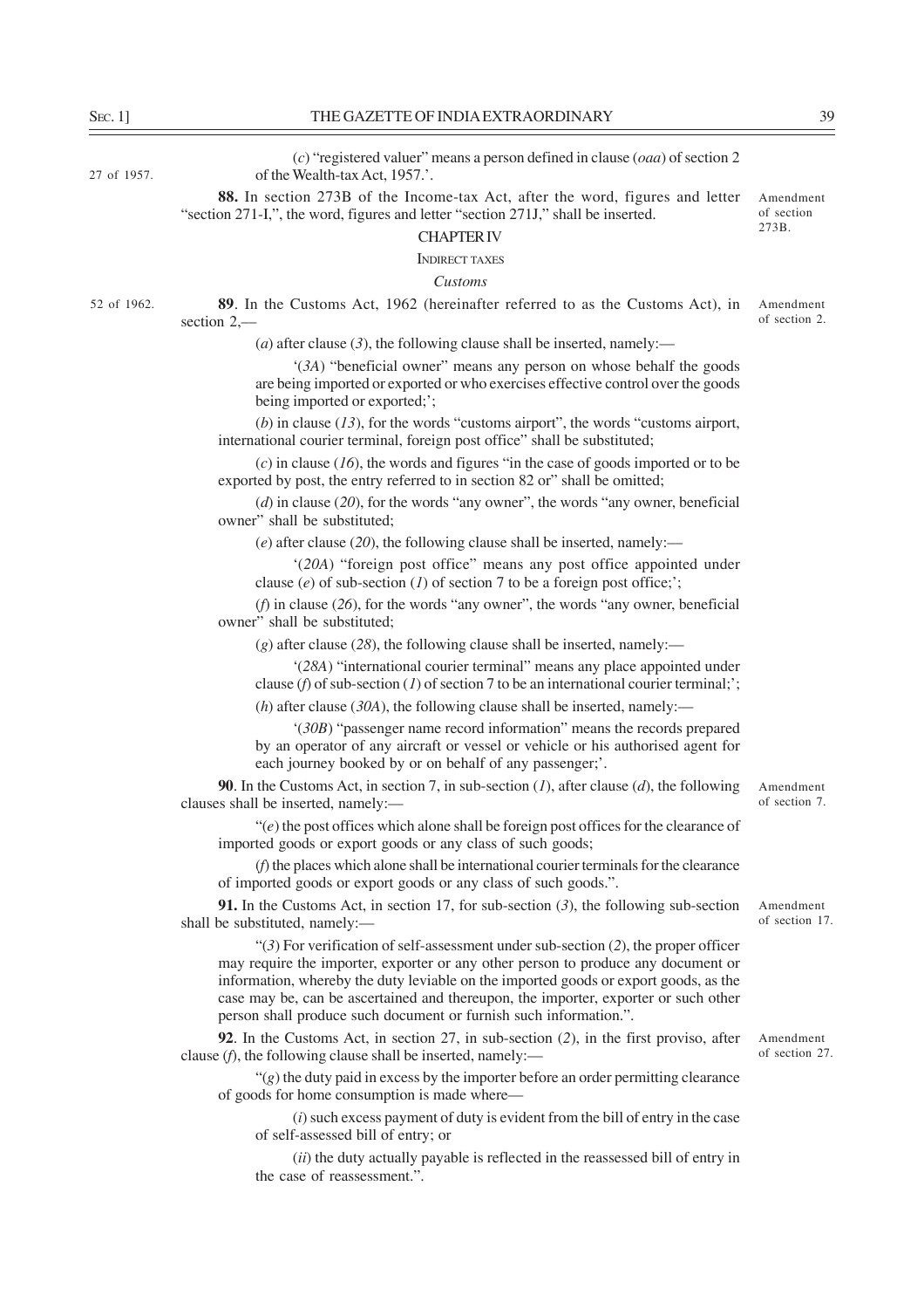(*c*) "registered valuer" means a person defined in clause (*oaa*) of section 2 of the Wealth-tax Act, 1957.'.

27 of 1957.

**88.** In section 273B of the Income-tax Act, after the word, figures and letter "section 271-I,", the word, figures and letter "section 271J," shall be inserted.

Amendment of section 273B.

## CHAPTER IV

### INDIRECT TAXES

*Customs*

52 of 1962.

**89**. In the Customs Act, 1962 (hereinafter referred to as the Customs Act), in section 2,—

Amendment of section 2.

(*a*) after clause (*3*), the following clause shall be inserted, namely:—

'(*3A*) "beneficial owner" means any person on whose behalf the goods are being imported or exported or who exercises effective control over the goods being imported or exported;';

(*b*) in clause (*13*), for the words "customs airport", the words "customs airport, international courier terminal, foreign post office" shall be substituted;

(*c*) in clause (*16*), the words and figures "in the case of goods imported or to be exported by post, the entry referred to in section 82 or" shall be omitted;

(*d*) in clause (*20*), for the words "any owner", the words "any owner, beneficial owner" shall be substituted;

(*e*) after clause (*20*), the following clause shall be inserted, namely:—

'(*20A*) "foreign post office" means any post office appointed under clause (*e*) of sub-section (*1*) of section 7 to be a foreign post office;';

(*f*) in clause (*26*), for the words "any owner", the words "any owner, beneficial owner" shall be substituted;

(*g*) after clause (*28*), the following clause shall be inserted, namely:—

'(*28A*) "international courier terminal" means any place appointed under clause (*f*) of sub-section (*1*) of section 7 to be an international courier terminal;';

(*h*) after clause (*30A*), the following clause shall be inserted, namely:—

'(*30B*) "passenger name record information" means the records prepared by an operator of any aircraft or vessel or vehicle or his authorised agent for each journey booked by or on behalf of any passenger;'.

**90**. In the Customs Act, in section 7, in sub-section (*1*), after clause (*d*), the following clauses shall be inserted, namely:—

Amendment of section 7.

"(*e*) the post offices which alone shall be foreign post offices for the clearance of imported goods or export goods or any class of such goods;

(*f*) the places which alone shall be international courier terminals for the clearance of imported goods or export goods or any class of such goods.".

**91.** In the Customs Act, in section 17, for sub-section (*3*), the following sub-section shall be substituted, namely:—

Amendment of section 17.

"(*3*) For verification of self-assessment under sub-section (*2*), the proper officer may require the importer, exporter or any other person to produce any document or information, whereby the duty leviable on the imported goods or export goods, as the case may be, can be ascertained and thereupon, the importer, exporter or such other person shall produce such document or furnish such information.".

**92**. In the Customs Act, in section 27, in sub-section (*2*), in the first proviso, after clause (*f*), the following clause shall be inserted, namely:—

Amendment of section 27.

"(*g*) the duty paid in excess by the importer before an order permitting clearance of goods for home consumption is made where—

(*i*) such excess payment of duty is evident from the bill of entry in the case of self-assessed bill of entry; or

(*ii*) the duty actually payable is reflected in the reassessed bill of entry in the case of reassessment.".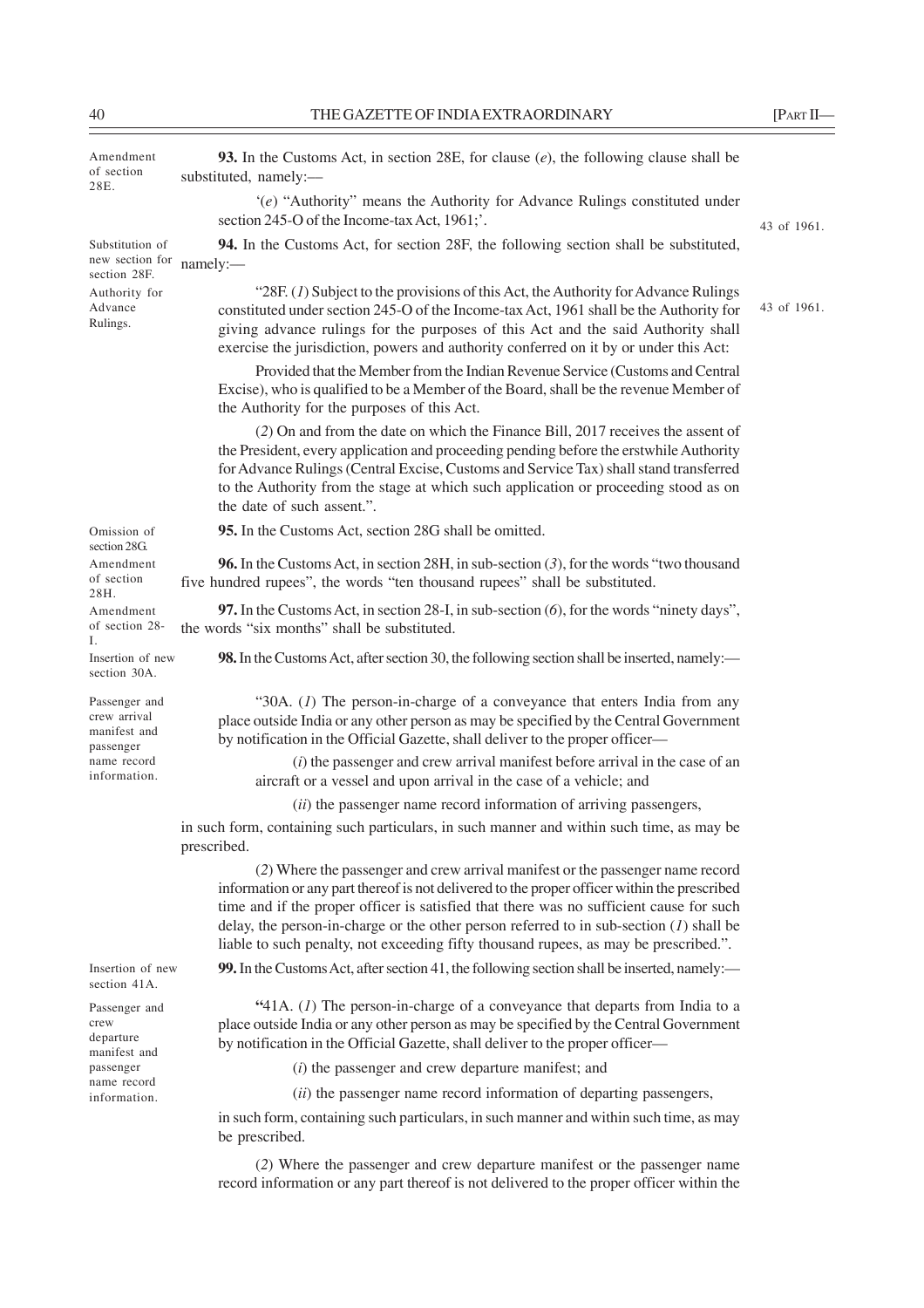Amendment of section 28E.

**93.** In the Customs Act, in section 28E, for clause (*e*), the following clause shall be substituted, namely:—

'(*e*) "Authority" means the Authority for Advance Rulings constituted under section 245-O of the Income-tax Act, 1961;'.

43 of 1961.

Substitution of new section for section 28F.

**94.** In the Customs Act, for section 28F, the following section shall be substituted, namely:—

Authority for Advance Rulings.

"28F. (*1*) Subject to the provisions of this Act, the Authority for Advance Rulings constituted under section 245-O of the Income-tax Act, 1961 shall be the Authority for giving advance rulings for the purposes of this Act and the said Authority shall exercise the jurisdiction, powers and authority conferred on it by or under this Act:

43 of 1961.

Provided that the Member from the Indian Revenue Service (Customs and Central Excise), who is qualified to be a Member of the Board, shall be the revenue Member of the Authority for the purposes of this Act.

(*2*) On and from the date on which the Finance Bill, 2017 receives the assent of the President, every application and proceeding pending before the erstwhile Authority for Advance Rulings (Central Excise, Customs and Service Tax) shall stand transferred to the Authority from the stage at which such application or proceeding stood as on the date of such assent.".

Omission of section 28G.

**95.** In the Customs Act, section 28G shall be omitted.

Amendment of section 28H.

**96.** In the Customs Act, in section 28H, in sub-section (*3*), for the words "two thousand five hundred rupees", the words "ten thousand rupees" shall be substituted.

Amendment of section 28-I.

**97.** In the Customs Act, in section 28-I, in sub-section (*6*), for the words "ninety days", the words "six months" shall be substituted.

Insertion of new section 30A.

**98.** In the Customs Act, after section 30, the following section shall be inserted, namely:—

Passenger and crew arrival manifest and passenger name record information.

"30A. (*1*) The person-in-charge of a conveyance that enters India from any place outside India or any other person as may be specified by the Central Government by notification in the Official Gazette, shall deliver to the proper officer—

(*i*) the passenger and crew arrival manifest before arrival in the case of an aircraft or a vessel and upon arrival in the case of a vehicle; and

(*ii*) the passenger name record information of arriving passengers,

in such form, containing such particulars, in such manner and within such time, as may be prescribed.

(*2*) Where the passenger and crew arrival manifest or the passenger name record information or any part thereof is not delivered to the proper officer within the prescribed time and if the proper officer is satisfied that there was no sufficient cause for such delay, the person-in-charge or the other person referred to in sub-section (*1*) shall be liable to such penalty, not exceeding fifty thousand rupees, as may be prescribed.".

Insertion of new section 41A.

**99.** In the Customs Act, after section 41, the following section shall be inserted, namely:—

Passenger and crew departure manifest and passenger name record information.

"41A. (*1*) The person-in-charge of a conveyance that departs from India to a place outside India or any other person as may be specified by the Central Government by notification in the Official Gazette, shall deliver to the proper officer—

(*i*) the passenger and crew departure manifest; and

(*ii*) the passenger name record information of departing passengers,

in such form, containing such particulars, in such manner and within such time, as may be prescribed.

(*2*) Where the passenger and crew departure manifest or the passenger name record information or any part thereof is not delivered to the proper officer within the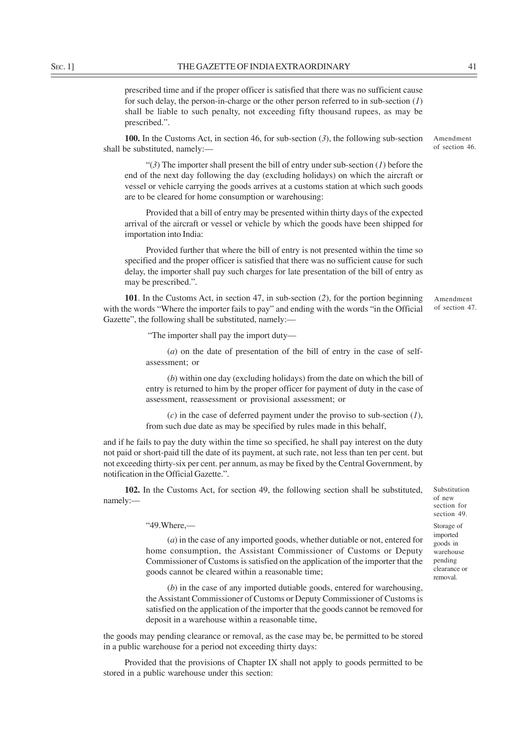prescribed time and if the proper officer is satisfied that there was no sufficient cause for such delay, the person-in-charge or the other person referred to in sub-section (*1*) shall be liable to such penalty, not exceeding fifty thousand rupees, as may be prescribed.".

Amendment of section 46.

**100.** In the Customs Act, in section 46, for sub-section (*3*), the following sub-section shall be substituted, namely:—

"(*3*) The importer shall present the bill of entry under sub-section (*1*) before the end of the next day following the day (excluding holidays) on which the aircraft or vessel or vehicle carrying the goods arrives at a customs station at which such goods are to be cleared for home consumption or warehousing:

Provided that a bill of entry may be presented within thirty days of the expected arrival of the aircraft or vessel or vehicle by which the goods have been shipped for importation into India:

Provided further that where the bill of entry is not presented within the time so specified and the proper officer is satisfied that there was no sufficient cause for such delay, the importer shall pay such charges for late presentation of the bill of entry as may be prescribed.".

Amendment of section 47.

**101**. In the Customs Act, in section 47, in sub-section (*2*), for the portion beginning with the words "Where the importer fails to pay" and ending with the words "in the Official Gazette", the following shall be substituted, namely:—

"The importer shall pay the import duty—

(*a*) on the date of presentation of the bill of entry in the case of self-assessment; or

(*b*) within one day (excluding holidays) from the date on which the bill of entry is returned to him by the proper officer for payment of duty in the case of assessment, reassessment or provisional assessment; or

(*c*) in the case of deferred payment under the proviso to sub-section (*1*), from such due date as may be specified by rules made in this behalf,

and if he fails to pay the duty within the time so specified, he shall pay interest on the duty not paid or short-paid till the date of its payment, at such rate, not less than ten per cent. but not exceeding thirty-six per cent. per annum, as may be fixed by the Central Government, by notification in the Official Gazette.".

Substitution of new section for section 49.

**102.** In the Customs Act, for section 49, the following section shall be substituted, namely:—

Storage of imported goods in warehouse pending clearance or removal.

"49.Where,—

(*a*) in the case of any imported goods, whether dutiable or not, entered for home consumption, the Assistant Commissioner of Customs or Deputy Commissioner of Customs is satisfied on the application of the importer that the goods cannot be cleared within a reasonable time;

(*b*) in the case of any imported dutiable goods, entered for warehousing, the Assistant Commissioner of Customs or Deputy Commissioner of Customs is satisfied on the application of the importer that the goods cannot be removed for deposit in a warehouse within a reasonable time,

the goods may pending clearance or removal, as the case may be, be permitted to be stored in a public warehouse for a period not exceeding thirty days:

Provided that the provisions of Chapter IX shall not apply to goods permitted to be stored in a public warehouse under this section: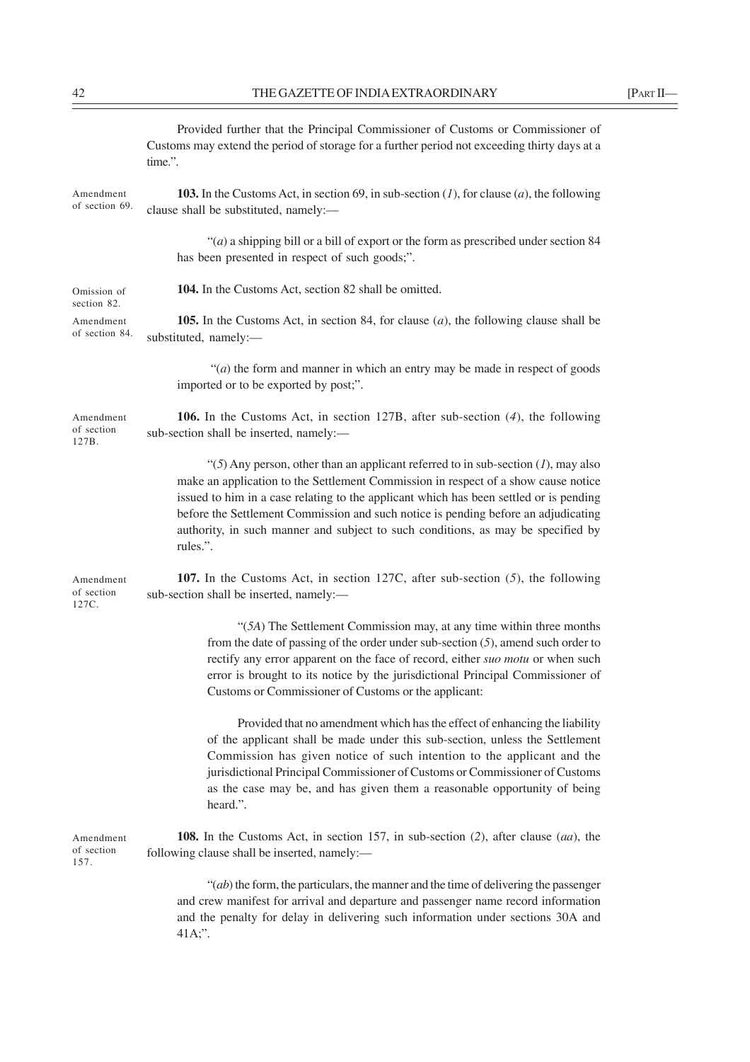Provided further that the Principal Commissioner of Customs or Commissioner of Customs may extend the period of storage for a further period not exceeding thirty days at a time.".

Amendment of section 69.

**103.** In the Customs Act, in section 69, in sub-section (*1*), for clause (*a*), the following clause shall be substituted, namely:—

"(*a*) a shipping bill or a bill of export or the form as prescribed under section 84 has been presented in respect of such goods;".

Omission of section 82.

**104.** In the Customs Act, section 82 shall be omitted.

Amendment of section 84.

**105.** In the Customs Act, in section 84, for clause (*a*), the following clause shall be substituted, namely:—

"(*a*) the form and manner in which an entry may be made in respect of goods imported or to be exported by post;".

Amendment of section 127B.

**106.** In the Customs Act, in section 127B, after sub-section (*4*), the following sub-section shall be inserted, namely:—

"(*5*) Any person, other than an applicant referred to in sub-section (*1*), may also make an application to the Settlement Commission in respect of a show cause notice issued to him in a case relating to the applicant which has been settled or is pending before the Settlement Commission and such notice is pending before an adjudicating authority, in such manner and subject to such conditions, as may be specified by rules.".

Amendment of section 127C.

**107.** In the Customs Act, in section 127C, after sub-section (*5*), the following sub-section shall be inserted, namely:—

"(*5A*) The Settlement Commission may, at any time within three months from the date of passing of the order under sub-section (*5*), amend such order to rectify any error apparent on the face of record, either *suo motu* or when such error is brought to its notice by the jurisdictional Principal Commissioner of Customs or Commissioner of Customs or the applicant:

Provided that no amendment which has the effect of enhancing the liability of the applicant shall be made under this sub-section, unless the Settlement Commission has given notice of such intention to the applicant and the jurisdictional Principal Commissioner of Customs or Commissioner of Customs as the case may be, and has given them a reasonable opportunity of being heard.".

Amendment of section 157.

**108.** In the Customs Act, in section 157, in sub-section (*2*), after clause (*aa*), the following clause shall be inserted, namely:—

"(*ab*) the form, the particulars, the manner and the time of delivering the passenger and crew manifest for arrival and departure and passenger name record information and the penalty for delay in delivering such information under sections 30A and 41A;".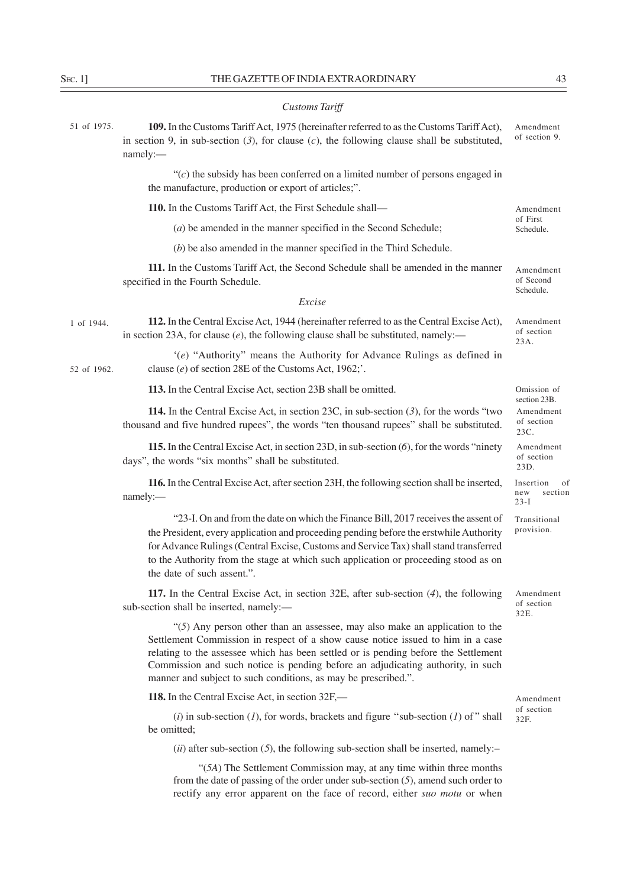*Customs Tariff*

51 of 1975.

**109.** In the Customs Tariff Act, 1975 (hereinafter referred to as the Customs Tariff Act), in section 9, in sub-section (*3*), for clause (*c*), the following clause shall be substituted, namely:—

Amendment of section 9.

"(*c*) the subsidy has been conferred on a limited number of persons engaged in the manufacture, production or export of articles;".

**110.** In the Customs Tariff Act, the First Schedule shall—

Amendment of First Schedule.

(*a*) be amended in the manner specified in the Second Schedule;

(*b*) be also amended in the manner specified in the Third Schedule.

**111.** In the Customs Tariff Act, the Second Schedule shall be amended in the manner specified in the Fourth Schedule.

Amendment of Second Schedule.

*Excise*

1 of 1944.

**112.** In the Central Excise Act, 1944 (hereinafter referred to as the Central Excise Act), in section 23A, for clause (*e*), the following clause shall be substituted, namely:—

Amendment of section 23A.

'(*e*) "Authority" means the Authority for Advance Rulings as defined in clause (*e*) of section 28E of the Customs Act, 1962;'.

52 of 1962.

**113.** In the Central Excise Act, section 23B shall be omitted.

Omission of section 23B.

**114.** In the Central Excise Act, in section 23C, in sub-section (*3*), for the words "two thousand and five hundred rupees", the words "ten thousand rupees" shall be substituted.

Amendment of section 23C.

**115.** In the Central Excise Act, in section 23D, in sub-section (*6*), for the words "ninety days", the words "six months" shall be substituted.

Amendment of section 23D.

**116.** In the Central Excise Act, after section 23H, the following section shall be inserted, namely:—

Insertion of new section 23-I

"23-I. On and from the date on which the Finance Bill, 2017 receives the assent of the President, every application and proceeding pending before the erstwhile Authority for Advance Rulings (Central Excise, Customs and Service Tax) shall stand transferred to the Authority from the stage at which such application or proceeding stood as on the date of such assent.".

Transitional provision.

**117.** In the Central Excise Act, in section 32E, after sub-section (*4*), the following sub-section shall be inserted, namely:—

Amendment of section 32E.

"(*5*) Any person other than an assessee, may also make an application to the Settlement Commission in respect of a show cause notice issued to him in a case relating to the assessee which has been settled or is pending before the Settlement Commission and such notice is pending before an adjudicating authority, in such manner and subject to such conditions, as may be prescribed.".

**118.** In the Central Excise Act, in section 32F,—

Amendment of section 32F.

(*i*) in sub-section (*1*), for words, brackets and figure "sub-section (*1*) of" shall be omitted;

(*ii*) after sub-section (*5*), the following sub-section shall be inserted, namely:–

"(*5A*) The Settlement Commission may, at any time within three months from the date of passing of the order under sub-section (*5*), amend such order to rectify any error apparent on the face of record, either *suo motu* or when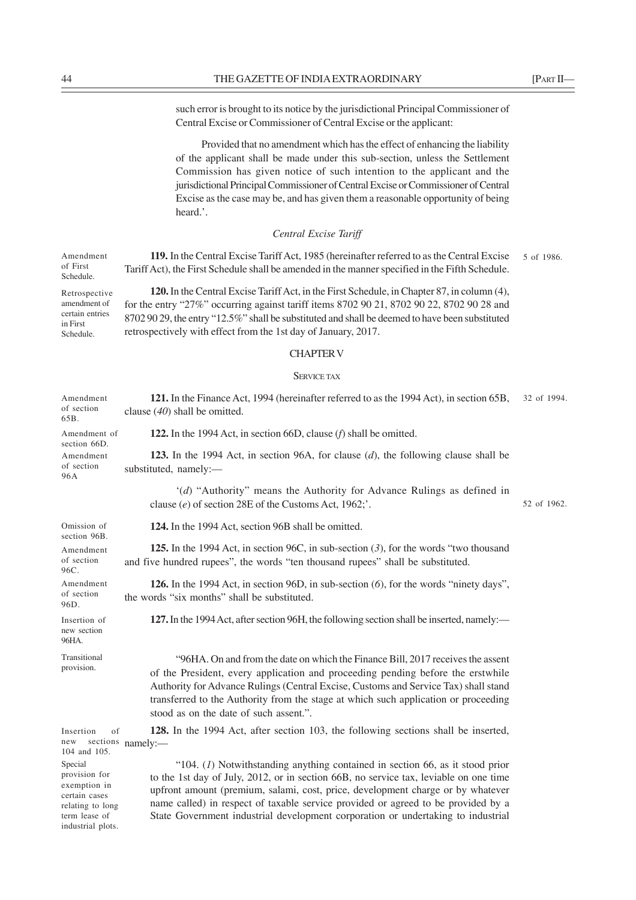such error is brought to its notice by the jurisdictional Principal Commissioner of Central Excise or Commissioner of Central Excise or the applicant:

Provided that no amendment which has the effect of enhancing the liability of the applicant shall be made under this sub-section, unless the Settlement Commission has given notice of such intention to the applicant and the jurisdictional Principal Commissioner of Central Excise or Commissioner of Central Excise as the case may be, and has given them a reasonable opportunity of being heard.'.

*Central Excise Tariff*

Amendment of First Schedule.

**119.** In the Central Excise Tariff Act, 1985 (hereinafter referred to as the Central Excise Tariff Act), the First Schedule shall be amended in the manner specified in the Fifth Schedule. 5 of 1986.

Retrospective amendment of certain entries in First Schedule.

**120.** In the Central Excise Tariff Act, in the First Schedule, in Chapter 87, in column (4), for the entry "27%" occurring against tariff items 8702 90 21, 8702 90 22, 8702 90 28 and 8702 90 29, the entry "12.5%" shall be substituted and shall be deemed to have been substituted retrospectively with effect from the 1st day of January, 2017.

## CHAPTER V

### SERVICE TAX

Amendment of section 65B.

**121.** In the Finance Act, 1994 (hereinafter referred to as the 1994 Act), in section 65B, clause (*40*) shall be omitted. 32 of 1994.

Amendment of section 66D.

**122.** In the 1994 Act, in section 66D, clause (*f*) shall be omitted.

Amendment of section 96A

**123.** In the 1994 Act, in section 96A, for clause (*d*), the following clause shall be substituted, namely:—

'(*d*) "Authority" means the Authority for Advance Rulings as defined in clause (*e*) of section 28E of the Customs Act, 1962;'. 52 of 1962.

Omission of section 96B.

**124.** In the 1994 Act, section 96B shall be omitted.

Amendment of section 96C.

**125.** In the 1994 Act, in section 96C, in sub-section (*3*), for the words "two thousand and five hundred rupees", the words "ten thousand rupees" shall be substituted.

Amendment of section 96D.

**126.** In the 1994 Act, in section 96D, in sub-section (*6*), for the words "ninety days", the words "six months" shall be substituted.

Insertion of new section 96HA.

**127.** In the 1994 Act, after section 96H, the following section shall be inserted, namely:—

Transitional provision.

"96HA. On and from the date on which the Finance Bill, 2017 receives the assent of the President, every application and proceeding pending before the erstwhile Authority for Advance Rulings (Central Excise, Customs and Service Tax) shall stand transferred to the Authority from the stage at which such application or proceeding stood as on the date of such assent.".

Insertion of new sections 104 and 105.

**128.** In the 1994 Act, after section 103, the following sections shall be inserted, namely:—

Special provision for exemption in certain cases relating to long term lease of industrial plots.

"104. (*1*) Notwithstanding anything contained in section 66, as it stood prior to the 1st day of July, 2012, or in section 66B, no service tax, leviable on one time upfront amount (premium, salami, cost, price, development charge or by whatever name called) in respect of taxable service provided or agreed to be provided by a State Government industrial development corporation or undertaking to industrial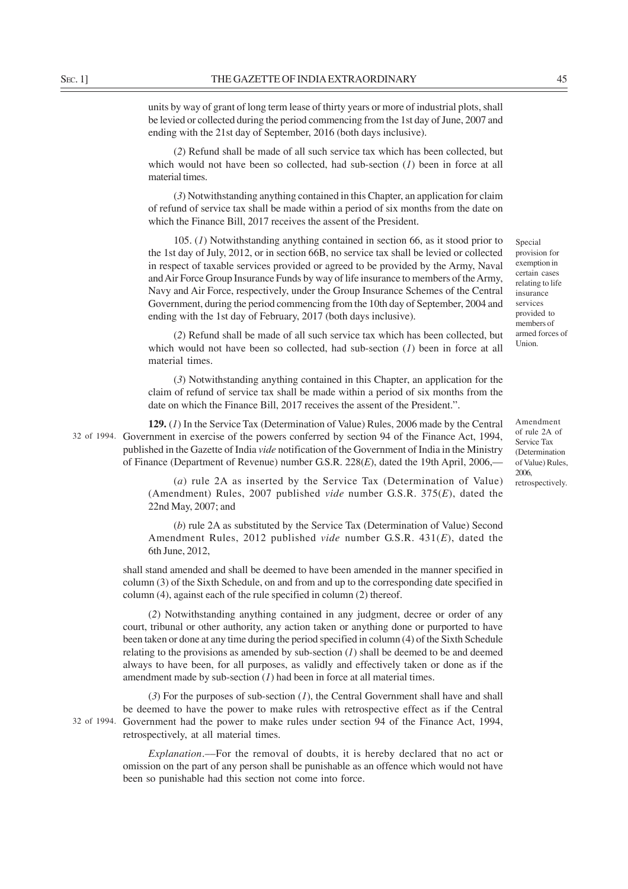units by way of grant of long term lease of thirty years or more of industrial plots, shall be levied or collected during the period commencing from the 1st day of June, 2007 and ending with the 21st day of September, 2016 (both days inclusive).

(*2*) Refund shall be made of all such service tax which has been collected, but which would not have been so collected, had sub-section (*1*) been in force at all material times.

(*3*) Notwithstanding anything contained in this Chapter, an application for claim of refund of service tax shall be made within a period of six months from the date on which the Finance Bill, 2017 receives the assent of the President.

Special provision for exemption in certain cases relating to life insurance services provided to members of armed forces of Union.

105. (*1*) Notwithstanding anything contained in section 66, as it stood prior to the 1st day of July, 2012, or in section 66B, no service tax shall be levied or collected in respect of taxable services provided or agreed to be provided by the Army, Naval and Air Force Group Insurance Funds by way of life insurance to members of the Army, Navy and Air Force, respectively, under the Group Insurance Schemes of the Central Government, during the period commencing from the 10th day of September, 2004 and ending with the 1st day of February, 2017 (both days inclusive).

(*2*) Refund shall be made of all such service tax which has been collected, but which would not have been so collected, had sub-section (*1*) been in force at all material times.

(*3*) Notwithstanding anything contained in this Chapter, an application for the claim of refund of service tax shall be made within a period of six months from the date on which the Finance Bill, 2017 receives the assent of the President.".

Amendment of rule 2A of Service Tax (Determination of Value) Rules, 2006, retrospectively.

**129.** (*1*) In the Service Tax (Determination of Value) Rules, 2006 made by the Central Government in exercise of the powers conferred by section 94 of the Finance Act, 1994, published in the Gazette of India *vide* notification of the Government of India in the Ministry of Finance (Department of Revenue) number G.S.R. 228(*E*), dated the 19th April, 2006,—

32 of 1994.

(*a*) rule 2A as inserted by the Service Tax (Determination of Value) (Amendment) Rules, 2007 published *vide* number G.S.R. 375(*E*), dated the 22nd May, 2007; and

(*b*) rule 2A as substituted by the Service Tax (Determination of Value) Second Amendment Rules, 2012 published *vide* number G.S.R. 431(*E*), dated the 6th June, 2012,

shall stand amended and shall be deemed to have been amended in the manner specified in column (3) of the Sixth Schedule, on and from and up to the corresponding date specified in column (4), against each of the rule specified in column (2) thereof.

(*2*) Notwithstanding anything contained in any judgment, decree or order of any court, tribunal or other authority, any action taken or anything done or purported to have been taken or done at any time during the period specified in column (4) of the Sixth Schedule relating to the provisions as amended by sub-section (*1*) shall be deemed to be and deemed always to have been, for all purposes, as validly and effectively taken or done as if the amendment made by sub-section (*1*) had been in force at all material times.

(*3*) For the purposes of sub-section (*1*), the Central Government shall have and shall be deemed to have the power to make rules with retrospective effect as if the Central Government had the power to make rules under section 94 of the Finance Act, 1994, retrospectively, at all material times.

32 of 1994.

*Explanation*.—For the removal of doubts, it is hereby declared that no act or omission on the part of any person shall be punishable as an offence which would not have been so punishable had this section not come into force.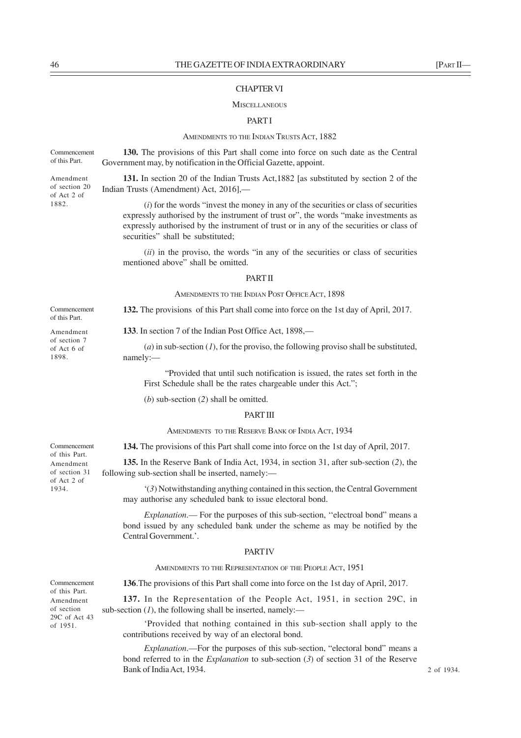## CHAPTER VI

### Miscellaneous

### PART I

#### Amendments to the Indian Trusts Act, 1882

Commencement of this Part.

**130.** The provisions of this Part shall come into force on such date as the Central Government may, by notification in the Official Gazette, appoint.

Amendment of section 20 of Act 2 of 1882.

**131.** In section 20 of the Indian Trusts Act,1882 [as substituted by section 2 of the Indian Trusts (Amendment) Act, 2016],—

(*i*) for the words "invest the money in any of the securities or class of securities expressly authorised by the instrument of trust or", the words "make investments as expressly authorised by the instrument of trust or in any of the securities or class of securities" shall be substituted;

(*ii*) in the proviso, the words "in any of the securities or class of securities mentioned above" shall be omitted.

### PART II

#### Amendments to the Indian Post Office Act, 1898

Commencement of this Part.

**132.** The provisions of this Part shall come into force on the 1st day of April, 2017.

Amendment of section 7 of Act 6 of 1898.

**133**. In section 7 of the Indian Post Office Act, 1898,—

(*a*) in sub-section (*1*), for the proviso, the following proviso shall be substituted, namely:—

"Provided that until such notification is issued, the rates set forth in the First Schedule shall be the rates chargeable under this Act.";

(*b*) sub-section (*2*) shall be omitted.

### PART III

#### Amendments to the Reserve Bank of India Act, 1934

Commencement of this Part.

**134.** The provisions of this Part shall come into force on the 1st day of April, 2017.

Amendment of section 31 of Act 2 of 1934.

**135.** In the Reserve Bank of India Act, 1934, in section 31, after sub-section (*2*), the following sub-section shall be inserted, namely:—

'(*3*) Notwithstanding anything contained in this section, the Central Government may authorise any scheduled bank to issue electoral bond.

*Explanation*.— For the purposes of this sub-section, ''electroal bond" means a bond issued by any scheduled bank under the scheme as may be notified by the Central Government.'.

### PART IV

#### Amendments to the Representation of the People Act, 1951

Commencement of this Part.

**136**.The provisions of this Part shall come into force on the 1st day of April, 2017.

Amendment of section 29C of Act 43 of 1951.

**137.** In the Representation of the People Act, 1951, in section 29C, in sub-section (*1*), the following shall be inserted, namely:—

'Provided that nothing contained in this sub-section shall apply to the contributions received by way of an electoral bond.

*Explanation*.—For the purposes of this sub-section, "electoral bond" means a bond referred to in the *Explanation* to sub-section (*3*) of section 31 of the Reserve Bank of India Act, 1934.

2 of 1934.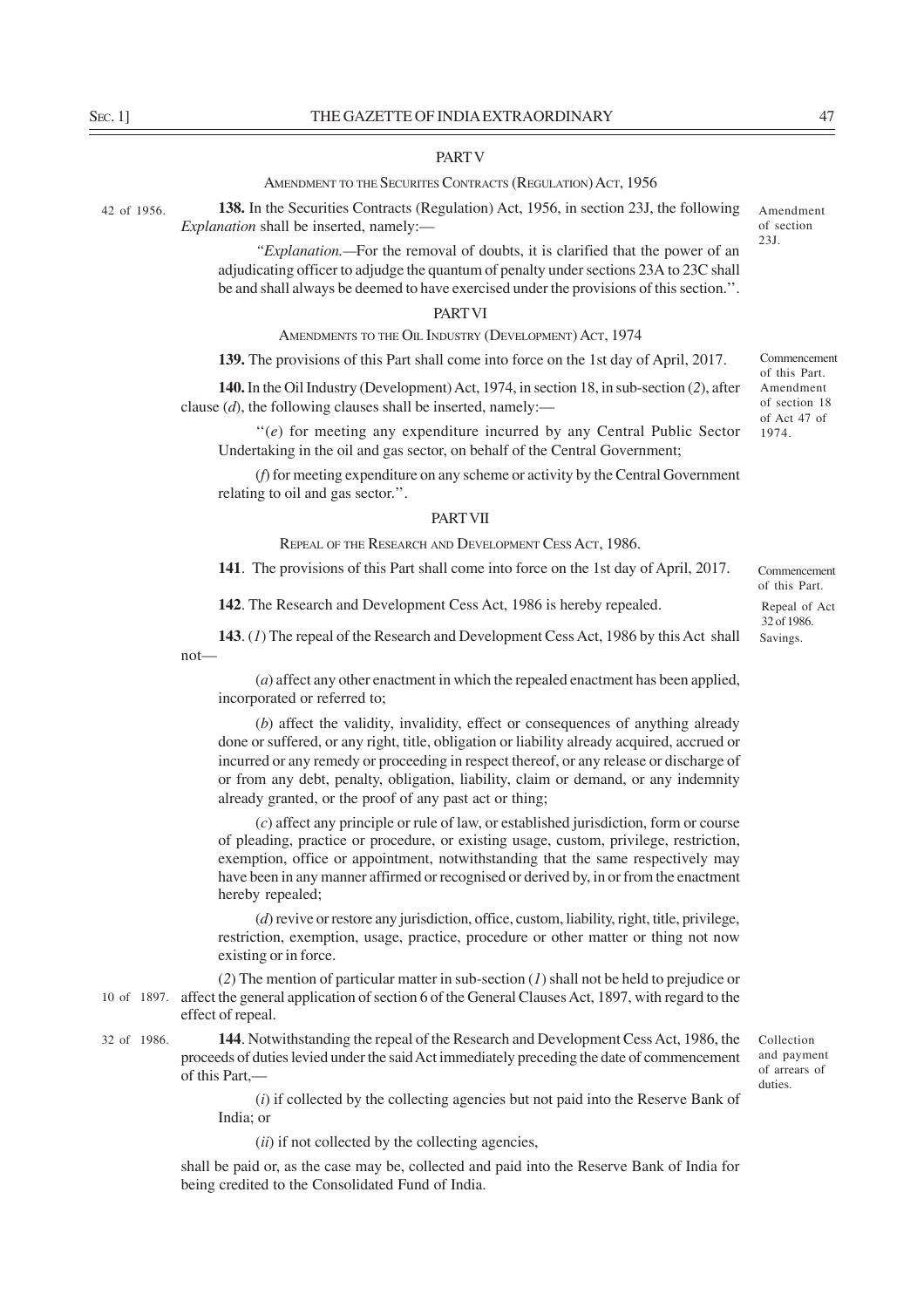## PART V

### AMENDMENT TO THE SECURITES CONTRACTS (REGULATION) ACT, 1956

42 of 1956.

Amendment of section 23J.

**138.** In the Securities Contracts (Regulation) Act, 1956, in section 23J, the following *Explanation* shall be inserted, namely:—

'*Explanation.*—For the removal of doubts, it is clarified that the power of an adjudicating officer to adjudge the quantum of penalty under sections 23A to 23C shall be and shall always be deemed to have exercised under the provisions of this section.''.

## PART VI

### AMENDMENTS TO THE OIL INDUSTRY (DEVELOPMENT) ACT, 1974

Commencement of this Part.

**139.** The provisions of this Part shall come into force on the 1st day of April, 2017.

Amendment of section 18 of Act 47 of 1974.

**140.** In the Oil Industry (Development) Act, 1974, in section 18, in sub-section (*2*), after clause (*d*), the following clauses shall be inserted, namely:—

''(*e*) for meeting any expenditure incurred by any Central Public Sector Undertaking in the oil and gas sector, on behalf of the Central Government;

(*f*) for meeting expenditure on any scheme or activity by the Central Government relating to oil and gas sector.''.

## PART VII

### REPEAL OF THE RESEARCH AND DEVELOPMENT CESS ACT, 1986.

Commencement of this Part.

**141**. The provisions of this Part shall come into force on the 1st day of April, 2017.

Repeal of Act 32 of 1986.

**142**. The Research and Development Cess Act, 1986 is hereby repealed.

Savings.

**143**. (*1*) The repeal of the Research and Development Cess Act, 1986 by this Act shall not—

(*a*) affect any other enactment in which the repealed enactment has been applied, incorporated or referred to;

(*b*) affect the validity, invalidity, effect or consequences of anything already done or suffered, or any right, title, obligation or liability already acquired, accrued or incurred or any remedy or proceeding in respect thereof, or any release or discharge of or from any debt, penalty, obligation, liability, claim or demand, or any indemnity already granted, or the proof of any past act or thing;

(*c*) affect any principle or rule of law, or established jurisdiction, form or course of pleading, practice or procedure, or existing usage, custom, privilege, restriction, exemption, office or appointment, notwithstanding that the same respectively may have been in any manner affirmed or recognised or derived by, in or from the enactment hereby repealed;

(*d*) revive or restore any jurisdiction, office, custom, liability, right, title, privilege, restriction, exemption, usage, practice, procedure or other matter or thing not now existing or in force.

10 of 1897.

(*2*) The mention of particular matter in sub-section (*1*) shall not be held to prejudice or affect the general application of section 6 of the General Clauses Act, 1897, with regard to the effect of repeal.

32 of 1986.

Collection and payment of arrears of duties.

**144**. Notwithstanding the repeal of the Research and Development Cess Act, 1986, the proceeds of duties levied under the said Act immediately preceding the date of commencement of this Part,—

(*i*) if collected by the collecting agencies but not paid into the Reserve Bank of India; or

(*ii*) if not collected by the collecting agencies,

shall be paid or, as the case may be, collected and paid into the Reserve Bank of India for being credited to the Consolidated Fund of India.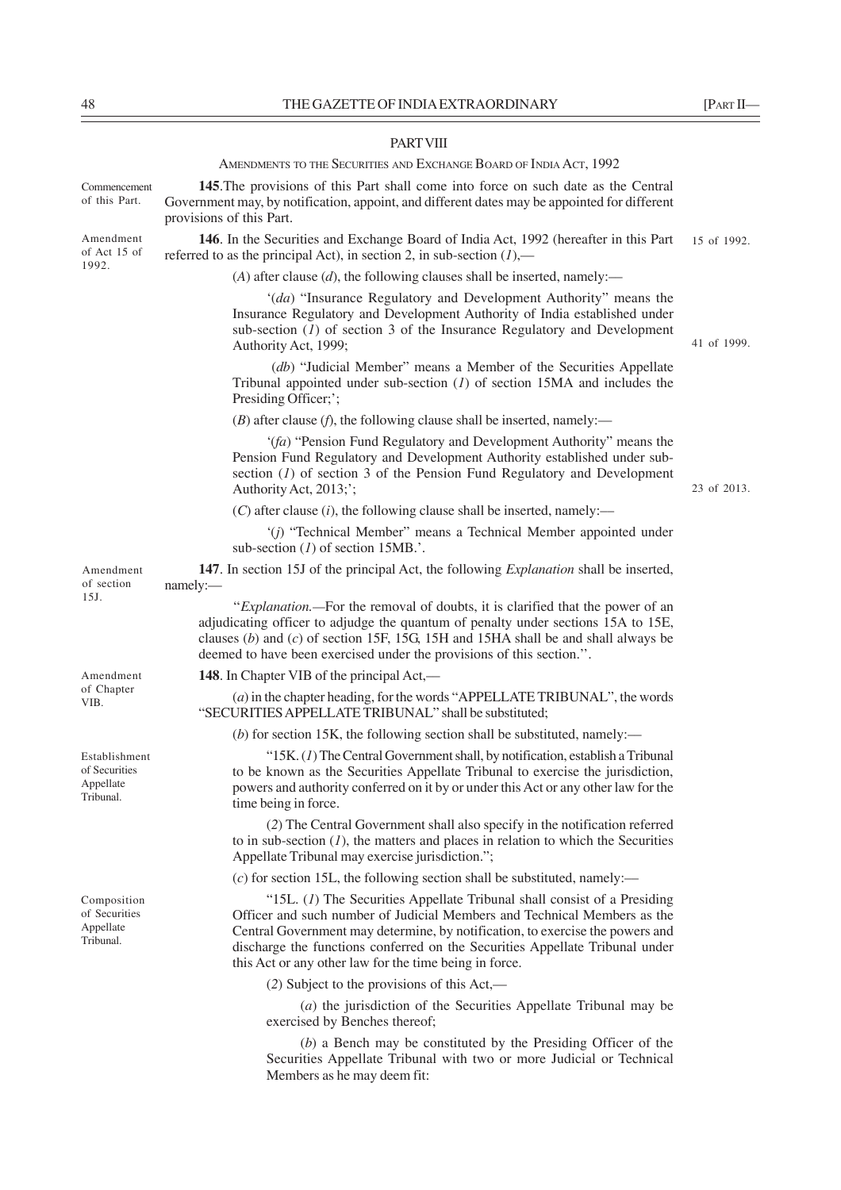## PART VIII

### AMENDMENTS TO THE SECURITIES AND EXCHANGE BOARD OF INDIA ACT, 1992

Commencement of this Part.

**145**. The provisions of this Part shall come into force on such date as the Central Government may, by notification, appoint, and different dates may be appointed for different provisions of this Part.

Amendment of Act 15 of 1992.

**146**. In the Securities and Exchange Board of India Act, 1992 (hereafter in this Part referred to as the principal Act), in section 2, in sub-section (*1*),— 15 of 1992.

(*A*) after clause (*d*), the following clauses shall be inserted, namely:—

'(*da*) "Insurance Regulatory and Development Authority" means the Insurance Regulatory and Development Authority of India established under sub-section (*1*) of section 3 of the Insurance Regulatory and Development Authority Act, 1999; 41 of 1999.

(*db*) "Judicial Member" means a Member of the Securities Appellate Tribunal appointed under sub-section (*1*) of section 15MA and includes the Presiding Officer;';

(*B*) after clause (*f*), the following clause shall be inserted, namely:—

'(*fa*) "Pension Fund Regulatory and Development Authority" means the Pension Fund Regulatory and Development Authority established under sub-section (*1*) of section 3 of the Pension Fund Regulatory and Development Authority Act, 2013;'; 23 of 2013.

(*C*) after clause (*i*), the following clause shall be inserted, namely:—

'(*j*) "Technical Member" means a Technical Member appointed under sub-section (*1*) of section 15MB.'.

Amendment of section 15J.

**147**. In section 15J of the principal Act, the following *Explanation* shall be inserted, namely:—

"*Explanation.*—For the removal of doubts, it is clarified that the power of an adjudicating officer to adjudge the quantum of penalty under sections 15A to 15E, clauses (*b*) and (*c*) of section 15F, 15G, 15H and 15HA shall be and shall always be deemed to have been exercised under the provisions of this section.".

Amendment of Chapter VIB.

**148**. In Chapter VIB of the principal Act,—

(*a*) in the chapter heading, for the words "APPELLATE TRIBUNAL", the words "SECURITIES APPELLATE TRIBUNAL" shall be substituted;

(*b*) for section 15K, the following section shall be substituted, namely:—

Establishment of Securities Appellate Tribunal.

"15K. (*1*) The Central Government shall, by notification, establish a Tribunal to be known as the Securities Appellate Tribunal to exercise the jurisdiction, powers and authority conferred on it by or under this Act or any other law for the time being in force.

(*2*) The Central Government shall also specify in the notification referred to in sub-section (*1*), the matters and places in relation to which the Securities Appellate Tribunal may exercise jurisdiction.";

(*c*) for section 15L, the following section shall be substituted, namely:—

Composition of Securities Appellate Tribunal.

"15L. (*1*) The Securities Appellate Tribunal shall consist of a Presiding Officer and such number of Judicial Members and Technical Members as the Central Government may determine, by notification, to exercise the powers and discharge the functions conferred on the Securities Appellate Tribunal under this Act or any other law for the time being in force.

(*2*) Subject to the provisions of this Act,—

(*a*) the jurisdiction of the Securities Appellate Tribunal may be exercised by Benches thereof;

(*b*) a Bench may be constituted by the Presiding Officer of the Securities Appellate Tribunal with two or more Judicial or Technical Members as he may deem fit: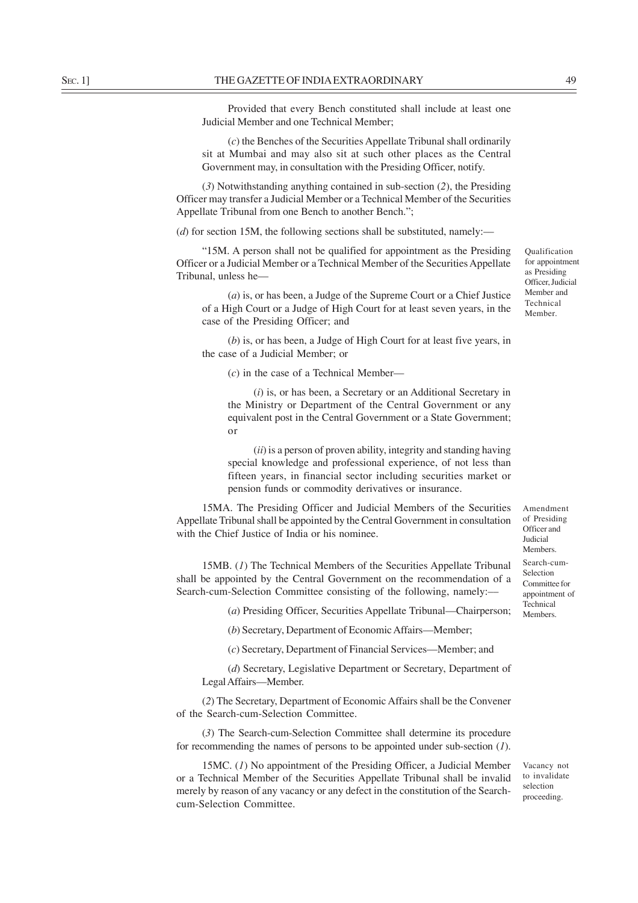Provided that every Bench constituted shall include at least one Judicial Member and one Technical Member;

(*c*) the Benches of the Securities Appellate Tribunal shall ordinarily sit at Mumbai and may also sit at such other places as the Central Government may, in consultation with the Presiding Officer, notify.

(*3*) Notwithstanding anything contained in sub-section (*2*), the Presiding Officer may transfer a Judicial Member or a Technical Member of the Securities Appellate Tribunal from one Bench to another Bench.";

(*d*) for section 15M, the following sections shall be substituted, namely:—

*Qualification for appointment as Presiding Officer, Judicial Member and Technical Member.*

"15M. A person shall not be qualified for appointment as the Presiding Officer or a Judicial Member or a Technical Member of the Securities Appellate Tribunal, unless he—

(*a*) is, or has been, a Judge of the Supreme Court or a Chief Justice of a High Court or a Judge of High Court for at least seven years, in the case of the Presiding Officer; and

(*b*) is, or has been, a Judge of High Court for at least five years, in the case of a Judicial Member; or

(*c*) in the case of a Technical Member—

(*i*) is, or has been, a Secretary or an Additional Secretary in the Ministry or Department of the Central Government or any equivalent post in the Central Government or a State Government; or

(*ii*) is a person of proven ability, integrity and standing having special knowledge and professional experience, of not less than fifteen years, in financial sector including securities market or pension funds or commodity derivatives or insurance.

*Amendment of Presiding Officer and Judicial Members.*

15MA. The Presiding Officer and Judicial Members of the Securities Appellate Tribunal shall be appointed by the Central Government in consultation with the Chief Justice of India or his nominee.

*Search-cum-Selection Committee for appointment of Technical Members.*

15MB. (*1*) The Technical Members of the Securities Appellate Tribunal shall be appointed by the Central Government on the recommendation of a Search-cum-Selection Committee consisting of the following, namely:—

(*a*) Presiding Officer, Securities Appellate Tribunal—Chairperson;

(*b*) Secretary, Department of Economic Affairs—Member;

(*c*) Secretary, Department of Financial Services—Member; and

(*d*) Secretary, Legislative Department or Secretary, Department of Legal Affairs—Member.

(*2*) The Secretary, Department of Economic Affairs shall be the Convener of the Search-cum-Selection Committee.

(*3*) The Search-cum-Selection Committee shall determine its procedure for recommending the names of persons to be appointed under sub-section (*1*).

*Vacancy not to invalidate selection proceeding.*

15MC. (*1*) No appointment of the Presiding Officer, a Judicial Member or a Technical Member of the Securities Appellate Tribunal shall be invalid merely by reason of any vacancy or any defect in the constitution of the Search-cum-Selection Committee.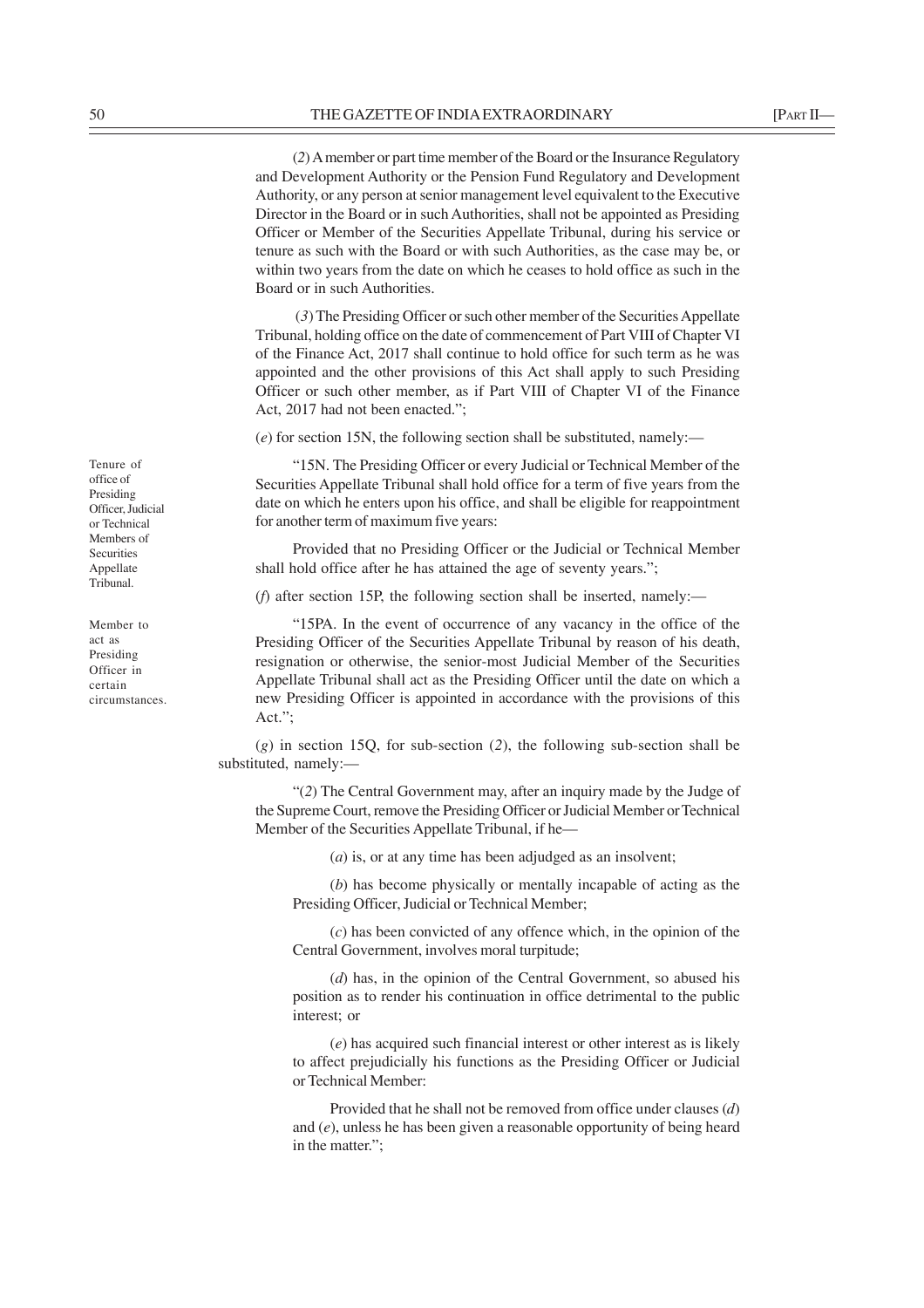(*2*) A member or part time member of the Board or the Insurance Regulatory and Development Authority or the Pension Fund Regulatory and Development Authority, or any person at senior management level equivalent to the Executive Director in the Board or in such Authorities, shall not be appointed as Presiding Officer or Member of the Securities Appellate Tribunal, during his service or tenure as such with the Board or with such Authorities, as the case may be, or within two years from the date on which he ceases to hold office as such in the Board or in such Authorities.

(*3*) The Presiding Officer or such other member of the Securities Appellate Tribunal, holding office on the date of commencement of Part VIII of Chapter VI of the Finance Act, 2017 shall continue to hold office for such term as he was appointed and the other provisions of this Act shall apply to such Presiding Officer or such other member, as if Part VIII of Chapter VI of the Finance Act, 2017 had not been enacted.";

(*e*) for section 15N, the following section shall be substituted, namely:—

Tenure of office of Presiding Officer, Judicial or Technical Members of Securities Appellate Tribunal.

"15N. The Presiding Officer or every Judicial or Technical Member of the Securities Appellate Tribunal shall hold office for a term of five years from the date on which he enters upon his office, and shall be eligible for reappointment for another term of maximum five years:

Provided that no Presiding Officer or the Judicial or Technical Member shall hold office after he has attained the age of seventy years.";

(*f*) after section 15P, the following section shall be inserted, namely:—

Member to act as Presiding Officer in certain circumstances.

"15PA. In the event of occurrence of any vacancy in the office of the Presiding Officer of the Securities Appellate Tribunal by reason of his death, resignation or otherwise, the senior-most Judicial Member of the Securities Appellate Tribunal shall act as the Presiding Officer until the date on which a new Presiding Officer is appointed in accordance with the provisions of this Act.";

(*g*) in section 15Q, for sub-section (*2*), the following sub-section shall be substituted, namely:—

"(*2*) The Central Government may, after an inquiry made by the Judge of the Supreme Court, remove the Presiding Officer or Judicial Member or Technical Member of the Securities Appellate Tribunal, if he—

(*a*) is, or at any time has been adjudged as an insolvent;

(*b*) has become physically or mentally incapable of acting as the Presiding Officer, Judicial or Technical Member;

(*c*) has been convicted of any offence which, in the opinion of the Central Government, involves moral turpitude;

(*d*) has, in the opinion of the Central Government, so abused his position as to render his continuation in office detrimental to the public interest; or

(*e*) has acquired such financial interest or other interest as is likely to affect prejudicially his functions as the Presiding Officer or Judicial or Technical Member:

Provided that he shall not be removed from office under clauses (*d*) and (*e*), unless he has been given a reasonable opportunity of being heard in the matter.";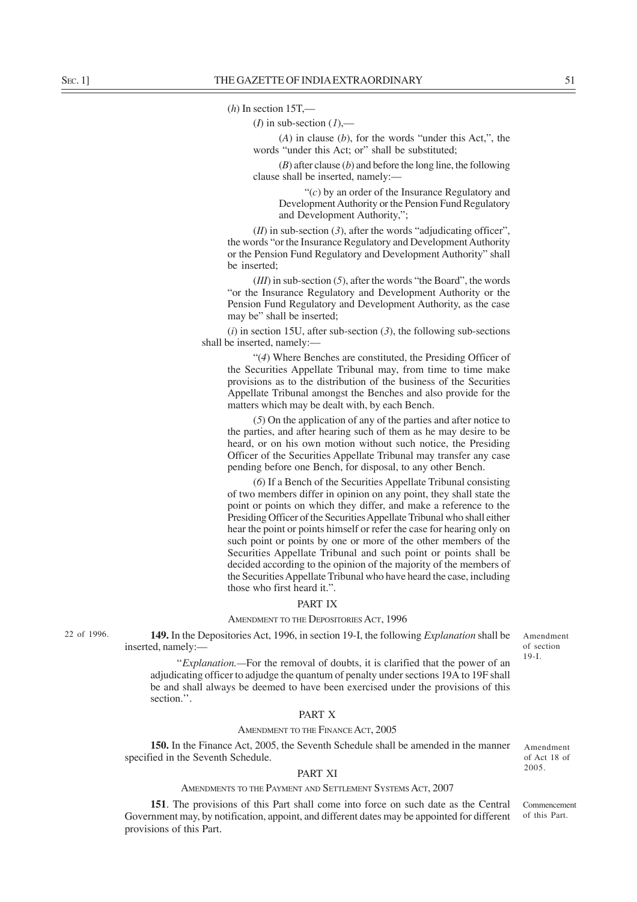(*h*) In section 15T,—

(*I*) in sub-section (*1*),—

(*A*) in clause (*b*), for the words "under this Act,", the words "under this Act; or" shall be substituted;

(*B*) after clause (*b*) and before the long line, the following clause shall be inserted, namely:—

"(*c*) by an order of the Insurance Regulatory and Development Authority or the Pension Fund Regulatory and Development Authority,";

(*II*) in sub-section (*3*), after the words "adjudicating officer", the words "or the Insurance Regulatory and Development Authority or the Pension Fund Regulatory and Development Authority" shall be inserted;

(*III*) in sub-section (*5*), after the words "the Board", the words "or the Insurance Regulatory and Development Authority or the Pension Fund Regulatory and Development Authority, as the case may be" shall be inserted;

(*i*) in section 15U, after sub-section (*3*), the following sub-sections shall be inserted, namely:—

"(*4*) Where Benches are constituted, the Presiding Officer of the Securities Appellate Tribunal may, from time to time make provisions as to the distribution of the business of the Securities Appellate Tribunal amongst the Benches and also provide for the matters which may be dealt with, by each Bench.

(*5*) On the application of any of the parties and after notice to the parties, and after hearing such of them as he may desire to be heard, or on his own motion without such notice, the Presiding Officer of the Securities Appellate Tribunal may transfer any case pending before one Bench, for disposal, to any other Bench.

(*6*) If a Bench of the Securities Appellate Tribunal consisting of two members differ in opinion on any point, they shall state the point or points on which they differ, and make a reference to the Presiding Officer of the Securities Appellate Tribunal who shall either hear the point or points himself or refer the case for hearing only on such point or points by one or more of the other members of the Securities Appellate Tribunal and such point or points shall be decided according to the opinion of the majority of the members of the Securities Appellate Tribunal who have heard the case, including those who first heard it.".

## PART IX

### AMENDMENT TO THE DEPOSITORIES ACT, 1996

22 of 1996.

Amendment of section 19-I.

**149.** In the Depositories Act, 1996, in section 19-I, the following *Explanation* shall be inserted, namely:—

"*Explanation.*—For the removal of doubts, it is clarified that the power of an adjudicating officer to adjudge the quantum of penalty under sections 19A to 19F shall be and shall always be deemed to have been exercised under the provisions of this section.".

## PART X

### AMENDMENT TO THE FINANCE ACT, 2005

Amendment of Act 18 of 2005.

**150.** In the Finance Act, 2005, the Seventh Schedule shall be amended in the manner specified in the Seventh Schedule.

## PART XI

### AMENDMENTS TO THE PAYMENT AND SETTLEMENT SYSTEMS ACT, 2007

Commencement of this Part.

**151**. The provisions of this Part shall come into force on such date as the Central Government may, by notification, appoint, and different dates may be appointed for different provisions of this Part.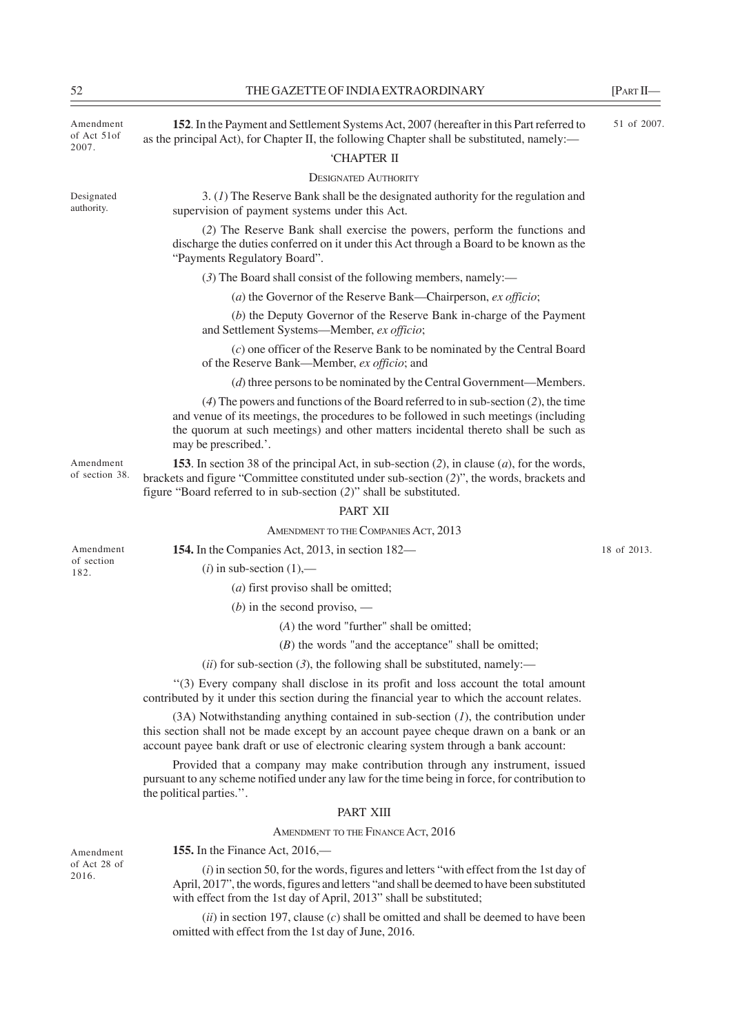Amendment of Act 51of 2007.

**152**. In the Payment and Settlement Systems Act, 2007 (hereafter in this Part referred to as the principal Act), for Chapter II, the following Chapter shall be substituted, namely:—

51 of 2007.

'CHAPTER II

DESIGNATED AUTHORITY

Designated authority.

3. (*1*) The Reserve Bank shall be the designated authority for the regulation and supervision of payment systems under this Act.

(*2*) The Reserve Bank shall exercise the powers, perform the functions and discharge the duties conferred on it under this Act through a Board to be known as the "Payments Regulatory Board".

(*3*) The Board shall consist of the following members, namely:—

(*a*) the Governor of the Reserve Bank—Chairperson, *ex officio*;

(*b*) the Deputy Governor of the Reserve Bank in-charge of the Payment and Settlement Systems—Member, *ex officio*;

(*c*) one officer of the Reserve Bank to be nominated by the Central Board of the Reserve Bank—Member, *ex officio*; and

(*d*) three persons to be nominated by the Central Government—Members.

(*4*) The powers and functions of the Board referred to in sub-section (*2*), the time and venue of its meetings, the procedures to be followed in such meetings (including the quorum at such meetings) and other matters incidental thereto shall be such as may be prescribed.'.

Amendment of section 38.

**153**. In section 38 of the principal Act, in sub-section (*2*), in clause (*a*), for the words, brackets and figure "Committee constituted under sub-section (*2*)", the words, brackets and figure "Board referred to in sub-section (*2*)" shall be substituted.

PART XII

AMENDMENT TO THE COMPANIES ACT, 2013

Amendment of section 182.

**154.** In the Companies Act, 2013, in section 182—

18 of 2013.

(*i*) in sub-section (1),—

(*a*) first proviso shall be omitted;

(*b*) in the second proviso, —

(*A*) the word "further" shall be omitted;

(*B*) the words "and the acceptance" shall be omitted;

(*ii*) for sub-section (*3*), the following shall be substituted, namely:—

"(3) Every company shall disclose in its profit and loss account the total amount contributed by it under this section during the financial year to which the account relates.

(3A) Notwithstanding anything contained in sub-section (*1*), the contribution under this section shall not be made except by an account payee cheque drawn on a bank or an account payee bank draft or use of electronic clearing system through a bank account:

Provided that a company may make contribution through any instrument, issued pursuant to any scheme notified under any law for the time being in force, for contribution to the political parties.".

PART XIII

AMENDMENT TO THE FINANCE ACT, 2016

Amendment of Act 28 of 2016.

**155.** In the Finance Act, 2016,—

(*i*) in section 50, for the words, figures and letters "with effect from the 1st day of April, 2017", the words, figures and letters "and shall be deemed to have been substituted with effect from the 1st day of April, 2013" shall be substituted;

(*ii*) in section 197, clause (*c*) shall be omitted and shall be deemed to have been omitted with effect from the 1st day of June, 2016.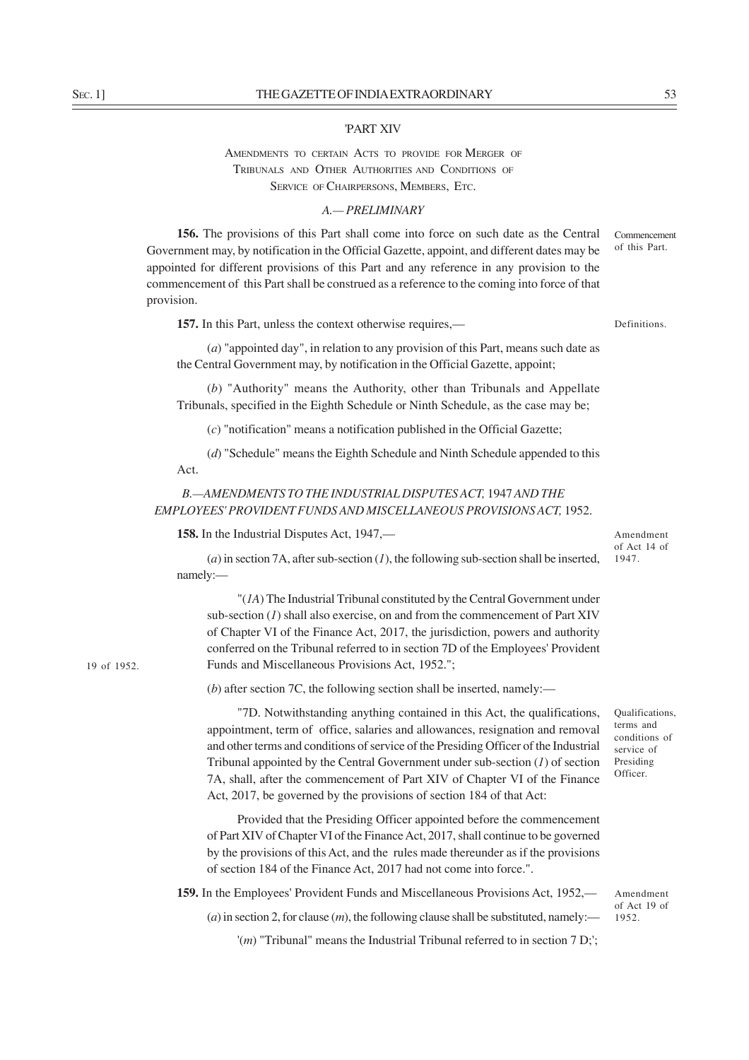'PART XIV

AMENDMENTS TO CERTAIN ACTS TO PROVIDE FOR MERGER OF TRIBUNALS AND OTHER AUTHORITIES AND CONDITIONS OF SERVICE OF CHAIRPERSONS, MEMBERS, ETC.

*A.— PRELIMINARY*

Commencement of this Part.

**156.** The provisions of this Part shall come into force on such date as the Central Government may, by notification in the Official Gazette, appoint, and different dates may be appointed for different provisions of this Part and any reference in any provision to the commencement of this Part shall be construed as a reference to the coming into force of that provision.

Definitions.

**157.** In this Part, unless the context otherwise requires,—

(*a*) "appointed day", in relation to any provision of this Part, means such date as the Central Government may, by notification in the Official Gazette, appoint;

(*b*) "Authority" means the Authority, other than Tribunals and Appellate Tribunals, specified in the Eighth Schedule or Ninth Schedule, as the case may be;

(*c*) "notification" means a notification published in the Official Gazette;

(*d*) "Schedule" means the Eighth Schedule and Ninth Schedule appended to this Act.

*B.—AMENDMENTS TO THE INDUSTRIAL DISPUTES ACT,* 1947 *AND THE EMPLOYEES' PROVIDENT FUNDS AND MISCELLANEOUS PROVISIONS ACT,* 1952.

Amendment of Act 14 of 1947.

**158.** In the Industrial Disputes Act, 1947,—

(*a*) in section 7A, after sub-section (*1*), the following sub-section shall be inserted, namely:—

"(*1A*) The Industrial Tribunal constituted by the Central Government under sub-section (*1*) shall also exercise, on and from the commencement of Part XIV of Chapter VI of the Finance Act, 2017, the jurisdiction, powers and authority conferred on the Tribunal referred to in section 7D of the Employees' Provident Funds and Miscellaneous Provisions Act, 1952.";

19 of 1952.

(*b*) after section 7C, the following section shall be inserted, namely:—

Qualifications, terms and conditions of service of Presiding Officer.

"7D. Notwithstanding anything contained in this Act, the qualifications, appointment, term of office, salaries and allowances, resignation and removal and other terms and conditions of service of the Presiding Officer of the Industrial Tribunal appointed by the Central Government under sub-section (*1*) of section 7A, shall, after the commencement of Part XIV of Chapter VI of the Finance Act, 2017, be governed by the provisions of section 184 of that Act:

Provided that the Presiding Officer appointed before the commencement of Part XIV of Chapter VI of the Finance Act, 2017, shall continue to be governed by the provisions of this Act, and the rules made thereunder as if the provisions of section 184 of the Finance Act, 2017 had not come into force.".

Amendment of Act 19 of 1952.

**159.** In the Employees' Provident Funds and Miscellaneous Provisions Act, 1952,—

(*a*) in section 2, for clause (*m*), the following clause shall be substituted, namely:—

'(*m*) "Tribunal" means the Industrial Tribunal referred to in section 7 D;';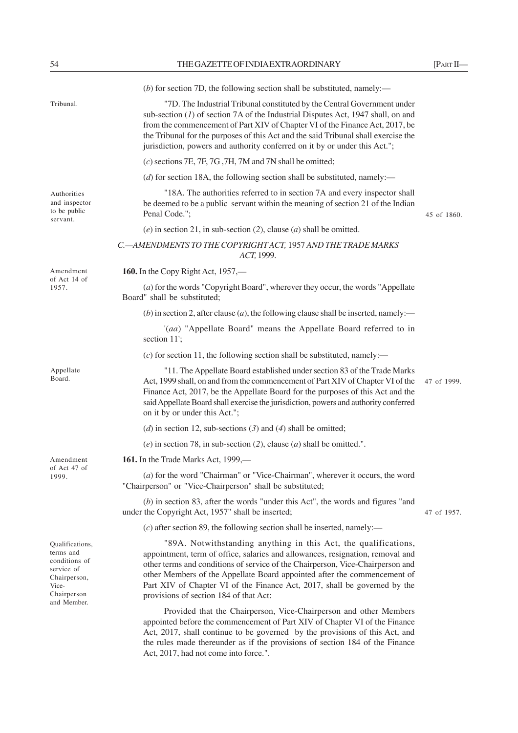(*b*) for section 7D, the following section shall be substituted, namely:—

Tribunal.

"7D. The Industrial Tribunal constituted by the Central Government under sub-section (*1*) of section 7A of the Industrial Disputes Act, 1947 shall, on and from the commencement of Part XIV of Chapter VI of the Finance Act, 2017, be the Tribunal for the purposes of this Act and the said Tribunal shall exercise the jurisdiction, powers and authority conferred on it by or under this Act.";

(*c*) sections 7E, 7F, 7G ,7H, 7M and 7N shall be omitted;

(*d*) for section 18A, the following section shall be substituted, namely:—

Authorities and inspector to be public servant.

"18A. The authorities referred to in section 7A and every inspector shall be deemed to be a public servant within the meaning of section 21 of the Indian Penal Code."; 45 of 1860.

(*e*) in section 21, in sub-section (*2*), clause (*a*) shall be omitted.

## *C.—AMENDMENTS TO THE COPYRIGHT ACT,* 1957 *AND THE TRADE MARKS ACT,* 1999.

Amendment of Act 14 of 1957.

**160.** In the Copy Right Act, 1957,—

(*a*) for the words "Copyright Board", wherever they occur, the words "Appellate Board" shall be substituted;

(*b*) in section 2, after clause (*a*), the following clause shall be inserted, namely:—

'(*aa*) "Appellate Board" means the Appellate Board referred to in section 11';

(*c*) for section 11, the following section shall be substituted, namely:—

Appellate Board.

"11. The Appellate Board established under section 83 of the Trade Marks Act, 1999 shall, on and from the commencement of Part XIV of Chapter VI of the Finance Act, 2017, be the Appellate Board for the purposes of this Act and the said Appellate Board shall exercise the jurisdiction, powers and authority conferred on it by or under this Act."; 47 of 1999.

(*d*) in section 12, sub-sections (*3*) and (*4*) shall be omitted;

(*e*) in section 78, in sub-section (*2*), clause (*a*) shall be omitted.".

Amendment of Act 47 of 1999.

**161.** In the Trade Marks Act, 1999,—

(*a*) for the word "Chairman" or "Vice-Chairman", wherever it occurs, the word "Chairperson" or "Vice-Chairperson" shall be substituted;

(*b*) in section 83, after the words "under this Act", the words and figures "and under the Copyright Act, 1957" shall be inserted; 47 of 1957.

(*c*) after section 89, the following section shall be inserted, namely:—

Qualifications, terms and conditions of service of Chairperson, Vice-Chairperson and Member.

"89A. Notwithstanding anything in this Act, the qualifications, appointment, term of office, salaries and allowances, resignation, removal and other terms and conditions of service of the Chairperson, Vice-Chairperson and other Members of the Appellate Board appointed after the commencement of Part XIV of Chapter VI of the Finance Act, 2017, shall be governed by the provisions of section 184 of that Act:

Provided that the Chairperson, Vice-Chairperson and other Members appointed before the commencement of Part XIV of Chapter VI of the Finance Act, 2017, shall continue to be governed by the provisions of this Act, and the rules made thereunder as if the provisions of section 184 of the Finance Act, 2017, had not come into force.".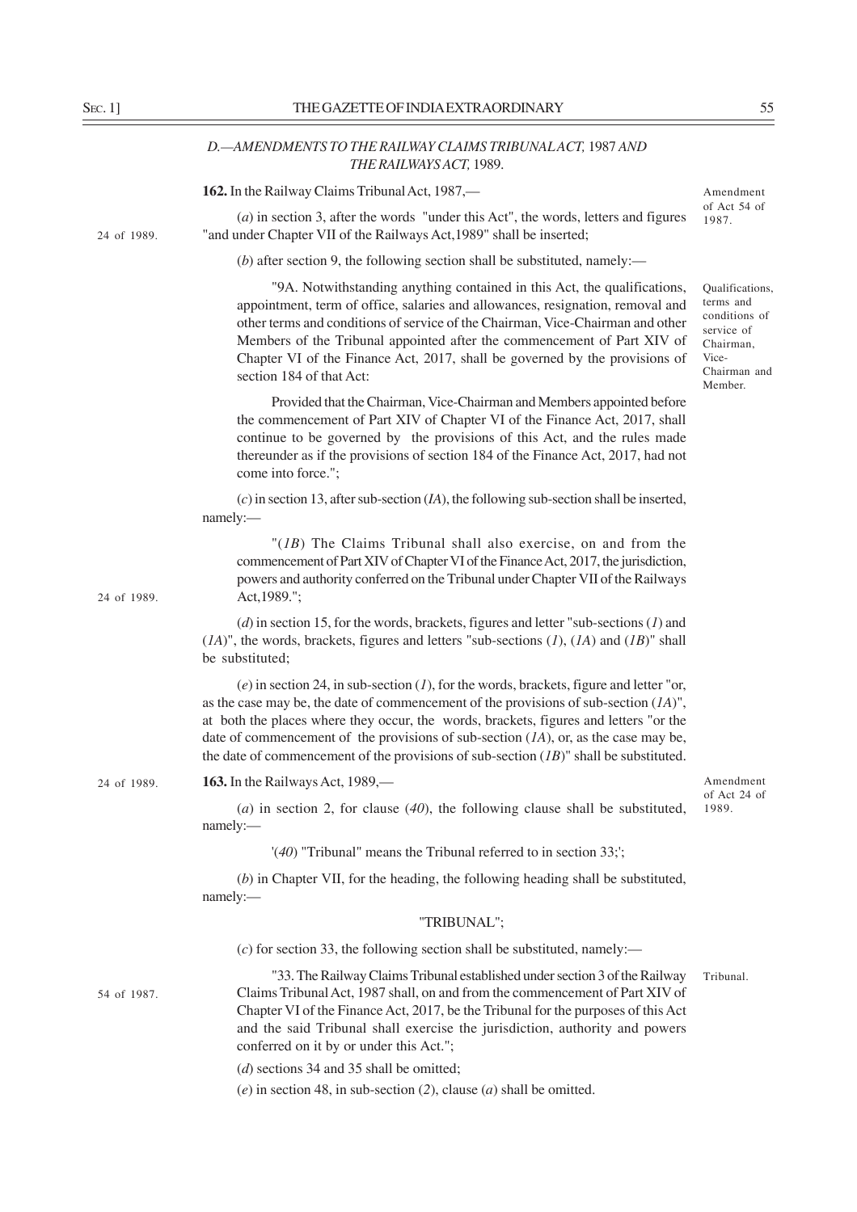## *D.—AMENDMENTS TO THE RAILWAY CLAIMS TRIBUNAL ACT,* 1987 *AND THE RAILWAYS ACT,* 1989.

**162.** In the Railway Claims Tribunal Act, 1987,—

Amendment of Act 54 of 1987.

(*a*) in section 3, after the words "under this Act", the words, letters and figures "and under Chapter VII of the Railways Act,1989" shall be inserted;

24 of 1989.

(*b*) after section 9, the following section shall be substituted, namely:—

"9A. Notwithstanding anything contained in this Act, the qualifications, appointment, term of office, salaries and allowances, resignation, removal and other terms and conditions of service of the Chairman, Vice-Chairman and other Members of the Tribunal appointed after the commencement of Part XIV of Chapter VI of the Finance Act, 2017, shall be governed by the provisions of section 184 of that Act:

Qualifications, terms and conditions of service of Chairman, Vice-Chairman and Member.

Provided that the Chairman, Vice-Chairman and Members appointed before the commencement of Part XIV of Chapter VI of the Finance Act, 2017, shall continue to be governed by the provisions of this Act, and the rules made thereunder as if the provisions of section 184 of the Finance Act, 2017, had not come into force.";

(*c*) in section 13, after sub-section (*1A*), the following sub-section shall be inserted, namely:—

"(*1B*) The Claims Tribunal shall also exercise, on and from the commencement of Part XIV of Chapter VI of the Finance Act, 2017, the jurisdiction, powers and authority conferred on the Tribunal under Chapter VII of the Railways Act,1989.";

24 of 1989.

(*d*) in section 15, for the words, brackets, figures and letter "sub-sections (*1*) and (*1A*)", the words, brackets, figures and letters "sub-sections (*1*), (*1A*) and (*1B*)" shall be substituted;

(*e*) in section 24, in sub-section (*1*), for the words, brackets, figure and letter "or, as the case may be, the date of commencement of the provisions of sub-section (*1A*)", at both the places where they occur, the words, brackets, figures and letters "or the date of commencement of the provisions of sub-section (*1A*), or, as the case may be, the date of commencement of the provisions of sub-section (*1B*)" shall be substituted.

**163.** In the Railways Act, 1989,—

24 of 1989.

Amendment of Act 24 of 1989.

(*a*) in section 2, for clause (*40*), the following clause shall be substituted, namely:—

'(*40*) "Tribunal" means the Tribunal referred to in section 33;';

(*b*) in Chapter VII, for the heading, the following heading shall be substituted, namely:—

"TRIBUNAL";

(*c*) for section 33, the following section shall be substituted, namely:—

"33. The Railway Claims Tribunal established under section 3 of the Railway Claims Tribunal Act, 1987 shall, on and from the commencement of Part XIV of Chapter VI of the Finance Act, 2017, be the Tribunal for the purposes of this Act and the said Tribunal shall exercise the jurisdiction, authority and powers conferred on it by or under this Act.";

Tribunal.

54 of 1987.

(*d*) sections 34 and 35 shall be omitted;

(*e*) in section 48, in sub-section (*2*), clause (*a*) shall be omitted.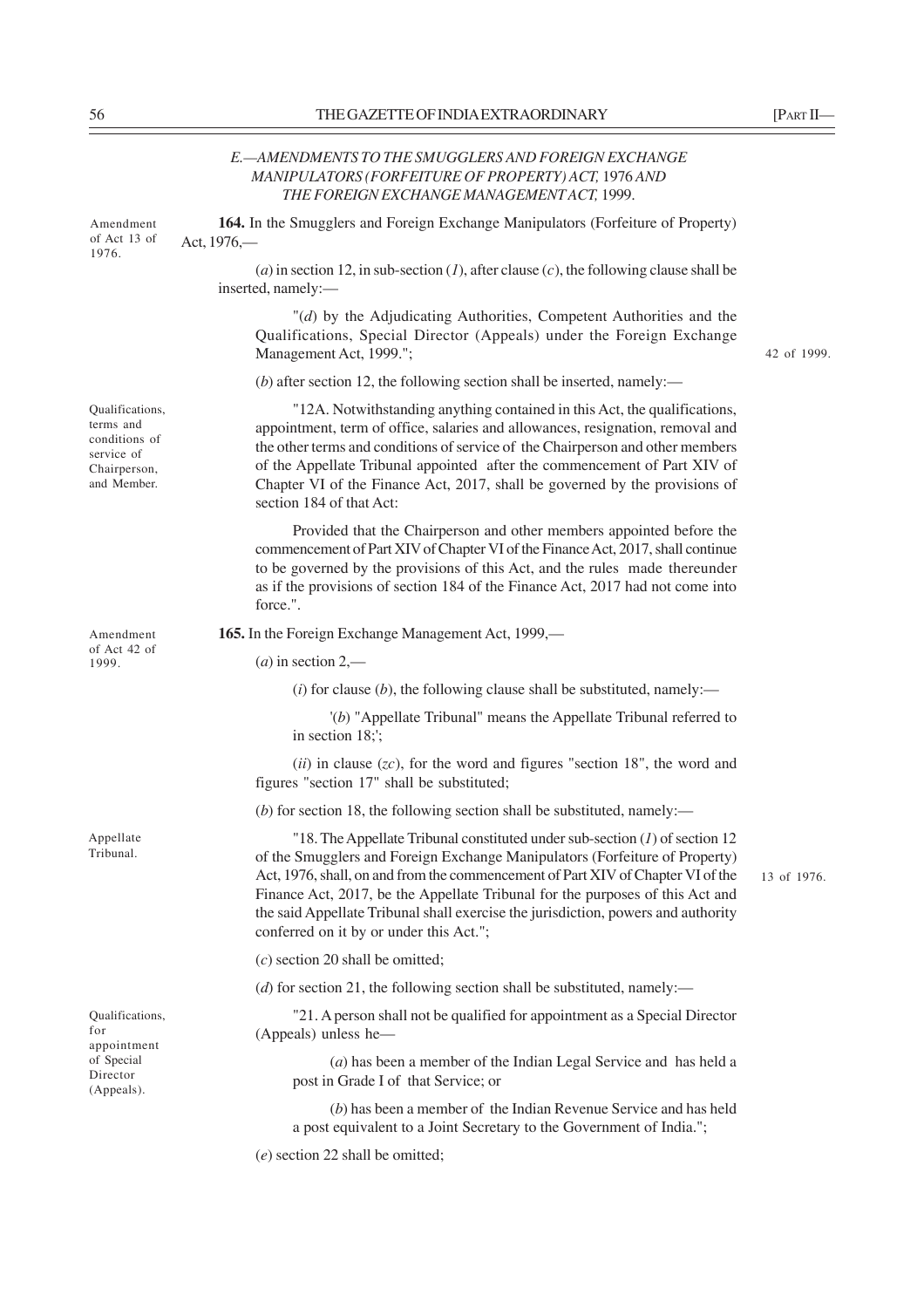*E.—AMENDMENTS TO THE SMUGGLERS AND FOREIGN EXCHANGE MANIPULATORS (FORFEITURE OF PROPERTY) ACT,* 1976 *AND THE FOREIGN EXCHANGE MANAGEMENT ACT,* 1999.

Amendment of Act 13 of 1976.

**164.** In the Smugglers and Foreign Exchange Manipulators (Forfeiture of Property) Act, 1976,—

(*a*) in section 12, in sub-section (*1*), after clause (*c*), the following clause shall be inserted, namely:—

"(*d*) by the Adjudicating Authorities, Competent Authorities and the Qualifications, Special Director (Appeals) under the Foreign Exchange Management Act, 1999."; 42 of 1999.

(*b*) after section 12, the following section shall be inserted, namely:—

Qualifications, terms and conditions of service of Chairperson, and Member.

"12A. Notwithstanding anything contained in this Act, the qualifications, appointment, term of office, salaries and allowances, resignation, removal and the other terms and conditions of service of the Chairperson and other members of the Appellate Tribunal appointed after the commencement of Part XIV of Chapter VI of the Finance Act, 2017, shall be governed by the provisions of section 184 of that Act:

Provided that the Chairperson and other members appointed before the commencement of Part XIV of Chapter VI of the Finance Act, 2017, shall continue to be governed by the provisions of this Act, and the rules made thereunder as if the provisions of section 184 of the Finance Act, 2017 had not come into force.".

Amendment of Act 42 of 1999.

**165.** In the Foreign Exchange Management Act, 1999,—

(*a*) in section 2,—

(*i*) for clause (*b*), the following clause shall be substituted, namely:—

'(*b*) "Appellate Tribunal" means the Appellate Tribunal referred to in section 18;';

(*ii*) in clause (*zc*), for the word and figures "section 18", the word and figures "section 17" shall be substituted;

(*b*) for section 18, the following section shall be substituted, namely:—

Appellate Tribunal.

"18. The Appellate Tribunal constituted under sub-section (*1*) of section 12 of the Smugglers and Foreign Exchange Manipulators (Forfeiture of Property) Act, 1976, shall, on and from the commencement of Part XIV of Chapter VI of the Finance Act, 2017, be the Appellate Tribunal for the purposes of this Act and the said Appellate Tribunal shall exercise the jurisdiction, powers and authority conferred on it by or under this Act."; 13 of 1976.

(*c*) section 20 shall be omitted;

(*d*) for section 21, the following section shall be substituted, namely:—

Qualifications, for appointment of Special Director (Appeals).

"21. A person shall not be qualified for appointment as a Special Director (Appeals) unless he—

(*a*) has been a member of the Indian Legal Service and has held a post in Grade I of that Service; or

(*b*) has been a member of the Indian Revenue Service and has held a post equivalent to a Joint Secretary to the Government of India.";

(*e*) section 22 shall be omitted;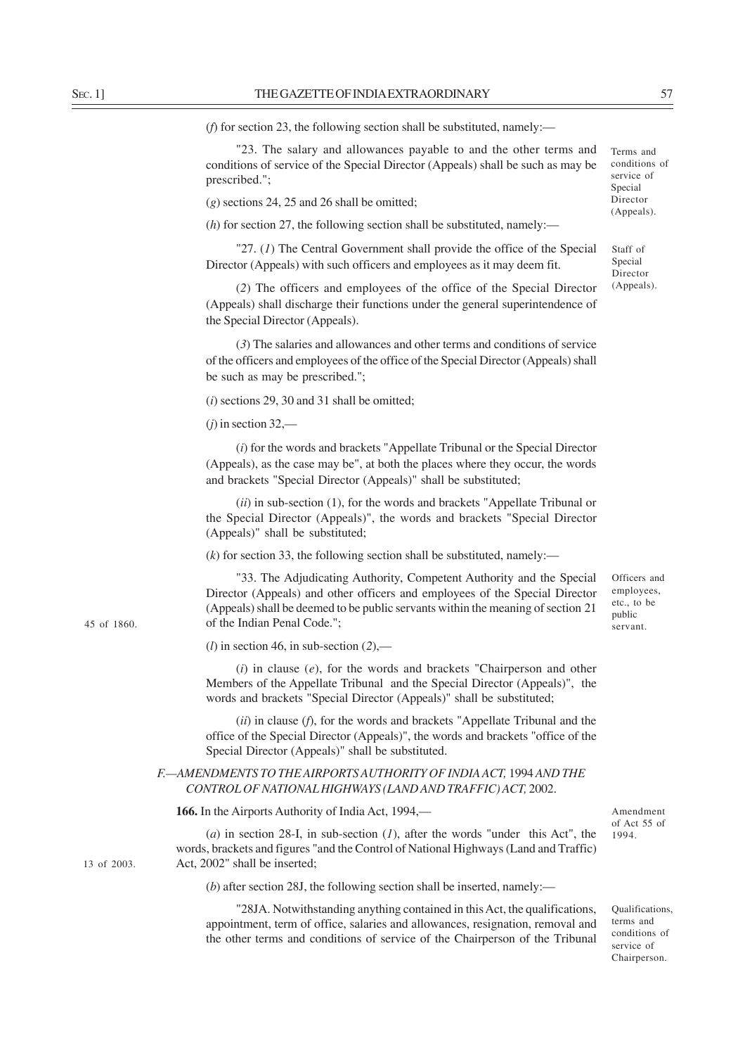(*f*) for section 23, the following section shall be substituted, namely:—

"23. The salary and allowances payable to and the other terms and conditions of service of the Special Director (Appeals) shall be such as may be prescribed.";

Terms and conditions of service of Special Director (Appeals).

(*g*) sections 24, 25 and 26 shall be omitted;

(*h*) for section 27, the following section shall be substituted, namely:—

"27. (*1*) The Central Government shall provide the office of the Special Director (Appeals) with such officers and employees as it may deem fit.

Staff of Special Director (Appeals).

(*2*) The officers and employees of the office of the Special Director (Appeals) shall discharge their functions under the general superintendence of the Special Director (Appeals).

(*3*) The salaries and allowances and other terms and conditions of service of the officers and employees of the office of the Special Director (Appeals) shall be such as may be prescribed.";

(*i*) sections 29, 30 and 31 shall be omitted;

(*j*) in section 32,—

(*i*) for the words and brackets "Appellate Tribunal or the Special Director (Appeals), as the case may be", at both the places where they occur, the words and brackets "Special Director (Appeals)" shall be substituted;

(*ii*) in sub-section (1), for the words and brackets "Appellate Tribunal or the Special Director (Appeals)", the words and brackets "Special Director (Appeals)" shall be substituted;

(*k*) for section 33, the following section shall be substituted, namely:—

"33. The Adjudicating Authority, Competent Authority and the Special Director (Appeals) and other officers and employees of the Special Director (Appeals) shall be deemed to be public servants within the meaning of section 21 of the Indian Penal Code.";

Officers and employees, etc., to be public servant.

45 of 1860.

(*l*) in section 46, in sub-section (*2*),—

(*i*) in clause (*e*), for the words and brackets "Chairperson and other Members of the Appellate Tribunal and the Special Director (Appeals)", the words and brackets "Special Director (Appeals)" shall be substituted;

(*ii*) in clause (*f*), for the words and brackets "Appellate Tribunal and the office of the Special Director (Appeals)", the words and brackets "office of the Special Director (Appeals)" shall be substituted.

### *F.—AMENDMENTS TO THE AIRPORTS AUTHORITY OF INDIA ACT,* 1994 *AND THE CONTROL OF NATIONAL HIGHWAYS (LAND AND TRAFFIC) ACT,* 2002.

**166.** In the Airports Authority of India Act, 1994,—

Amendment of Act 55 of 1994.

(*a*) in section 28-I, in sub-section (*1*), after the words "under this Act", the words, brackets and figures "and the Control of National Highways (Land and Traffic) Act, 2002" shall be inserted;

13 of 2003.

(*b*) after section 28J, the following section shall be inserted, namely:—

"28JA. Notwithstanding anything contained in this Act, the qualifications, appointment, term of office, salaries and allowances, resignation, removal and the other terms and conditions of service of the Chairperson of the Tribunal

Qualifications, terms and conditions of service of Chairperson.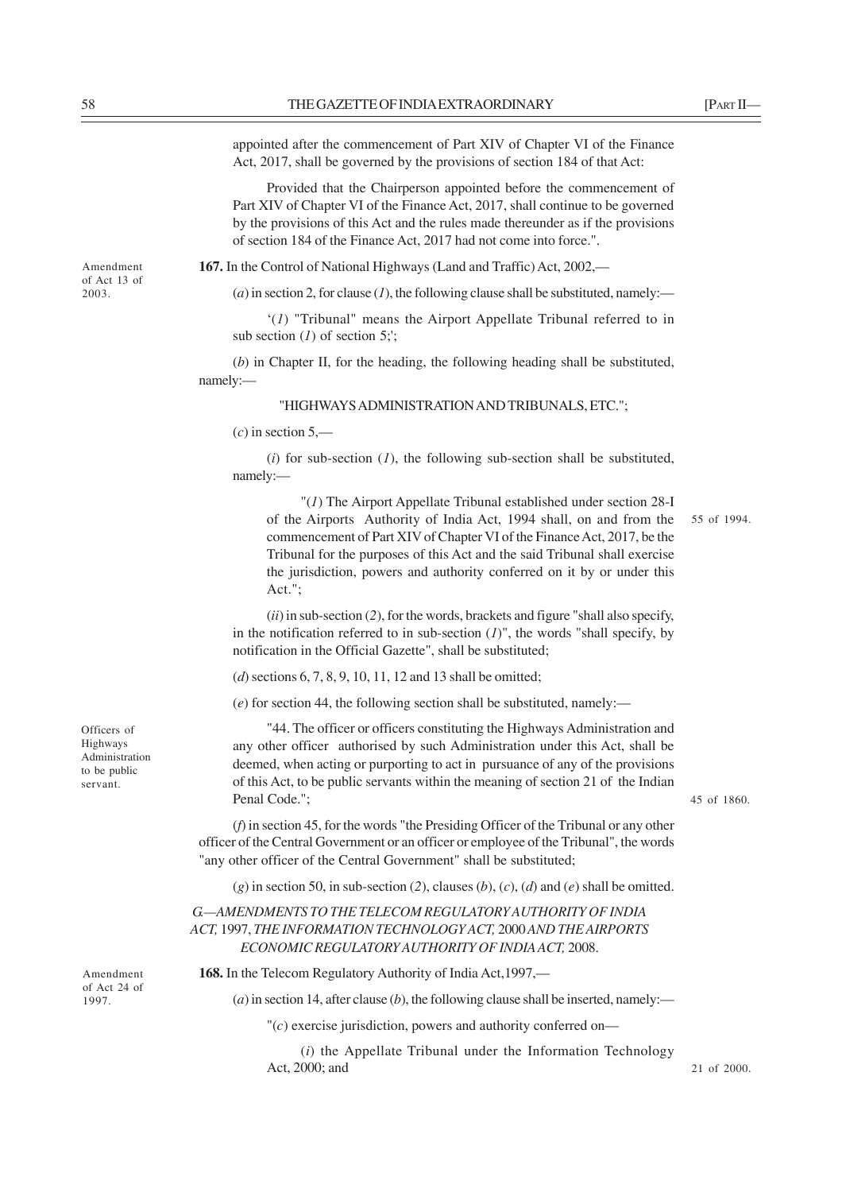appointed after the commencement of Part XIV of Chapter VI of the Finance Act, 2017, shall be governed by the provisions of section 184 of that Act:

Provided that the Chairperson appointed before the commencement of Part XIV of Chapter VI of the Finance Act, 2017, shall continue to be governed by the provisions of this Act and the rules made thereunder as if the provisions of section 184 of the Finance Act, 2017 had not come into force.".

Amendment of Act 13 of 2003.

**167.** In the Control of National Highways (Land and Traffic) Act, 2002,—

(*a*) in section 2, for clause (*1*), the following clause shall be substituted, namely:—

'(*1*) "Tribunal" means the Airport Appellate Tribunal referred to in sub section (*1*) of section 5;';

(*b*) in Chapter II, for the heading, the following heading shall be substituted, namely:—

"HIGHWAYS ADMINISTRATION AND TRIBUNALS, ETC.";

(*c*) in section 5,—

(*i*) for sub-section (*1*), the following sub-section shall be substituted, namely:—

"(*1*) The Airport Appellate Tribunal established under section 28-I of the Airports Authority of India Act, 1994 shall, on and from the commencement of Part XIV of Chapter VI of the Finance Act, 2017, be the Tribunal for the purposes of this Act and the said Tribunal shall exercise the jurisdiction, powers and authority conferred on it by or under this Act."; 55 of 1994.

(*ii*) in sub-section (*2*), for the words, brackets and figure "shall also specify, in the notification referred to in sub-section (*1*)", the words "shall specify, by notification in the Official Gazette", shall be substituted;

(*d*) sections 6, 7, 8, 9, 10, 11, 12 and 13 shall be omitted;

(*e*) for section 44, the following section shall be substituted, namely:—

Officers of Highways Administration to be public servant.

"44. The officer or officers constituting the Highways Administration and any other officer authorised by such Administration under this Act, shall be deemed, when acting or purporting to act in pursuance of any of the provisions of this Act, to be public servants within the meaning of section 21 of the Indian Penal Code."; 45 of 1860.

(*f*) in section 45, for the words "the Presiding Officer of the Tribunal or any other officer of the Central Government or an officer or employee of the Tribunal", the words "any other officer of the Central Government" shall be substituted;

(*g*) in section 50, in sub-section (*2*), clauses (*b*), (*c*), (*d*) and (*e*) shall be omitted.

*G.—AMENDMENTS TO THE TELECOM REGULATORY AUTHORITY OF INDIA ACT,* 1997, *THE INFORMATION TECHNOLOGY ACT,* 2000 *AND THE AIRPORTS ECONOMIC REGULATORY AUTHORITY OF INDIA ACT,* 2008.

Amendment of Act 24 of 1997.

**168.** In the Telecom Regulatory Authority of India Act,1997,—

(*a*) in section 14, after clause (*b*), the following clause shall be inserted, namely:—

"(*c*) exercise jurisdiction, powers and authority conferred on—

(*i*) the Appellate Tribunal under the Information Technology Act, 2000; and 21 of 2000.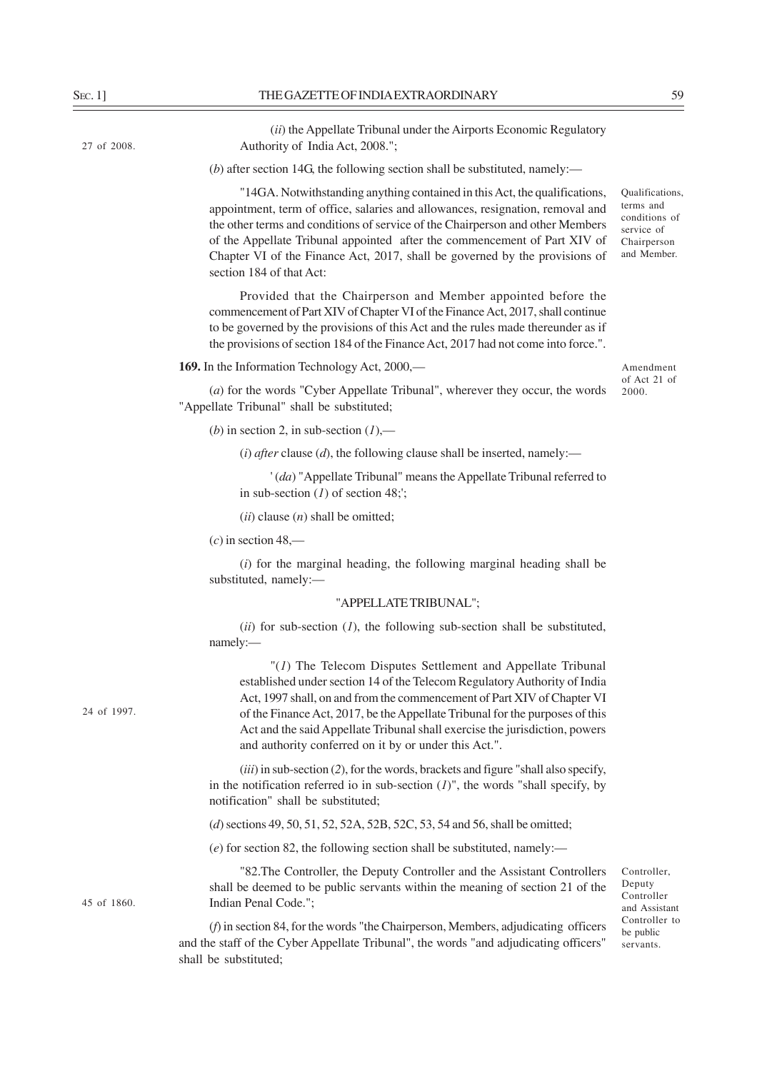(*ii*) the Appellate Tribunal under the Airports Economic Regulatory Authority of India Act, 2008.";

27 of 2008.

(*b*) after section 14G, the following section shall be substituted, namely:—

"14GA. Notwithstanding anything contained in this Act, the qualifications, appointment, term of office, salaries and allowances, resignation, removal and the other terms and conditions of service of the Chairperson and other Members of the Appellate Tribunal appointed after the commencement of Part XIV of Chapter VI of the Finance Act, 2017, shall be governed by the provisions of section 184 of that Act:

Qualifications, terms and conditions of service of Chairperson and Member.

Provided that the Chairperson and Member appointed before the commencement of Part XIV of Chapter VI of the Finance Act, 2017, shall continue to be governed by the provisions of this Act and the rules made thereunder as if the provisions of section 184 of the Finance Act, 2017 had not come into force.".

**169.** In the Information Technology Act, 2000,—

Amendment of Act 21 of 2000.

(*a*) for the words "Cyber Appellate Tribunal", wherever they occur, the words "Appellate Tribunal" shall be substituted;

(*b*) in section 2, in sub-section (*1*),—

(*i*) *after* clause (*d*), the following clause shall be inserted, namely:—

'(*da*) "Appellate Tribunal" means the Appellate Tribunal referred to in sub-section (*1*) of section 48;';

(*ii*) clause (*n*) shall be omitted;

(*c*) in section 48,—

(*i*) for the marginal heading, the following marginal heading shall be substituted, namely:—

"APPELLATE TRIBUNAL";

(*ii*) for sub-section (*1*), the following sub-section shall be substituted, namely:—

"(*1*) The Telecom Disputes Settlement and Appellate Tribunal established under section 14 of the Telecom Regulatory Authority of India Act, 1997 shall, on and from the commencement of Part XIV of Chapter VI of the Finance Act, 2017, be the Appellate Tribunal for the purposes of this Act and the said Appellate Tribunal shall exercise the jurisdiction, powers and authority conferred on it by or under this Act.".

24 of 1997.

(*iii*) in sub-section (*2*), for the words, brackets and figure "shall also specify, in the notification referred io in sub-section (*1*)", the words "shall specify, by notification" shall be substituted;

(*d*) sections 49, 50, 51, 52, 52A, 52B, 52C, 53, 54 and 56, shall be omitted;

(*e*) for section 82, the following section shall be substituted, namely:—

"82.The Controller, the Deputy Controller and the Assistant Controllers shall be deemed to be public servants within the meaning of section 21 of the Indian Penal Code.";

45 of 1860.

Controller, Deputy Controller and Assistant Controller to be public servants.

(*f*) in section 84, for the words "the Chairperson, Members, adjudicating officers and the staff of the Cyber Appellate Tribunal", the words "and adjudicating officers" shall be substituted;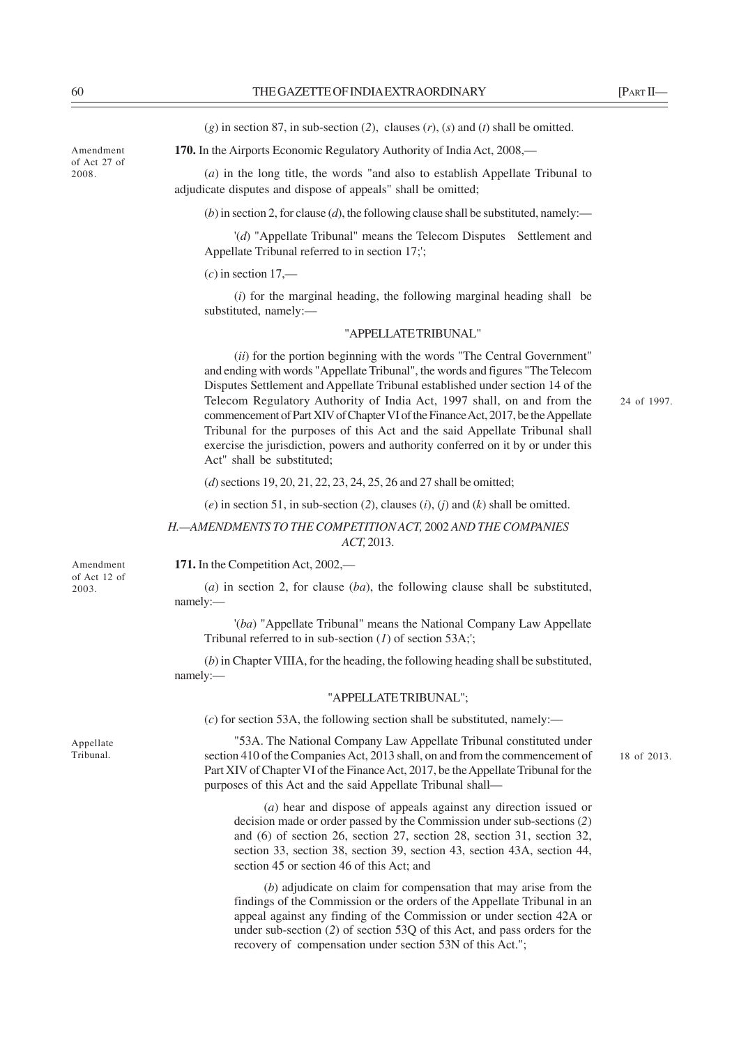(*g*) in section 87, in sub-section (*2*), clauses (*r*), (*s*) and (*t*) shall be omitted.

Amendment of Act 27 of 2008.

**170.** In the Airports Economic Regulatory Authority of India Act, 2008,—

(*a*) in the long title, the words "and also to establish Appellate Tribunal to adjudicate disputes and dispose of appeals" shall be omitted;

(*b*) in section 2, for clause (*d*), the following clause shall be substituted, namely:—

'(*d*) "Appellate Tribunal" means the Telecom Disputes Settlement and Appellate Tribunal referred to in section 17;';

(*c*) in section 17,—

(*i*) for the marginal heading, the following marginal heading shall be substituted, namely:—

"APPELLATE TRIBUNAL"

(*ii*) for the portion beginning with the words "The Central Government" and ending with words "Appellate Tribunal", the words and figures "The Telecom Disputes Settlement and Appellate Tribunal established under section 14 of the Telecom Regulatory Authority of India Act, 1997 shall, on and from the commencement of Part XIV of Chapter VI of the Finance Act, 2017, be the Appellate Tribunal for the purposes of this Act and the said Appellate Tribunal shall exercise the jurisdiction, powers and authority conferred on it by or under this Act" shall be substituted;

24 of 1997.

(*d*) sections 19, 20, 21, 22, 23, 24, 25, 26 and 27 shall be omitted;

(*e*) in section 51, in sub-section (*2*), clauses (*i*), (*j*) and (*k*) shall be omitted.

### *H.—AMENDMENTS TO THE COMPETITION ACT,* 2002 *AND THE COMPANIES ACT,* 2013.

Amendment of Act 12 of 2003.

**171.** In the Competition Act, 2002,—

(*a*) in section 2, for clause (*ba*), the following clause shall be substituted, namely:—

'(*ba*) "Appellate Tribunal" means the National Company Law Appellate Tribunal referred to in sub-section (*1*) of section 53A;';

(*b*) in Chapter VIIIA, for the heading, the following heading shall be substituted, namely:—

"APPELLATE TRIBUNAL";

(*c*) for section 53A, the following section shall be substituted, namely:—

Appellate Tribunal.

"53A. The National Company Law Appellate Tribunal constituted under section 410 of the Companies Act, 2013 shall, on and from the commencement of Part XIV of Chapter VI of the Finance Act, 2017, be the Appellate Tribunal for the purposes of this Act and the said Appellate Tribunal shall—

18 of 2013.

(*a*) hear and dispose of appeals against any direction issued or decision made or order passed by the Commission under sub-sections (*2*) and (6) of section 26, section 27, section 28, section 31, section 32, section 33, section 38, section 39, section 43, section 43A, section 44, section 45 or section 46 of this Act; and

(*b*) adjudicate on claim for compensation that may arise from the findings of the Commission or the orders of the Appellate Tribunal in an appeal against any finding of the Commission or under section 42A or under sub-section (*2*) of section 53Q of this Act, and pass orders for the recovery of compensation under section 53N of this Act.";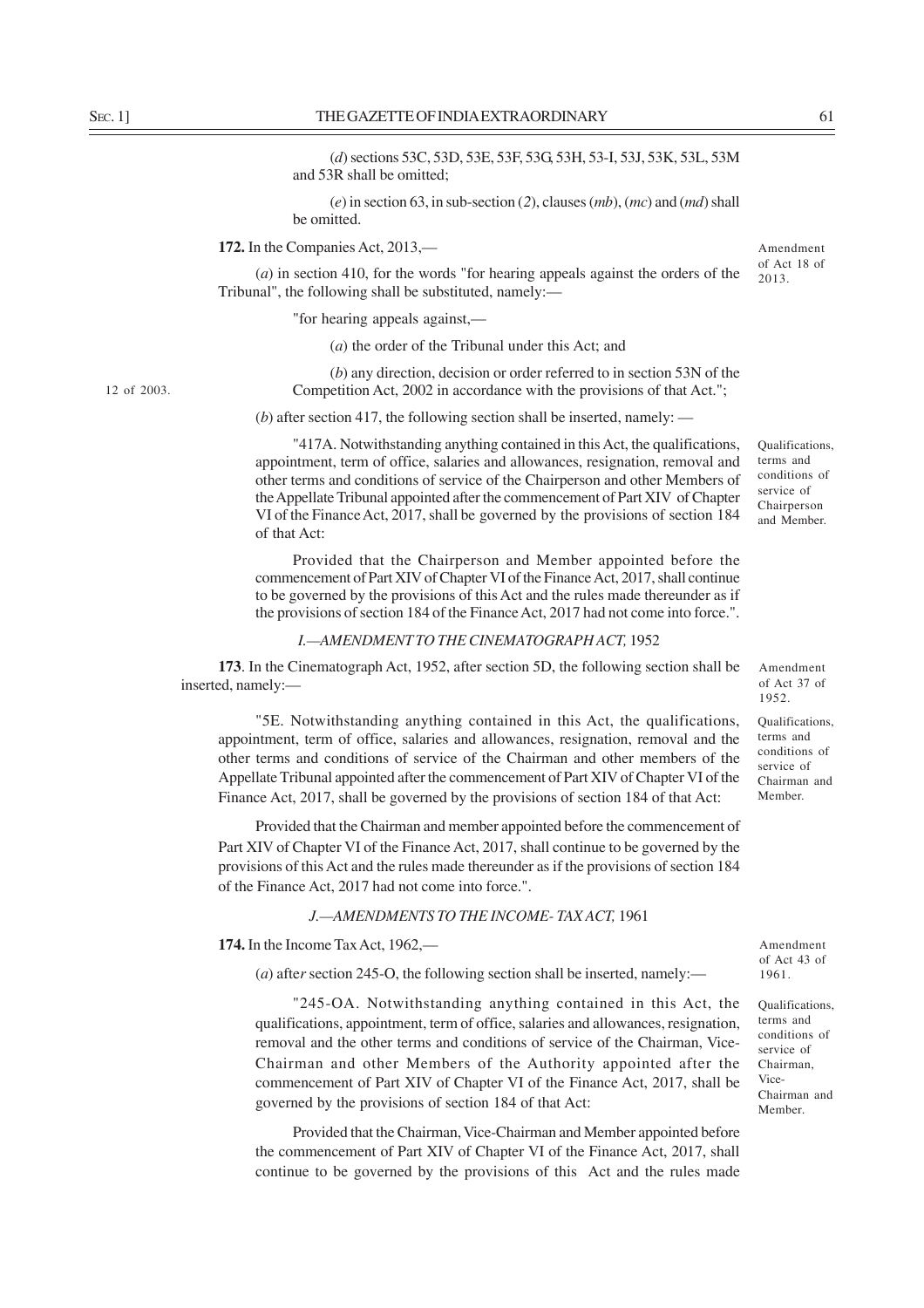(*d*) sections 53C, 53D, 53E, 53F, 53G, 53H, 53-I, 53J, 53K, 53L, 53M and 53R shall be omitted;

(*e*) in section 63, in sub-section (*2*), clauses (*mb*), (*mc*) and (*md*) shall be omitted.

**172.** In the Companies Act, 2013,—

Amendment of Act 18 of 2013.

(*a*) in section 410, for the words "for hearing appeals against the orders of the Tribunal", the following shall be substituted, namely:—

"for hearing appeals against,—

(*a*) the order of the Tribunal under this Act; and

(*b*) any direction, decision or order referred to in section 53N of the Competition Act, 2002 in accordance with the provisions of that Act.";

12 of 2003.

(*b*) after section 417, the following section shall be inserted, namely: —

Qualifications, terms and conditions of service of Chairperson and Member.

"417A. Notwithstanding anything contained in this Act, the qualifications, appointment, term of office, salaries and allowances, resignation, removal and other terms and conditions of service of the Chairperson and other Members of the Appellate Tribunal appointed after the commencement of Part XIV of Chapter VI of the Finance Act, 2017, shall be governed by the provisions of section 184 of that Act:

Provided that the Chairperson and Member appointed before the commencement of Part XIV of Chapter VI of the Finance Act, 2017, shall continue to be governed by the provisions of this Act and the rules made thereunder as if the provisions of section 184 of the Finance Act, 2017 had not come into force.".

*I.—AMENDMENT TO THE CINEMATOGRAPH ACT,* 1952

**173**. In the Cinematograph Act, 1952, after section 5D, the following section shall be inserted, namely:—

Amendment of Act 37 of 1952.

Qualifications, terms and conditions of service of Chairman and Member.

"5E. Notwithstanding anything contained in this Act, the qualifications, appointment, term of office, salaries and allowances, resignation, removal and the other terms and conditions of service of the Chairman and other members of the Appellate Tribunal appointed after the commencement of Part XIV of Chapter VI of the Finance Act, 2017, shall be governed by the provisions of section 184 of that Act:

Provided that the Chairman and member appointed before the commencement of Part XIV of Chapter VI of the Finance Act, 2017, shall continue to be governed by the provisions of this Act and the rules made thereunder as if the provisions of section 184 of the Finance Act, 2017 had not come into force.".

*J.—AMENDMENTS TO THE INCOME- TAX ACT,* 1961

**174.** In the Income Tax Act, 1962,—

Amendment of Act 43 of 1961.

(*a*) after section 245-O, the following section shall be inserted, namely:—

Qualifications, terms and conditions of service of Chairman, Vice-Chairman and Member.

"245-OA. Notwithstanding anything contained in this Act, the qualifications, appointment, term of office, salaries and allowances, resignation, removal and the other terms and conditions of service of the Chairman, Vice-Chairman and other Members of the Authority appointed after the commencement of Part XIV of Chapter VI of the Finance Act, 2017, shall be governed by the provisions of section 184 of that Act:

Provided that the Chairman, Vice-Chairman and Member appointed before the commencement of Part XIV of Chapter VI of the Finance Act, 2017, shall continue to be governed by the provisions of this Act and the rules made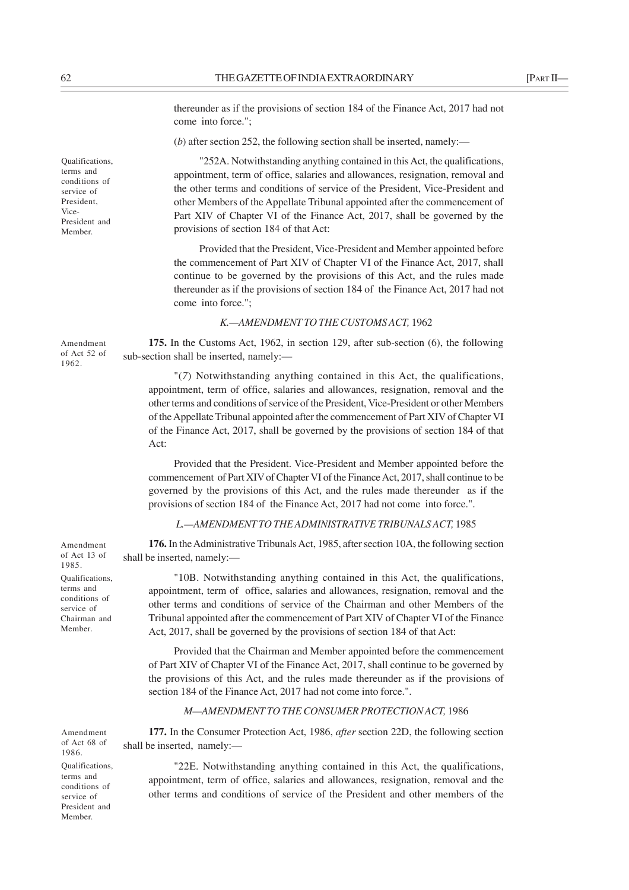thereunder as if the provisions of section 184 of the Finance Act, 2017 had not come into force.";

(*b*) after section 252, the following section shall be inserted, namely:—

Qualifications, terms and conditions of service of President, Vice-President and Member.

"252A. Notwithstanding anything contained in this Act, the qualifications, appointment, term of office, salaries and allowances, resignation, removal and the other terms and conditions of service of the President, Vice-President and other Members of the Appellate Tribunal appointed after the commencement of Part XIV of Chapter VI of the Finance Act, 2017, shall be governed by the provisions of section 184 of that Act:

Provided that the President, Vice-President and Member appointed before the commencement of Part XIV of Chapter VI of the Finance Act, 2017, shall continue to be governed by the provisions of this Act, and the rules made thereunder as if the provisions of section 184 of the Finance Act, 2017 had not come into force.";

*K.—AMENDMENT TO THE CUSTOMS ACT,* 1962

Amendment of Act 52 of 1962.

**175.** In the Customs Act, 1962, in section 129, after sub-section (6), the following sub-section shall be inserted, namely:—

"(*7*) Notwithstanding anything contained in this Act, the qualifications, appointment, term of office, salaries and allowances, resignation, removal and the other terms and conditions of service of the President, Vice-President or other Members of the Appellate Tribunal appointed after the commencement of Part XIV of Chapter VI of the Finance Act, 2017, shall be governed by the provisions of section 184 of that Act:

Provided that the President. Vice-President and Member appointed before the commencement of Part XIV of Chapter VI of the Finance Act, 2017, shall continue to be governed by the provisions of this Act, and the rules made thereunder as if the provisions of section 184 of the Finance Act, 2017 had not come into force.".

*L.—AMENDMENT TO THE ADMINISTRATIVE TRIBUNALS ACT,* 1985

Amendment of Act 13 of 1985.

**176.** In the Administrative Tribunals Act, 1985, after section 10A, the following section shall be inserted, namely:—

Qualifications, terms and conditions of service of Chairman and Member.

"10B. Notwithstanding anything contained in this Act, the qualifications, appointment, term of office, salaries and allowances, resignation, removal and the other terms and conditions of service of the Chairman and other Members of the Tribunal appointed after the commencement of Part XIV of Chapter VI of the Finance Act, 2017, shall be governed by the provisions of section 184 of that Act:

Provided that the Chairman and Member appointed before the commencement of Part XIV of Chapter VI of the Finance Act, 2017, shall continue to be governed by the provisions of this Act, and the rules made thereunder as if the provisions of section 184 of the Finance Act, 2017 had not come into force.".

*M—AMENDMENT TO THE CONSUMER PROTECTION ACT,* 1986

Amendment of Act 68 of 1986.

**177.** In the Consumer Protection Act, 1986, *after* section 22D, the following section shall be inserted, namely:—

Qualifications, terms and conditions of service of President and Member.

"22E. Notwithstanding anything contained in this Act, the qualifications, appointment, term of office, salaries and allowances, resignation, removal and the other terms and conditions of service of the President and other members of the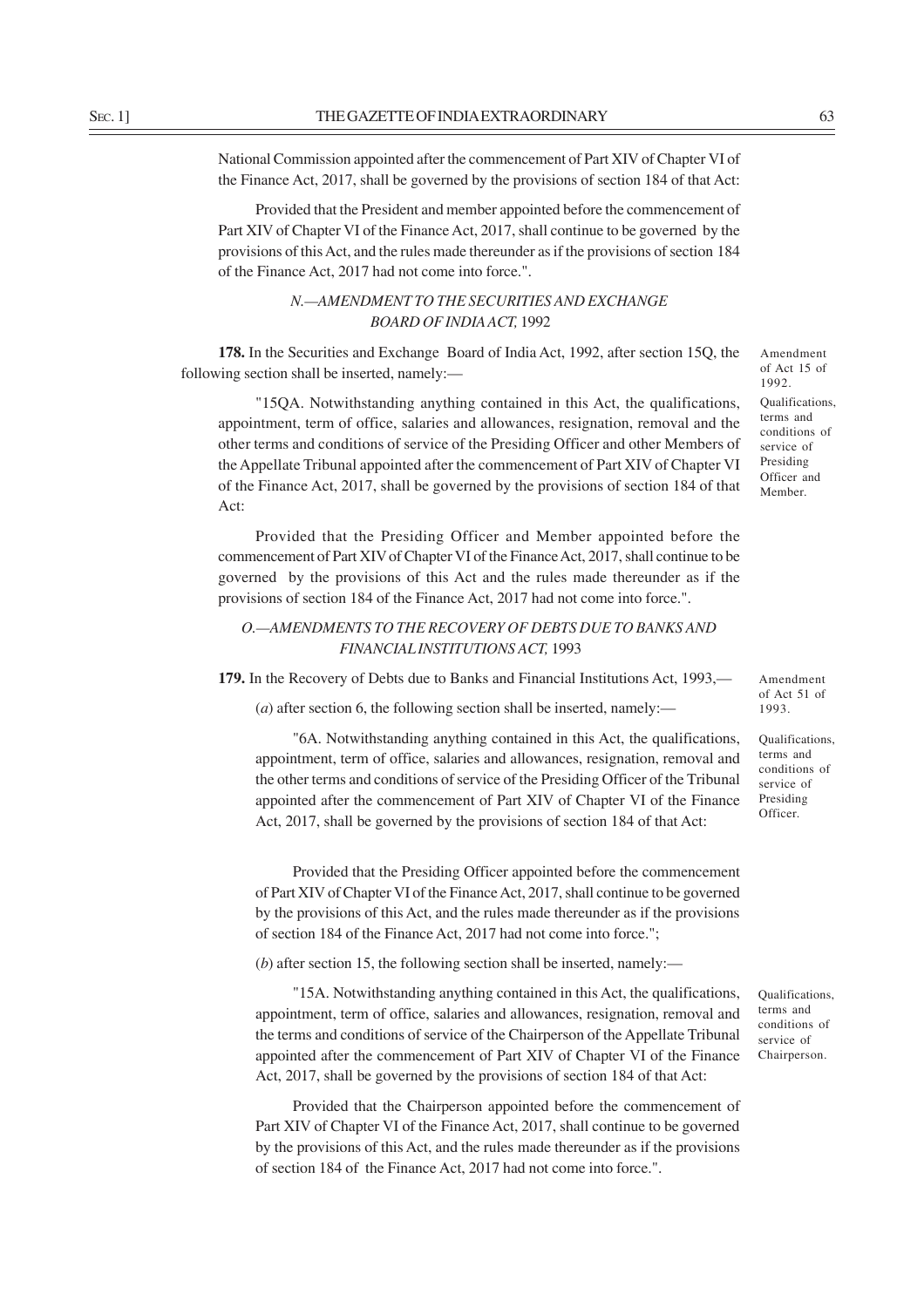National Commission appointed after the commencement of Part XIV of Chapter VI of the Finance Act, 2017, shall be governed by the provisions of section 184 of that Act:

Provided that the President and member appointed before the commencement of Part XIV of Chapter VI of the Finance Act, 2017, shall continue to be governed by the provisions of this Act, and the rules made thereunder as if the provisions of section 184 of the Finance Act, 2017 had not come into force.".

*N.—AMENDMENT TO THE SECURITIES AND EXCHANGE BOARD OF INDIA ACT,* 1992

Amendment of Act 15 of 1992.

**178.** In the Securities and Exchange Board of India Act, 1992, after section 15Q, the following section shall be inserted, namely:—

Qualifications, terms and conditions of service of Presiding Officer and Member.

"15QA. Notwithstanding anything contained in this Act, the qualifications, appointment, term of office, salaries and allowances, resignation, removal and the other terms and conditions of service of the Presiding Officer and other Members of the Appellate Tribunal appointed after the commencement of Part XIV of Chapter VI of the Finance Act, 2017, shall be governed by the provisions of section 184 of that Act:

Provided that the Presiding Officer and Member appointed before the commencement of Part XIV of Chapter VI of the Finance Act, 2017, shall continue to be governed by the provisions of this Act and the rules made thereunder as if the provisions of section 184 of the Finance Act, 2017 had not come into force.".

*O.—AMENDMENTS TO THE RECOVERY OF DEBTS DUE TO BANKS AND FINANCIAL INSTITUTIONS ACT,* 1993

Amendment of Act 51 of 1993.

**179.** In the Recovery of Debts due to Banks and Financial Institutions Act, 1993,—

(*a*) after section 6, the following section shall be inserted, namely:—

Qualifications, terms and conditions of service of Presiding Officer.

"6A. Notwithstanding anything contained in this Act, the qualifications, appointment, term of office, salaries and allowances, resignation, removal and the other terms and conditions of service of the Presiding Officer of the Tribunal appointed after the commencement of Part XIV of Chapter VI of the Finance Act, 2017, shall be governed by the provisions of section 184 of that Act:

Provided that the Presiding Officer appointed before the commencement of Part XIV of Chapter VI of the Finance Act, 2017, shall continue to be governed by the provisions of this Act, and the rules made thereunder as if the provisions of section 184 of the Finance Act, 2017 had not come into force.";

(*b*) after section 15, the following section shall be inserted, namely:—

Qualifications, terms and conditions of service of Chairperson.

"15A. Notwithstanding anything contained in this Act, the qualifications, appointment, term of office, salaries and allowances, resignation, removal and the terms and conditions of service of the Chairperson of the Appellate Tribunal appointed after the commencement of Part XIV of Chapter VI of the Finance Act, 2017, shall be governed by the provisions of section 184 of that Act:

Provided that the Chairperson appointed before the commencement of Part XIV of Chapter VI of the Finance Act, 2017, shall continue to be governed by the provisions of this Act, and the rules made thereunder as if the provisions of section 184 of the Finance Act, 2017 had not come into force.".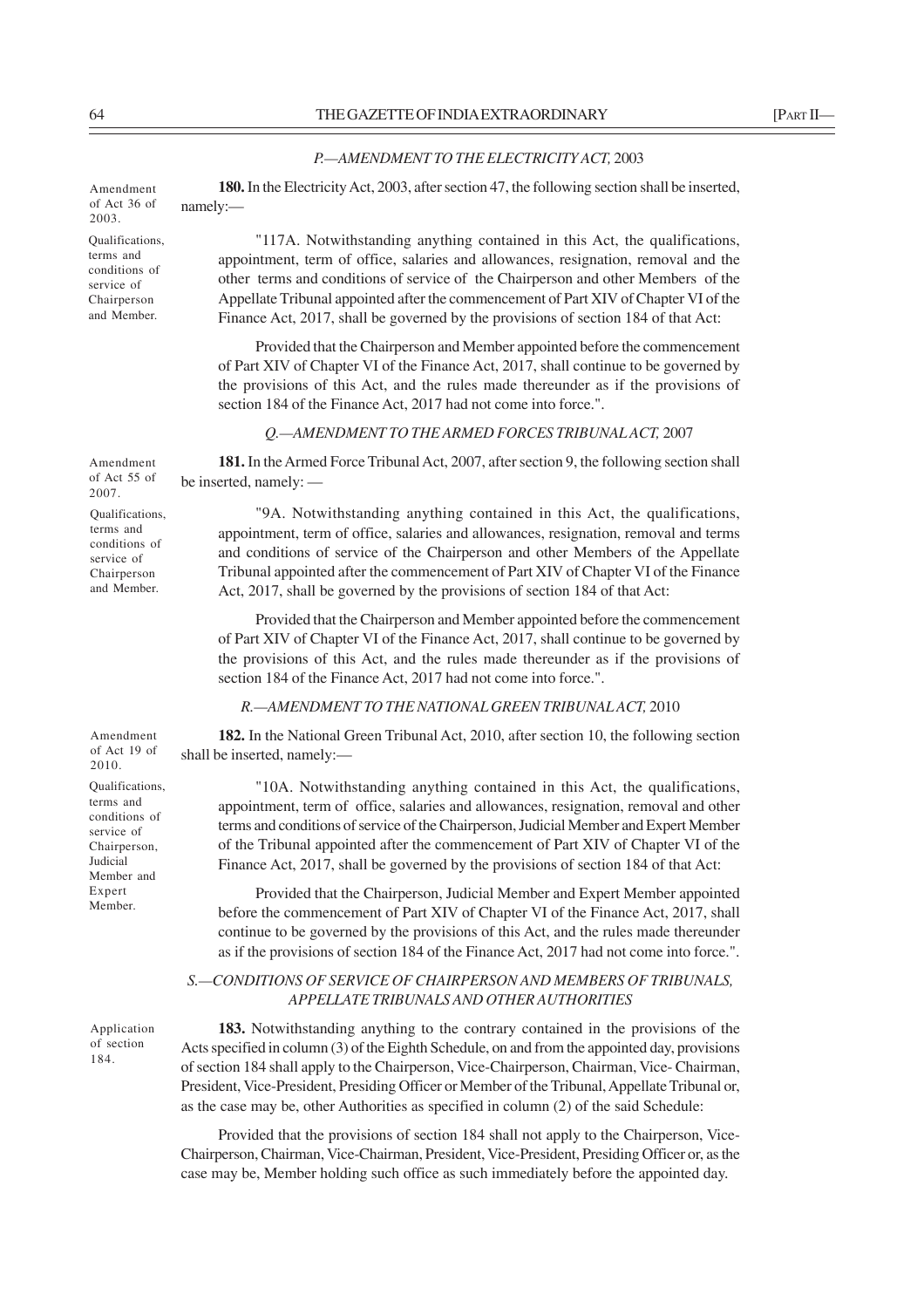*P.—AMENDMENT TO THE ELECTRICITY ACT,* 2003

Amendment of Act 36 of 2003.

**180.** In the Electricity Act, 2003, after section 47, the following section shall be inserted, namely:—

Qualifications, terms and conditions of service of Chairperson and Member.

"117A. Notwithstanding anything contained in this Act, the qualifications, appointment, term of office, salaries and allowances, resignation, removal and the other terms and conditions of service of the Chairperson and other Members of the Appellate Tribunal appointed after the commencement of Part XIV of Chapter VI of the Finance Act, 2017, shall be governed by the provisions of section 184 of that Act:

Provided that the Chairperson and Member appointed before the commencement of Part XIV of Chapter VI of the Finance Act, 2017, shall continue to be governed by the provisions of this Act, and the rules made thereunder as if the provisions of section 184 of the Finance Act, 2017 had not come into force.".

*Q.—AMENDMENT TO THE ARMED FORCES TRIBUNAL ACT,* 2007

Amendment of Act 55 of 2007.

**181.** In the Armed Force Tribunal Act, 2007, after section 9, the following section shall be inserted, namely: —

Qualifications, terms and conditions of service of Chairperson and Member.

"9A. Notwithstanding anything contained in this Act, the qualifications, appointment, term of office, salaries and allowances, resignation, removal and terms and conditions of service of the Chairperson and other Members of the Appellate Tribunal appointed after the commencement of Part XIV of Chapter VI of the Finance Act, 2017, shall be governed by the provisions of section 184 of that Act:

Provided that the Chairperson and Member appointed before the commencement of Part XIV of Chapter VI of the Finance Act, 2017, shall continue to be governed by the provisions of this Act, and the rules made thereunder as if the provisions of section 184 of the Finance Act, 2017 had not come into force.".

*R.—AMENDMENT TO THE NATIONAL GREEN TRIBUNAL ACT,* 2010

Amendment of Act 19 of 2010.

**182.** In the National Green Tribunal Act, 2010, after section 10, the following section shall be inserted, namely:—

Qualifications, terms and conditions of service of Chairperson, Judicial Member and Expert Member.

"10A. Notwithstanding anything contained in this Act, the qualifications, appointment, term of office, salaries and allowances, resignation, removal and other terms and conditions of service of the Chairperson, Judicial Member and Expert Member of the Tribunal appointed after the commencement of Part XIV of Chapter VI of the Finance Act, 2017, shall be governed by the provisions of section 184 of that Act:

Provided that the Chairperson, Judicial Member and Expert Member appointed before the commencement of Part XIV of Chapter VI of the Finance Act, 2017, shall continue to be governed by the provisions of this Act, and the rules made thereunder as if the provisions of section 184 of the Finance Act, 2017 had not come into force.".

*S.—CONDITIONS OF SERVICE OF CHAIRPERSON AND MEMBERS OF TRIBUNALS, APPELLATE TRIBUNALS AND OTHER AUTHORITIES*

Application of section 184.

**183.** Notwithstanding anything to the contrary contained in the provisions of the Acts specified in column (3) of the Eighth Schedule, on and from the appointed day, provisions of section 184 shall apply to the Chairperson, Vice-Chairperson, Chairman, Vice- Chairman, President, Vice-President, Presiding Officer or Member of the Tribunal, Appellate Tribunal or, as the case may be, other Authorities as specified in column (2) of the said Schedule:

Provided that the provisions of section 184 shall not apply to the Chairperson, Vice-Chairperson, Chairman, Vice-Chairman, President, Vice-President, Presiding Officer or, as the case may be, Member holding such office as such immediately before the appointed day.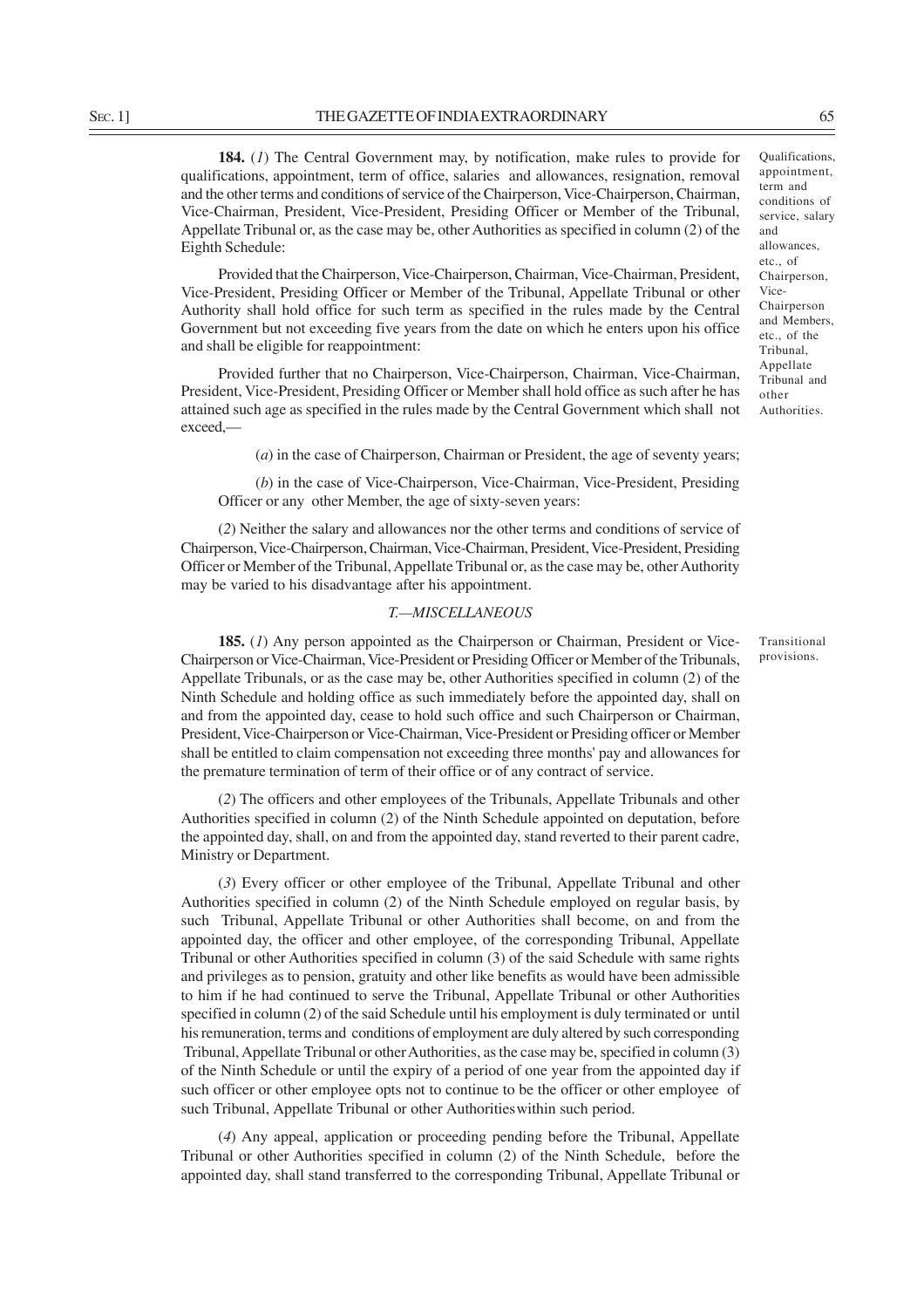**184.** (*1*) The Central Government may, by notification, make rules to provide for qualifications, appointment, term of office, salaries and allowances, resignation, removal and the other terms and conditions of service of the Chairperson, Vice-Chairperson, Chairman, Vice-Chairman, President, Vice-President, Presiding Officer or Member of the Tribunal, Appellate Tribunal or, as the case may be, other Authorities as specified in column (2) of the Eighth Schedule:

*Qualifications, appointment, term and conditions of service, salary and allowances, etc., of Chairperson, Vice-Chairperson and Members, etc., of the Tribunal, Appellate Tribunal and other Authorities.*

Provided that the Chairperson, Vice-Chairperson, Chairman, Vice-Chairman, President, Vice-President, Presiding Officer or Member of the Tribunal, Appellate Tribunal or other Authority shall hold office for such term as specified in the rules made by the Central Government but not exceeding five years from the date on which he enters upon his office and shall be eligible for reappointment:

Provided further that no Chairperson, Vice-Chairperson, Chairman, Vice-Chairman, President, Vice-President, Presiding Officer or Member shall hold office as such after he has attained such age as specified in the rules made by the Central Government which shall not exceed,—

(*a*) in the case of Chairperson, Chairman or President, the age of seventy years;

(*b*) in the case of Vice-Chairperson, Vice-Chairman, Vice-President, Presiding Officer or any other Member, the age of sixty-seven years:

(*2*) Neither the salary and allowances nor the other terms and conditions of service of Chairperson, Vice-Chairperson, Chairman, Vice-Chairman, President, Vice-President, Presiding Officer or Member of the Tribunal, Appellate Tribunal or, as the case may be, other Authority may be varied to his disadvantage after his appointment.

*T.—MISCELLANEOUS*

**185.** (*1*) Any person appointed as the Chairperson or Chairman, President or Vice-Chairperson or Vice-Chairman, Vice-President or Presiding Officer or Member of the Tribunals, Appellate Tribunals, or as the case may be, other Authorities specified in column (2) of the Ninth Schedule and holding office as such immediately before the appointed day, shall on and from the appointed day, cease to hold such office and such Chairperson or Chairman, President, Vice-Chairperson or Vice-Chairman, Vice-President or Presiding officer or Member shall be entitled to claim compensation not exceeding three months' pay and allowances for the premature termination of term of their office or of any contract of service.

*Transitional provisions.*

(*2*) The officers and other employees of the Tribunals, Appellate Tribunals and other Authorities specified in column (2) of the Ninth Schedule appointed on deputation, before the appointed day, shall, on and from the appointed day, stand reverted to their parent cadre, Ministry or Department.

(*3*) Every officer or other employee of the Tribunal, Appellate Tribunal and other Authorities specified in column (2) of the Ninth Schedule employed on regular basis, by such Tribunal, Appellate Tribunal or other Authorities shall become, on and from the appointed day, the officer and other employee, of the corresponding Tribunal, Appellate Tribunal or other Authorities specified in column (3) of the said Schedule with same rights and privileges as to pension, gratuity and other like benefits as would have been admissible to him if he had continued to serve the Tribunal, Appellate Tribunal or other Authorities specified in column (2) of the said Schedule until his employment is duly terminated or until his remuneration, terms and conditions of employment are duly altered by such corresponding Tribunal, Appellate Tribunal or other Authorities, as the case may be, specified in column (3) of the Ninth Schedule or until the expiry of a period of one year from the appointed day if such officer or other employee opts not to continue to be the officer or other employee of such Tribunal, Appellate Tribunal or other Authorities within such period.

(*4*) Any appeal, application or proceeding pending before the Tribunal, Appellate Tribunal or other Authorities specified in column (2) of the Ninth Schedule, before the appointed day, shall stand transferred to the corresponding Tribunal, Appellate Tribunal or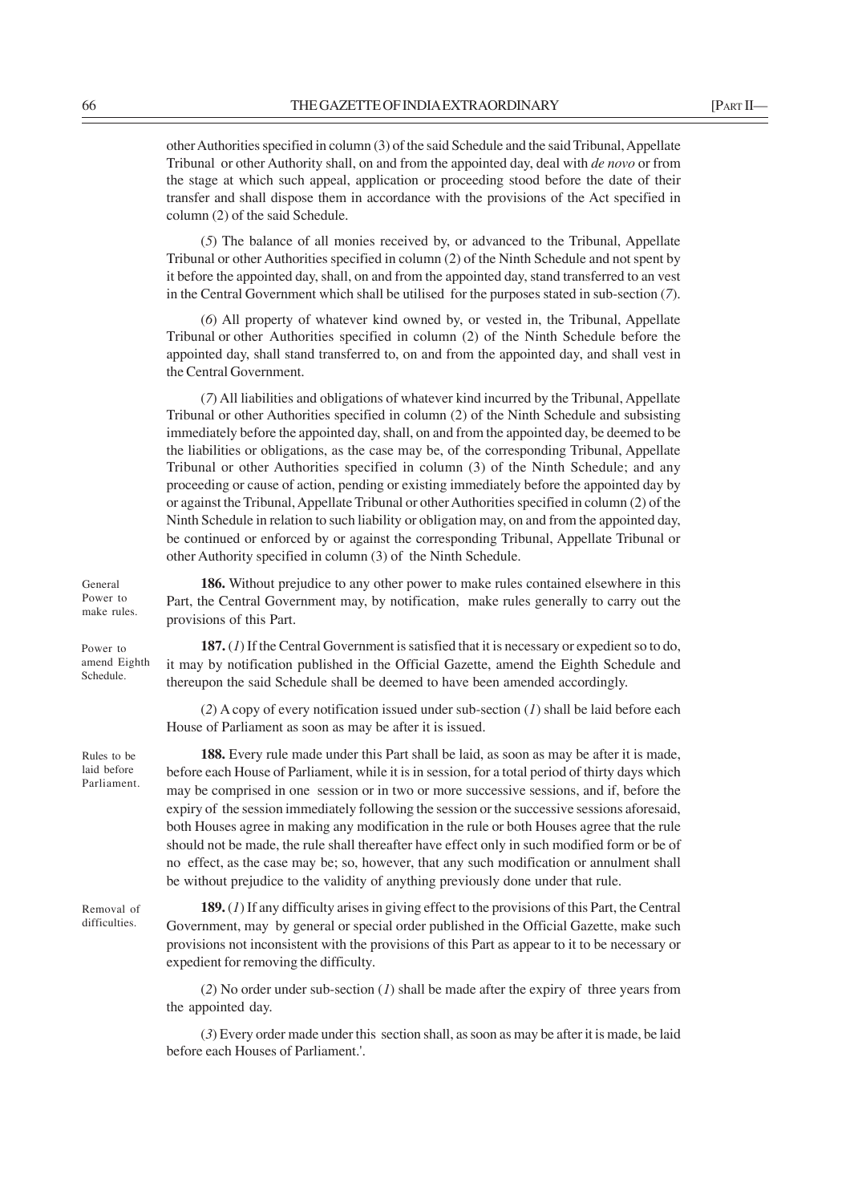other Authorities specified in column (3) of the said Schedule and the said Tribunal, Appellate Tribunal or other Authority shall, on and from the appointed day, deal with *de novo* or from the stage at which such appeal, application or proceeding stood before the date of their transfer and shall dispose them in accordance with the provisions of the Act specified in column (2) of the said Schedule.

(*5*) The balance of all monies received by, or advanced to the Tribunal, Appellate Tribunal or other Authorities specified in column (2) of the Ninth Schedule and not spent by it before the appointed day, shall, on and from the appointed day, stand transferred to an vest in the Central Government which shall be utilised for the purposes stated in sub-section (*7*).

(*6*) All property of whatever kind owned by, or vested in, the Tribunal, Appellate Tribunal or other Authorities specified in column (2) of the Ninth Schedule before the appointed day, shall stand transferred to, on and from the appointed day, and shall vest in the Central Government.

(*7*) All liabilities and obligations of whatever kind incurred by the Tribunal, Appellate Tribunal or other Authorities specified in column (2) of the Ninth Schedule and subsisting immediately before the appointed day, shall, on and from the appointed day, be deemed to be the liabilities or obligations, as the case may be, of the corresponding Tribunal, Appellate Tribunal or other Authorities specified in column (3) of the Ninth Schedule; and any proceeding or cause of action, pending or existing immediately before the appointed day by or against the Tribunal, Appellate Tribunal or other Authorities specified in column (2) of the Ninth Schedule in relation to such liability or obligation may, on and from the appointed day, be continued or enforced by or against the corresponding Tribunal, Appellate Tribunal or other Authority specified in column (3) of the Ninth Schedule.

General Power to make rules.

**186.** Without prejudice to any other power to make rules contained elsewhere in this Part, the Central Government may, by notification, make rules generally to carry out the provisions of this Part.

Power to amend Eighth Schedule.

**187.** (*1*) If the Central Government is satisfied that it is necessary or expedient so to do, it may by notification published in the Official Gazette, amend the Eighth Schedule and thereupon the said Schedule shall be deemed to have been amended accordingly.

(*2*) A copy of every notification issued under sub-section (*1*) shall be laid before each House of Parliament as soon as may be after it is issued.

Rules to be laid before Parliament.

**188.** Every rule made under this Part shall be laid, as soon as may be after it is made, before each House of Parliament, while it is in session, for a total period of thirty days which may be comprised in one session or in two or more successive sessions, and if, before the expiry of the session immediately following the session or the successive sessions aforesaid, both Houses agree in making any modification in the rule or both Houses agree that the rule should not be made, the rule shall thereafter have effect only in such modified form or be of no effect, as the case may be; so, however, that any such modification or annulment shall be without prejudice to the validity of anything previously done under that rule.

Removal of difficulties.

**189.** (*1*) If any difficulty arises in giving effect to the provisions of this Part, the Central Government, may by general or special order published in the Official Gazette, make such provisions not inconsistent with the provisions of this Part as appear to it to be necessary or expedient for removing the difficulty.

(*2*) No order under sub-section (*1*) shall be made after the expiry of three years from the appointed day.

(*3*) Every order made under this section shall, as soon as may be after it is made, be laid before each Houses of Parliament.'.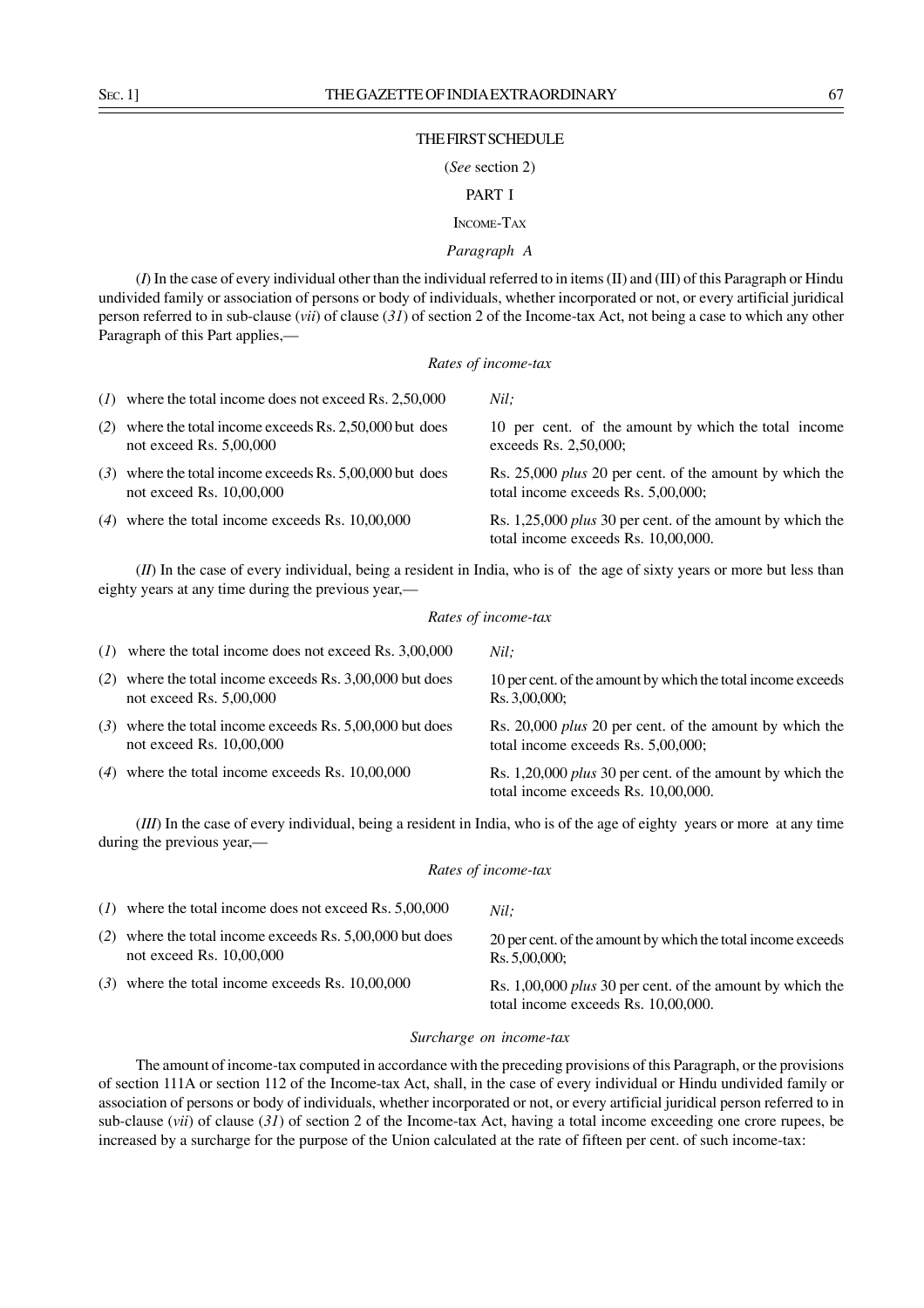# THE FIRST SCHEDULE

(*See* section 2)

## PART I

### INCOME-TAX

*Paragraph A*

(*I*) In the case of every individual other than the individual referred to in items (II) and (III) of this Paragraph or Hindu undivided family or association of persons or body of individuals, whether incorporated or not, or every artificial juridical person referred to in sub-clause (*vii*) of clause (*31*) of section 2 of the Income-tax Act, not being a case to which any other Paragraph of this Part applies,—

*Rates of income-tax*

| | |
|---|---|
| (*1*) where the total income does not exceed Rs. 2,50,000 | *Nil;* |
| (*2*) where the total income exceeds Rs. 2,50,000 but does not exceed Rs. 5,00,000 | 10 per cent. of the amount by which the total income exceeds Rs. 2,50,000; |
| (*3*) where the total income exceeds Rs. 5,00,000 but does not exceed Rs. 10,00,000 | Rs. 25,000 *plus* 20 per cent. of the amount by which the total income exceeds Rs. 5,00,000; |
| (*4*) where the total income exceeds Rs. 10,00,000 | Rs. 1,25,000 *plus* 30 per cent. of the amount by which the total income exceeds Rs. 10,00,000. |

(*II*) In the case of every individual, being a resident in India, who is of the age of sixty years or more but less than eighty years at any time during the previous year,—

*Rates of income-tax*

| | |
|---|---|
| (*1*) where the total income does not exceed Rs. 3,00,000 | *Nil;* |
| (*2*) where the total income exceeds Rs. 3,00,000 but does not exceed Rs. 5,00,000 | 10 per cent. of the amount by which the total income exceeds Rs. 3,00,000; |
| (*3*) where the total income exceeds Rs. 5,00,000 but does not exceed Rs. 10,00,000 | Rs. 20,000 *plus* 20 per cent. of the amount by which the total income exceeds Rs. 5,00,000; |
| (*4*) where the total income exceeds Rs. 10,00,000 | Rs. 1,20,000 *plus* 30 per cent. of the amount by which the total income exceeds Rs. 10,00,000. |

(*III*) In the case of every individual, being a resident in India, who is of the age of eighty years or more at any time during the previous year,—

*Rates of income-tax*

| | |
|---|---|
| (*1*) where the total income does not exceed Rs. 5,00,000 | *Nil;* |
| (*2*) where the total income exceeds Rs. 5,00,000 but does not exceed Rs. 10,00,000 | 20 per cent. of the amount by which the total income exceeds Rs. 5,00,000; |
| (*3*) where the total income exceeds Rs. 10,00,000 | Rs. 1,00,000 *plus* 30 per cent. of the amount by which the total income exceeds Rs. 10,00,000. |

*Surcharge on income-tax*

The amount of income-tax computed in accordance with the preceding provisions of this Paragraph, or the provisions of section 111A or section 112 of the Income-tax Act, shall, in the case of every individual or Hindu undivided family or association of persons or body of individuals, whether incorporated or not, or every artificial juridical person referred to in sub-clause (*vii*) of clause (*31*) of section 2 of the Income-tax Act, having a total income exceeding one crore rupees, be increased by a surcharge for the purpose of the Union calculated at the rate of fifteen per cent. of such income-tax: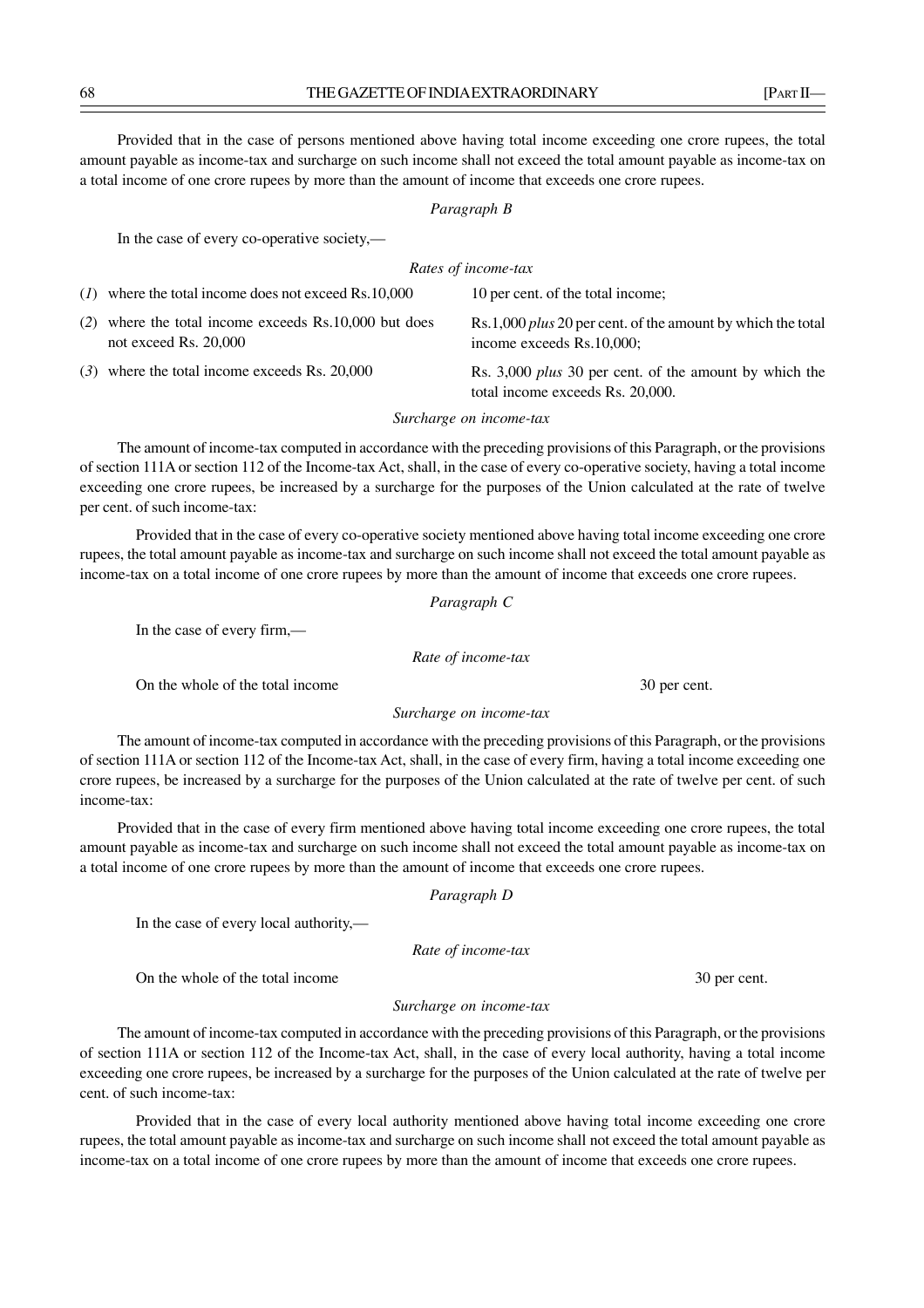Provided that in the case of persons mentioned above having total income exceeding one crore rupees, the total amount payable as income-tax and surcharge on such income shall not exceed the total amount payable as income-tax on a total income of one crore rupees by more than the amount of income that exceeds one crore rupees.

*Paragraph B*

In the case of every co-operative society,—

*Rates of income-tax*

| | |
|---|---|
| (*1*) where the total income does not exceed Rs.10,000 | 10 per cent. of the total income; |
| (*2*) where the total income exceeds Rs.10,000 but does not exceed Rs. 20,000 | Rs.1,000 *plus* 20 per cent. of the amount by which the total income exceeds Rs.10,000; |
| (*3*) where the total income exceeds Rs. 20,000 | Rs. 3,000 *plus* 30 per cent. of the amount by which the total income exceeds Rs. 20,000. |

*Surcharge on income-tax*

The amount of income-tax computed in accordance with the preceding provisions of this Paragraph, or the provisions of section 111A or section 112 of the Income-tax Act, shall, in the case of every co-operative society, having a total income exceeding one crore rupees, be increased by a surcharge for the purposes of the Union calculated at the rate of twelve per cent. of such income-tax:

Provided that in the case of every co-operative society mentioned above having total income exceeding one crore rupees, the total amount payable as income-tax and surcharge on such income shall not exceed the total amount payable as income-tax on a total income of one crore rupees by more than the amount of income that exceeds one crore rupees.

*Paragraph C*

In the case of every firm,—

*Rate of income-tax*

On the whole of the total income — 30 per cent.

*Surcharge on income-tax*

The amount of income-tax computed in accordance with the preceding provisions of this Paragraph, or the provisions of section 111A or section 112 of the Income-tax Act, shall, in the case of every firm, having a total income exceeding one crore rupees, be increased by a surcharge for the purposes of the Union calculated at the rate of twelve per cent. of such income-tax:

Provided that in the case of every firm mentioned above having total income exceeding one crore rupees, the total amount payable as income-tax and surcharge on such income shall not exceed the total amount payable as income-tax on a total income of one crore rupees by more than the amount of income that exceeds one crore rupees.

*Paragraph D*

In the case of every local authority,—

*Rate of income-tax*

On the whole of the total income — 30 per cent.

*Surcharge on income-tax*

The amount of income-tax computed in accordance with the preceding provisions of this Paragraph, or the provisions of section 111A or section 112 of the Income-tax Act, shall, in the case of every local authority, having a total income exceeding one crore rupees, be increased by a surcharge for the purposes of the Union calculated at the rate of twelve per cent. of such income-tax:

Provided that in the case of every local authority mentioned above having total income exceeding one crore rupees, the total amount payable as income-tax and surcharge on such income shall not exceed the total amount payable as income-tax on a total income of one crore rupees by more than the amount of income that exceeds one crore rupees.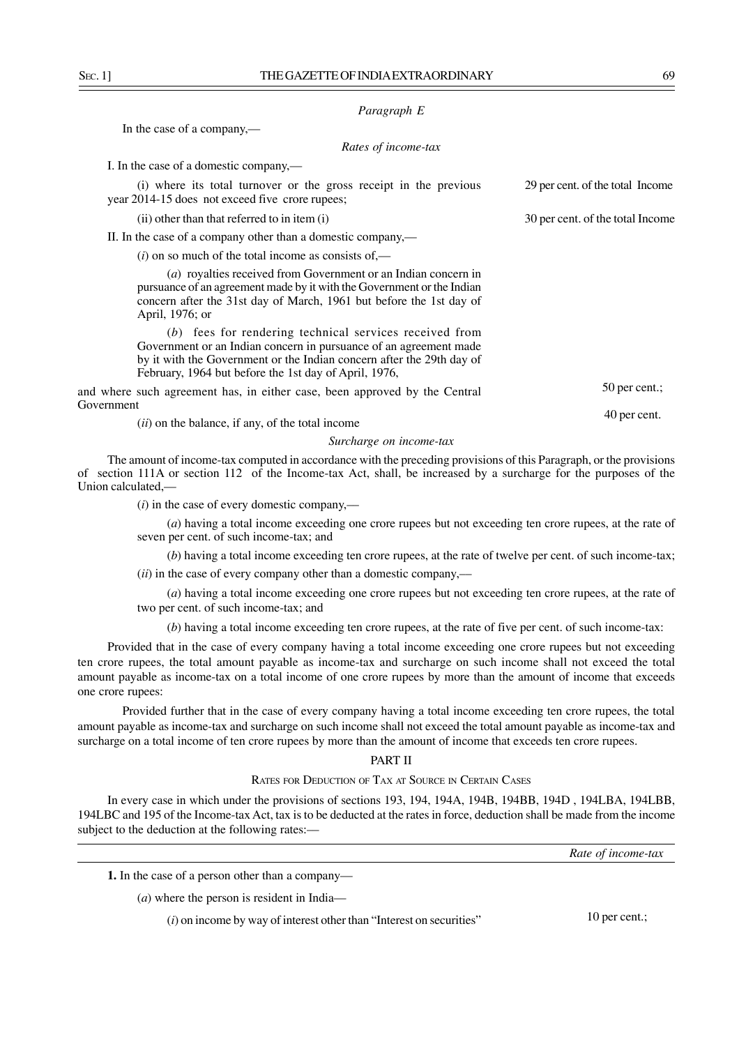*Paragraph E*

In the case of a company,—

*Rates of income-tax*

I. In the case of a domestic company,—

(i) where its total turnover or the gross receipt in the previous year 2014-15 does not exceed five crore rupees; — 29 per cent. of the total Income

(ii) other than that referred to in item (i) — 30 per cent. of the total Income

II. In the case of a company other than a domestic company,—

(*i*) on so much of the total income as consists of,—

(*a*) royalties received from Government or an Indian concern in pursuance of an agreement made by it with the Government or the Indian concern after the 31st day of March, 1961 but before the 1st day of April, 1976; or

(*b*) fees for rendering technical services received from Government or an Indian concern in pursuance of an agreement made by it with the Government or the Indian concern after the 29th day of February, 1964 but before the 1st day of April, 1976,

and where such agreement has, in either case, been approved by the Central Government — 50 per cent.;

(*ii*) on the balance, if any, of the total income — 40 per cent.

*Surcharge on income-tax*

The amount of income-tax computed in accordance with the preceding provisions of this Paragraph, or the provisions of section 111A or section 112 of the Income-tax Act, shall, be increased by a surcharge for the purposes of the Union calculated,—

(*i*) in the case of every domestic company,—

(*a*) having a total income exceeding one crore rupees but not exceeding ten crore rupees, at the rate of seven per cent. of such income-tax; and

(*b*) having a total income exceeding ten crore rupees, at the rate of twelve per cent. of such income-tax;

(*ii*) in the case of every company other than a domestic company,—

(*a*) having a total income exceeding one crore rupees but not exceeding ten crore rupees, at the rate of two per cent. of such income-tax; and

(*b*) having a total income exceeding ten crore rupees, at the rate of five per cent. of such income-tax:

Provided that in the case of every company having a total income exceeding one crore rupees but not exceeding ten crore rupees, the total amount payable as income-tax and surcharge on such income shall not exceed the total amount payable as income-tax on a total income of one crore rupees by more than the amount of income that exceeds one crore rupees:

Provided further that in the case of every company having a total income exceeding ten crore rupees, the total amount payable as income-tax and surcharge on such income shall not exceed the total amount payable as income-tax and surcharge on a total income of ten crore rupees by more than the amount of income that exceeds ten crore rupees.

## PART II

### RATES FOR DEDUCTION OF TAX AT SOURCE IN CERTAIN CASES

In every case in which under the provisions of sections 193, 194, 194A, 194B, 194BB, 194D , 194LBA, 194LBB, 194LBC and 195 of the Income-tax Act, tax is to be deducted at the rates in force, deduction shall be made from the income subject to the deduction at the following rates:—

| | *Rate of income-tax* |
|---|---|
| **1.** In the case of a person other than a company— | |
| (*a*) where the person is resident in India— | |
| (*i*) on income by way of interest other than "Interest on securities" | 10 per cent.; |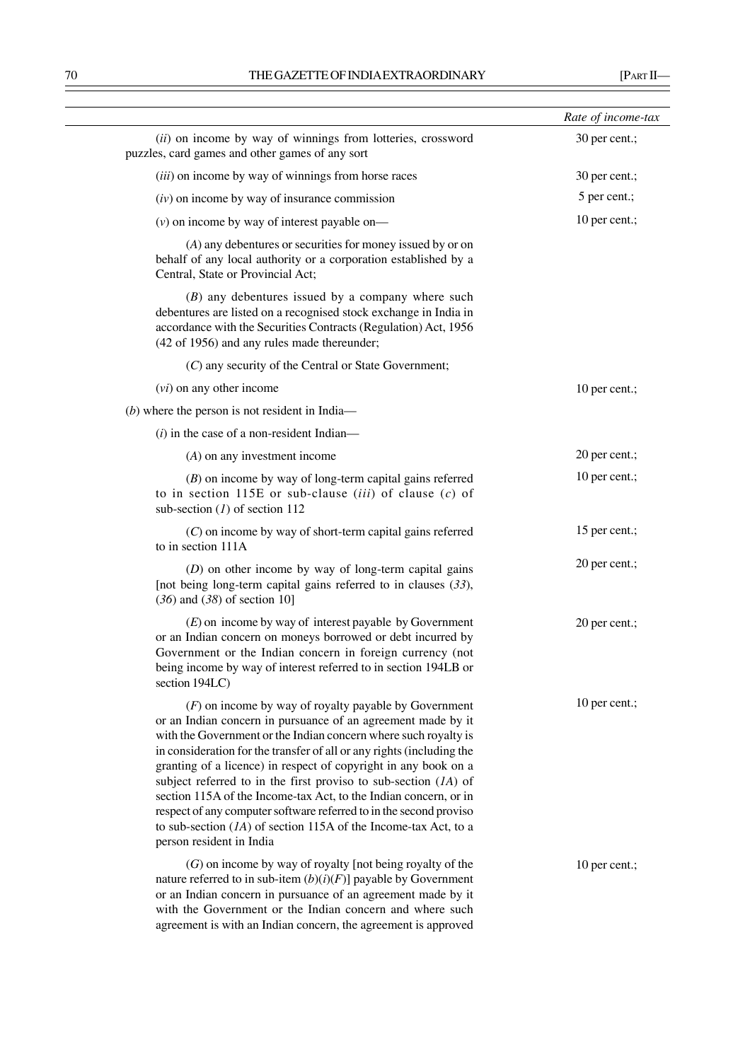| | Rate of income-tax |
|---|---|
| (*ii*) on income by way of winnings from lotteries, crossword puzzles, card games and other games of any sort | 30 per cent.; |
| (*iii*) on income by way of winnings from horse races | 30 per cent.; |
| (*iv*) on income by way of insurance commission | 5 per cent.; |
| (*v*) on income by way of interest payable on— | 10 per cent.; |
| (*A*) any debentures or securities for money issued by or on behalf of any local authority or a corporation established by a Central, State or Provincial Act; | |
| (*B*) any debentures issued by a company where such debentures are listed on a recognised stock exchange in India in accordance with the Securities Contracts (Regulation) Act, 1956 (42 of 1956) and any rules made thereunder; | |
| (*C*) any security of the Central or State Government; | |
| (*vi*) on any other income | 10 per cent.; |
| (*b*) where the person is not resident in India— | |
| (*i*) in the case of a non-resident Indian— | |
| (*A*) on any investment income | 20 per cent.; |
| (*B*) on income by way of long-term capital gains referred to in section 115E or sub-clause (*iii*) of clause (*c*) of sub-section (*1*) of section 112 | 10 per cent.; |
| (*C*) on income by way of short-term capital gains referred to in section 111A | 15 per cent.; |
| (*D*) on other income by way of long-term capital gains [not being long-term capital gains referred to in clauses (*33*), (*36*) and (*38*) of section 10] | 20 per cent.; |
| (*E*) on income by way of interest payable by Government or an Indian concern on moneys borrowed or debt incurred by Government or the Indian concern in foreign currency (not being income by way of interest referred to in section 194LB or section 194LC) | 20 per cent.; |
| (*F*) on income by way of royalty payable by Government or an Indian concern in pursuance of an agreement made by it with the Government or the Indian concern where such royalty is in consideration for the transfer of all or any rights (including the granting of a licence) in respect of copyright in any book on a subject referred to in the first proviso to sub-section (*1A*) of section 115A of the Income-tax Act, to the Indian concern, or in respect of any computer software referred to in the second proviso to sub-section (*1A*) of section 115A of the Income-tax Act, to a person resident in India | 10 per cent.; |
| (*G*) on income by way of royalty [not being royalty of the nature referred to in sub-item (*b*)(*i*)(*F*)] payable by Government or an Indian concern in pursuance of an agreement made by it with the Government or the Indian concern and where such agreement is with an Indian concern, the agreement is approved | 10 per cent.; |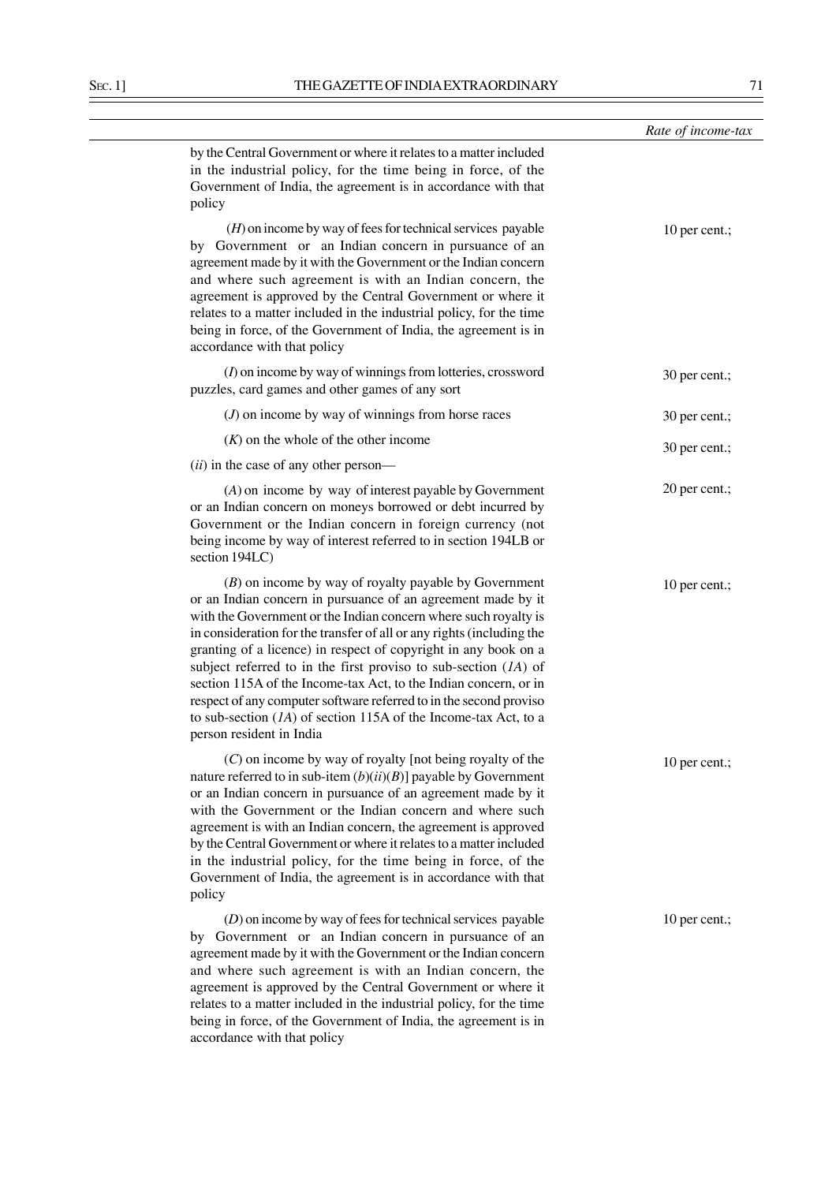| | Rate of income-tax |
|---|---|
| by the Central Government or where it relates to a matter included in the industrial policy, for the time being in force, of the Government of India, the agreement is in accordance with that policy | |
| (*H*) on income by way of fees for technical services payable by Government or an Indian concern in pursuance of an agreement made by it with the Government or the Indian concern and where such agreement is with an Indian concern, the agreement is approved by the Central Government or where it relates to a matter included in the industrial policy, for the time being in force, of the Government of India, the agreement is in accordance with that policy | 10 per cent.; |
| (*I*) on income by way of winnings from lotteries, crossword puzzles, card games and other games of any sort | 30 per cent.; |
| (*J*) on income by way of winnings from horse races | 30 per cent.; |
| (*K*) on the whole of the other income | 30 per cent.; |
| (*ii*) in the case of any other person— | |
| (*A*) on income by way of interest payable by Government or an Indian concern on moneys borrowed or debt incurred by Government or the Indian concern in foreign currency (not being income by way of interest referred to in section 194LB or section 194LC) | 20 per cent.; |
| (*B*) on income by way of royalty payable by Government or an Indian concern in pursuance of an agreement made by it with the Government or the Indian concern where such royalty is in consideration for the transfer of all or any rights (including the granting of a licence) in respect of copyright in any book on a subject referred to in the first proviso to sub-section (*1A*) of section 115A of the Income-tax Act, to the Indian concern, or in respect of any computer software referred to in the second proviso to sub-section (*1A*) of section 115A of the Income-tax Act, to a person resident in India | 10 per cent.; |
| (*C*) on income by way of royalty [not being royalty of the nature referred to in sub-item (*b*)(*ii*)(*B*)] payable by Government or an Indian concern in pursuance of an agreement made by it with the Government or the Indian concern and where such agreement is with an Indian concern, the agreement is approved by the Central Government or where it relates to a matter included in the industrial policy, for the time being in force, of the Government of India, the agreement is in accordance with that policy | 10 per cent.; |
| (*D*) on income by way of fees for technical services payable by Government or an Indian concern in pursuance of an agreement made by it with the Government or the Indian concern and where such agreement is with an Indian concern, the agreement is approved by the Central Government or where it relates to a matter included in the industrial policy, for the time being in force, of the Government of India, the agreement is in accordance with that policy | 10 per cent.; |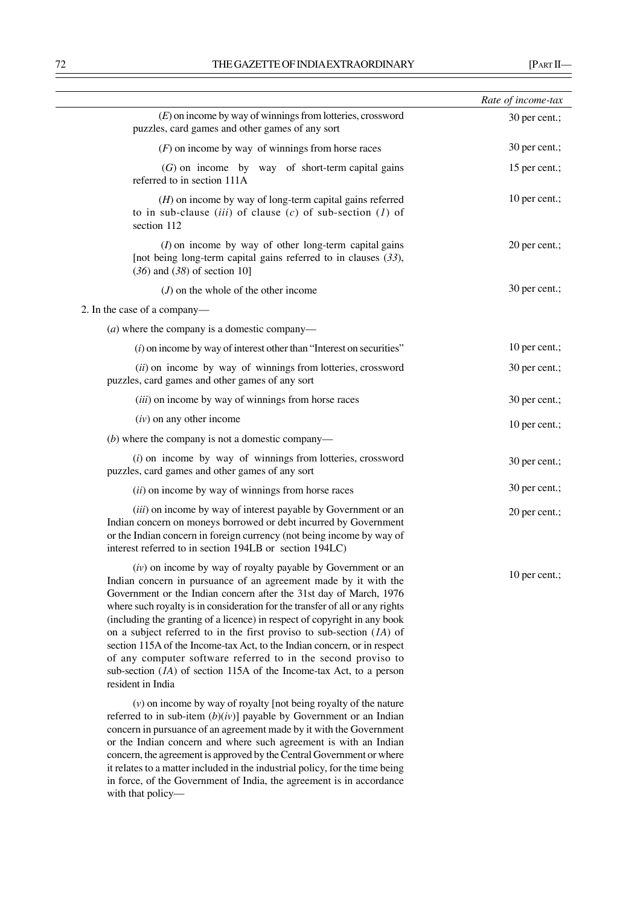| | Rate of income-tax |
|---|---|
| (*E*) on income by way of winnings from lotteries, crossword puzzles, card games and other games of any sort | 30 per cent.; |
| (*F*) on income by way of winnings from horse races | 30 per cent.; |
| (*G*) on income by way of short-term capital gains referred to in section 111A | 15 per cent.; |
| (*H*) on income by way of long-term capital gains referred to in sub-clause (*iii*) of clause (*c*) of sub-section (*1*) of section 112 | 10 per cent.; |
| (*I*) on income by way of other long-term capital gains [not being long-term capital gains referred to in clauses (*33*), (*36*) and (*38*) of section 10] | 20 per cent.; |
| (*J*) on the whole of the other income | 30 per cent.; |
| 2. In the case of a company— | |
| (*a*) where the company is a domestic company— | |
| (*i*) on income by way of interest other than "Interest on securities" | 10 per cent.; |
| (*ii*) on income by way of winnings from lotteries, crossword puzzles, card games and other games of any sort | 30 per cent.; |
| (*iii*) on income by way of winnings from horse races | 30 per cent.; |
| (*iv*) on any other income | 10 per cent.; |
| (*b*) where the company is not a domestic company— | |
| (*i*) on income by way of winnings from lotteries, crossword puzzles, card games and other games of any sort | 30 per cent.; |
| (*ii*) on income by way of winnings from horse races | 30 per cent.; |
| (*iii*) on income by way of interest payable by Government or an Indian concern on moneys borrowed or debt incurred by Government or the Indian concern in foreign currency (not being income by way of interest referred to in section 194LB or section 194LC) | 20 per cent.; |
| (*iv*) on income by way of royalty payable by Government or an Indian concern in pursuance of an agreement made by it with the Government or the Indian concern after the 31st day of March, 1976 where such royalty is in consideration for the transfer of all or any rights (including the granting of a licence) in respect of copyright in any book on a subject referred to in the first proviso to sub-section (*1A*) of section 115A of the Income-tax Act, to the Indian concern, or in respect of any computer software referred to in the second proviso to sub-section (*1A*) of section 115A of the Income-tax Act, to a person resident in India | 10 per cent.; |
| (*v*) on income by way of royalty [not being royalty of the nature referred to in sub-item (*b*)(*iv*)] payable by Government or an Indian concern in pursuance of an agreement made by it with the Government or the Indian concern and where such agreement is with an Indian concern, the agreement is approved by the Central Government or where it relates to a matter included in the industrial policy, for the time being in force, of the Government of India, the agreement is in accordance with that policy— | |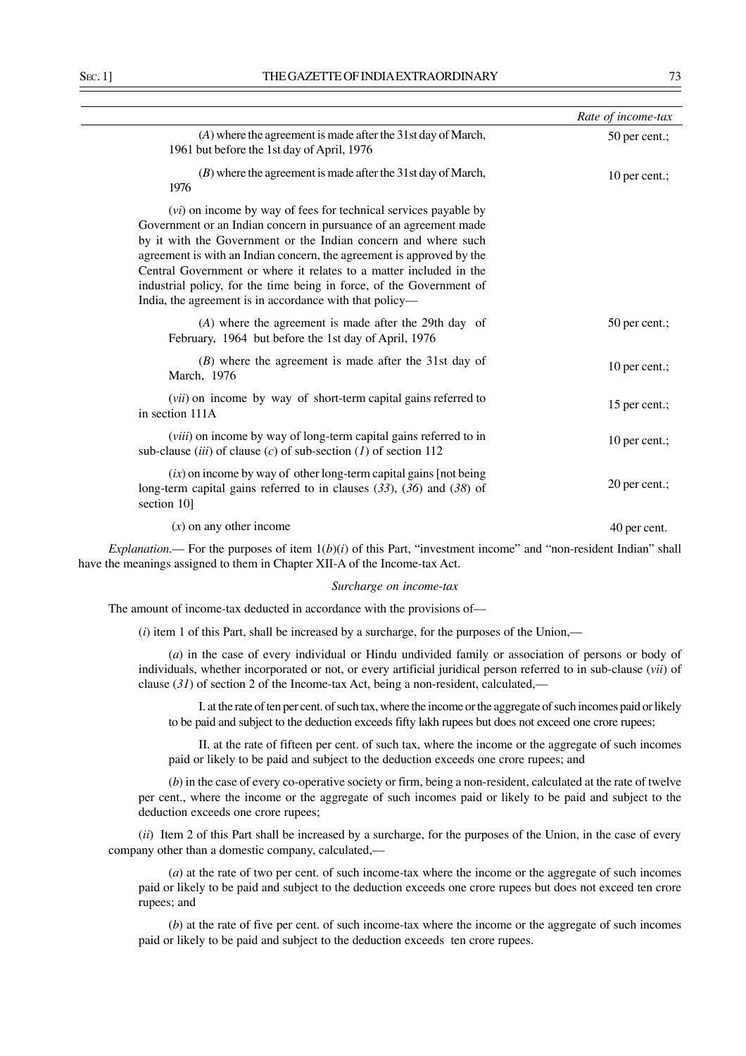| | Rate of income-tax |
|---|---|
| (*A*) where the agreement is made after the 31st day of March, 1961 but before the 1st day of April, 1976 | 50 per cent.; |
| (*B*) where the agreement is made after the 31st day of March, 1976 | 10 per cent.; |
| (*vi*) on income by way of fees for technical services payable by Government or an Indian concern in pursuance of an agreement made by it with the Government or the Indian concern and where such agreement is with an Indian concern, the agreement is approved by the Central Government or where it relates to a matter included in the industrial policy, for the time being in force, of the Government of India, the agreement is in accordance with that policy— | |
| (*A*) where the agreement is made after the 29th day of February, 1964 but before the 1st day of April, 1976 | 50 per cent.; |
| (*B*) where the agreement is made after the 31st day of March, 1976 | 10 per cent.; |
| (*vii*) on income by way of short-term capital gains referred to in section 111A | 15 per cent.; |
| (*viii*) on income by way of long-term capital gains referred to in sub-clause (*iii*) of clause (*c*) of sub-section (*1*) of section 112 | 10 per cent.; |
| (*ix*) on income by way of other long-term capital gains [not being long-term capital gains referred to in clauses (*33*), (*36*) and (*38*) of section 10] | 20 per cent.; |
| (*x*) on any other income | 40 per cent. |

*Explanation*.— For the purposes of item 1(*b*)(*i*) of this Part, "investment income" and "non-resident Indian" shall have the meanings assigned to them in Chapter XII-A of the Income-tax Act.

*Surcharge on income-tax*

The amount of income-tax deducted in accordance with the provisions of—

(*i*) item 1 of this Part, shall be increased by a surcharge, for the purposes of the Union,—

(*a*) in the case of every individual or Hindu undivided family or association of persons or body of individuals, whether incorporated or not, or every artificial juridical person referred to in sub-clause (*vii*) of clause (*31*) of section 2 of the Income-tax Act, being a non-resident, calculated,—

I. at the rate of ten per cent. of such tax, where the income or the aggregate of such incomes paid or likely to be paid and subject to the deduction exceeds fifty lakh rupees but does not exceed one crore rupees;

II. at the rate of fifteen per cent. of such tax, where the income or the aggregate of such incomes paid or likely to be paid and subject to the deduction exceeds one crore rupees; and

(*b*) in the case of every co-operative society or firm, being a non-resident, calculated at the rate of twelve per cent., where the income or the aggregate of such incomes paid or likely to be paid and subject to the deduction exceeds one crore rupees;

(*ii*) Item 2 of this Part shall be increased by a surcharge, for the purposes of the Union, in the case of every company other than a domestic company, calculated,—

(*a*) at the rate of two per cent. of such income-tax where the income or the aggregate of such incomes paid or likely to be paid and subject to the deduction exceeds one crore rupees but does not exceed ten crore rupees; and

(*b*) at the rate of five per cent. of such income-tax where the income or the aggregate of such incomes paid or likely to be paid and subject to the deduction exceeds ten crore rupees.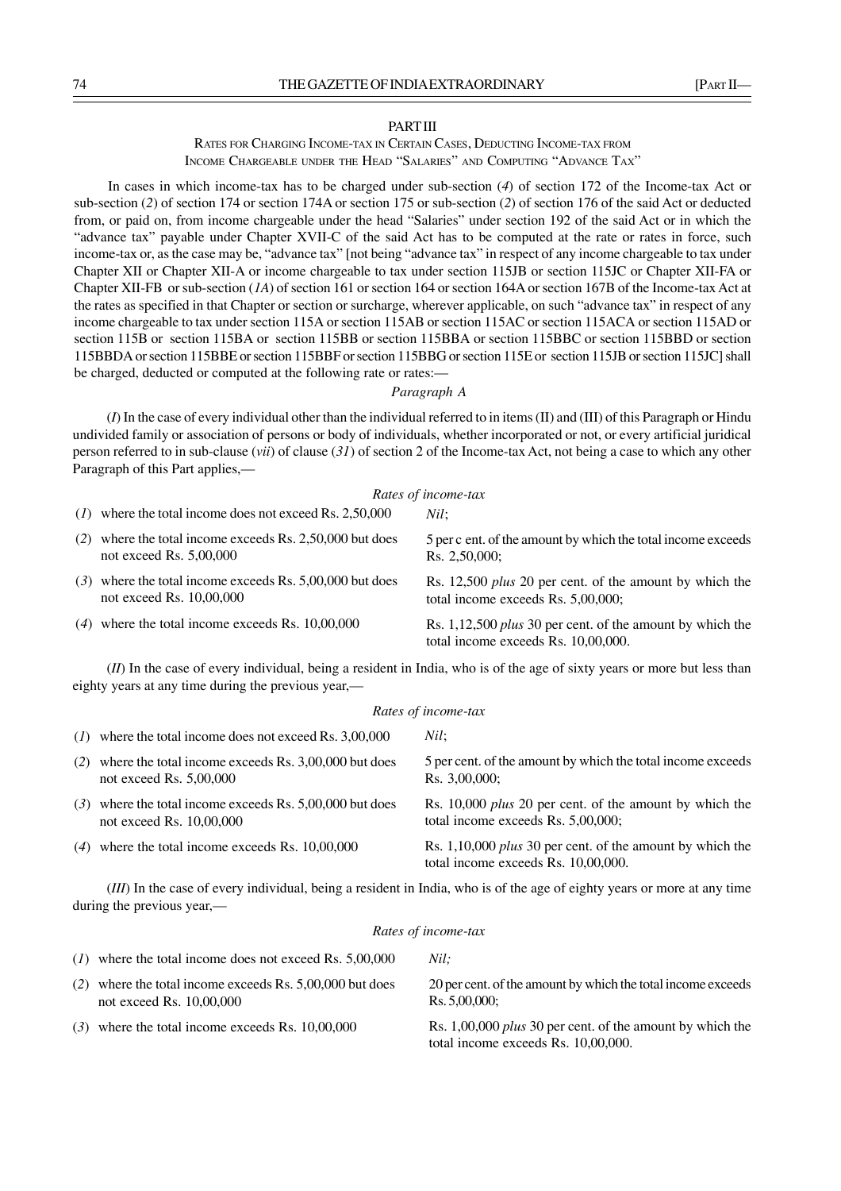## PART III

### RATES FOR CHARGING INCOME-TAX IN CERTAIN CASES, DEDUCTING INCOME-TAX FROM INCOME CHARGEABLE UNDER THE HEAD "SALARIES" AND COMPUTING "ADVANCE TAX"

In cases in which income-tax has to be charged under sub-section (*4*) of section 172 of the Income-tax Act or sub-section (*2*) of section 174 or section 174A or section 175 or sub-section (*2*) of section 176 of the said Act or deducted from, or paid on, from income chargeable under the head "Salaries" under section 192 of the said Act or in which the "advance tax" payable under Chapter XVII-C of the said Act has to be computed at the rate or rates in force, such income-tax or, as the case may be, "advance tax" [not being "advance tax" in respect of any income chargeable to tax under Chapter XII or Chapter XII-A or income chargeable to tax under section 115JB or section 115JC or Chapter XII-FA or Chapter XII-FB or sub-section (*1A*) of section 161 or section 164 or section 164A or section 167B of the Income-tax Act at the rates as specified in that Chapter or section or surcharge, wherever applicable, on such "advance tax" in respect of any income chargeable to tax under section 115A or section 115AB or section 115AC or section 115ACA or section 115AD or section 115B or section 115BA or section 115BB or section 115BBA or section 115BBC or section 115BBD or section 115BBDA or section 115BBE or section 115BBF or section 115BBG or section 115E or section 115JB or section 115JC] shall be charged, deducted or computed at the following rate or rates:—

*Paragraph A*

(*I*) In the case of every individual other than the individual referred to in items (II) and (III) of this Paragraph or Hindu undivided family or association of persons or body of individuals, whether incorporated or not, or every artificial juridical person referred to in sub-clause (*vii*) of clause (*31*) of section 2 of the Income-tax Act, not being a case to which any other Paragraph of this Part applies,—

| | *Rates of income-tax* |
|---|---|
| (*1*) where the total income does not exceed Rs. 2,50,000 | *Nil*; |
| (*2*) where the total income exceeds Rs. 2,50,000 but does not exceed Rs. 5,00,000 | 5 per c ent. of the amount by which the total income exceeds Rs. 2,50,000; |
| (*3*) where the total income exceeds Rs. 5,00,000 but does not exceed Rs. 10,00,000 | Rs. 12,500 *plus* 20 per cent. of the amount by which the total income exceeds Rs. 5,00,000; |
| (*4*) where the total income exceeds Rs. 10,00,000 | Rs. 1,12,500 *plus* 30 per cent. of the amount by which the total income exceeds Rs. 10,00,000. |

(*II*) In the case of every individual, being a resident in India, who is of the age of sixty years or more but less than eighty years at any time during the previous year,—

| | *Rates of income-tax* |
|---|---|
| (*1*) where the total income does not exceed Rs. 3,00,000 | *Nil*; |
| (*2*) where the total income exceeds Rs. 3,00,000 but does not exceed Rs. 5,00,000 | 5 per cent. of the amount by which the total income exceeds Rs. 3,00,000; |
| (*3*) where the total income exceeds Rs. 5,00,000 but does not exceed Rs. 10,00,000 | Rs. 10,000 *plus* 20 per cent. of the amount by which the total income exceeds Rs. 5,00,000; |
| (*4*) where the total income exceeds Rs. 10,00,000 | Rs. 1,10,000 *plus* 30 per cent. of the amount by which the total income exceeds Rs. 10,00,000. |

(*III*) In the case of every individual, being a resident in India, who is of the age of eighty years or more at any time during the previous year,—

| | *Rates of income-tax* |
|---|---|
| (*1*) where the total income does not exceed Rs. 5,00,000 | *Nil;* |
| (*2*) where the total income exceeds Rs. 5,00,000 but does not exceed Rs. 10,00,000 | 20 per cent. of the amount by which the total income exceeds Rs. 5,00,000; |
| (*3*) where the total income exceeds Rs. 10,00,000 | Rs. 1,00,000 *plus* 30 per cent. of the amount by which the total income exceeds Rs. 10,00,000. |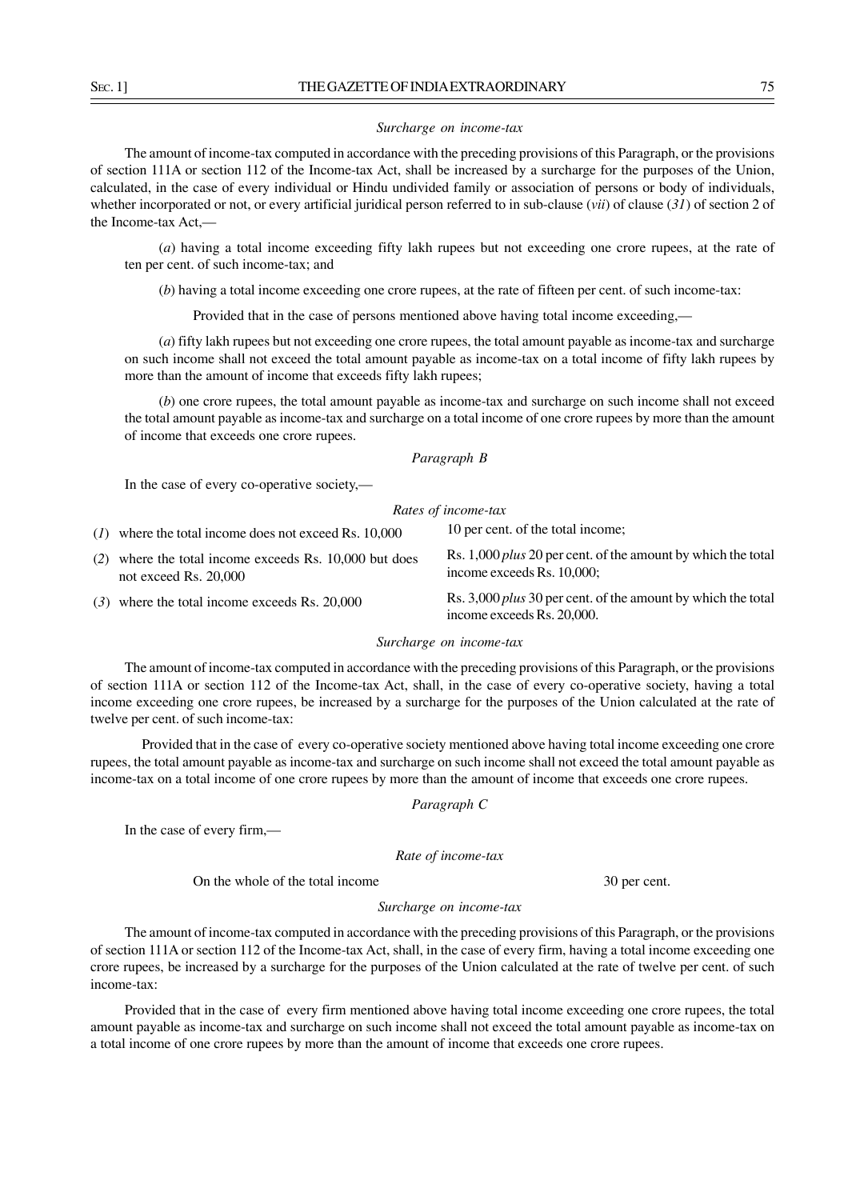*Surcharge on income-tax*

The amount of income-tax computed in accordance with the preceding provisions of this Paragraph, or the provisions of section 111A or section 112 of the Income-tax Act, shall be increased by a surcharge for the purposes of the Union, calculated, in the case of every individual or Hindu undivided family or association of persons or body of individuals, whether incorporated or not, or every artificial juridical person referred to in sub-clause (*vii*) of clause (*31*) of section 2 of the Income-tax Act,—

(*a*) having a total income exceeding fifty lakh rupees but not exceeding one crore rupees, at the rate of ten per cent. of such income-tax; and

(*b*) having a total income exceeding one crore rupees, at the rate of fifteen per cent. of such income-tax:

Provided that in the case of persons mentioned above having total income exceeding,—

(*a*) fifty lakh rupees but not exceeding one crore rupees, the total amount payable as income-tax and surcharge on such income shall not exceed the total amount payable as income-tax on a total income of fifty lakh rupees by more than the amount of income that exceeds fifty lakh rupees;

(*b*) one crore rupees, the total amount payable as income-tax and surcharge on such income shall not exceed the total amount payable as income-tax and surcharge on a total income of one crore rupees by more than the amount of income that exceeds one crore rupees.

*Paragraph B*

In the case of every co-operative society,—

*Rates of income-tax*

| | |
|---|---|
| (*1*) where the total income does not exceed Rs. 10,000 | 10 per cent. of the total income; |
| (*2*) where the total income exceeds Rs. 10,000 but does not exceed Rs. 20,000 | Rs. 1,000 *plus* 20 per cent. of the amount by which the total income exceeds Rs. 10,000; |
| (*3*) where the total income exceeds Rs. 20,000 | Rs. 3,000 *plus* 30 per cent. of the amount by which the total income exceeds Rs. 20,000. |

*Surcharge on income-tax*

The amount of income-tax computed in accordance with the preceding provisions of this Paragraph, or the provisions of section 111A or section 112 of the Income-tax Act, shall, in the case of every co-operative society, having a total income exceeding one crore rupees, be increased by a surcharge for the purposes of the Union calculated at the rate of twelve per cent. of such income-tax:

Provided that in the case of every co-operative society mentioned above having total income exceeding one crore rupees, the total amount payable as income-tax and surcharge on such income shall not exceed the total amount payable as income-tax on a total income of one crore rupees by more than the amount of income that exceeds one crore rupees.

*Paragraph C*

In the case of every firm,—

*Rate of income-tax*

On the whole of the total income — 30 per cent.

*Surcharge on income-tax*

The amount of income-tax computed in accordance with the preceding provisions of this Paragraph, or the provisions of section 111A or section 112 of the Income-tax Act, shall, in the case of every firm, having a total income exceeding one crore rupees, be increased by a surcharge for the purposes of the Union calculated at the rate of twelve per cent. of such income-tax:

Provided that in the case of every firm mentioned above having total income exceeding one crore rupees, the total amount payable as income-tax and surcharge on such income shall not exceed the total amount payable as income-tax on a total income of one crore rupees by more than the amount of income that exceeds one crore rupees.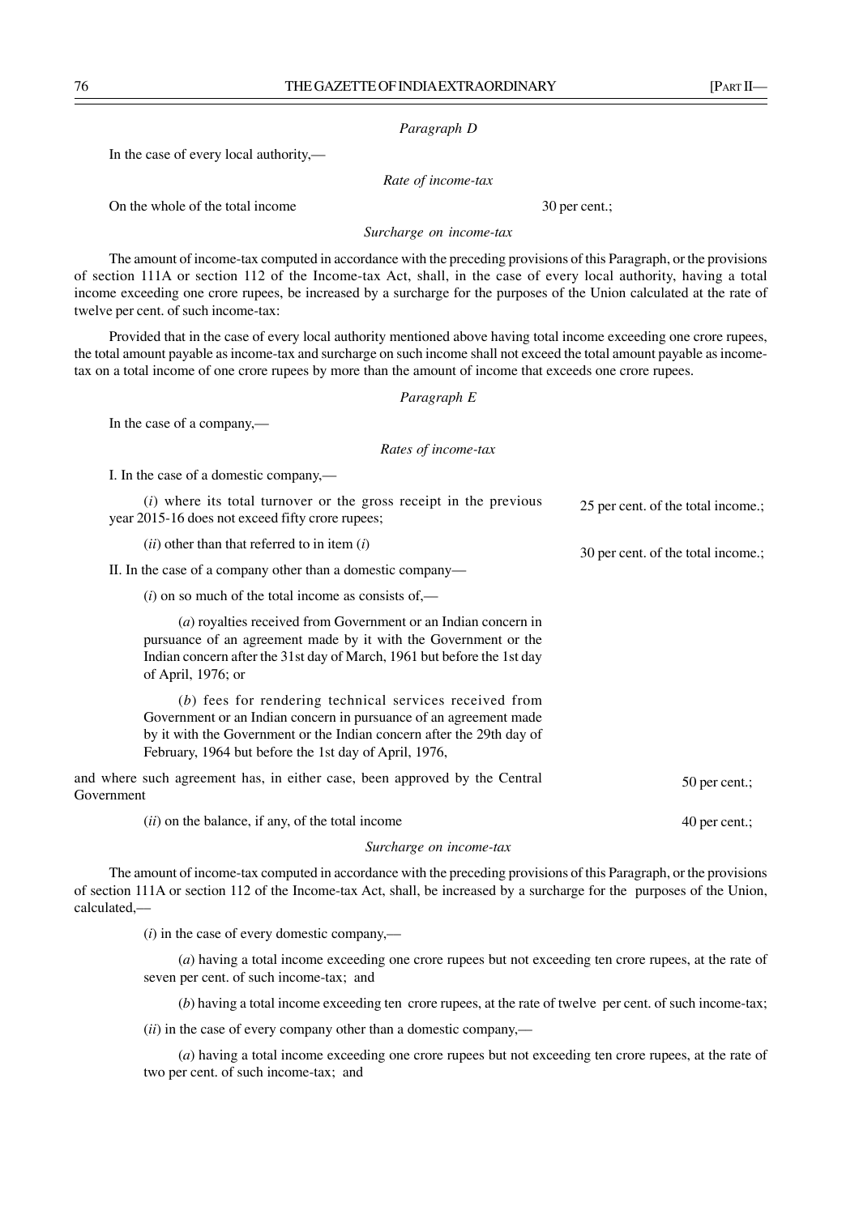*Paragraph D*

In the case of every local authority,—

*Rate of income-tax*

On the whole of the total income — 30 per cent.;

*Surcharge on income-tax*

The amount of income-tax computed in accordance with the preceding provisions of this Paragraph, or the provisions of section 111A or section 112 of the Income-tax Act, shall, in the case of every local authority, having a total income exceeding one crore rupees, be increased by a surcharge for the purposes of the Union calculated at the rate of twelve per cent. of such income-tax:

Provided that in the case of every local authority mentioned above having total income exceeding one crore rupees, the total amount payable as income-tax and surcharge on such income shall not exceed the total amount payable as income-tax on a total income of one crore rupees by more than the amount of income that exceeds one crore rupees.

*Paragraph E*

In the case of a company,—

*Rates of income-tax*

I. In the case of a domestic company,—

(*i*) where its total turnover or the gross receipt in the previous year 2015-16 does not exceed fifty crore rupees; — 25 per cent. of the total income.;

(*ii*) other than that referred to in item (*i*) — 30 per cent. of the total income.;

II. In the case of a company other than a domestic company—

(*i*) on so much of the total income as consists of,—

(*a*) royalties received from Government or an Indian concern in pursuance of an agreement made by it with the Government or the Indian concern after the 31st day of March, 1961 but before the 1st day of April, 1976; or

(*b*) fees for rendering technical services received from Government or an Indian concern in pursuance of an agreement made by it with the Government or the Indian concern after the 29th day of February, 1964 but before the 1st day of April, 1976,

and where such agreement has, in either case, been approved by the Central Government — 50 per cent.;

(*ii*) on the balance, if any, of the total income — 40 per cent.;

*Surcharge on income-tax*

The amount of income-tax computed in accordance with the preceding provisions of this Paragraph, or the provisions of section 111A or section 112 of the Income-tax Act, shall, be increased by a surcharge for the purposes of the Union, calculated,—

(*i*) in the case of every domestic company,—

(*a*) having a total income exceeding one crore rupees but not exceeding ten crore rupees, at the rate of seven per cent. of such income-tax; and

(*b*) having a total income exceeding ten crore rupees, at the rate of twelve per cent. of such income-tax;

(*ii*) in the case of every company other than a domestic company,—

(*a*) having a total income exceeding one crore rupees but not exceeding ten crore rupees, at the rate of two per cent. of such income-tax; and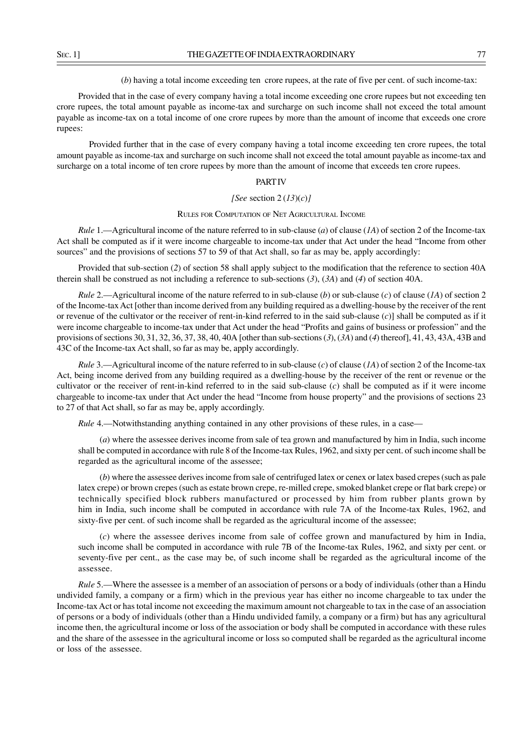(*b*) having a total income exceeding ten crore rupees, at the rate of five per cent. of such income-tax:

Provided that in the case of every company having a total income exceeding one crore rupees but not exceeding ten crore rupees, the total amount payable as income-tax and surcharge on such income shall not exceed the total amount payable as income-tax on a total income of one crore rupees by more than the amount of income that exceeds one crore rupees:

Provided further that in the case of every company having a total income exceeding ten crore rupees, the total amount payable as income-tax and surcharge on such income shall not exceed the total amount payable as income-tax and surcharge on a total income of ten crore rupees by more than the amount of income that exceeds ten crore rupees.

## PART IV

*[See* section 2 (*13*)(*c*)*]*

### RULES FOR COMPUTATION OF NET AGRICULTURAL INCOME

*Rule* 1.—Agricultural income of the nature referred to in sub-clause (*a*) of clause (*1A*) of section 2 of the Income-tax Act shall be computed as if it were income chargeable to income-tax under that Act under the head "Income from other sources" and the provisions of sections 57 to 59 of that Act shall, so far as may be, apply accordingly:

Provided that sub-section (*2*) of section 58 shall apply subject to the modification that the reference to section 40A therein shall be construed as not including a reference to sub-sections (*3*), (*3A*) and (*4*) of section 40A.

*Rule* 2.—Agricultural income of the nature referred to in sub-clause (*b*) or sub-clause (*c*) of clause (*1A*) of section 2 of the Income-tax Act [other than income derived from any building required as a dwelling-house by the receiver of the rent or revenue of the cultivator or the receiver of rent-in-kind referred to in the said sub-clause (*c*)] shall be computed as if it were income chargeable to income-tax under that Act under the head "Profits and gains of business or profession" and the provisions of sections 30, 31, 32, 36, 37, 38, 40, 40A [other than sub-sections (*3*), (*3A*) and (*4*) thereof], 41, 43, 43A, 43B and 43C of the Income-tax Act shall, so far as may be, apply accordingly.

*Rule* 3.—Agricultural income of the nature referred to in sub-clause (*c*) of clause (*1A*) of section 2 of the Income-tax Act, being income derived from any building required as a dwelling-house by the receiver of the rent or revenue or the cultivator or the receiver of rent-in-kind referred to in the said sub-clause (*c*) shall be computed as if it were income chargeable to income-tax under that Act under the head "Income from house property" and the provisions of sections 23 to 27 of that Act shall, so far as may be, apply accordingly.

*Rule* 4.—Notwithstanding anything contained in any other provisions of these rules, in a case—

(*a*) where the assessee derives income from sale of tea grown and manufactured by him in India, such income shall be computed in accordance with rule 8 of the Income-tax Rules, 1962, and sixty per cent. of such income shall be regarded as the agricultural income of the assessee;

(*b*) where the assessee derives income from sale of centrifuged latex or cenex or latex based crepes (such as pale latex crepe) or brown crepes (such as estate brown crepe, re-milled crepe, smoked blanket crepe or flat bark crepe) or technically specified block rubbers manufactured or processed by him from rubber plants grown by him in India, such income shall be computed in accordance with rule 7A of the Income-tax Rules, 1962, and sixty-five per cent. of such income shall be regarded as the agricultural income of the assessee;

(*c*) where the assessee derives income from sale of coffee grown and manufactured by him in India, such income shall be computed in accordance with rule 7B of the Income-tax Rules, 1962, and sixty per cent. or seventy-five per cent., as the case may be, of such income shall be regarded as the agricultural income of the assessee.

*Rule* 5.—Where the assessee is a member of an association of persons or a body of individuals (other than a Hindu undivided family, a company or a firm) which in the previous year has either no income chargeable to tax under the Income-tax Act or has total income not exceeding the maximum amount not chargeable to tax in the case of an association of persons or a body of individuals (other than a Hindu undivided family, a company or a firm) but has any agricultural income then, the agricultural income or loss of the association or body shall be computed in accordance with these rules and the share of the assessee in the agricultural income or loss so computed shall be regarded as the agricultural income or loss of the assessee.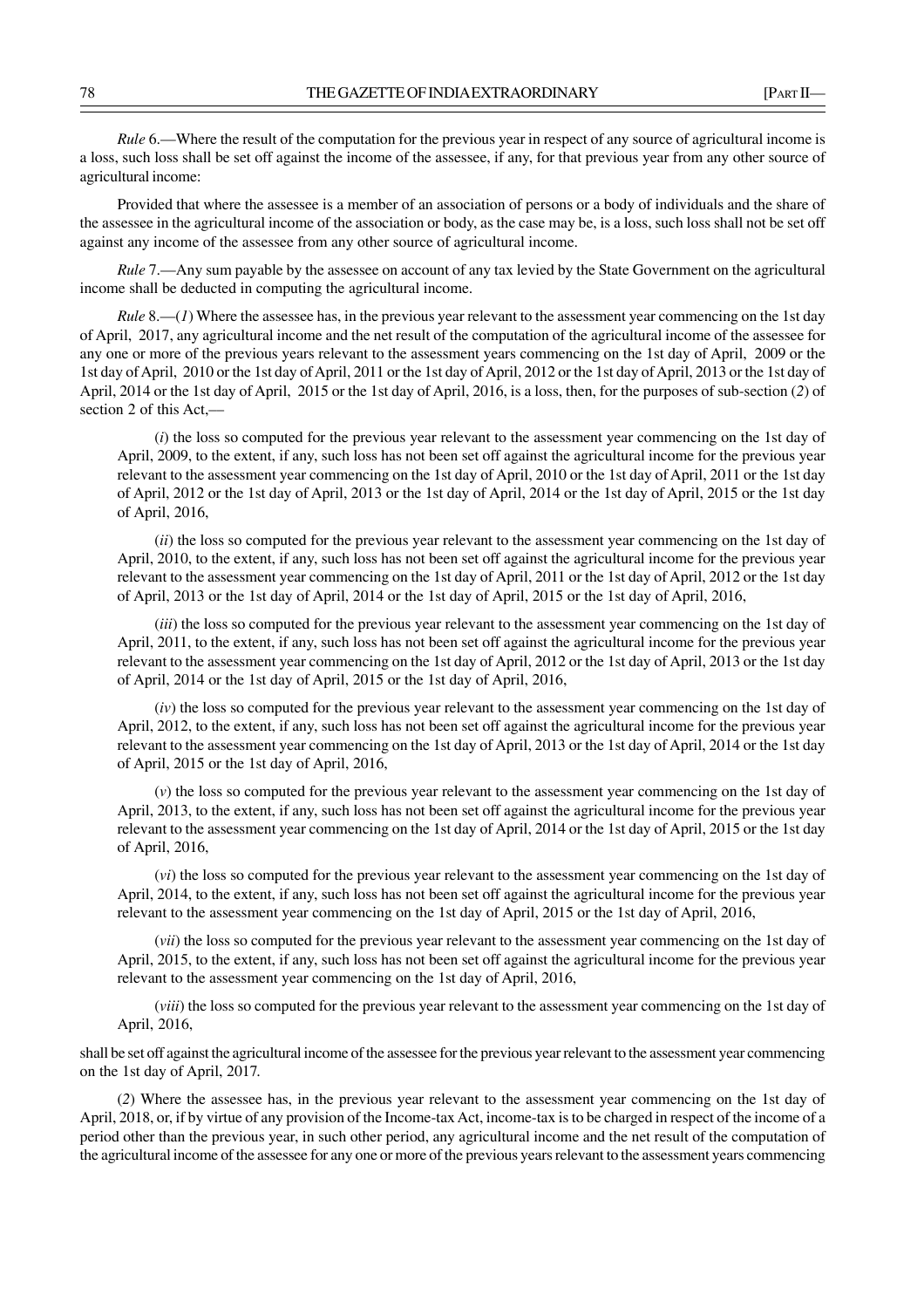*Rule* 6.—Where the result of the computation for the previous year in respect of any source of agricultural income is a loss, such loss shall be set off against the income of the assessee, if any, for that previous year from any other source of agricultural income:

Provided that where the assessee is a member of an association of persons or a body of individuals and the share of the assessee in the agricultural income of the association or body, as the case may be, is a loss, such loss shall not be set off against any income of the assessee from any other source of agricultural income.

*Rule* 7.—Any sum payable by the assessee on account of any tax levied by the State Government on the agricultural income shall be deducted in computing the agricultural income.

*Rule* 8.—(*1*) Where the assessee has, in the previous year relevant to the assessment year commencing on the 1st day of April, 2017, any agricultural income and the net result of the computation of the agricultural income of the assessee for any one or more of the previous years relevant to the assessment years commencing on the 1st day of April, 2009 or the 1st day of April, 2010 or the 1st day of April, 2011 or the 1st day of April, 2012 or the 1st day of April, 2013 or the 1st day of April, 2014 or the 1st day of April, 2015 or the 1st day of April, 2016, is a loss, then, for the purposes of sub-section (*2*) of section 2 of this Act,—

(*i*) the loss so computed for the previous year relevant to the assessment year commencing on the 1st day of April, 2009, to the extent, if any, such loss has not been set off against the agricultural income for the previous year relevant to the assessment year commencing on the 1st day of April, 2010 or the 1st day of April, 2011 or the 1st day of April, 2012 or the 1st day of April, 2013 or the 1st day of April, 2014 or the 1st day of April, 2015 or the 1st day of April, 2016,

(*ii*) the loss so computed for the previous year relevant to the assessment year commencing on the 1st day of April, 2010, to the extent, if any, such loss has not been set off against the agricultural income for the previous year relevant to the assessment year commencing on the 1st day of April, 2011 or the 1st day of April, 2012 or the 1st day of April, 2013 or the 1st day of April, 2014 or the 1st day of April, 2015 or the 1st day of April, 2016,

(*iii*) the loss so computed for the previous year relevant to the assessment year commencing on the 1st day of April, 2011, to the extent, if any, such loss has not been set off against the agricultural income for the previous year relevant to the assessment year commencing on the 1st day of April, 2012 or the 1st day of April, 2013 or the 1st day of April, 2014 or the 1st day of April, 2015 or the 1st day of April, 2016,

(*iv*) the loss so computed for the previous year relevant to the assessment year commencing on the 1st day of April, 2012, to the extent, if any, such loss has not been set off against the agricultural income for the previous year relevant to the assessment year commencing on the 1st day of April, 2013 or the 1st day of April, 2014 or the 1st day of April, 2015 or the 1st day of April, 2016,

(*v*) the loss so computed for the previous year relevant to the assessment year commencing on the 1st day of April, 2013, to the extent, if any, such loss has not been set off against the agricultural income for the previous year relevant to the assessment year commencing on the 1st day of April, 2014 or the 1st day of April, 2015 or the 1st day of April, 2016,

(*vi*) the loss so computed for the previous year relevant to the assessment year commencing on the 1st day of April, 2014, to the extent, if any, such loss has not been set off against the agricultural income for the previous year relevant to the assessment year commencing on the 1st day of April, 2015 or the 1st day of April, 2016,

(*vii*) the loss so computed for the previous year relevant to the assessment year commencing on the 1st day of April, 2015, to the extent, if any, such loss has not been set off against the agricultural income for the previous year relevant to the assessment year commencing on the 1st day of April, 2016,

(*viii*) the loss so computed for the previous year relevant to the assessment year commencing on the 1st day of April, 2016,

shall be set off against the agricultural income of the assessee for the previous year relevant to the assessment year commencing on the 1st day of April, 2017.

(*2*) Where the assessee has, in the previous year relevant to the assessment year commencing on the 1st day of April, 2018, or, if by virtue of any provision of the Income-tax Act, income-tax is to be charged in respect of the income of a period other than the previous year, in such other period, any agricultural income and the net result of the computation of the agricultural income of the assessee for any one or more of the previous years relevant to the assessment years commencing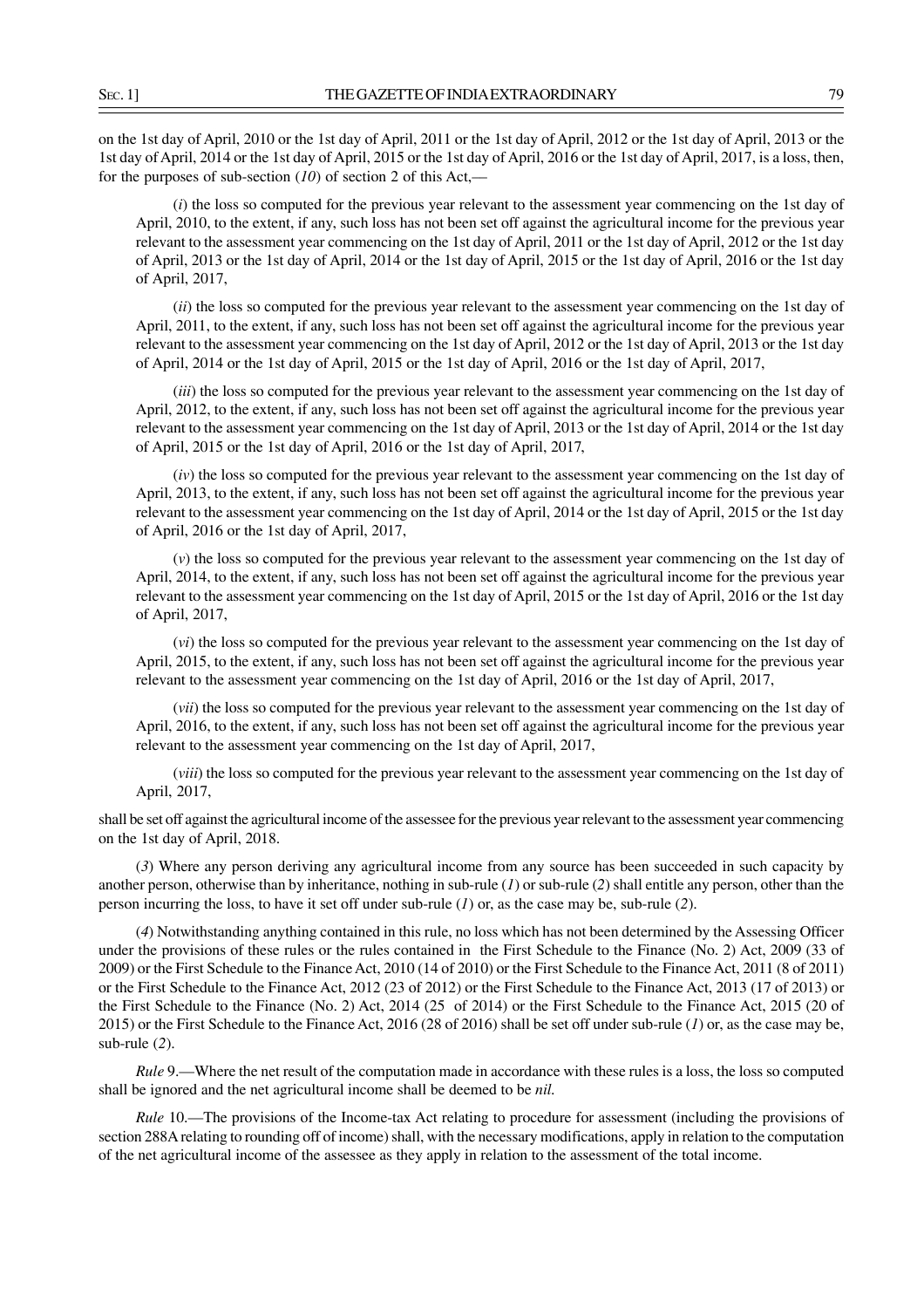on the 1st day of April, 2010 or the 1st day of April, 2011 or the 1st day of April, 2012 or the 1st day of April, 2013 or the 1st day of April, 2014 or the 1st day of April, 2015 or the 1st day of April, 2016 or the 1st day of April, 2017, is a loss, then, for the purposes of sub-section (*10*) of section 2 of this Act,—

(*i*) the loss so computed for the previous year relevant to the assessment year commencing on the 1st day of April, 2010, to the extent, if any, such loss has not been set off against the agricultural income for the previous year relevant to the assessment year commencing on the 1st day of April, 2011 or the 1st day of April, 2012 or the 1st day of April, 2013 or the 1st day of April, 2014 or the 1st day of April, 2015 or the 1st day of April, 2016 or the 1st day of April, 2017,

(*ii*) the loss so computed for the previous year relevant to the assessment year commencing on the 1st day of April, 2011, to the extent, if any, such loss has not been set off against the agricultural income for the previous year relevant to the assessment year commencing on the 1st day of April, 2012 or the 1st day of April, 2013 or the 1st day of April, 2014 or the 1st day of April, 2015 or the 1st day of April, 2016 or the 1st day of April, 2017,

(*iii*) the loss so computed for the previous year relevant to the assessment year commencing on the 1st day of April, 2012, to the extent, if any, such loss has not been set off against the agricultural income for the previous year relevant to the assessment year commencing on the 1st day of April, 2013 or the 1st day of April, 2014 or the 1st day of April, 2015 or the 1st day of April, 2016 or the 1st day of April, 2017,

(*iv*) the loss so computed for the previous year relevant to the assessment year commencing on the 1st day of April, 2013, to the extent, if any, such loss has not been set off against the agricultural income for the previous year relevant to the assessment year commencing on the 1st day of April, 2014 or the 1st day of April, 2015 or the 1st day of April, 2016 or the 1st day of April, 2017,

(*v*) the loss so computed for the previous year relevant to the assessment year commencing on the 1st day of April, 2014, to the extent, if any, such loss has not been set off against the agricultural income for the previous year relevant to the assessment year commencing on the 1st day of April, 2015 or the 1st day of April, 2016 or the 1st day of April, 2017,

(*vi*) the loss so computed for the previous year relevant to the assessment year commencing on the 1st day of April, 2015, to the extent, if any, such loss has not been set off against the agricultural income for the previous year relevant to the assessment year commencing on the 1st day of April, 2016 or the 1st day of April, 2017,

(*vii*) the loss so computed for the previous year relevant to the assessment year commencing on the 1st day of April, 2016, to the extent, if any, such loss has not been set off against the agricultural income for the previous year relevant to the assessment year commencing on the 1st day of April, 2017,

(*viii*) the loss so computed for the previous year relevant to the assessment year commencing on the 1st day of April, 2017,

shall be set off against the agricultural income of the assessee for the previous year relevant to the assessment year commencing on the 1st day of April, 2018.

(*3*) Where any person deriving any agricultural income from any source has been succeeded in such capacity by another person, otherwise than by inheritance, nothing in sub-rule (*1*) or sub-rule (*2*) shall entitle any person, other than the person incurring the loss, to have it set off under sub-rule (*1*) or, as the case may be, sub-rule (*2*).

(*4*) Notwithstanding anything contained in this rule, no loss which has not been determined by the Assessing Officer under the provisions of these rules or the rules contained in the First Schedule to the Finance (No. 2) Act, 2009 (33 of 2009) or the First Schedule to the Finance Act, 2010 (14 of 2010) or the First Schedule to the Finance Act, 2011 (8 of 2011) or the First Schedule to the Finance Act, 2012 (23 of 2012) or the First Schedule to the Finance Act, 2013 (17 of 2013) or the First Schedule to the Finance (No. 2) Act, 2014 (25 of 2014) or the First Schedule to the Finance Act, 2015 (20 of 2015) or the First Schedule to the Finance Act, 2016 (28 of 2016) shall be set off under sub-rule (*1*) or, as the case may be, sub-rule (*2*).

*Rule* 9.—Where the net result of the computation made in accordance with these rules is a loss, the loss so computed shall be ignored and the net agricultural income shall be deemed to be *nil*.

*Rule* 10.—The provisions of the Income-tax Act relating to procedure for assessment (including the provisions of section 288A relating to rounding off of income) shall, with the necessary modifications, apply in relation to the computation of the net agricultural income of the assessee as they apply in relation to the assessment of the total income.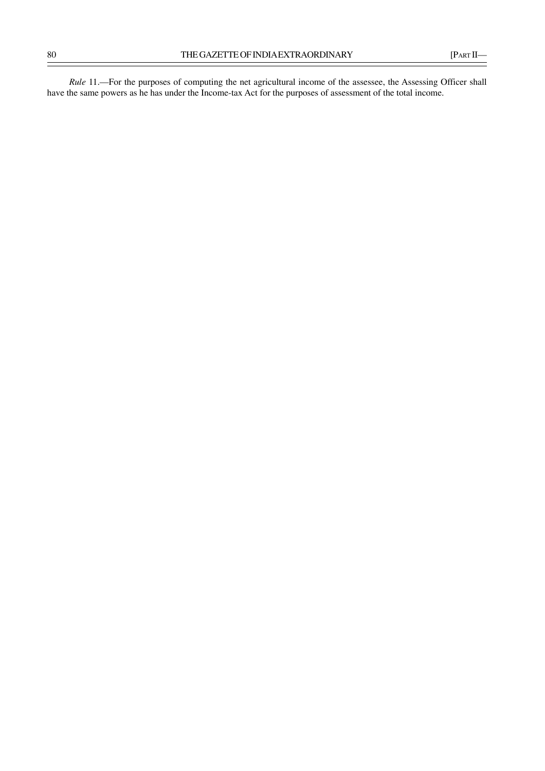*Rule* 11.—For the purposes of computing the net agricultural income of the assessee, the Assessing Officer shall have the same powers as he has under the Income-tax Act for the purposes of assessment of the total income.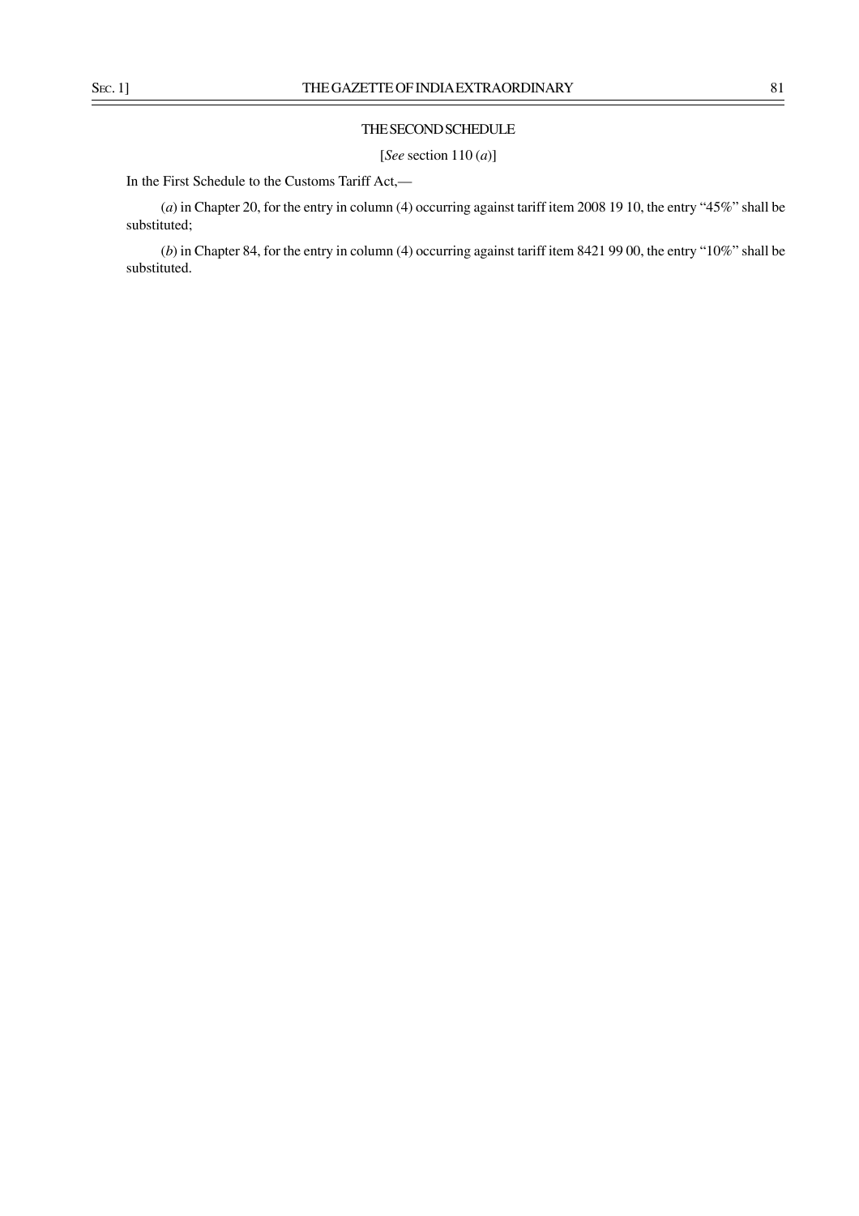## THE SECOND SCHEDULE

[*See* section 110 (*a*)]

In the First Schedule to the Customs Tariff Act,—

(*a*) in Chapter 20, for the entry in column (4) occurring against tariff item 2008 19 10, the entry "45%" shall be substituted;

(*b*) in Chapter 84, for the entry in column (4) occurring against tariff item 8421 99 00, the entry "10%" shall be substituted.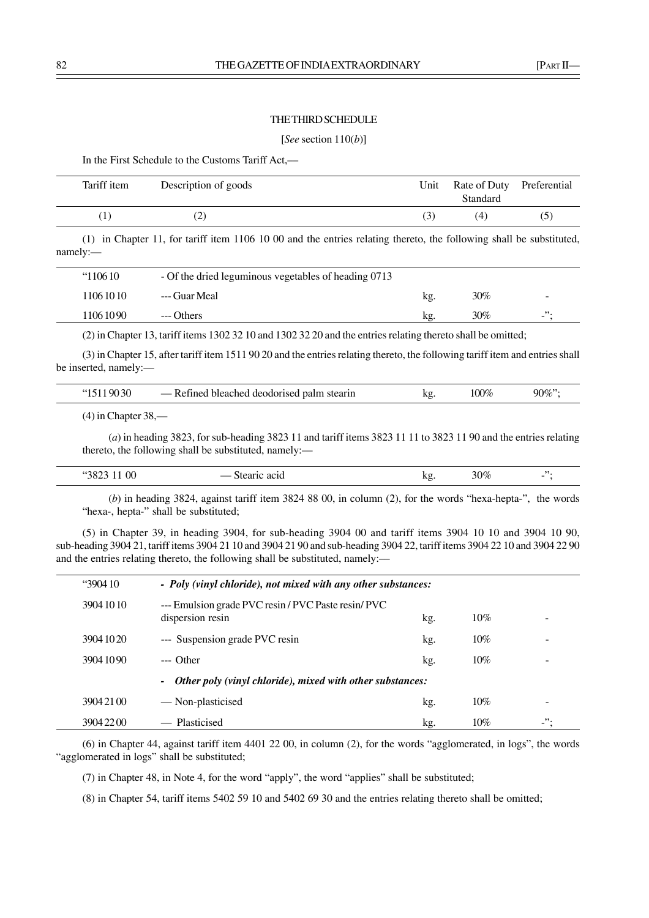THE THIRD SCHEDULE

[*See* section 110(*b*)]

In the First Schedule to the Customs Tariff Act,—

| Tariff item | Description of goods | Unit | Rate of Duty Standard | Preferential |
|---|---|---|---|---|
| (1) | (2) | (3) | (4) | (5) |

(1) in Chapter 11, for tariff item 1106 10 00 and the entries relating thereto, the following shall be substituted, namely:—

| | | | | |
|---|---|---|---|---|
| "1106 10 | - Of the dried leguminous vegetables of heading 0713 | | | |
| 1106 10 10 | --- Guar Meal | kg. | 30% | - |
| 1106 10 90 | --- Others | kg. | 30% | -"; |

(2) in Chapter 13, tariff items 1302 32 10 and 1302 32 20 and the entries relating thereto shall be omitted;

(3) in Chapter 15, after tariff item 1511 90 20 and the entries relating thereto, the following tariff item and entries shall be inserted, namely:—

| | | | | |
|---|---|---|---|---|
| "1511 90 30 | — Refined bleached deodorised palm stearin | kg. | 100% | 90%"; |

(4) in Chapter 38,—

(*a*) in heading 3823, for sub-heading 3823 11 and tariff items 3823 11 11 to 3823 11 90 and the entries relating thereto, the following shall be substituted, namely:—

| | | | | |
|---|---|---|---|---|
| "3823 11 00 | — Stearic acid | kg. | 30% | -"; |

(*b*) in heading 3824, against tariff item 3824 88 00, in column (2), for the words "hexa-hepta-", the words "hexa-, hepta-" shall be substituted;

(5) in Chapter 39, in heading 3904, for sub-heading 3904 00 and tariff items 3904 10 10 and 3904 10 90, sub-heading 3904 21, tariff items 3904 21 10 and 3904 21 90 and sub-heading 3904 22, tariff items 3904 22 10 and 3904 22 90 and the entries relating thereto, the following shall be substituted, namely:—

| | | | | |
|---|---|---|---|---|
| "3904 10 | ***- Poly (vinyl chloride), not mixed with any other substances:*** | | | |
| 3904 10 10 | --- Emulsion grade PVC resin / PVC Paste resin/ PVC dispersion resin | kg. | 10% | - |
| 3904 10 20 | --- Suspension grade PVC resin | kg. | 10% | - |
| 3904 10 90 | --- Other | kg. | 10% | - |
| | ***- Other poly (vinyl chloride), mixed with other substances:*** | | | |
| 3904 21 00 | — Non-plasticised | kg. | 10% | - |
| 3904 22 00 | — Plasticised | kg. | 10% | -"; |

(6) in Chapter 44, against tariff item 4401 22 00, in column (2), for the words "agglomerated, in logs", the words "agglomerated in logs" shall be substituted;

(7) in Chapter 48, in Note 4, for the word "apply", the word "applies" shall be substituted;

(8) in Chapter 54, tariff items 5402 59 10 and 5402 69 30 and the entries relating thereto shall be omitted;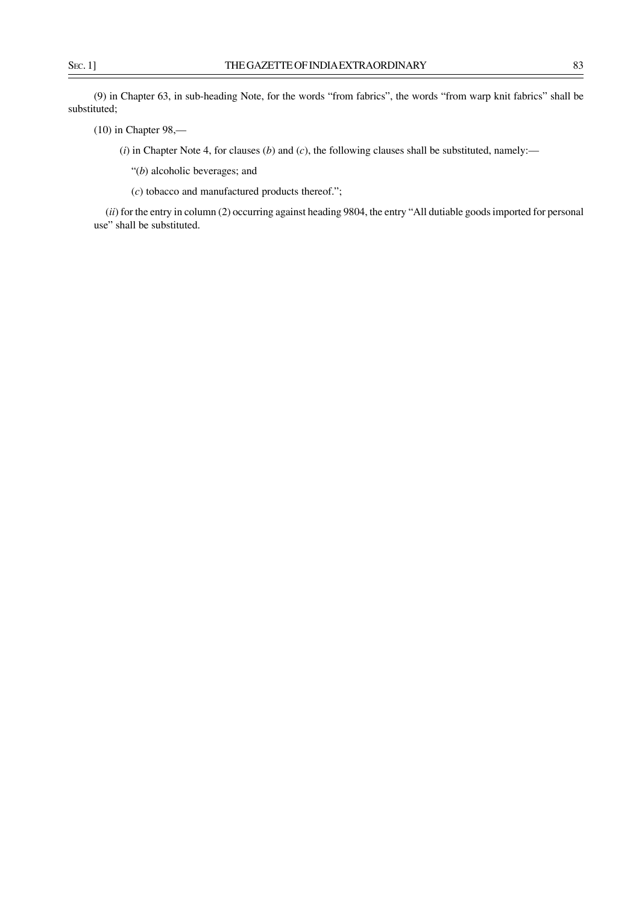(9) in Chapter 63, in sub-heading Note, for the words "from fabrics", the words "from warp knit fabrics" shall be substituted;

(10) in Chapter 98,—

(*i*) in Chapter Note 4, for clauses (*b*) and (*c*), the following clauses shall be substituted, namely:—

"(*b*) alcoholic beverages; and

(*c*) tobacco and manufactured products thereof.";

(*ii*) for the entry in column (2) occurring against heading 9804, the entry "All dutiable goods imported for personal use" shall be substituted.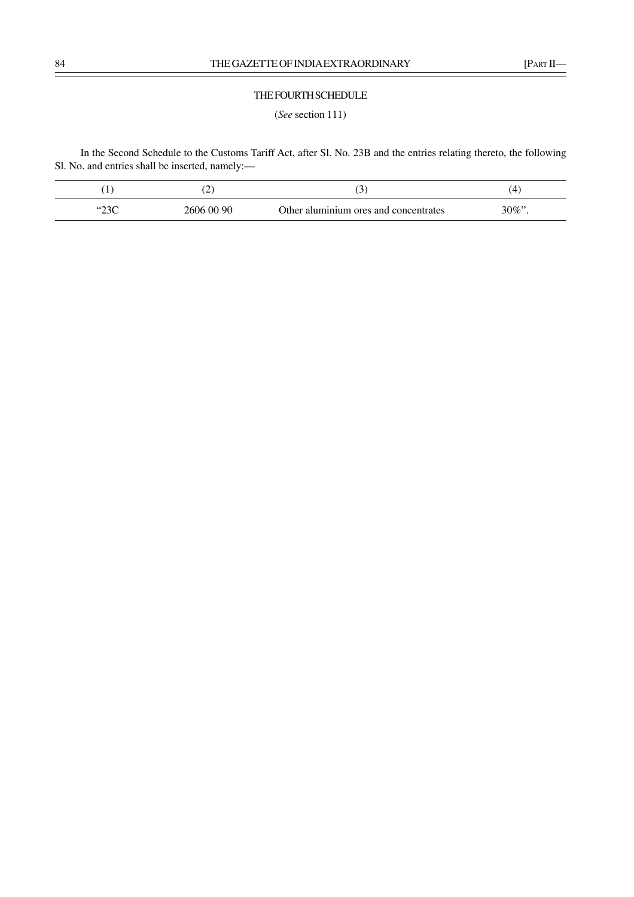## THE FOURTH SCHEDULE

(*See* section 111)

In the Second Schedule to the Customs Tariff Act, after Sl. No. 23B and the entries relating thereto, the following Sl. No. and entries shall be inserted, namely:—

| (1) | (2) | (3) | (4) |
|---|---|---|---|
| "23C | 2606 00 90 | Other aluminium ores and concentrates | 30%". |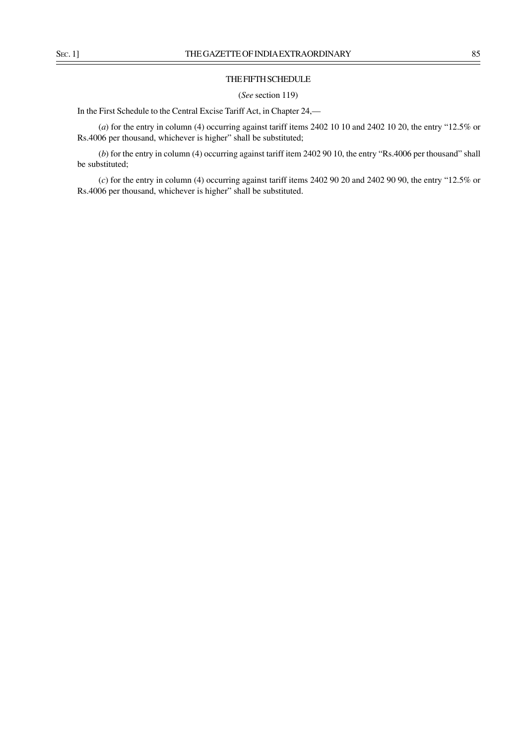## THE FIFTH SCHEDULE

(*See* section 119)

In the First Schedule to the Central Excise Tariff Act, in Chapter 24,—

(*a*) for the entry in column (4) occurring against tariff items 2402 10 10 and 2402 10 20, the entry "12.5% or Rs.4006 per thousand, whichever is higher" shall be substituted;

(*b*) for the entry in column (4) occurring against tariff item 2402 90 10, the entry "Rs.4006 per thousand" shall be substituted;

(*c*) for the entry in column (4) occurring against tariff items 2402 90 20 and 2402 90 90, the entry "12.5% or Rs.4006 per thousand, whichever is higher" shall be substituted.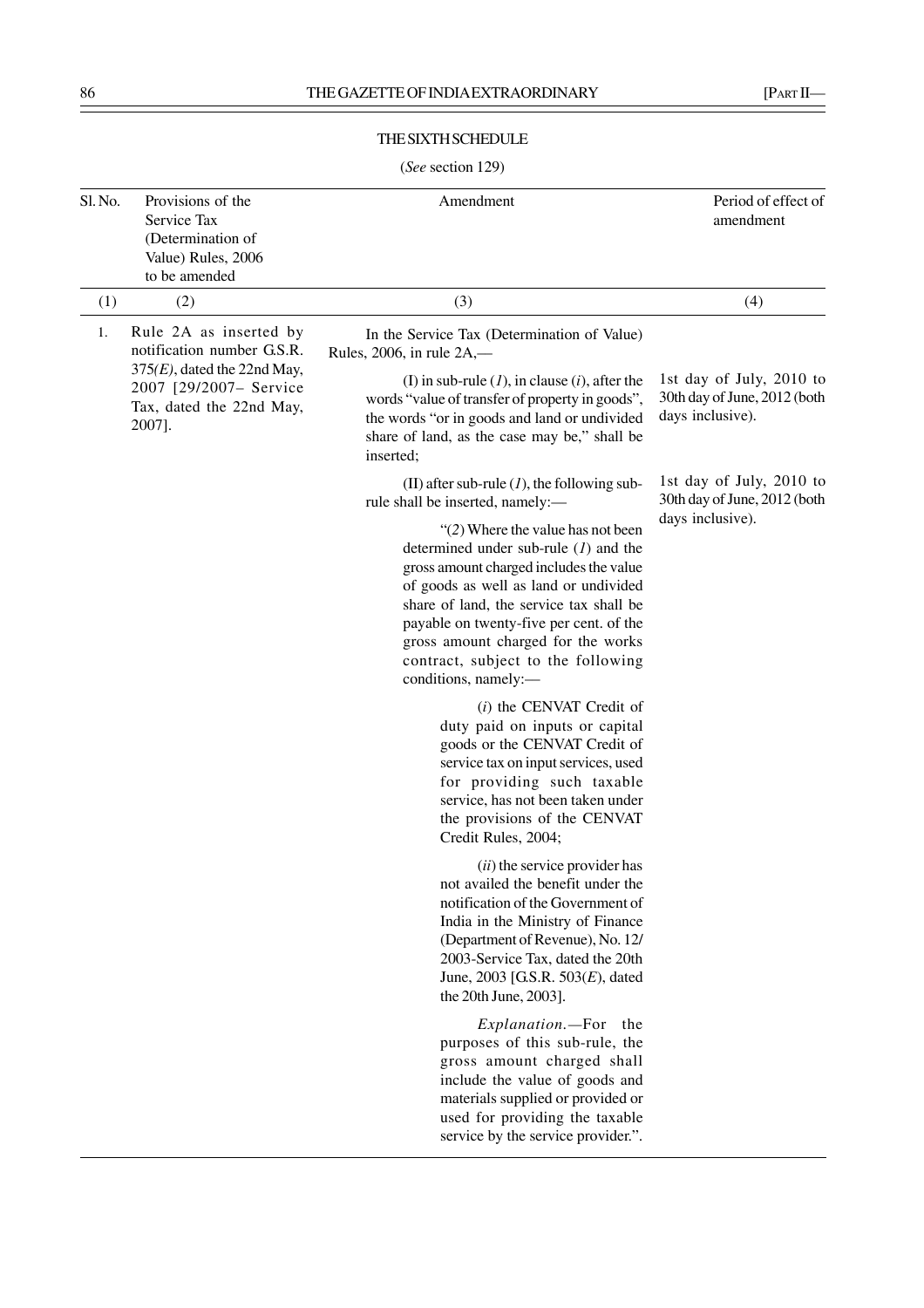THE SIXTH SCHEDULE

(*See* section 129)

| Sl. No. | Provisions of the Service Tax (Determination of Value) Rules, 2006 to be amended | Amendment | Period of effect of amendment |
|---|---|---|---|
| (1) | (2) | (3) | (4) |
| 1. | Rule 2A as inserted by notification number G.S.R. 375*(E)*, dated the 22nd May, 2007 [29/2007– Service Tax, dated the 22nd May, 2007]. | In the Service Tax (Determination of Value) Rules, 2006, in rule 2A,— | |
| | | (I) in sub-rule (*1*), in clause (*i*), after the words "value of transfer of property in goods", the words "or in goods and land or undivided share of land, as the case may be," shall be inserted; | 1st day of July, 2010 to 30th day of June, 2012 (both days inclusive). |
| | | (II) after sub-rule (*1*), the following sub-rule shall be inserted, namely:— "(*2*) Where the value has not been determined under sub-rule (*1*) and the gross amount charged includes the value of goods as well as land or undivided share of land, the service tax shall be payable on twenty-five per cent. of the gross amount charged for the works contract, subject to the following conditions, namely:— (*i*) the CENVAT Credit of duty paid on inputs or capital goods or the CENVAT Credit of service tax on input services, used for providing such taxable service, has not been taken under the provisions of the CENVAT Credit Rules, 2004; (*ii*) the service provider has not availed the benefit under the notification of the Government of India in the Ministry of Finance (Department of Revenue), No. 12/2003-Service Tax, dated the 20th June, 2003 [G.S.R. 503(*E*), dated the 20th June, 2003]. *Explanation*.—For the purposes of this sub-rule, the gross amount charged shall include the value of goods and materials supplied or provided or used for providing the taxable service by the service provider.". | 1st day of July, 2010 to 30th day of June, 2012 (both days inclusive). |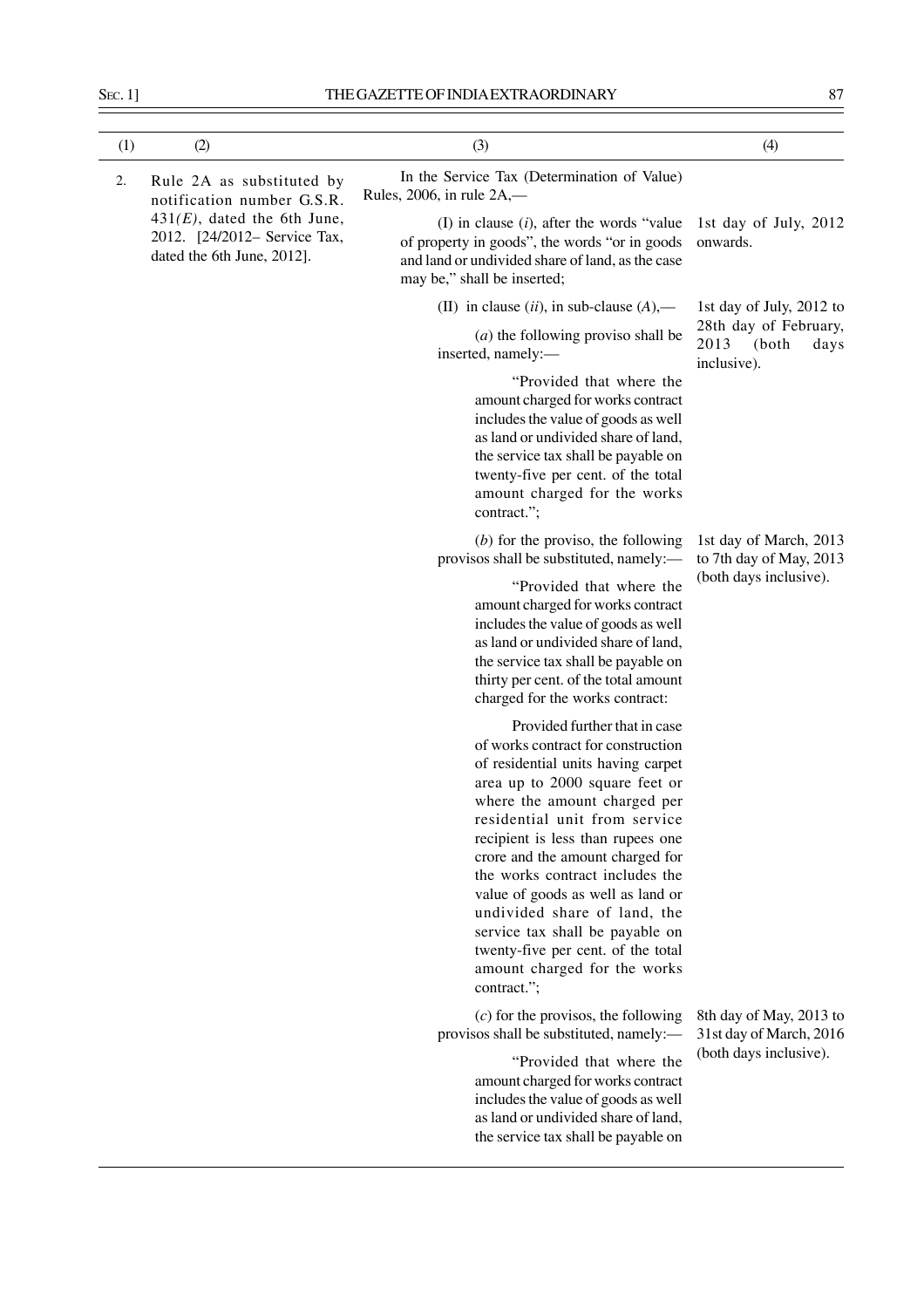| (1) | (2) | (3) | (4) |
|---|---|---|---|
| 2. | Rule 2A as substituted by notification number G.S.R. 431*(E)*, dated the 6th June, 2012. [24/2012– Service Tax, dated the 6th June, 2012]. | In the Service Tax (Determination of Value) Rules, 2006, in rule 2A,— | |
| | | (I) in clause (*i*), after the words "value of property in goods", the words "or in goods and land or undivided share of land, as the case may be," shall be inserted; | 1st day of July, 2012 onwards. |
| | | (II) in clause (*ii*), in sub-clause (*A*),— (*a*) the following proviso shall be inserted, namely:— "Provided that where the amount charged for works contract includes the value of goods as well as land or undivided share of land, the service tax shall be payable on twenty-five per cent. of the total amount charged for the works contract."; | 1st day of July, 2012 to 28th day of February, 2013 (both days inclusive). |
| | | (*b*) for the proviso, the following provisos shall be substituted, namely:— "Provided that where the amount charged for works contract includes the value of goods as well as land or undivided share of land, the service tax shall be payable on thirty per cent. of the total amount charged for the works contract: Provided further that in case of works contract for construction of residential units having carpet area up to 2000 square feet or where the amount charged per residential unit from service recipient is less than rupees one crore and the amount charged for the works contract includes the value of goods as well as land or undivided share of land, the service tax shall be payable on twenty-five per cent. of the total amount charged for the works contract."; | 1st day of March, 2013 to 7th day of May, 2013 (both days inclusive). |
| | | (*c*) for the provisos, the following provisos shall be substituted, namely:— "Provided that where the amount charged for works contract includes the value of goods as well as land or undivided share of land, the service tax shall be payable on | 8th day of May, 2013 to 31st day of March, 2016 (both days inclusive). |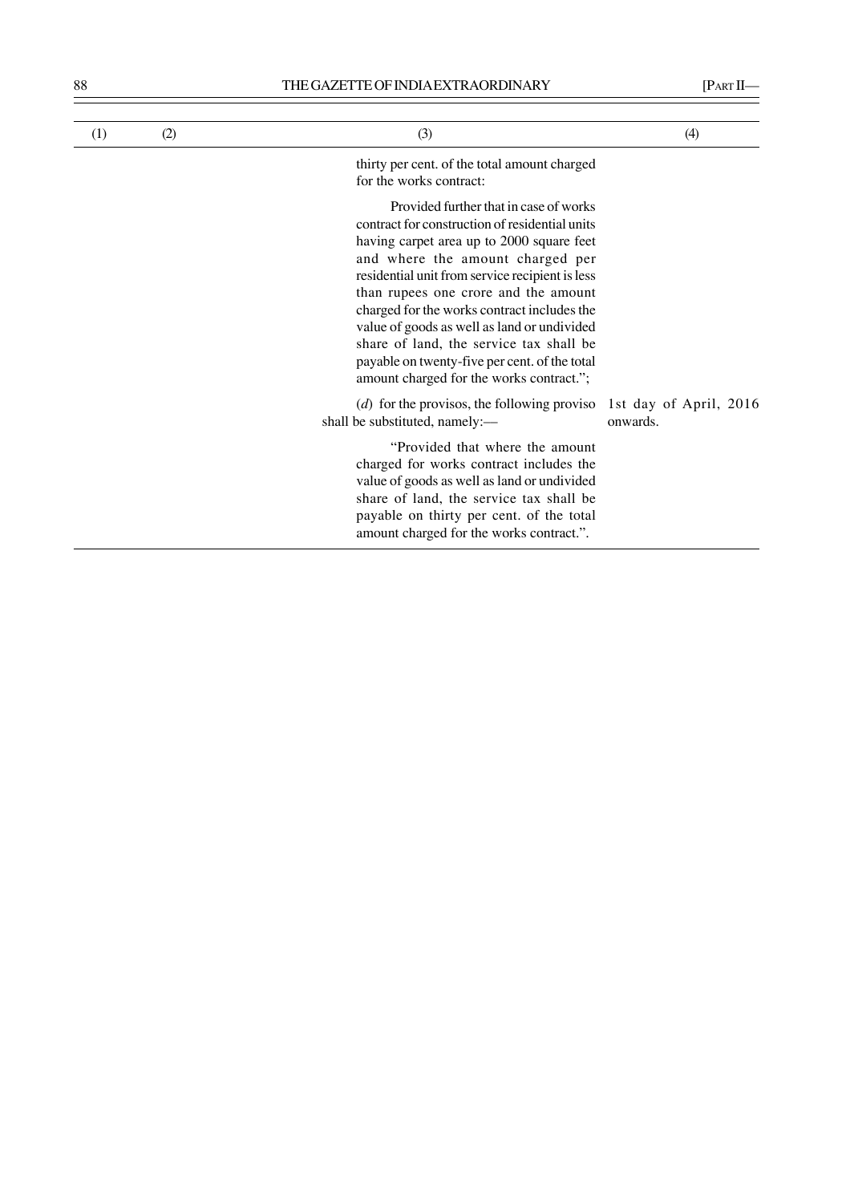| (1) | (2) | (3) | (4) |
|---|---|---|---|
| | | thirty per cent. of the total amount charged for the works contract:<br><br>Provided further that in case of works contract for construction of residential units having carpet area up to 2000 square feet and where the amount charged per residential unit from service recipient is less than rupees one crore and the amount charged for the works contract includes the value of goods as well as land or undivided share of land, the service tax shall be payable on twenty-five per cent. of the total amount charged for the works contract."; | |
| | | (*d*) for the provisos, the following proviso shall be substituted, namely:—<br><br>"Provided that where the amount charged for works contract includes the value of goods as well as land or undivided share of land, the service tax shall be payable on thirty per cent. of the total amount charged for the works contract.". | 1st day of April, 2016 onwards. |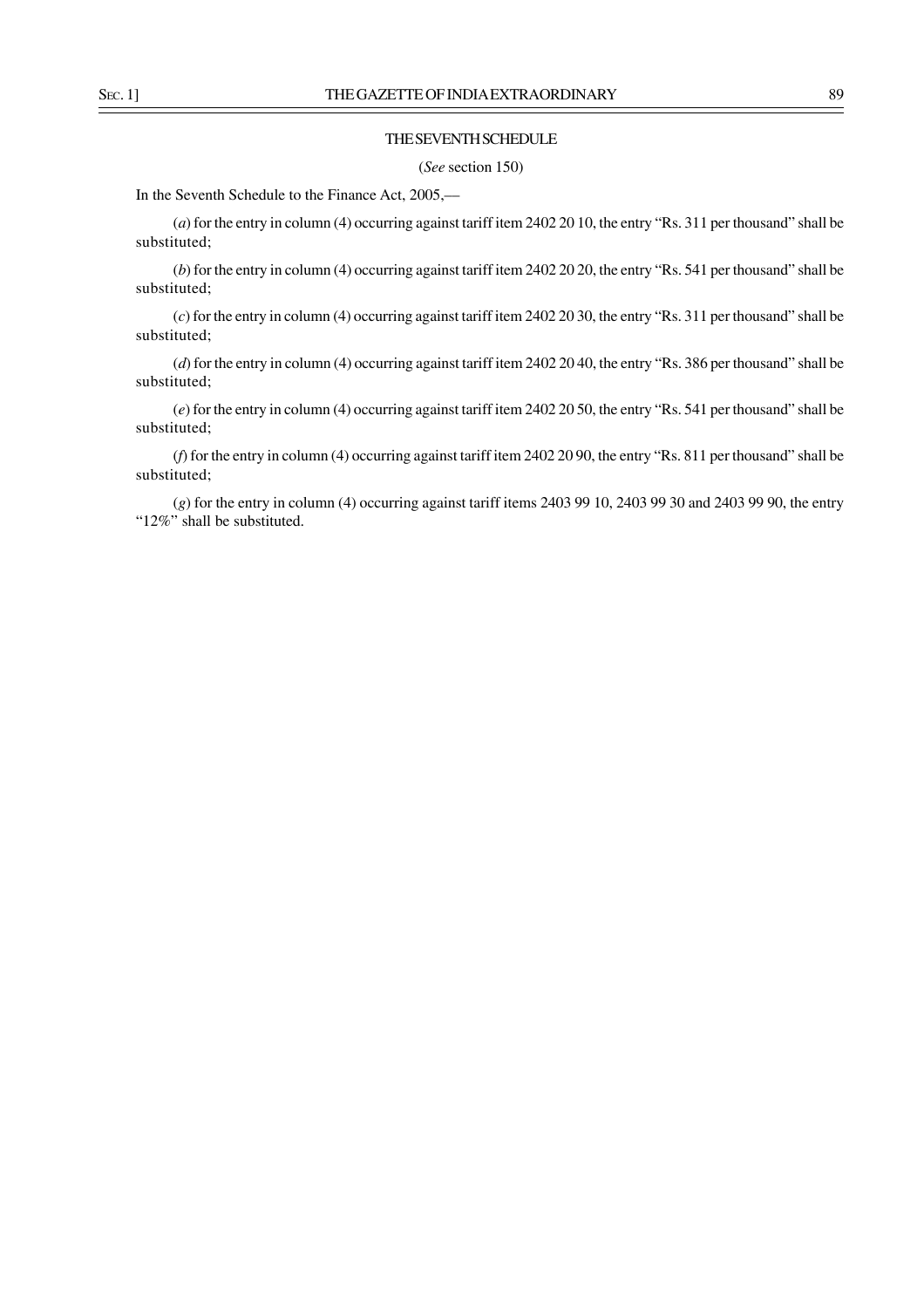## THE SEVENTH SCHEDULE

(*See* section 150)

In the Seventh Schedule to the Finance Act, 2005,—

(*a*) for the entry in column (4) occurring against tariff item 2402 20 10, the entry "Rs. 311 per thousand" shall be substituted;

(*b*) for the entry in column (4) occurring against tariff item 2402 20 20, the entry "Rs. 541 per thousand" shall be substituted;

(*c*) for the entry in column (4) occurring against tariff item 2402 20 30, the entry "Rs. 311 per thousand" shall be substituted;

(*d*) for the entry in column (4) occurring against tariff item 2402 20 40, the entry "Rs. 386 per thousand" shall be substituted;

(*e*) for the entry in column (4) occurring against tariff item 2402 20 50, the entry "Rs. 541 per thousand" shall be substituted;

(*f*) for the entry in column (4) occurring against tariff item 2402 20 90, the entry "Rs. 811 per thousand" shall be substituted;

(*g*) for the entry in column (4) occurring against tariff items 2403 99 10, 2403 99 30 and 2403 99 90, the entry "12%" shall be substituted.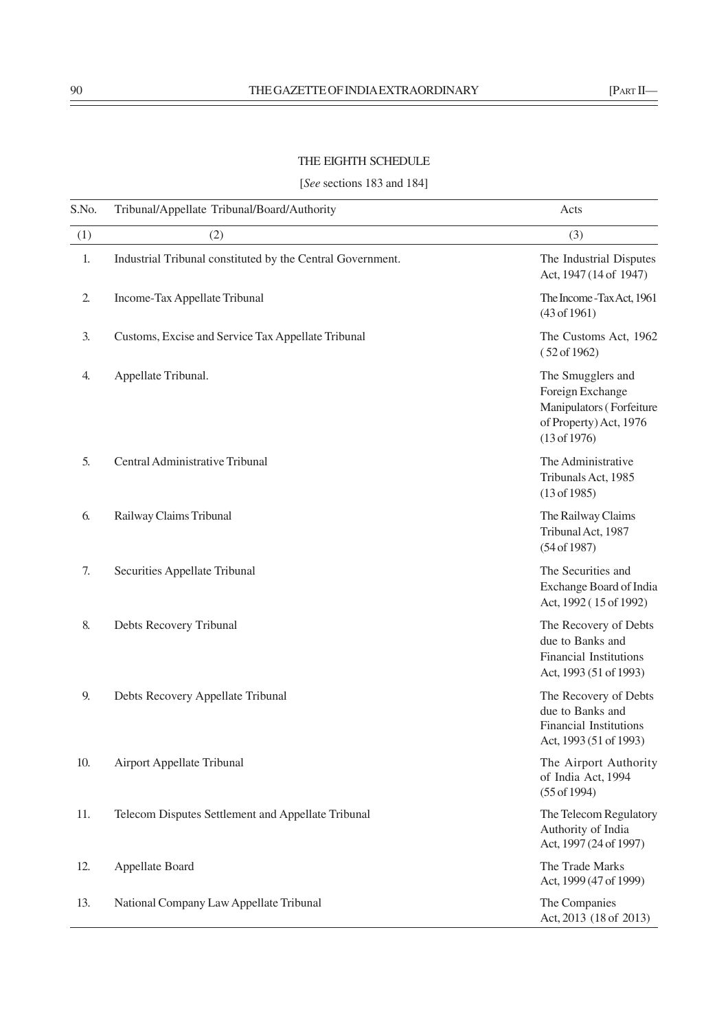## THE EIGHTH SCHEDULE

[*See* sections 183 and 184]

| S.No. | Tribunal/Appellate Tribunal/Board/Authority | Acts |
|---|---|---|
| (1) | (2) | (3) |
| 1. | Industrial Tribunal constituted by the Central Government. | The Industrial Disputes Act, 1947 (14 of 1947) |
| 2. | Income-Tax Appellate Tribunal | The Income-Tax Act, 1961 (43 of 1961) |
| 3. | Customs, Excise and Service Tax Appellate Tribunal | The Customs Act, 1962 (52 of 1962) |
| 4. | Appellate Tribunal. | The Smugglers and Foreign Exchange Manipulators (Forfeiture of Property) Act, 1976 (13 of 1976) |
| 5. | Central Administrative Tribunal | The Administrative Tribunals Act, 1985 (13 of 1985) |
| 6. | Railway Claims Tribunal | The Railway Claims Tribunal Act, 1987 (54 of 1987) |
| 7. | Securities Appellate Tribunal | The Securities and Exchange Board of India Act, 1992 (15 of 1992) |
| 8. | Debts Recovery Tribunal | The Recovery of Debts due to Banks and Financial Institutions Act, 1993 (51 of 1993) |
| 9. | Debts Recovery Appellate Tribunal | The Recovery of Debts due to Banks and Financial Institutions Act, 1993 (51 of 1993) |
| 10. | Airport Appellate Tribunal | The Airport Authority of India Act, 1994 (55 of 1994) |
| 11. | Telecom Disputes Settlement and Appellate Tribunal | The Telecom Regulatory Authority of India Act, 1997 (24 of 1997) |
| 12. | Appellate Board | The Trade Marks Act, 1999 (47 of 1999) |
| 13. | National Company Law Appellate Tribunal | The Companies Act, 2013 (18 of 2013) |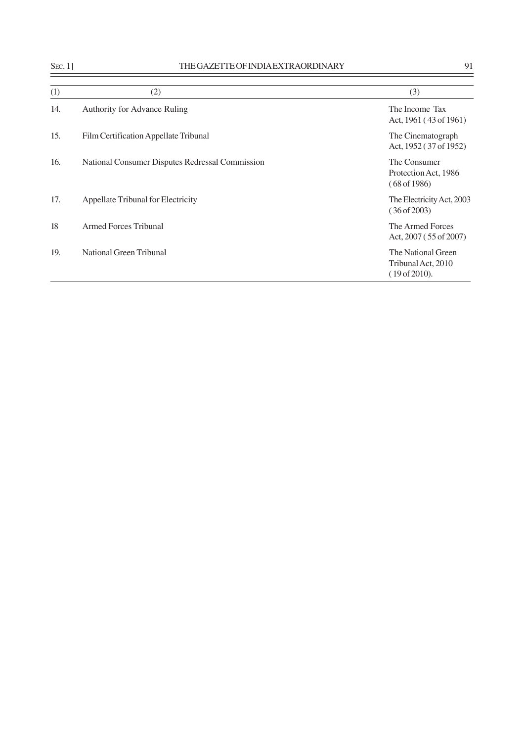| (1) | (2) | (3) |
|---|---|---|
| 14. | Authority for Advance Ruling | The Income Tax Act, 1961 ( 43 of 1961) |
| 15. | Film Certification Appellate Tribunal | The Cinematograph Act, 1952 ( 37 of 1952) |
| 16. | National Consumer Disputes Redressal Commission | The Consumer Protection Act, 1986 ( 68 of 1986) |
| 17. | Appellate Tribunal for Electricity | The Electricity Act, 2003 ( 36 of 2003) |
| 18 | Armed Forces Tribunal | The Armed Forces Act, 2007 ( 55 of 2007) |
| 19. | National Green Tribunal | The National Green Tribunal Act, 2010 ( 19 of 2010). |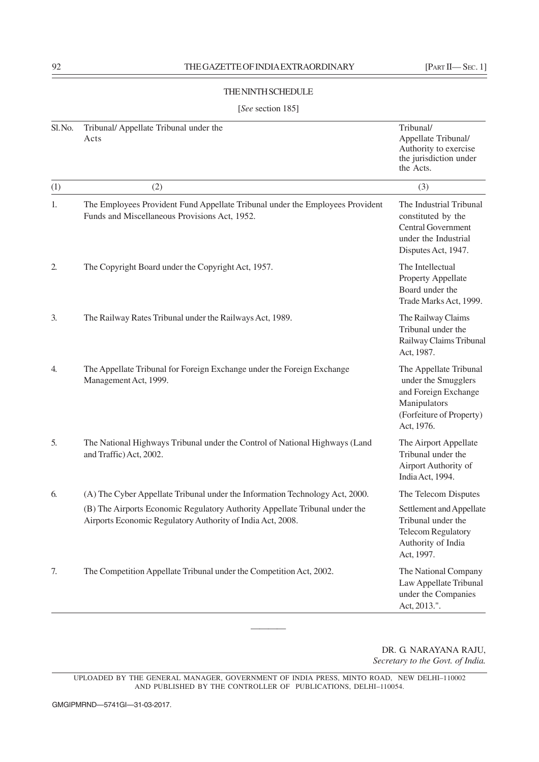## THE NINTH SCHEDULE

[*See* section 185]

| Sl.No. | Tribunal/ Appellate Tribunal under the Acts | Tribunal/ Appellate Tribunal/ Authority to exercise the jurisdiction under the Acts. |
|---|---|---|
| (1) | (2) | (3) |
| 1. | The Employees Provident Fund Appellate Tribunal under the Employees Provident Funds and Miscellaneous Provisions Act, 1952. | The Industrial Tribunal constituted by the Central Government under the Industrial Disputes Act, 1947. |
| 2. | The Copyright Board under the Copyright Act, 1957. | The Intellectual Property Appellate Board under the Trade Marks Act, 1999. |
| 3. | The Railway Rates Tribunal under the Railways Act, 1989. | The Railway Claims Tribunal under the Railway Claims Tribunal Act, 1987. |
| 4. | The Appellate Tribunal for Foreign Exchange under the Foreign Exchange Management Act, 1999. | The Appellate Tribunal under the Smugglers and Foreign Exchange Manipulators (Forfeiture of Property) Act, 1976. |
| 5. | The National Highways Tribunal under the Control of National Highways (Land and Traffic) Act, 2002. | The Airport Appellate Tribunal under the Airport Authority of India Act, 1994. |
| 6. | (A) The Cyber Appellate Tribunal under the Information Technology Act, 2000. (B) The Airports Economic Regulatory Authority Appellate Tribunal under the Airports Economic Regulatory Authority of India Act, 2008. | The Telecom Disputes Settlement and Appellate Tribunal under the Telecom Regulatory Authority of India Act, 1997. |
| 7. | The Competition Appellate Tribunal under the Competition Act, 2002. | The National Company Law Appellate Tribunal under the Companies Act, 2013.". |

DR. G. NARAYANA RAJU,
*Secretary to the Govt. of India.*

UPLOADED BY THE GENERAL MANAGER, GOVERNMENT OF INDIA PRESS, MINTO ROAD, NEW DELHI–110002 AND PUBLISHED BY THE CONTROLLER OF PUBLICATIONS, DELHI–110054.

GMGIPMRND—5741GI—31-03-2017.